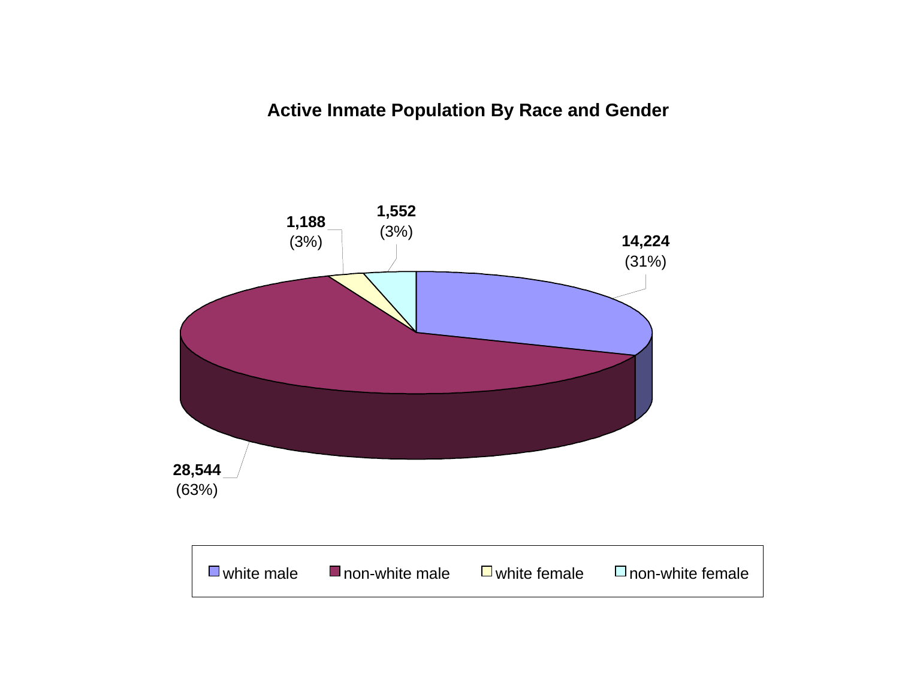# Active Inmate Population By Race and Gender

| Category | Count | Percent |
|---|---|---|
| white male | 14,224 | (31%) |
| non-white male | 28,544 | (63%) |
| white female | 1,188 | (3%) |
| non-white female | 1,552 | (3%) |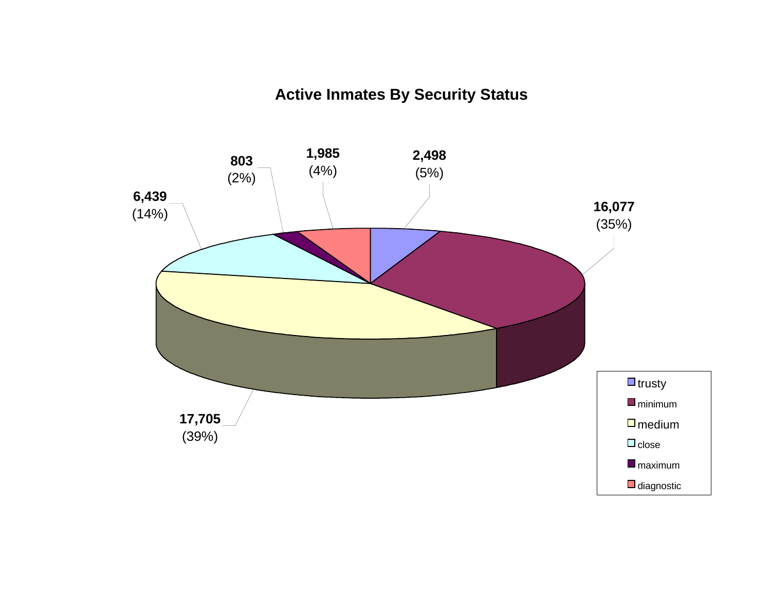## Active Inmates By Security Status

| Security Status | Count | Percent |
|---|---|---|
| trusty | 2,498 | (5%) |
| minimum | 16,077 | (35%) |
| medium | 17,705 | (39%) |
| close | 6,439 | (14%) |
| maximum | 803 | (2%) |
| diagnostic | 1,985 | (4%) |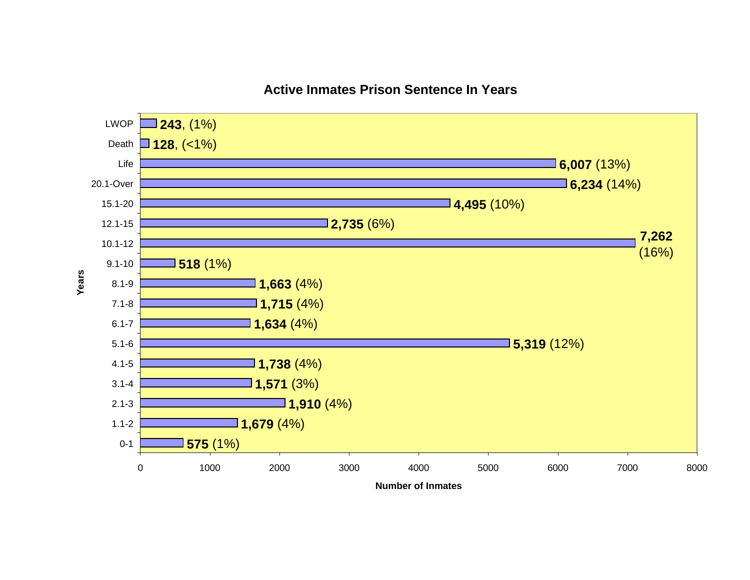## Active Inmates Prison Sentence In Years

| Years | Number of Inmates | Percent |
|---|---|---|
| LWOP | 243 | (1%) |
| Death | 128 | (<1%) |
| Life | 6,007 | (13%) |
| 20.1-Over | 6,234 | (14%) |
| 15.1-20 | 4,495 | (10%) |
| 12.1-15 | 2,735 | (6%) |
| 10.1-12 | 7,262 | (16%) |
| 9.1-10 | 518 | (1%) |
| 8.1-9 | 1,663 | (4%) |
| 7.1-8 | 1,715 | (4%) |
| 6.1-7 | 1,634 | (4%) |
| 5.1-6 | 5,319 | (12%) |
| 4.1-5 | 1,738 | (4%) |
| 3.1-4 | 1,571 | (3%) |
| 2.1-3 | 1,910 | (4%) |
| 1.1-2 | 1,679 | (4%) |
| 0-1 | 575 | (1%) |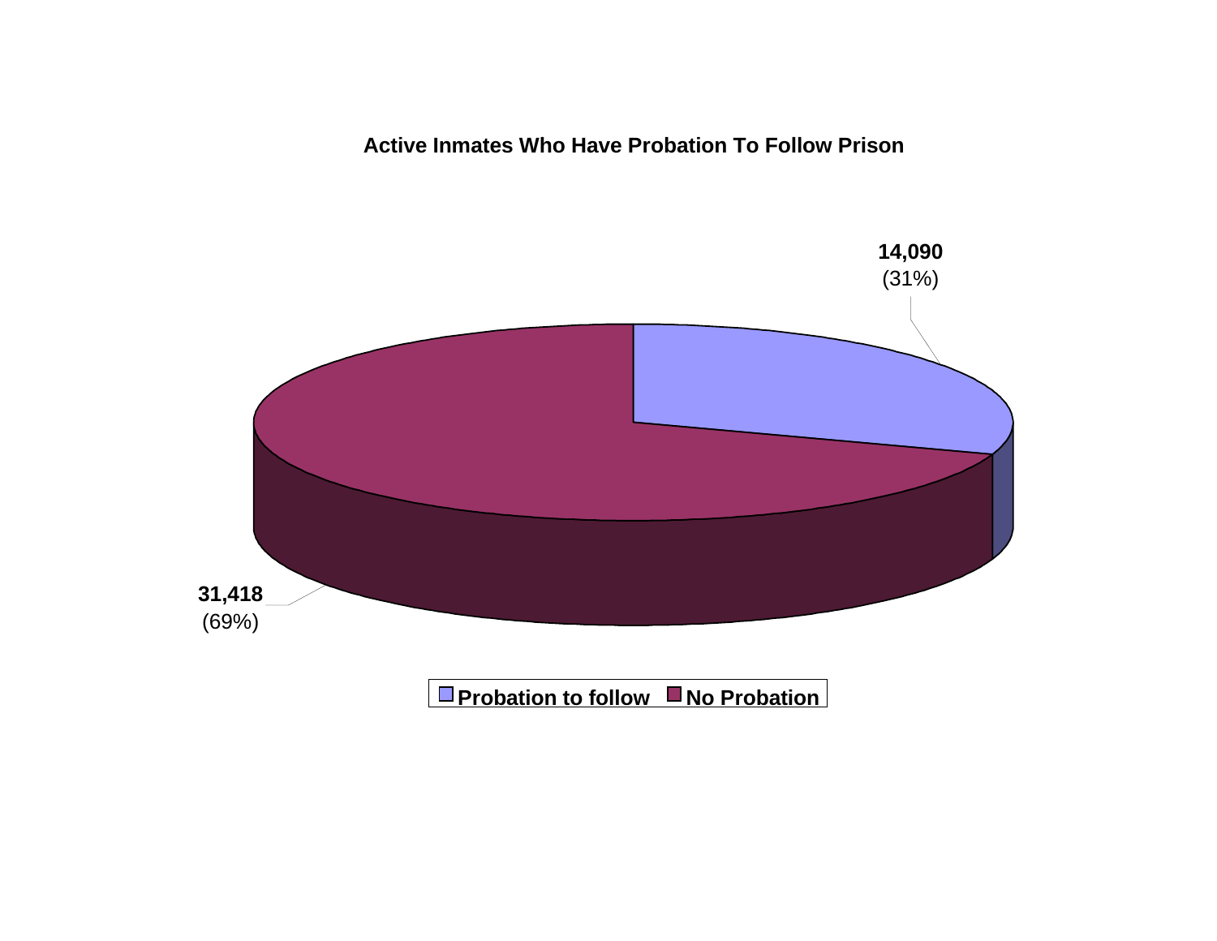**Active Inmates Who Have Probation To Follow Prison**

**14,090**
(31%)

**31,418**
(69%)

**Probation to follow** **No Probation**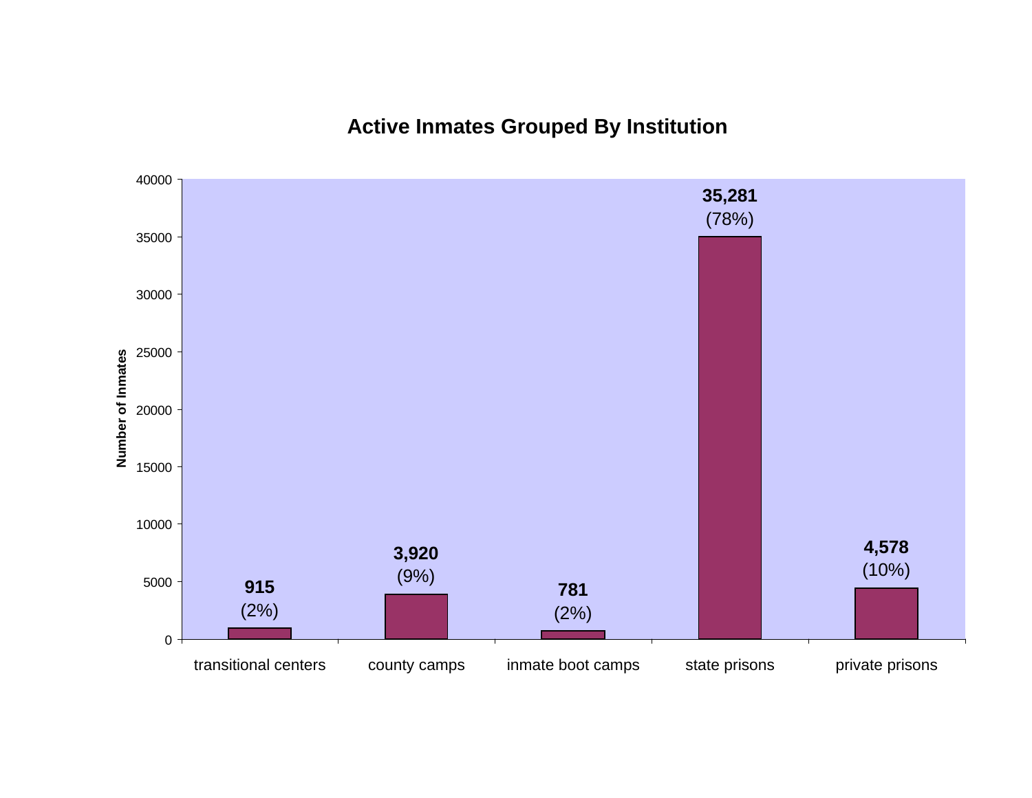## Active Inmates Grouped By Institution

| Institution | Number of Inmates | Percent |
|---|---|---|
| transitional centers | 915 | (2%) |
| county camps | 3,920 | (9%) |
| inmate boot camps | 781 | (2%) |
| state prisons | 35,281 | (78%) |
| private prisons | 4,578 | (10%) |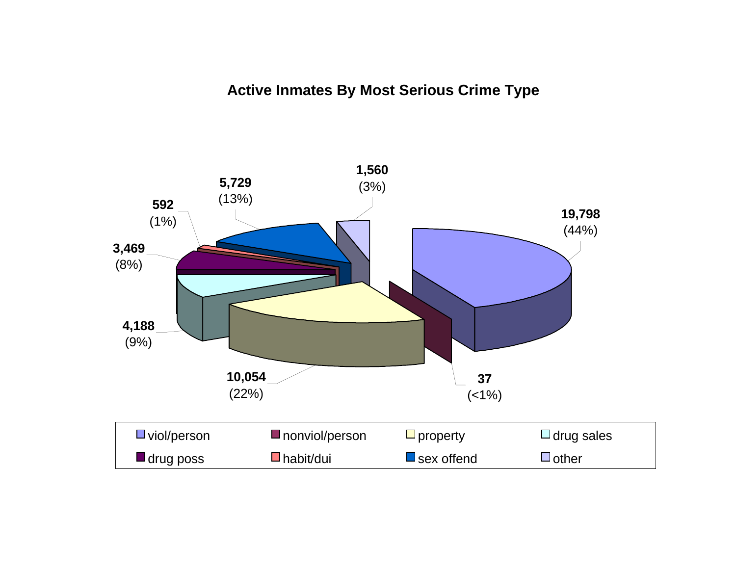## Active Inmates By Most Serious Crime Type

| Crime Type | Count | Percent |
|---|---|---|
| viol/person | 19,798 | (44%) |
| nonviol/person | 37 | (<1%) |
| property | 10,054 | (22%) |
| drug sales | 4,188 | (9%) |
| drug poss | 3,469 | (8%) |
| habit/dui | 592 | (1%) |
| sex offend | 5,729 | (13%) |
| other | 1,560 | (3%) |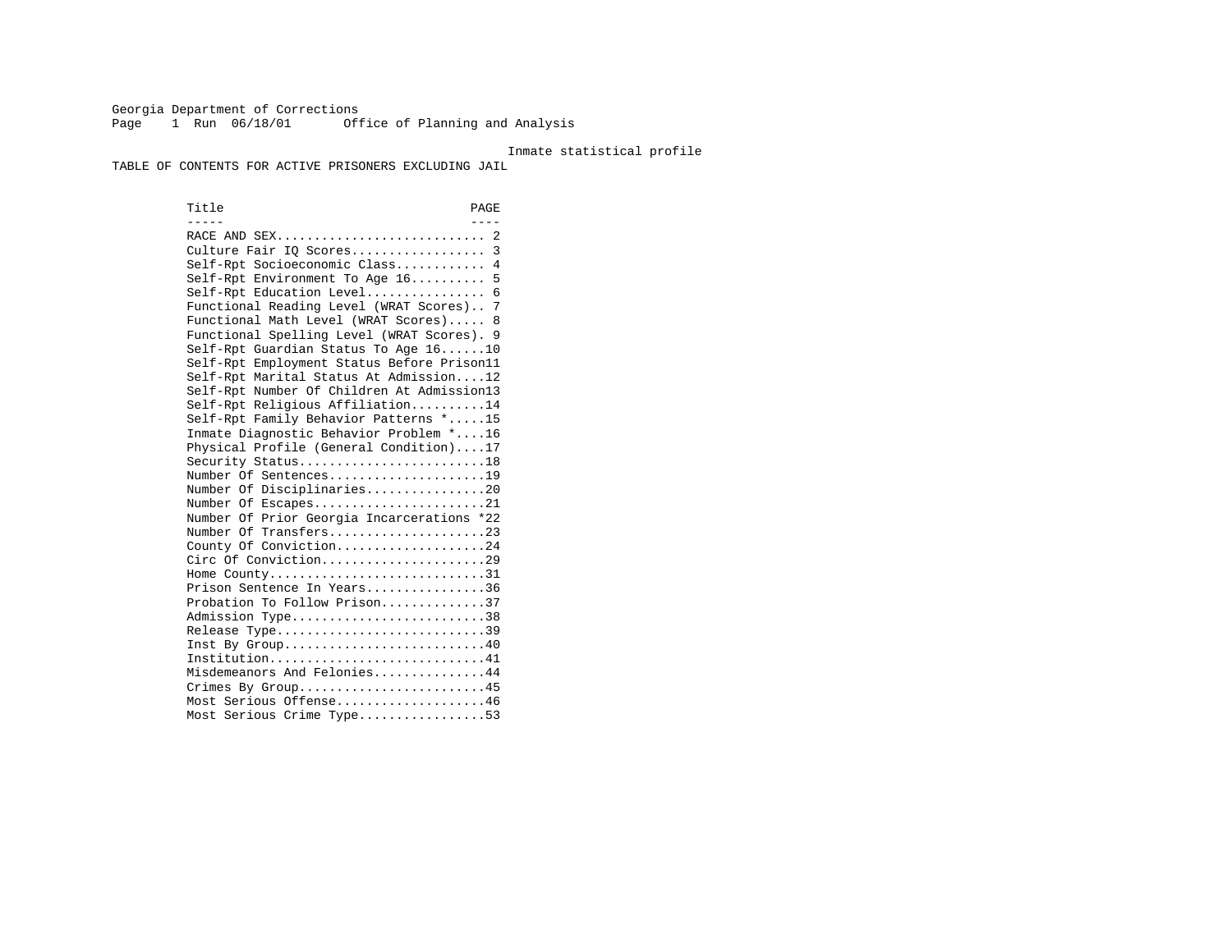Georgia Department of Corrections
Page 1 Run 06/18/01 Office of Planning and Analysis

Inmate statistical profile

TABLE OF CONTENTS FOR ACTIVE PRISONERS EXCLUDING JAIL

| Title | PAGE |
| --- | --- |
| RACE AND SEX | 2 |
| Culture Fair IQ Scores | 3 |
| Self-Rpt Socioeconomic Class | 4 |
| Self-Rpt Environment To Age 16 | 5 |
| Self-Rpt Education Level | 6 |
| Functional Reading Level (WRAT Scores) | 7 |
| Functional Math Level (WRAT Scores) | 8 |
| Functional Spelling Level (WRAT Scores) | 9 |
| Self-Rpt Guardian Status To Age 16 | 10 |
| Self-Rpt Employment Status Before Prison | 11 |
| Self-Rpt Marital Status At Admission | 12 |
| Self-Rpt Number Of Children At Admission | 13 |
| Self-Rpt Religious Affiliation | 14 |
| Self-Rpt Family Behavior Patterns * | 15 |
| Inmate Diagnostic Behavior Problem * | 16 |
| Physical Profile (General Condition) | 17 |
| Security Status | 18 |
| Number Of Sentences | 19 |
| Number Of Disciplinaries | 20 |
| Number Of Escapes | 21 |
| Number Of Prior Georgia Incarcerations * | 22 |
| Number Of Transfers | 23 |
| County Of Conviction | 24 |
| Circ Of Conviction | 29 |
| Home County | 31 |
| Prison Sentence In Years | 36 |
| Probation To Follow Prison | 37 |
| Admission Type | 38 |
| Release Type | 39 |
| Inst By Group | 40 |
| Institution | 41 |
| Misdemeanors And Felonies | 44 |
| Crimes By Group | 45 |
| Most Serious Offense | 46 |
| Most Serious Crime Type | 53 |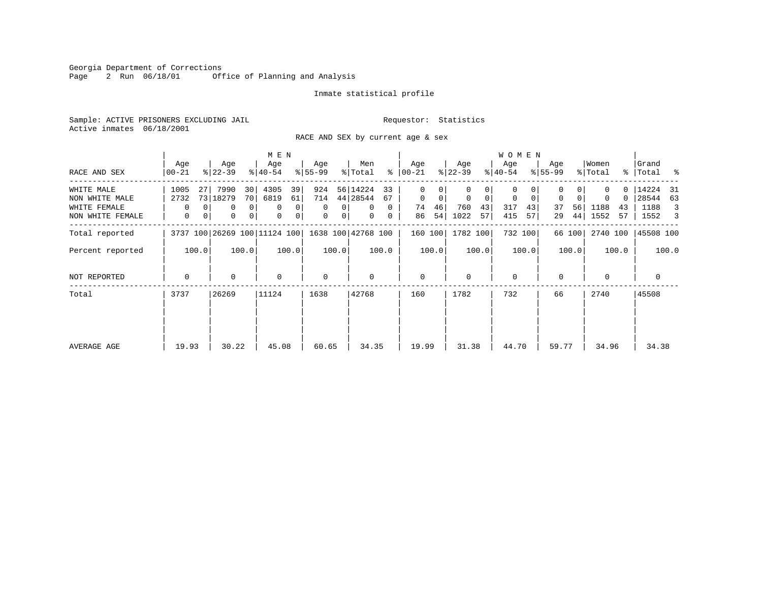Georgia Department of Corrections
Page 2 Run 06/18/01 Office of Planning and Analysis

Inmate statistical profile

Sample: ACTIVE PRISONERS EXCLUDING JAIL Requestor: Statistics
Active inmates 06/18/2001

RACE AND SEX by current age & sex

| RACE AND SEX | MEN Age 00-21 | % | Age 22-39 | % | Age 40-54 | % | Age 55-99 | % | Men Total | % | WOMEN Age 00-21 | % | Age 22-39 | % | Age 40-54 | % | Age 55-99 | % | Women Total | % | Grand Total | % |
|---|---|---|---|---|---|---|---|---|---|---|---|---|---|---|---|---|---|---|---|---|---|---|
| WHITE MALE | 1005 | 27 | 7990 | 30 | 4305 | 39 | 924 | 56 | 14224 | 33 | 0 | 0 | 0 | 0 | 0 | 0 | 0 | 0 | 0 | 0 | 14224 | 31 |
| NON WHITE MALE | 2732 | 73 | 18279 | 70 | 6819 | 61 | 714 | 44 | 28544 | 67 | 0 | 0 | 0 | 0 | 0 | 0 | 0 | 0 | 0 | 0 | 28544 | 63 |
| WHITE FEMALE | 0 | 0 | 0 | 0 | 0 | 0 | 0 | 0 | 0 | 0 | 74 | 46 | 760 | 43 | 317 | 43 | 37 | 56 | 1188 | 43 | 1188 | 3 |
| NON WHITE FEMALE | 0 | 0 | 0 | 0 | 0 | 0 | 0 | 0 | 0 | 0 | 86 | 54 | 1022 | 57 | 415 | 57 | 29 | 44 | 1552 | 57 | 1552 | 3 |
| Total reported | 3737 | 100 | 26269 | 100 | 11124 | 100 | 1638 | 100 | 42768 | 100 | 160 | 100 | 1782 | 100 | 732 | 100 | 66 | 100 | 2740 | 100 | 45508 | 100 |
| Percent reported | | 100.0 | | 100.0 | | 100.0 | | 100.0 | | 100.0 | | 100.0 | | 100.0 | | 100.0 | | 100.0 | | 100.0 | | 100.0 |
| NOT REPORTED | 0 | | 0 | | 0 | | 0 | | 0 | | 0 | | 0 | | 0 | | 0 | | 0 | | 0 | |
| Total | 3737 | | 26269 | | 11124 | | 1638 | | 42768 | | 160 | | 1782 | | 732 | | 66 | | 2740 | | 45508 | |
| AVERAGE AGE | 19.93 | | 30.22 | | 45.08 | | 60.65 | | 34.35 | | 19.99 | | 31.38 | | 44.70 | | 59.77 | | 34.96 | | 34.38 | |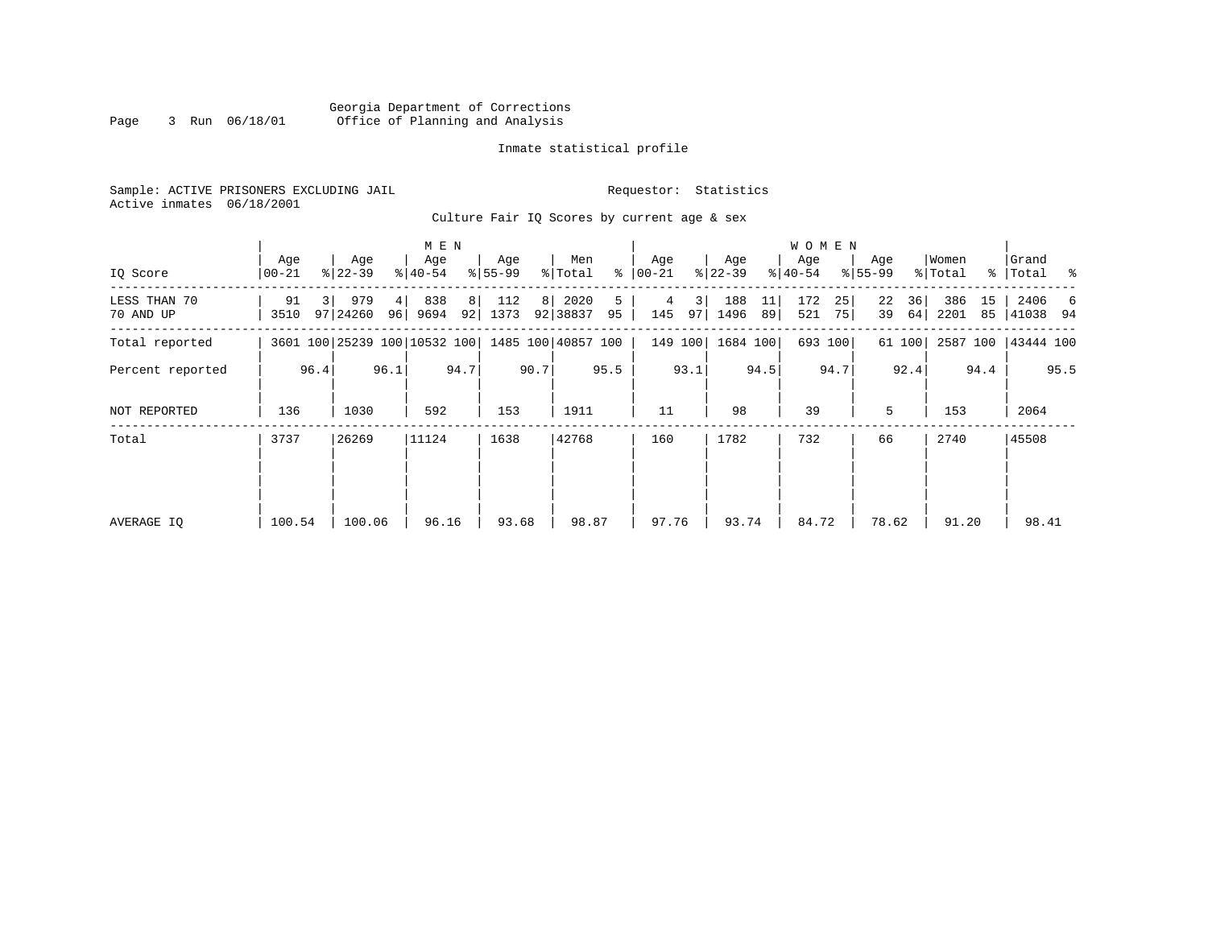Georgia Department of Corrections
Office of Planning and Analysis

Inmate statistical profile

Sample: ACTIVE PRISONERS EXCLUDING JAIL

Requestor: Statistics

Active inmates 06/18/2001

Culture Fair IQ Scores by current age & sex

| IQ Score | MEN Age 00-21 | % | Age 22-39 | % | Age 40-54 | % | Age 55-99 | % | Men Total | % | WOMEN Age 00-21 | % | Age 22-39 | % | Age 40-54 | % | Age 55-99 | % | Women Total | % | Grand Total | % |
|---|---|---|---|---|---|---|---|---|---|---|---|---|---|---|---|---|---|---|---|---|---|---|
| LESS THAN 70 | 91 | 3 | 979 | 4 | 838 | 8 | 112 | 8 | 2020 | 5 | 4 | 3 | 188 | 11 | 172 | 25 | 22 | 36 | 386 | 15 | 2406 | 6 |
| 70 AND UP | 3510 | 97 | 24260 | 96 | 9694 | 92 | 1373 | 92 | 38837 | 95 | 145 | 97 | 1496 | 89 | 521 | 75 | 39 | 64 | 2201 | 85 | 41038 | 94 |
| Total reported | 3601 | 100 | 25239 | 100 | 10532 | 100 | 1485 | 100 | 40857 | 100 | 149 | 100 | 1684 | 100 | 693 | 100 | 61 | 100 | 2587 | 100 | 43444 | 100 |
| Percent reported | | 96.4 | | 96.1 | | 94.7 | | 90.7 | | 95.5 | | 93.1 | | 94.5 | | 94.7 | | 92.4 | | 94.4 | | 95.5 |
| NOT REPORTED | 136 | | 1030 | | 592 | | 153 | | 1911 | | 11 | | 98 | | 39 | | 5 | | 153 | | 2064 | |
| Total | 3737 | | 26269 | | 11124 | | 1638 | | 42768 | | 160 | | 1782 | | 732 | | 66 | | 2740 | | 45508 | |
| AVERAGE IQ | 100.54 | | 100.06 | | 96.16 | | 93.68 | | 98.87 | | 97.76 | | 93.74 | | 84.72 | | 78.62 | | 91.20 | | 98.41 | |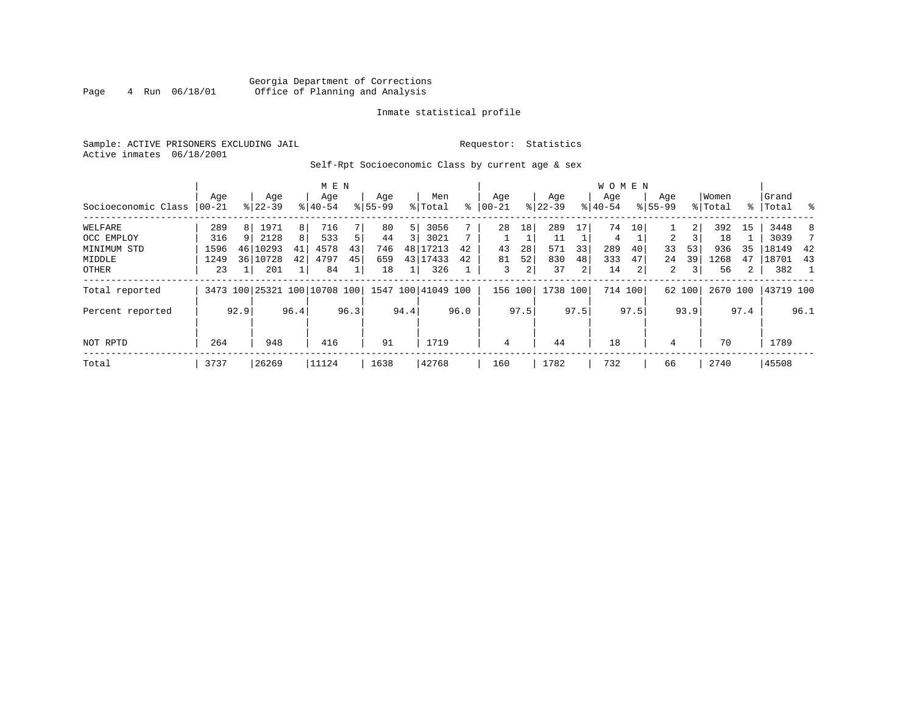Georgia Department of Corrections
Office of Planning and Analysis

Inmate statistical profile

Sample: ACTIVE PRISONERS EXCLUDING JAIL          Requestor: Statistics
Active inmates 06/18/2001

Self-Rpt Socioeconomic Class by current age & sex

| | MEN | | | | | | | | | | WOMEN | | | | | | | | | | | |
|---|---|---|---|---|---|---|---|---|---|---|---|---|---|---|---|---|---|---|---|---|---|---|
| Socioeconomic Class | Age 00-21 | % | Age 22-39 | % | Age 40-54 | % | Age 55-99 | % | Men Total | % | Age 00-21 | % | Age 22-39 | % | Age 40-54 | % | Age 55-99 | % | Women Total | % | Grand Total | % |
| WELFARE | 289 | 8 | 1971 | 8 | 716 | 7 | 80 | 5 | 3056 | 7 | 28 | 18 | 289 | 17 | 74 | 10 | 1 | 2 | 392 | 15 | 3448 | 8 |
| OCC EMPLOY | 316 | 9 | 2128 | 8 | 533 | 5 | 44 | 3 | 3021 | 7 | 1 | 1 | 11 | 1 | 4 | 1 | 2 | 3 | 18 | 1 | 3039 | 7 |
| MINIMUM STD | 1596 | 46 | 10293 | 41 | 4578 | 43 | 746 | 48 | 17213 | 42 | 43 | 28 | 571 | 33 | 289 | 40 | 33 | 53 | 936 | 35 | 18149 | 42 |
| MIDDLE | 1249 | 36 | 10728 | 42 | 4797 | 45 | 659 | 43 | 17433 | 42 | 81 | 52 | 830 | 48 | 333 | 47 | 24 | 39 | 1268 | 47 | 18701 | 43 |
| OTHER | 23 | 1 | 201 | 1 | 84 | 1 | 18 | 1 | 326 | 1 | 3 | 2 | 37 | 2 | 14 | 2 | 2 | 3 | 56 | 2 | 382 | 1 |
| Total reported | 3473 | 100 | 25321 | 100 | 10708 | 100 | 1547 | 100 | 41049 | 100 | 156 | 100 | 1738 | 100 | 714 | 100 | 62 | 100 | 2670 | 100 | 43719 | 100 |
| Percent reported | | 92.9 | | 96.4 | | 96.3 | | 94.4 | | 96.0 | | 97.5 | | 97.5 | | 97.5 | | 93.9 | | 97.4 | | 96.1 |
| NOT RPTD | 264 | | 948 | | 416 | | 91 | | 1719 | | 4 | | 44 | | 18 | | 4 | | 70 | | 1789 | |
| Total | 3737 | | 26269 | | 11124 | | 1638 | | 42768 | | 160 | | 1782 | | 732 | | 66 | | 2740 | | 45508 | |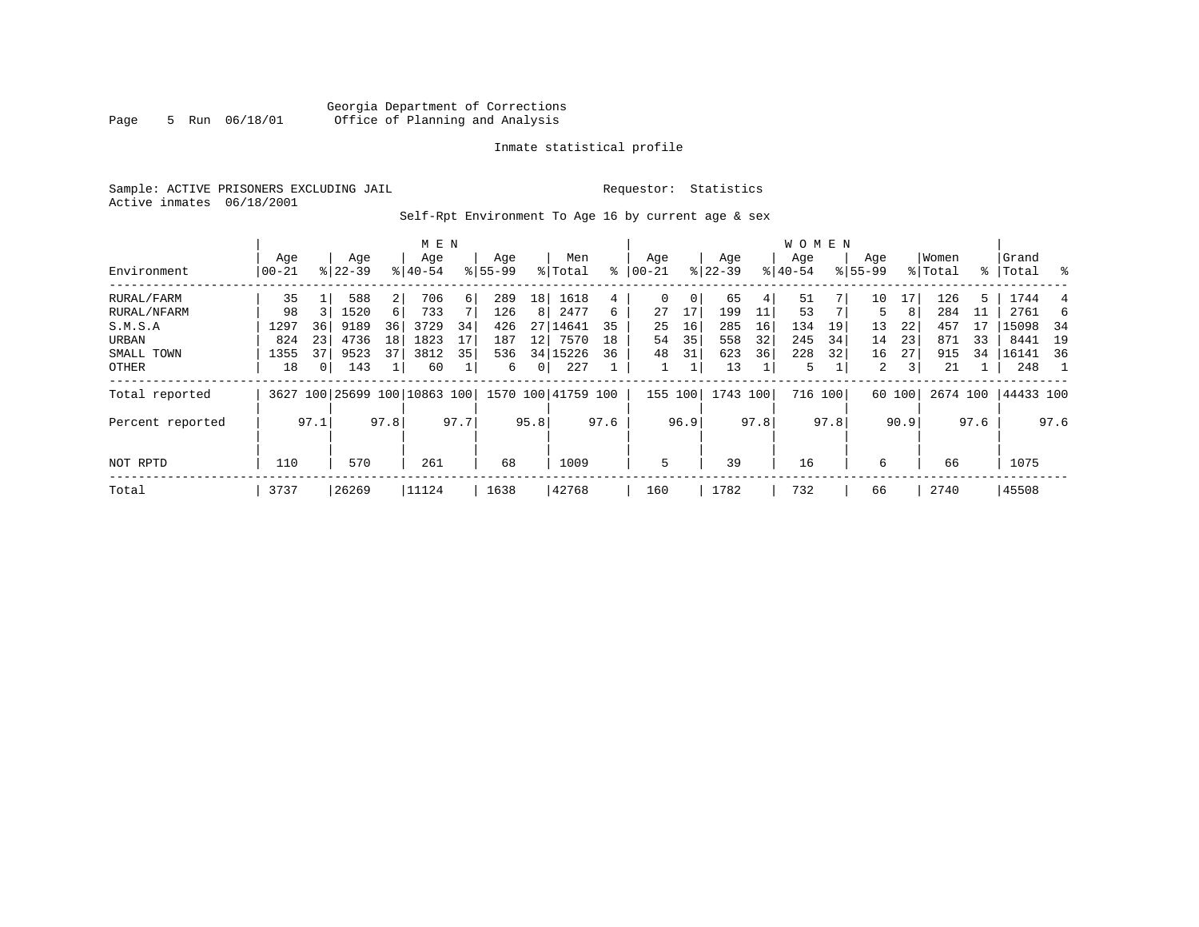Georgia Department of Corrections
Office of Planning and Analysis

Inmate statistical profile

Sample: ACTIVE PRISONERS EXCLUDING JAIL    Requestor: Statistics
Active inmates 06/18/2001

Self-Rpt Environment To Age 16 by current age & sex

| Environment | MEN Age 00-21 | % | Age 22-39 | % | Age 40-54 | % | Age 55-99 | % | Men Total | % | WOMEN Age 00-21 | % | Age 22-39 | % | Age 40-54 | % | Age 55-99 | % | Women Total | % | Grand Total | % |
|---|---|---|---|---|---|---|---|---|---|---|---|---|---|---|---|---|---|---|---|---|---|---|
| RURAL/FARM | 35 | 1 | 588 | 2 | 706 | 6 | 289 | 18 | 1618 | 4 | 0 | 0 | 65 | 4 | 51 | 7 | 10 | 17 | 126 | 5 | 1744 | 4 |
| RURAL/NFARM | 98 | 3 | 1520 | 6 | 733 | 7 | 126 | 8 | 2477 | 6 | 27 | 17 | 199 | 11 | 53 | 7 | 5 | 8 | 284 | 11 | 2761 | 6 |
| S.M.S.A | 1297 | 36 | 9189 | 36 | 3729 | 34 | 426 | 27 | 14641 | 35 | 25 | 16 | 285 | 16 | 134 | 19 | 13 | 22 | 457 | 17 | 15098 | 34 |
| URBAN | 824 | 23 | 4736 | 18 | 1823 | 17 | 187 | 12 | 7570 | 18 | 54 | 35 | 558 | 32 | 245 | 34 | 14 | 23 | 871 | 33 | 8441 | 19 |
| SMALL TOWN | 1355 | 37 | 9523 | 37 | 3812 | 35 | 536 | 34 | 15226 | 36 | 48 | 31 | 623 | 36 | 228 | 32 | 16 | 27 | 915 | 34 | 16141 | 36 |
| OTHER | 18 | 0 | 143 | 1 | 60 | 1 | 6 | 0 | 227 | 1 | 1 | 1 | 13 | 1 | 5 | 1 | 2 | 3 | 21 | 1 | 248 | 1 |
| Total reported | 3627 | 100 | 25699 | 100 | 10863 | 100 | 1570 | 100 | 41759 | 100 | 155 | 100 | 1743 | 100 | 716 | 100 | 60 | 100 | 2674 | 100 | 44433 | 100 |
| Percent reported | | 97.1 | | 97.8 | | 97.7 | | 95.8 | | 97.6 | | 96.9 | | 97.8 | | 97.8 | | 90.9 | | 97.6 | | 97.6 |
| NOT RPTD | 110 | | 570 | | 261 | | 68 | | 1009 | | 5 | | 39 | | 16 | | 6 | | 66 | | 1075 | |
| Total | 3737 | | 26269 | | 11124 | | 1638 | | 42768 | | 160 | | 1782 | | 732 | | 66 | | 2740 | | 45508 | |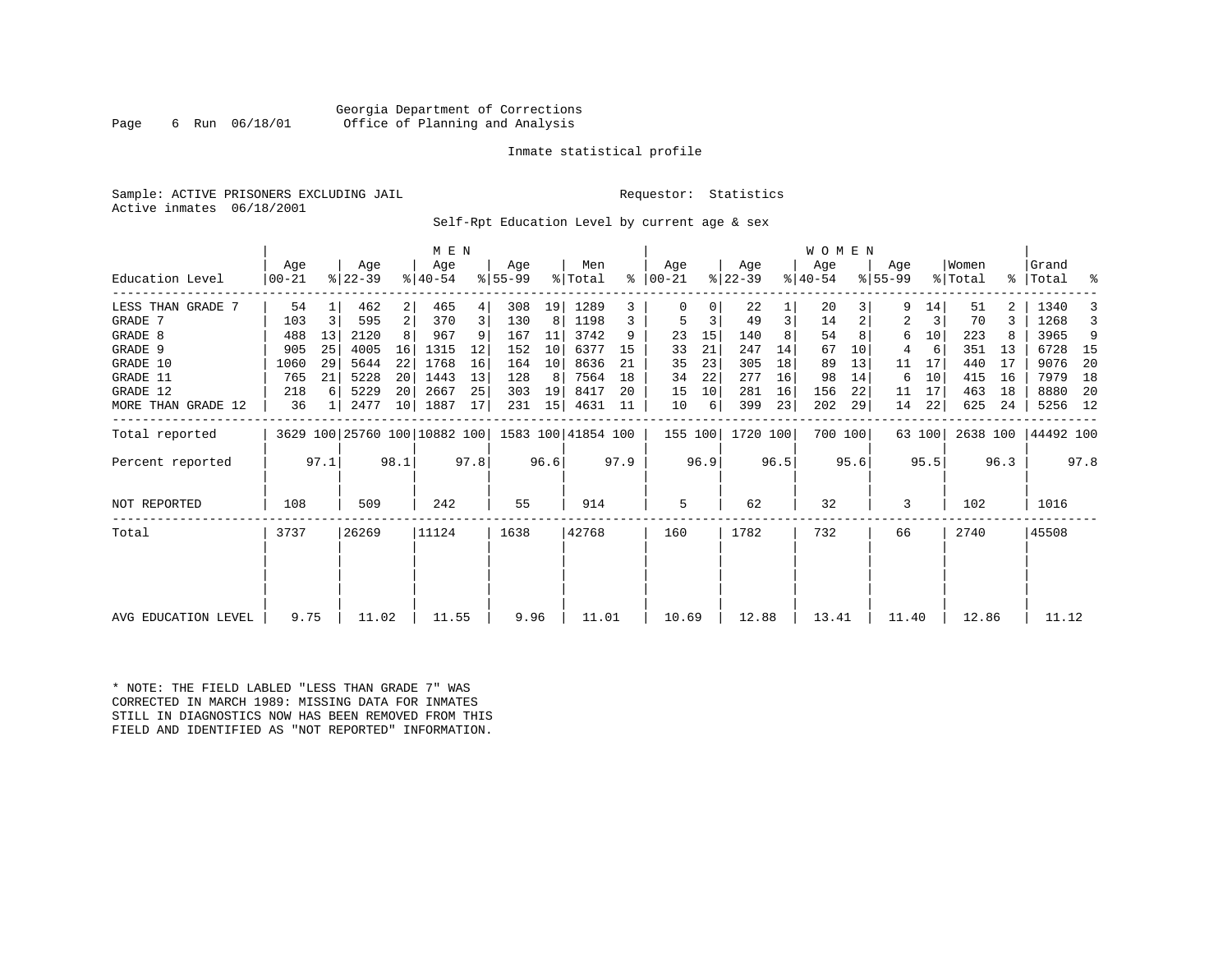Georgia Department of Corrections
Office of Planning and Analysis

Inmate statistical profile

Sample: ACTIVE PRISONERS EXCLUDING JAIL

Requestor: Statistics

Active inmates 06/18/2001

Self-Rpt Education Level by current age & sex

| Education Level | MEN Age 00-21 | % | Age 22-39 | % | Age 40-54 | % | Age 55-99 | % | Men Total | % | WOMEN Age 00-21 | % | Age 22-39 | % | Age 40-54 | % | Age 55-99 | % | Women Total | % | Grand Total | % |
|---|---|---|---|---|---|---|---|---|---|---|---|---|---|---|---|---|---|---|---|---|---|---|
| LESS THAN GRADE 7 | 54 | 1 | 462 | 2 | 465 | 4 | 308 | 19 | 1289 | 3 | 0 | 0 | 22 | 1 | 20 | 3 | 9 | 14 | 51 | 2 | 1340 | 3 |
| GRADE 7 | 103 | 3 | 595 | 2 | 370 | 3 | 130 | 8 | 1198 | 3 | 5 | 3 | 49 | 3 | 14 | 2 | 2 | 3 | 70 | 3 | 1268 | 3 |
| GRADE 8 | 488 | 13 | 2120 | 8 | 967 | 9 | 167 | 11 | 3742 | 9 | 23 | 15 | 140 | 8 | 54 | 8 | 6 | 10 | 223 | 8 | 3965 | 9 |
| GRADE 9 | 905 | 25 | 4005 | 16 | 1315 | 12 | 152 | 10 | 6377 | 15 | 33 | 21 | 247 | 14 | 67 | 10 | 4 | 6 | 351 | 13 | 6728 | 15 |
| GRADE 10 | 1060 | 29 | 5644 | 22 | 1768 | 16 | 164 | 10 | 8636 | 21 | 35 | 23 | 305 | 18 | 89 | 13 | 11 | 17 | 440 | 17 | 9076 | 20 |
| GRADE 11 | 765 | 21 | 5228 | 20 | 1443 | 13 | 128 | 8 | 7564 | 18 | 34 | 22 | 277 | 16 | 98 | 14 | 6 | 10 | 415 | 16 | 7979 | 18 |
| GRADE 12 | 218 | 6 | 5229 | 20 | 2667 | 25 | 303 | 19 | 8417 | 20 | 15 | 10 | 281 | 16 | 156 | 22 | 11 | 17 | 463 | 18 | 8880 | 20 |
| MORE THAN GRADE 12 | 36 | 1 | 2477 | 10 | 1887 | 17 | 231 | 15 | 4631 | 11 | 10 | 6 | 399 | 23 | 202 | 29 | 14 | 22 | 625 | 24 | 5256 | 12 |
| Total reported | 3629 | 100 | 25760 | 100 | 10882 | 100 | 1583 | 100 | 41854 | 100 | 155 | 100 | 1720 | 100 | 700 | 100 | 63 | 100 | 2638 | 100 | 44492 | 100 |
| Percent reported | | 97.1 | | 98.1 | | 97.8 | | 96.6 | | 97.9 | | 96.9 | | 96.5 | | 95.6 | | 95.5 | | 96.3 | | 97.8 |
| NOT REPORTED | 108 | | 509 | | 242 | | 55 | | 914 | | 5 | | 62 | | 32 | | 3 | | 102 | | 1016 | |
| Total | 3737 | | 26269 | | 11124 | | 1638 | | 42768 | | 160 | | 1782 | | 732 | | 66 | | 2740 | | 45508 | |
| AVG EDUCATION LEVEL | 9.75 | | 11.02 | | 11.55 | | 9.96 | | 11.01 | | 10.69 | | 12.88 | | 13.41 | | 11.40 | | 12.86 | | 11.12 | |

* NOTE: THE FIELD LABLED "LESS THAN GRADE 7" WAS CORRECTED IN MARCH 1989: MISSING DATA FOR INMATES STILL IN DIAGNOSTICS NOW HAS BEEN REMOVED FROM THIS FIELD AND IDENTIFIED AS "NOT REPORTED" INFORMATION.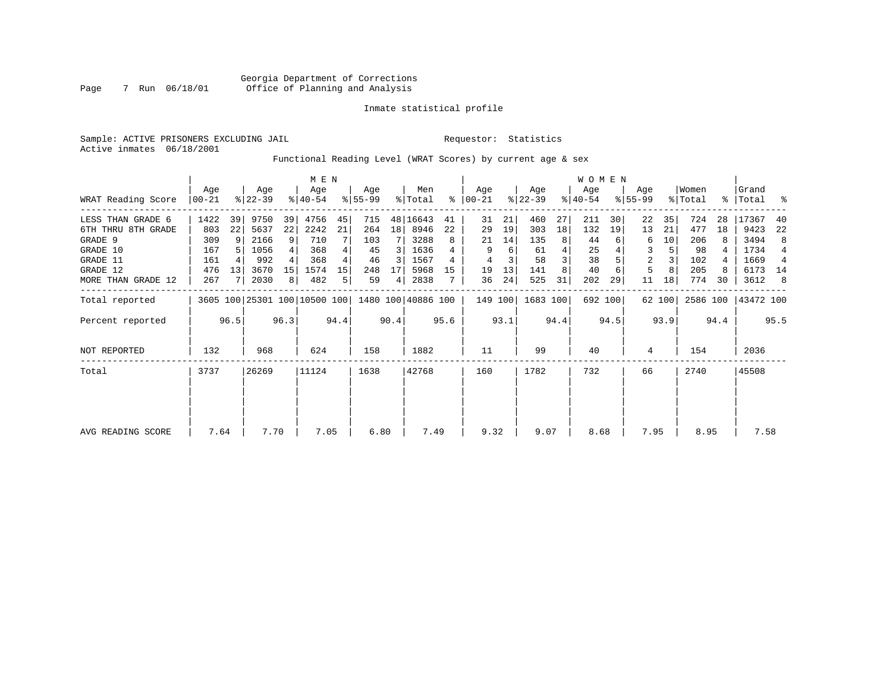Georgia Department of Corrections
Office of Planning and Analysis

Inmate statistical profile

Sample: ACTIVE PRISONERS EXCLUDING JAIL

Requestor: Statistics

Active inmates 06/18/2001

Functional Reading Level (WRAT Scores) by current age & sex

| WRAT Reading Score | MEN Age 00-21 | % | Age 22-39 | % | Age 40-54 | % | Age 55-99 | % | Men Total | % | WOMEN Age 00-21 | % | Age 22-39 | % | Age 40-54 | % | Age 55-99 | % | Women Total | % | Grand Total | % |
|---|---|---|---|---|---|---|---|---|---|---|---|---|---|---|---|---|---|---|---|---|---|---|
| LESS THAN GRADE 6 | 1422 | 39 | 9750 | 39 | 4756 | 45 | 715 | 48 | 16643 | 41 | 31 | 21 | 460 | 27 | 211 | 30 | 22 | 35 | 724 | 28 | 17367 | 40 |
| 6TH THRU 8TH GRADE | 803 | 22 | 5637 | 22 | 2242 | 21 | 264 | 18 | 8946 | 22 | 29 | 19 | 303 | 18 | 132 | 19 | 13 | 21 | 477 | 18 | 9423 | 22 |
| GRADE 9 | 309 | 9 | 2166 | 9 | 710 | 7 | 103 | 7 | 3288 | 8 | 21 | 14 | 135 | 8 | 44 | 6 | 6 | 10 | 206 | 8 | 3494 | 8 |
| GRADE 10 | 167 | 5 | 1056 | 4 | 368 | 4 | 45 | 3 | 1636 | 4 | 9 | 6 | 61 | 4 | 25 | 4 | 3 | 5 | 98 | 4 | 1734 | 4 |
| GRADE 11 | 161 | 4 | 992 | 4 | 368 | 4 | 46 | 3 | 1567 | 4 | 4 | 3 | 58 | 3 | 38 | 5 | 2 | 3 | 102 | 4 | 1669 | 4 |
| GRADE 12 | 476 | 13 | 3670 | 15 | 1574 | 15 | 248 | 17 | 5968 | 15 | 19 | 13 | 141 | 8 | 40 | 6 | 5 | 8 | 205 | 8 | 6173 | 14 |
| MORE THAN GRADE 12 | 267 | 7 | 2030 | 8 | 482 | 5 | 59 | 4 | 2838 | 7 | 36 | 24 | 525 | 31 | 202 | 29 | 11 | 18 | 774 | 30 | 3612 | 8 |
| Total reported | 3605 | 100 | 25301 | 100 | 10500 | 100 | 1480 | 100 | 40886 | 100 | 149 | 100 | 1683 | 100 | 692 | 100 | 62 | 100 | 2586 | 100 | 43472 | 100 |
| Percent reported | | 96.5 | | 96.3 | | 94.4 | | 90.4 | | 95.6 | | 93.1 | | 94.4 | | 94.5 | | 93.9 | | 94.4 | | 95.5 |
| NOT REPORTED | 132 | | 968 | | 624 | | 158 | | 1882 | | 11 | | 99 | | 40 | | 4 | | 154 | | 2036 | |
| Total | 3737 | | 26269 | | 11124 | | 1638 | | 42768 | | 160 | | 1782 | | 732 | | 66 | | 2740 | | 45508 | |
| AVG READING SCORE | 7.64 | | 7.70 | | 7.05 | | 6.80 | | 7.49 | | 9.32 | | 9.07 | | 8.68 | | 7.95 | | 8.95 | | 7.58 | |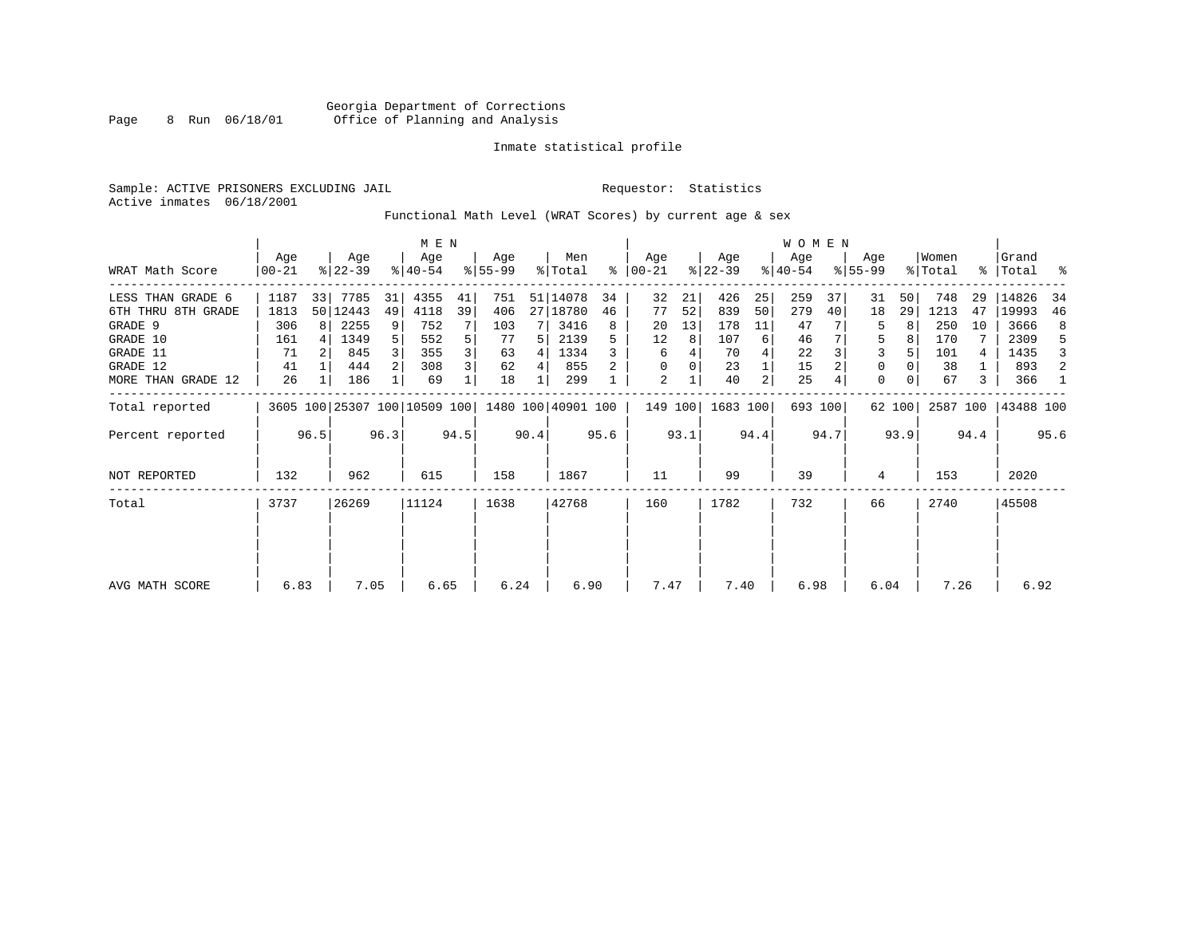Georgia Department of Corrections
Office of Planning and Analysis

Inmate statistical profile

Sample: ACTIVE PRISONERS EXCLUDING JAIL

Requestor: Statistics

Active inmates 06/18/2001

Functional Math Level (WRAT Scores) by current age & sex

| WRAT Math Score | MEN Age 00-21 | % | Age 22-39 | % | Age 40-54 | % | Age 55-99 | % | Men Total | % | WOMEN Age 00-21 | % | Age 22-39 | % | Age 40-54 | % | Age 55-99 | % | Women Total | % | Grand Total | % |
|---|---|---|---|---|---|---|---|---|---|---|---|---|---|---|---|---|---|---|---|---|---|---|
| LESS THAN GRADE 6 | 1187 | 33 | 7785 | 31 | 4355 | 41 | 751 | 51 | 14078 | 34 | 32 | 21 | 426 | 25 | 259 | 37 | 31 | 50 | 748 | 29 | 14826 | 34 |
| 6TH THRU 8TH GRADE | 1813 | 50 | 12443 | 49 | 4118 | 39 | 406 | 27 | 18780 | 46 | 77 | 52 | 839 | 50 | 279 | 40 | 18 | 29 | 1213 | 47 | 19993 | 46 |
| GRADE 9 | 306 | 8 | 2255 | 9 | 752 | 7 | 103 | 7 | 3416 | 8 | 20 | 13 | 178 | 11 | 47 | 7 | 5 | 8 | 250 | 10 | 3666 | 8 |
| GRADE 10 | 161 | 4 | 1349 | 5 | 552 | 5 | 77 | 5 | 2139 | 5 | 12 | 8 | 107 | 6 | 46 | 7 | 5 | 8 | 170 | 7 | 2309 | 5 |
| GRADE 11 | 71 | 2 | 845 | 3 | 355 | 3 | 63 | 4 | 1334 | 3 | 6 | 4 | 70 | 4 | 22 | 3 | 3 | 5 | 101 | 4 | 1435 | 3 |
| GRADE 12 | 41 | 1 | 444 | 2 | 308 | 3 | 62 | 4 | 855 | 2 | 0 | 0 | 23 | 1 | 15 | 2 | 0 | 0 | 38 | 1 | 893 | 2 |
| MORE THAN GRADE 12 | 26 | 1 | 186 | 1 | 69 | 1 | 18 | 1 | 299 | 1 | 2 | 1 | 40 | 2 | 25 | 4 | 0 | 0 | 67 | 3 | 366 | 1 |
| Total reported | 3605 | 100 | 25307 | 100 | 10509 | 100 | 1480 | 100 | 40901 | 100 | 149 | 100 | 1683 | 100 | 693 | 100 | 62 | 100 | 2587 | 100 | 43488 | 100 |
| Percent reported | | 96.5 | | 96.3 | | 94.5 | | 90.4 | | 95.6 | | 93.1 | | 94.4 | | 94.7 | | 93.9 | | 94.4 | | 95.6 |
| NOT REPORTED | 132 | | 962 | | 615 | | 158 | | 1867 | | 11 | | 99 | | 39 | | 4 | | 153 | | 2020 | |
| Total | 3737 | | 26269 | | 11124 | | 1638 | | 42768 | | 160 | | 1782 | | 732 | | 66 | | 2740 | | 45508 | |
| AVG MATH SCORE | 6.83 | | 7.05 | | 6.65 | | 6.24 | | 6.90 | | 7.47 | | 7.40 | | 6.98 | | 6.04 | | 7.26 | | 6.92 | |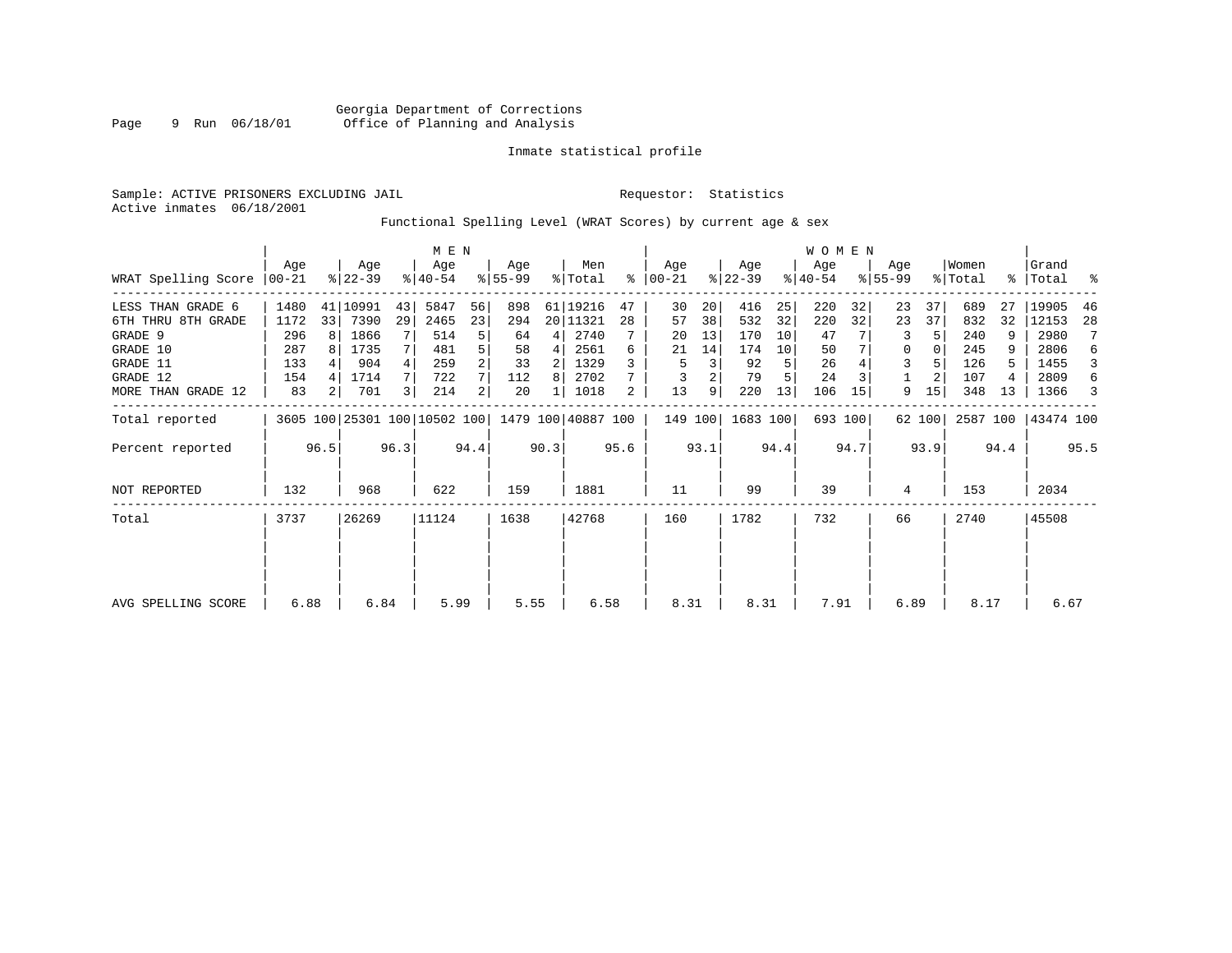Georgia Department of Corrections
Office of Planning and Analysis

Inmate statistical profile

Sample: ACTIVE PRISONERS EXCLUDING JAIL

Requestor: Statistics

Active inmates 06/18/2001

Functional Spelling Level (WRAT Scores) by current age & sex

| WRAT Spelling Score | MEN Age 00-21 | % | Age 22-39 | % | Age 40-54 | % | Age 55-99 | % | Men Total | % | WOMEN Age 00-21 | % | Age 22-39 | % | Age 40-54 | % | Age 55-99 | % | Women Total | % | Grand Total | % |
|---|---|---|---|---|---|---|---|---|---|---|---|---|---|---|---|---|---|---|---|---|---|---|
| LESS THAN GRADE 6 | 1480 | 41 | 10991 | 43 | 5847 | 56 | 898 | 61 | 19216 | 47 | 30 | 20 | 416 | 25 | 220 | 32 | 23 | 37 | 689 | 27 | 19905 | 46 |
| 6TH THRU 8TH GRADE | 1172 | 33 | 7390 | 29 | 2465 | 23 | 294 | 20 | 11321 | 28 | 57 | 38 | 532 | 32 | 220 | 32 | 23 | 37 | 832 | 32 | 12153 | 28 |
| GRADE 9 | 296 | 8 | 1866 | 7 | 514 | 5 | 64 | 4 | 2740 | 7 | 20 | 13 | 170 | 10 | 47 | 7 | 3 | 5 | 240 | 9 | 2980 | 7 |
| GRADE 10 | 287 | 8 | 1735 | 7 | 481 | 5 | 58 | 4 | 2561 | 6 | 21 | 14 | 174 | 10 | 50 | 7 | 0 | 0 | 245 | 9 | 2806 | 6 |
| GRADE 11 | 133 | 4 | 904 | 4 | 259 | 2 | 33 | 2 | 1329 | 3 | 5 | 3 | 92 | 5 | 26 | 4 | 3 | 5 | 126 | 5 | 1455 | 3 |
| GRADE 12 | 154 | 4 | 1714 | 7 | 722 | 7 | 112 | 8 | 2702 | 7 | 3 | 2 | 79 | 5 | 24 | 3 | 1 | 2 | 107 | 4 | 2809 | 6 |
| MORE THAN GRADE 12 | 83 | 2 | 701 | 3 | 214 | 2 | 20 | 1 | 1018 | 2 | 13 | 9 | 220 | 13 | 106 | 15 | 9 | 15 | 348 | 13 | 1366 | 3 |
| Total reported | 3605 | 100 | 25301 | 100 | 10502 | 100 | 1479 | 100 | 40887 | 100 | 149 | 100 | 1683 | 100 | 693 | 100 | 62 | 100 | 2587 | 100 | 43474 | 100 |
| Percent reported | | 96.5 | | 96.3 | | 94.4 | | 90.3 | | 95.6 | | 93.1 | | 94.4 | | 94.7 | | 93.9 | | 94.4 | | 95.5 |
| NOT REPORTED | 132 | | 968 | | 622 | | 159 | | 1881 | | 11 | | 99 | | 39 | | 4 | | 153 | | 2034 | |
| Total | 3737 | | 26269 | | 11124 | | 1638 | | 42768 | | 160 | | 1782 | | 732 | | 66 | | 2740 | | 45508 | |
| AVG SPELLING SCORE | 6.88 | | 6.84 | | 5.99 | | 5.55 | | 6.58 | | 8.31 | | 8.31 | | 7.91 | | 6.89 | | 8.17 | | 6.67 | |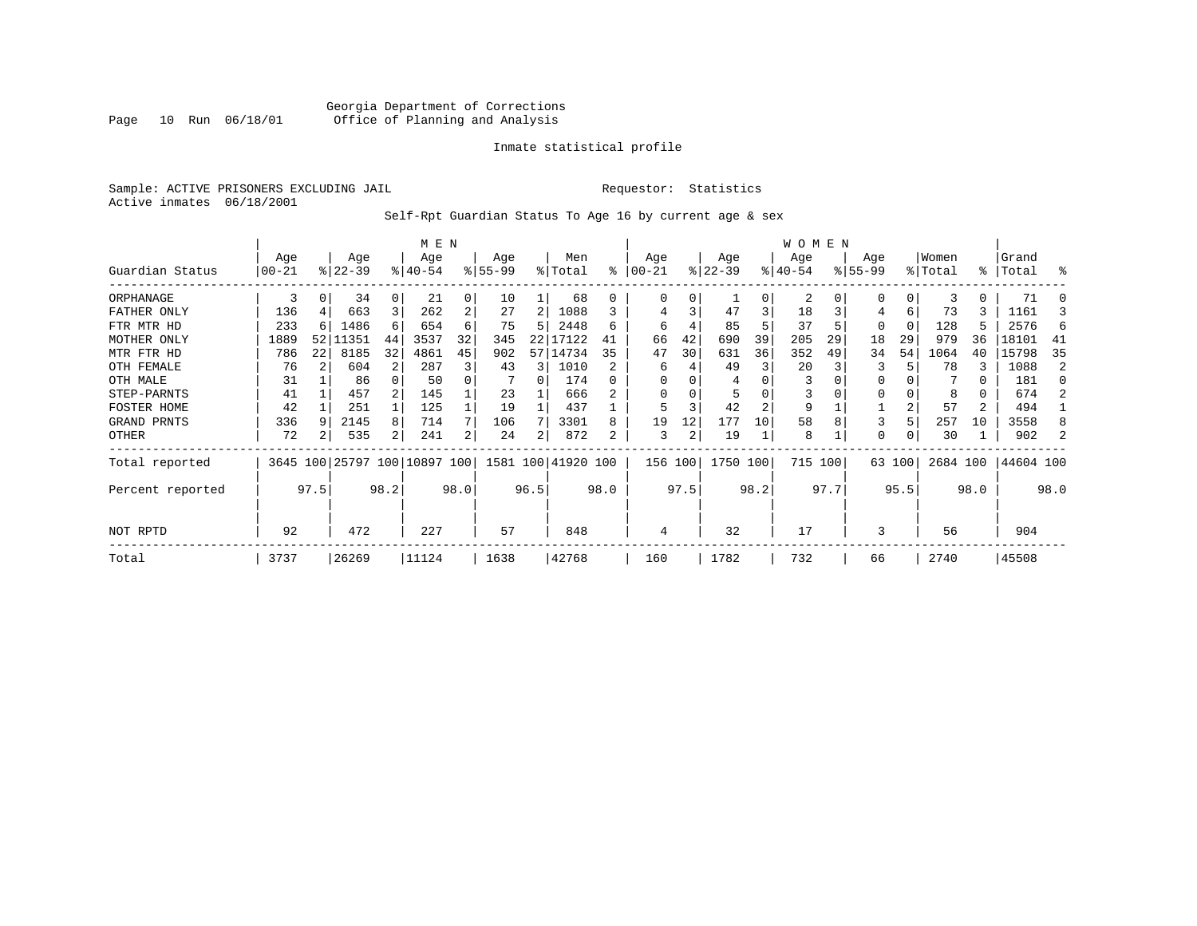Georgia Department of Corrections
Office of Planning and Analysis

Inmate statistical profile

Sample: ACTIVE PRISONERS EXCLUDING JAIL
Active inmates 06/18/2001

Requestor: Statistics

Self-Rpt Guardian Status To Age 16 by current age & sex

| | MEN | | | | | | | | | | WOMEN | | | | | | | | | | | |
|---|---|---|---|---|---|---|---|---|---|---|---|---|---|---|---|---|---|---|---|---|---|---|
| Guardian Status | Age 00-21 | % | Age 22-39 | % | Age 40-54 | % | Age 55-99 | % | Men Total | % | Age 00-21 | % | Age 22-39 | % | Age 40-54 | % | Age 55-99 | % | Women Total | % | Grand Total | % |
| ORPHANAGE | 3 | 0 | 34 | 0 | 21 | 0 | 10 | 1 | 68 | 0 | 0 | 0 | 1 | 0 | 2 | 0 | 0 | 0 | 3 | 0 | 71 | 0 |
| FATHER ONLY | 136 | 4 | 663 | 3 | 262 | 2 | 27 | 2 | 1088 | 3 | 4 | 3 | 47 | 3 | 18 | 3 | 4 | 6 | 73 | 3 | 1161 | 3 |
| FTR MTR HD | 233 | 6 | 1486 | 6 | 654 | 6 | 75 | 5 | 2448 | 6 | 6 | 4 | 85 | 5 | 37 | 5 | 0 | 0 | 128 | 5 | 2576 | 6 |
| MOTHER ONLY | 1889 | 52 | 11351 | 44 | 3537 | 32 | 345 | 22 | 17122 | 41 | 66 | 42 | 690 | 39 | 205 | 29 | 18 | 29 | 979 | 36 | 18101 | 41 |
| MTR FTR HD | 786 | 22 | 8185 | 32 | 4861 | 45 | 902 | 57 | 14734 | 35 | 47 | 30 | 631 | 36 | 352 | 49 | 34 | 54 | 1064 | 40 | 15798 | 35 |
| OTH FEMALE | 76 | 2 | 604 | 2 | 287 | 3 | 43 | 3 | 1010 | 2 | 6 | 4 | 49 | 3 | 20 | 3 | 3 | 5 | 78 | 3 | 1088 | 2 |
| OTH MALE | 31 | 1 | 86 | 0 | 50 | 0 | 7 | 0 | 174 | 0 | 0 | 0 | 4 | 0 | 3 | 0 | 0 | 0 | 7 | 0 | 181 | 0 |
| STEP-PARNTS | 41 | 1 | 457 | 2 | 145 | 1 | 23 | 1 | 666 | 2 | 0 | 0 | 5 | 0 | 3 | 0 | 0 | 0 | 8 | 0 | 674 | 2 |
| FOSTER HOME | 42 | 1 | 251 | 1 | 125 | 1 | 19 | 1 | 437 | 1 | 5 | 3 | 42 | 2 | 9 | 1 | 1 | 2 | 57 | 2 | 494 | 1 |
| GRAND PRNTS | 336 | 9 | 2145 | 8 | 714 | 7 | 106 | 7 | 3301 | 8 | 19 | 12 | 177 | 10 | 58 | 8 | 3 | 5 | 257 | 10 | 3558 | 8 |
| OTHER | 72 | 2 | 535 | 2 | 241 | 2 | 24 | 2 | 872 | 2 | 3 | 2 | 19 | 1 | 8 | 1 | 0 | 0 | 30 | 1 | 902 | 2 |
| Total reported | 3645 | 100 | 25797 | 100 | 10897 | 100 | 1581 | 100 | 41920 | 100 | 156 | 100 | 1750 | 100 | 715 | 100 | 63 | 100 | 2684 | 100 | 44604 | 100 |
| Percent reported | | 97.5 | | 98.2 | | 98.0 | | 96.5 | | 98.0 | | 97.5 | | 98.2 | | 97.7 | | 95.5 | | 98.0 | | 98.0 |
| NOT RPTD | 92 | | 472 | | 227 | | 57 | | 848 | | 4 | | 32 | | 17 | | 3 | | 56 | | 904 | |
| Total | 3737 | | 26269 | | 11124 | | 1638 | | 42768 | | 160 | | 1782 | | 732 | | 66 | | 2740 | | 45508 | |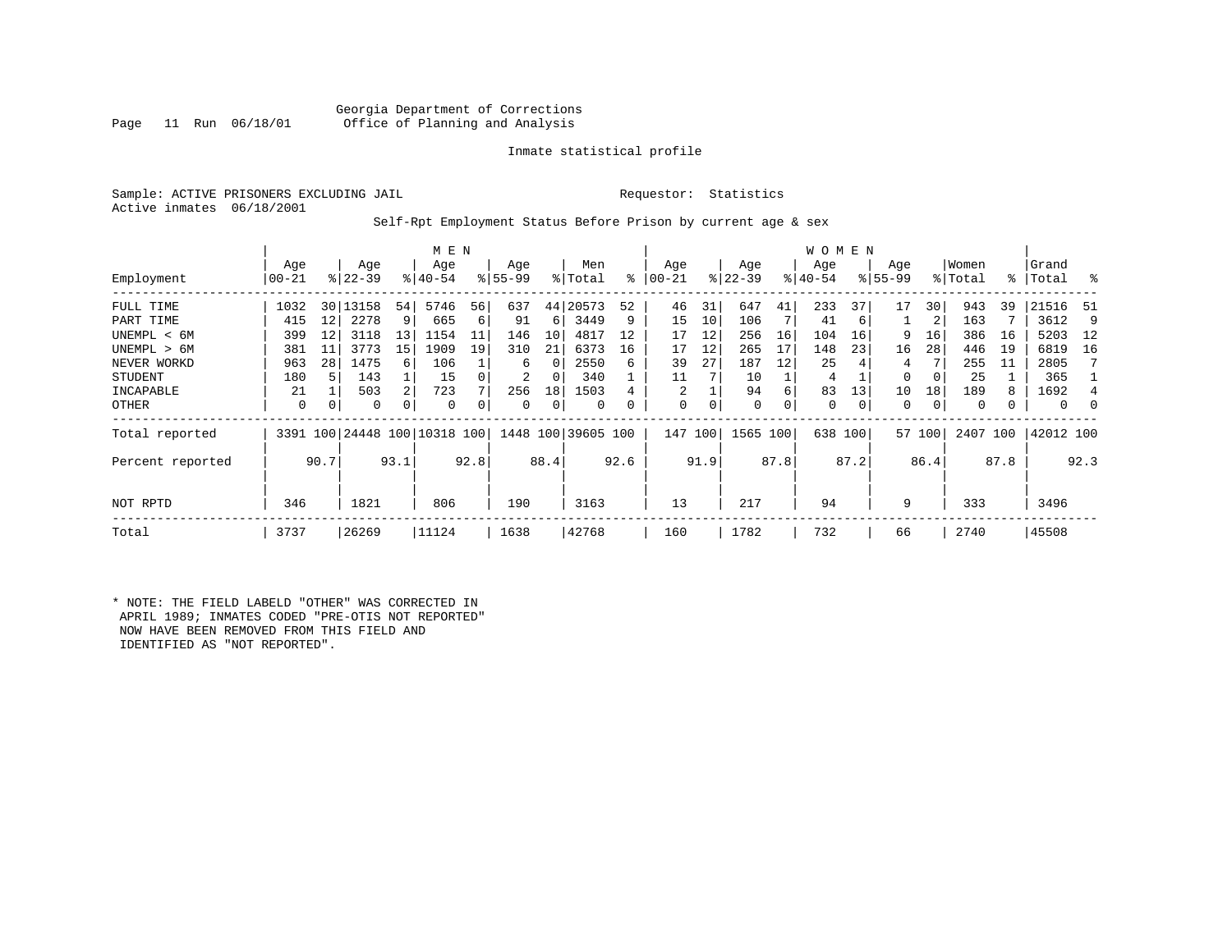Georgia Department of Corrections
Office of Planning and Analysis

Inmate statistical profile

Sample: ACTIVE PRISONERS EXCLUDING JAIL    Requestor: Statistics
Active inmates 06/18/2001

Self-Rpt Employment Status Before Prison by current age & sex

| Employment | MEN Age 00-21 | % | Age 22-39 | % | Age 40-54 | % | Age 55-99 | % | Men Total | % | WOMEN Age 00-21 | % | Age 22-39 | % | Age 40-54 | % | Age 55-99 | % | Women Total | % | Grand Total | % |
|---|---|---|---|---|---|---|---|---|---|---|---|---|---|---|---|---|---|---|---|---|---|---|
| FULL TIME | 1032 | 30 | 13158 | 54 | 5746 | 56 | 637 | 44 | 20573 | 52 | 46 | 31 | 647 | 41 | 233 | 37 | 17 | 30 | 943 | 39 | 21516 | 51 |
| PART TIME | 415 | 12 | 2278 | 9 | 665 | 6 | 91 | 6 | 3449 | 9 | 15 | 10 | 106 | 7 | 41 | 6 | 1 | 2 | 163 | 7 | 3612 | 9 |
| UNEMPL < 6M | 399 | 12 | 3118 | 13 | 1154 | 11 | 146 | 10 | 4817 | 12 | 17 | 12 | 256 | 16 | 104 | 16 | 9 | 16 | 386 | 16 | 5203 | 12 |
| UNEMPL > 6M | 381 | 11 | 3773 | 15 | 1909 | 19 | 310 | 21 | 6373 | 16 | 17 | 12 | 265 | 17 | 148 | 23 | 16 | 28 | 446 | 19 | 6819 | 16 |
| NEVER WORKD | 963 | 28 | 1475 | 6 | 106 | 1 | 6 | 0 | 2550 | 6 | 39 | 27 | 187 | 12 | 25 | 4 | 4 | 7 | 255 | 11 | 2805 | 7 |
| STUDENT | 180 | 5 | 143 | 1 | 15 | 0 | 2 | 0 | 340 | 1 | 11 | 7 | 10 | 1 | 4 | 1 | 0 | 0 | 25 | 1 | 365 | 1 |
| INCAPABLE | 21 | 1 | 503 | 2 | 723 | 7 | 256 | 18 | 1503 | 4 | 2 | 1 | 94 | 6 | 83 | 13 | 10 | 18 | 189 | 8 | 1692 | 4 |
| OTHER | 0 | 0 | 0 | 0 | 0 | 0 | 0 | 0 | 0 | 0 | 0 | 0 | 0 | 0 | 0 | 0 | 0 | 0 | 0 | 0 | 0 | 0 |
| Total reported | 3391 | 100 | 24448 | 100 | 10318 | 100 | 1448 | 100 | 39605 | 100 | 147 | 100 | 1565 | 100 | 638 | 100 | 57 | 100 | 2407 | 100 | 42012 | 100 |
| Percent reported | | 90.7 | | 93.1 | | 92.8 | | 88.4 | | 92.6 | | 91.9 | | 87.8 | | 87.2 | | 86.4 | | 87.8 | | 92.3 |
| NOT RPTD | 346 | | 1821 | | 806 | | 190 | | 3163 | | 13 | | 217 | | 94 | | 9 | | 333 | | 3496 | |
| Total | 3737 | | 26269 | | 11124 | | 1638 | | 42768 | | 160 | | 1782 | | 732 | | 66 | | 2740 | | 45508 | |

* NOTE: THE FIELD LABELD "OTHER" WAS CORRECTED IN APRIL 1989; INMATES CODED "PRE-OTIS NOT REPORTED" NOW HAVE BEEN REMOVED FROM THIS FIELD AND IDENTIFIED AS "NOT REPORTED".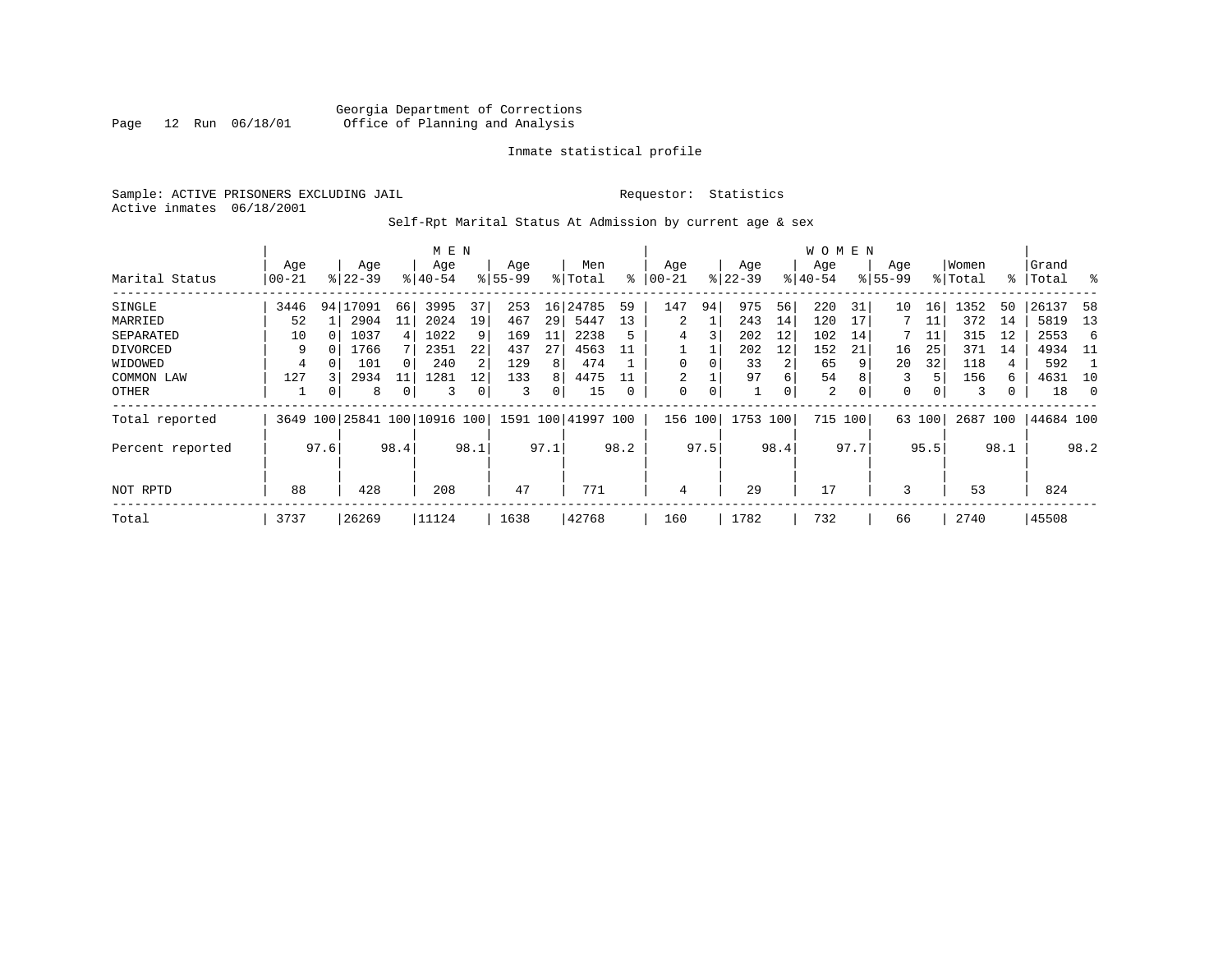Georgia Department of Corrections
Office of Planning and Analysis

Inmate statistical profile

Sample: ACTIVE PRISONERS EXCLUDING JAIL

Requestor: Statistics

Active inmates 06/18/2001

Self-Rpt Marital Status At Admission by current age & sex

| | MEN | | | | | | | | | | WOMEN | | | | | | | | | | | |
|---|---|---|---|---|---|---|---|---|---|---|---|---|---|---|---|---|---|---|---|---|---|---|
| Marital Status | Age 00-21 | % | Age 22-39 | % | Age 40-54 | % | Age 55-99 | % | Men Total | % | Age 00-21 | % | Age 22-39 | % | Age 40-54 | % | Age 55-99 | % | Women Total | % | Grand Total | % |
| SINGLE | 3446 | 94 | 17091 | 66 | 3995 | 37 | 253 | 16 | 24785 | 59 | 147 | 94 | 975 | 56 | 220 | 31 | 10 | 16 | 1352 | 50 | 26137 | 58 |
| MARRIED | 52 | 1 | 2904 | 11 | 2024 | 19 | 467 | 29 | 5447 | 13 | 2 | 1 | 243 | 14 | 120 | 17 | 7 | 11 | 372 | 14 | 5819 | 13 |
| SEPARATED | 10 | 0 | 1037 | 4 | 1022 | 9 | 169 | 11 | 2238 | 5 | 4 | 3 | 202 | 12 | 102 | 14 | 7 | 11 | 315 | 12 | 2553 | 6 |
| DIVORCED | 9 | 0 | 1766 | 7 | 2351 | 22 | 437 | 27 | 4563 | 11 | 1 | 1 | 202 | 12 | 152 | 21 | 16 | 25 | 371 | 14 | 4934 | 11 |
| WIDOWED | 4 | 0 | 101 | 0 | 240 | 2 | 129 | 8 | 474 | 1 | 0 | 0 | 33 | 2 | 65 | 9 | 20 | 32 | 118 | 4 | 592 | 1 |
| COMMON LAW | 127 | 3 | 2934 | 11 | 1281 | 12 | 133 | 8 | 4475 | 11 | 2 | 1 | 97 | 6 | 54 | 8 | 3 | 5 | 156 | 6 | 4631 | 10 |
| OTHER | 1 | 0 | 8 | 0 | 3 | 0 | 3 | 0 | 15 | 0 | 0 | 0 | 1 | 0 | 2 | 0 | 0 | 0 | 3 | 0 | 18 | 0 |
| Total reported | 3649 | 100 | 25841 | 100 | 10916 | 100 | 1591 | 100 | 41997 | 100 | 156 | 100 | 1753 | 100 | 715 | 100 | 63 | 100 | 2687 | 100 | 44684 | 100 |
| Percent reported | | 97.6 | | 98.4 | | 98.1 | | 97.1 | | 98.2 | | 97.5 | | 98.4 | | 97.7 | | 95.5 | | 98.1 | | 98.2 |
| NOT RPTD | 88 | | 428 | | 208 | | 47 | | 771 | | 4 | | 29 | | 17 | | 3 | | 53 | | 824 | |
| Total | 3737 | | 26269 | | 11124 | | 1638 | | 42768 | | 160 | | 1782 | | 732 | | 66 | | 2740 | | 45508 | |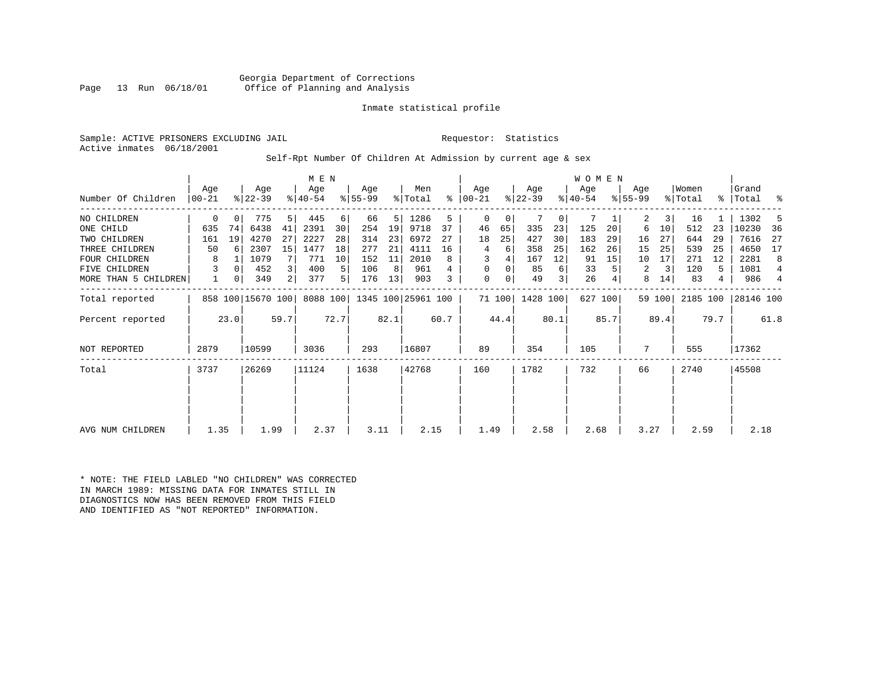Georgia Department of Corrections
Office of Planning and Analysis

Inmate statistical profile

Sample: ACTIVE PRISONERS EXCLUDING JAIL

Requestor: Statistics

Active inmates 06/18/2001

Self-Rpt Number Of Children At Admission by current age & sex

| Number Of Children | MEN Age 00-21 | % | Age 22-39 | % | Age 40-54 | % | Age 55-99 | % | Men Total | % | WOMEN Age 00-21 | % | Age 22-39 | % | Age 40-54 | % | Age 55-99 | % | Women Total | % | Grand Total | % |
|---|---|---|---|---|---|---|---|---|---|---|---|---|---|---|---|---|---|---|---|---|---|---|
| NO CHILDREN | 0 | 0 | 775 | 5 | 445 | 6 | 66 | 5 | 1286 | 5 | 0 | 0 | 7 | 0 | 7 | 1 | 2 | 3 | 16 | 1 | 1302 | 5 |
| ONE CHILD | 635 | 74 | 6438 | 41 | 2391 | 30 | 254 | 19 | 9718 | 37 | 46 | 65 | 335 | 23 | 125 | 20 | 6 | 10 | 512 | 23 | 10230 | 36 |
| TWO CHILDREN | 161 | 19 | 4270 | 27 | 2227 | 28 | 314 | 23 | 6972 | 27 | 18 | 25 | 427 | 30 | 183 | 29 | 16 | 27 | 644 | 29 | 7616 | 27 |
| THREE CHILDREN | 50 | 6 | 2307 | 15 | 1477 | 18 | 277 | 21 | 4111 | 16 | 4 | 6 | 358 | 25 | 162 | 26 | 15 | 25 | 539 | 25 | 4650 | 17 |
| FOUR CHILDREN | 8 | 1 | 1079 | 7 | 771 | 10 | 152 | 11 | 2010 | 8 | 3 | 4 | 167 | 12 | 91 | 15 | 10 | 17 | 271 | 12 | 2281 | 8 |
| FIVE CHILDREN | 3 | 0 | 452 | 3 | 400 | 5 | 106 | 8 | 961 | 4 | 0 | 0 | 85 | 6 | 33 | 5 | 2 | 3 | 120 | 5 | 1081 | 4 |
| MORE THAN 5 CHILDREN | 1 | 0 | 349 | 2 | 377 | 5 | 176 | 13 | 903 | 3 | 0 | 0 | 49 | 3 | 26 | 4 | 8 | 14 | 83 | 4 | 986 | 4 |
| Total reported | 858 | 100 | 15670 | 100 | 8088 | 100 | 1345 | 100 | 25961 | 100 | 71 | 100 | 1428 | 100 | 627 | 100 | 59 | 100 | 2185 | 100 | 28146 | 100 |
| Percent reported | | 23.0 | | 59.7 | | 72.7 | | 82.1 | | 60.7 | | 44.4 | | 80.1 | | 85.7 | | 89.4 | | 79.7 | | 61.8 |
| NOT REPORTED | 2879 | | 10599 | | 3036 | | 293 | | 16807 | | 89 | | 354 | | 105 | | 7 | | 555 | | 17362 | |
| Total | 3737 | | 26269 | | 11124 | | 1638 | | 42768 | | 160 | | 1782 | | 732 | | 66 | | 2740 | | 45508 | |
| AVG NUM CHILDREN | 1.35 | | 1.99 | | 2.37 | | 3.11 | | 2.15 | | 1.49 | | 2.58 | | 2.68 | | 3.27 | | 2.59 | | 2.18 | |

* NOTE: THE FIELD LABLED "NO CHILDREN" WAS CORRECTED IN MARCH 1989: MISSING DATA FOR INMATES STILL IN DIAGNOSTICS NOW HAS BEEN REMOVED FROM THIS FIELD AND IDENTIFIED AS "NOT REPORTED" INFORMATION.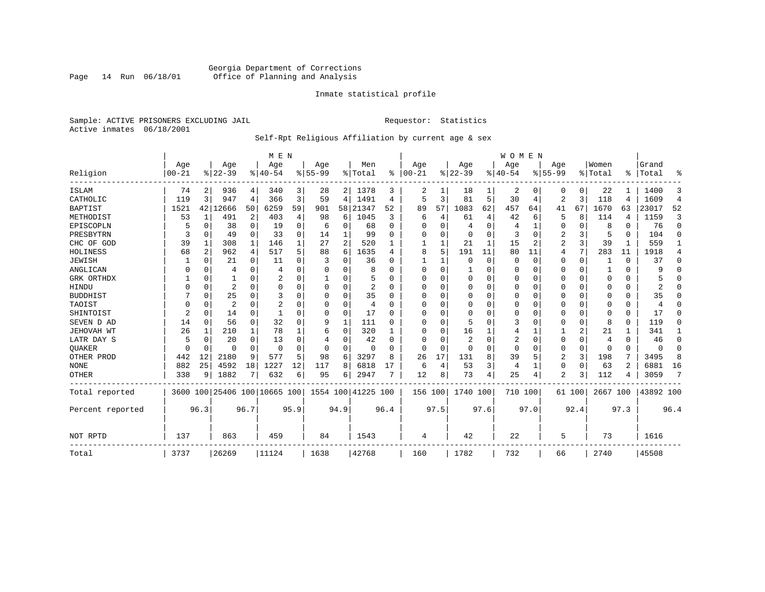Georgia Department of Corrections
Office of Planning and Analysis

Inmate statistical profile

Sample: ACTIVE PRISONERS EXCLUDING JAIL

Requestor: Statistics

Active inmates 06/18/2001

Self-Rpt Religious Affiliation by current age & sex

| Religion | MEN Age 00-21 | % | Age 22-39 | % | Age 40-54 | % | Age 55-99 | % | Men Total | % | WOMEN Age 00-21 | % | Age 22-39 | % | Age 40-54 | % | Age 55-99 | % | Women Total | % | Grand Total | % |
|---|---|---|---|---|---|---|---|---|---|---|---|---|---|---|---|---|---|---|---|---|---|---|
| ISLAM | 74 | 2 | 936 | 4 | 340 | 3 | 28 | 2 | 1378 | 3 | 2 | 1 | 18 | 1 | 2 | 0 | 0 | 0 | 22 | 1 | 1400 | 3 |
| CATHOLIC | 119 | 3 | 947 | 4 | 366 | 3 | 59 | 4 | 1491 | 4 | 5 | 3 | 81 | 5 | 30 | 4 | 2 | 3 | 118 | 4 | 1609 | 4 |
| BAPTIST | 1521 | 42 | 12666 | 50 | 6259 | 59 | 901 | 58 | 21347 | 52 | 89 | 57 | 1083 | 62 | 457 | 64 | 41 | 67 | 1670 | 63 | 23017 | 52 |
| METHODIST | 53 | 1 | 491 | 2 | 403 | 4 | 98 | 6 | 1045 | 3 | 6 | 4 | 61 | 4 | 42 | 6 | 5 | 8 | 114 | 4 | 1159 | 3 |
| EPISCOPLN | 5 | 0 | 38 | 0 | 19 | 0 | 6 | 0 | 68 | 0 | 0 | 0 | 4 | 0 | 4 | 1 | 0 | 0 | 8 | 0 | 76 | 0 |
| PRESBYTRN | 3 | 0 | 49 | 0 | 33 | 0 | 14 | 1 | 99 | 0 | 0 | 0 | 0 | 0 | 3 | 0 | 2 | 3 | 5 | 0 | 104 | 0 |
| CHC OF GOD | 39 | 1 | 308 | 1 | 146 | 1 | 27 | 2 | 520 | 1 | 1 | 1 | 21 | 1 | 15 | 2 | 2 | 3 | 39 | 1 | 559 | 1 |
| HOLINESS | 68 | 2 | 962 | 4 | 517 | 5 | 88 | 6 | 1635 | 4 | 8 | 5 | 191 | 11 | 80 | 11 | 4 | 7 | 283 | 11 | 1918 | 4 |
| JEWISH | 1 | 0 | 21 | 0 | 11 | 0 | 3 | 0 | 36 | 0 | 1 | 1 | 0 | 0 | 0 | 0 | 0 | 0 | 1 | 0 | 37 | 0 |
| ANGLICAN | 0 | 0 | 4 | 0 | 4 | 0 | 0 | 0 | 8 | 0 | 0 | 0 | 1 | 0 | 0 | 0 | 0 | 0 | 1 | 0 | 9 | 0 |
| GRK ORTHDX | 1 | 0 | 1 | 0 | 2 | 0 | 1 | 0 | 5 | 0 | 0 | 0 | 0 | 0 | 0 | 0 | 0 | 0 | 0 | 0 | 5 | 0 |
| HINDU | 0 | 0 | 2 | 0 | 0 | 0 | 0 | 0 | 2 | 0 | 0 | 0 | 0 | 0 | 0 | 0 | 0 | 0 | 0 | 0 | 2 | 0 |
| BUDDHIST | 7 | 0 | 25 | 0 | 3 | 0 | 0 | 0 | 35 | 0 | 0 | 0 | 0 | 0 | 0 | 0 | 0 | 0 | 0 | 0 | 35 | 0 |
| TAOIST | 0 | 0 | 2 | 0 | 2 | 0 | 0 | 0 | 4 | 0 | 0 | 0 | 0 | 0 | 0 | 0 | 0 | 0 | 0 | 0 | 4 | 0 |
| SHINTOIST | 2 | 0 | 14 | 0 | 1 | 0 | 0 | 0 | 17 | 0 | 0 | 0 | 0 | 0 | 0 | 0 | 0 | 0 | 0 | 0 | 17 | 0 |
| SEVEN D AD | 14 | 0 | 56 | 0 | 32 | 0 | 9 | 1 | 111 | 0 | 0 | 0 | 5 | 0 | 3 | 0 | 0 | 0 | 8 | 0 | 119 | 0 |
| JEHOVAH WT | 26 | 1 | 210 | 1 | 78 | 1 | 6 | 0 | 320 | 1 | 0 | 0 | 16 | 1 | 4 | 1 | 1 | 2 | 21 | 1 | 341 | 1 |
| LATR DAY S | 5 | 0 | 20 | 0 | 13 | 0 | 4 | 0 | 42 | 0 | 0 | 0 | 2 | 0 | 2 | 0 | 0 | 0 | 4 | 0 | 46 | 0 |
| QUAKER | 0 | 0 | 0 | 0 | 0 | 0 | 0 | 0 | 0 | 0 | 0 | 0 | 0 | 0 | 0 | 0 | 0 | 0 | 0 | 0 | 0 | 0 |
| OTHER PROD | 442 | 12 | 2180 | 9 | 577 | 5 | 98 | 6 | 3297 | 8 | 26 | 17 | 131 | 8 | 39 | 5 | 2 | 3 | 198 | 7 | 3495 | 8 |
| NONE | 882 | 25 | 4592 | 18 | 1227 | 12 | 117 | 8 | 6818 | 17 | 6 | 4 | 53 | 3 | 4 | 1 | 0 | 0 | 63 | 2 | 6881 | 16 |
| OTHER | 338 | 9 | 1882 | 7 | 632 | 6 | 95 | 6 | 2947 | 7 | 12 | 8 | 73 | 4 | 25 | 4 | 2 | 3 | 112 | 4 | 3059 | 7 |
| Total reported | 3600 | 100 | 25406 | 100 | 10665 | 100 | 1554 | 100 | 41225 | 100 | 156 | 100 | 1740 | 100 | 710 | 100 | 61 | 100 | 2667 | 100 | 43892 | 100 |
| Percent reported | | 96.3 | | 96.7 | | 95.9 | | 94.9 | | 96.4 | | 97.5 | | 97.6 | | 97.0 | | 92.4 | | 97.3 | | 96.4 |
| NOT RPTD | 137 | | 863 | | 459 | | 84 | | 1543 | | 4 | | 42 | | 22 | | 5 | | 73 | | 1616 | |
| Total | 3737 | | 26269 | | 11124 | | 1638 | | 42768 | | 160 | | 1782 | | 732 | | 66 | | 2740 | | 45508 | |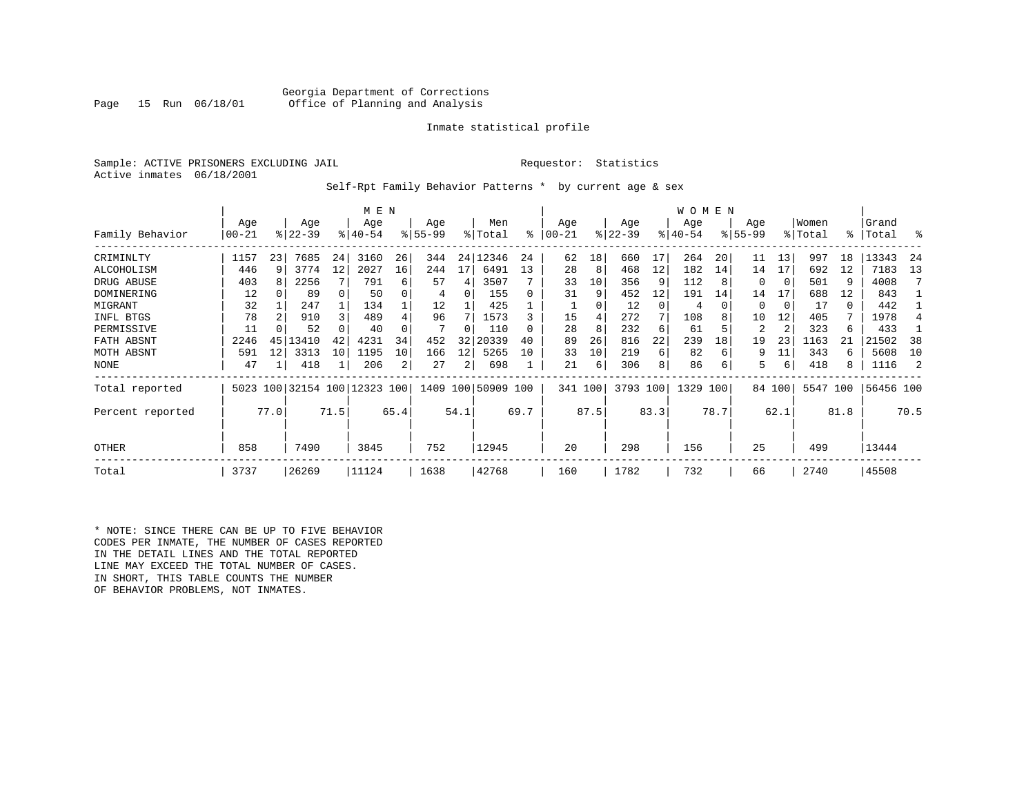Georgia Department of Corrections
Office of Planning and Analysis

Inmate statistical profile

Sample: ACTIVE PRISONERS EXCLUDING JAIL

Requestor: Statistics

Active inmates 06/18/2001

Self-Rpt Family Behavior Patterns * by current age & sex

| | MEN | | | | | | | | | | WOMEN | | | | | | | | | | | |
|---|---|---|---|---|---|---|---|---|---|---|---|---|---|---|---|---|---|---|---|---|---|---|
| Family Behavior | Age 00-21 | % | Age 22-39 | % | Age 40-54 | % | Age 55-99 | % | Men Total | % | Age 00-21 | % | Age 22-39 | % | Age 40-54 | % | Age 55-99 | % | Women Total | % | Grand Total | % |
| CRIMINLTY | 1157 | 23 | 7685 | 24 | 3160 | 26 | 344 | 24 | 12346 | 24 | 62 | 18 | 660 | 17 | 264 | 20 | 11 | 13 | 997 | 18 | 13343 | 24 |
| ALCOHOLISM | 446 | 9 | 3774 | 12 | 2027 | 16 | 244 | 17 | 6491 | 13 | 28 | 8 | 468 | 12 | 182 | 14 | 14 | 17 | 692 | 12 | 7183 | 13 |
| DRUG ABUSE | 403 | 8 | 2256 | 7 | 791 | 6 | 57 | 4 | 3507 | 7 | 33 | 10 | 356 | 9 | 112 | 8 | 0 | 0 | 501 | 9 | 4008 | 7 |
| DOMINERING | 12 | 0 | 89 | 0 | 50 | 0 | 4 | 0 | 155 | 0 | 31 | 9 | 452 | 12 | 191 | 14 | 14 | 17 | 688 | 12 | 843 | 1 |
| MIGRANT | 32 | 1 | 247 | 1 | 134 | 1 | 12 | 1 | 425 | 1 | 1 | 0 | 12 | 0 | 4 | 0 | 0 | 0 | 17 | 0 | 442 | 1 |
| INFL BTGS | 78 | 2 | 910 | 3 | 489 | 4 | 96 | 7 | 1573 | 3 | 15 | 4 | 272 | 7 | 108 | 8 | 10 | 12 | 405 | 7 | 1978 | 4 |
| PERMISSIVE | 11 | 0 | 52 | 0 | 40 | 0 | 7 | 0 | 110 | 0 | 28 | 8 | 232 | 6 | 61 | 5 | 2 | 2 | 323 | 6 | 433 | 1 |
| FATH ABSNT | 2246 | 45 | 13410 | 42 | 4231 | 34 | 452 | 32 | 20339 | 40 | 89 | 26 | 816 | 22 | 239 | 18 | 19 | 23 | 1163 | 21 | 21502 | 38 |
| MOTH ABSNT | 591 | 12 | 3313 | 10 | 1195 | 10 | 166 | 12 | 5265 | 10 | 33 | 10 | 219 | 6 | 82 | 6 | 9 | 11 | 343 | 6 | 5608 | 10 |
| NONE | 47 | 1 | 418 | 1 | 206 | 2 | 27 | 2 | 698 | 1 | 21 | 6 | 306 | 8 | 86 | 6 | 5 | 6 | 418 | 8 | 1116 | 2 |
| Total reported | 5023 | 100 | 32154 | 100 | 12323 | 100 | 1409 | 100 | 50909 | 100 | 341 | 100 | 3793 | 100 | 1329 | 100 | 84 | 100 | 5547 | 100 | 56456 | 100 |
| Percent reported | | 77.0 | | 71.5 | | 65.4 | | 54.1 | | 69.7 | | 87.5 | | 83.3 | | 78.7 | | 62.1 | | 81.8 | | 70.5 |
| OTHER | 858 | | 7490 | | 3845 | | 752 | | 12945 | | 20 | | 298 | | 156 | | 25 | | 499 | | 13444 | |
| Total | 3737 | | 26269 | | 11124 | | 1638 | | 42768 | | 160 | | 1782 | | 732 | | 66 | | 2740 | | 45508 | |

* NOTE: SINCE THERE CAN BE UP TO FIVE BEHAVIOR CODES PER INMATE, THE NUMBER OF CASES REPORTED IN THE DETAIL LINES AND THE TOTAL REPORTED LINE MAY EXCEED THE TOTAL NUMBER OF CASES. IN SHORT, THIS TABLE COUNTS THE NUMBER OF BEHAVIOR PROBLEMS, NOT INMATES.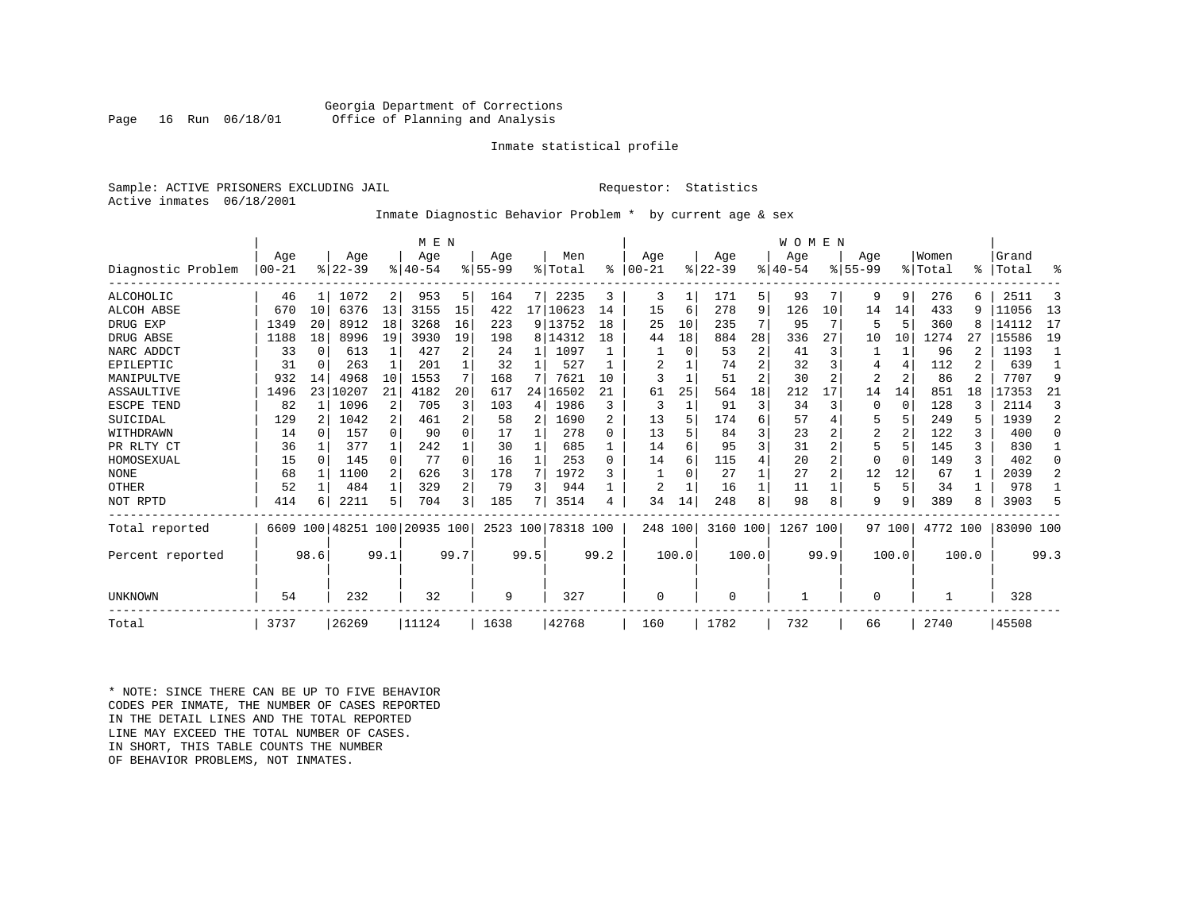Georgia Department of Corrections
Office of Planning and Analysis

Inmate statistical profile

Sample: ACTIVE PRISONERS EXCLUDING JAIL

Requestor: Statistics

Active inmates 06/18/2001

Inmate Diagnostic Behavior Problem * by current age & sex

| Diagnostic Problem | MEN Age 00-21 | % | Age 22-39 | % | Age 40-54 | % | Age 55-99 | % | Men Total | % | WOMEN Age 00-21 | % | Age 22-39 | % | Age 40-54 | % | Age 55-99 | % | Women Total | % | Grand Total | % |
|---|---|---|---|---|---|---|---|---|---|---|---|---|---|---|---|---|---|---|---|---|---|---|
| ALCOHOLIC | 46 | 1 | 1072 | 2 | 953 | 5 | 164 | 7 | 2235 | 3 | 3 | 1 | 171 | 5 | 93 | 7 | 9 | 9 | 276 | 6 | 2511 | 3 |
| ALCOH ABSE | 670 | 10 | 6376 | 13 | 3155 | 15 | 422 | 17 | 10623 | 14 | 15 | 6 | 278 | 9 | 126 | 10 | 14 | 14 | 433 | 9 | 11056 | 13 |
| DRUG EXP | 1349 | 20 | 8912 | 18 | 3268 | 16 | 223 | 9 | 13752 | 18 | 25 | 10 | 235 | 7 | 95 | 7 | 5 | 5 | 360 | 8 | 14112 | 17 |
| DRUG ABSE | 1188 | 18 | 8996 | 19 | 3930 | 19 | 198 | 8 | 14312 | 18 | 44 | 18 | 884 | 28 | 336 | 27 | 10 | 10 | 1274 | 27 | 15586 | 19 |
| NARC ADDCT | 33 | 0 | 613 | 1 | 427 | 2 | 24 | 1 | 1097 | 1 | 1 | 0 | 53 | 2 | 41 | 3 | 1 | 1 | 96 | 2 | 1193 | 1 |
| EPILEPTIC | 31 | 0 | 263 | 1 | 201 | 1 | 32 | 1 | 527 | 1 | 2 | 1 | 74 | 2 | 32 | 3 | 4 | 4 | 112 | 2 | 639 | 1 |
| MANIPULTVE | 932 | 14 | 4968 | 10 | 1553 | 7 | 168 | 7 | 7621 | 10 | 3 | 1 | 51 | 2 | 30 | 2 | 2 | 2 | 86 | 2 | 7707 | 9 |
| ASSAULTIVE | 1496 | 23 | 10207 | 21 | 4182 | 20 | 617 | 24 | 16502 | 21 | 61 | 25 | 564 | 18 | 212 | 17 | 14 | 14 | 851 | 18 | 17353 | 21 |
| ESCPE TEND | 82 | 1 | 1096 | 2 | 705 | 3 | 103 | 4 | 1986 | 3 | 3 | 1 | 91 | 3 | 34 | 3 | 0 | 0 | 128 | 3 | 2114 | 3 |
| SUICIDAL | 129 | 2 | 1042 | 2 | 461 | 2 | 58 | 2 | 1690 | 2 | 13 | 5 | 174 | 6 | 57 | 4 | 5 | 5 | 249 | 5 | 1939 | 2 |
| WITHDRAWN | 14 | 0 | 157 | 0 | 90 | 0 | 17 | 1 | 278 | 0 | 13 | 5 | 84 | 3 | 23 | 2 | 2 | 2 | 122 | 3 | 400 | 0 |
| PR RLTY CT | 36 | 1 | 377 | 1 | 242 | 1 | 30 | 1 | 685 | 1 | 14 | 6 | 95 | 3 | 31 | 2 | 5 | 5 | 145 | 3 | 830 | 1 |
| HOMOSEXUAL | 15 | 0 | 145 | 0 | 77 | 0 | 16 | 1 | 253 | 0 | 14 | 6 | 115 | 4 | 20 | 2 | 0 | 0 | 149 | 3 | 402 | 0 |
| NONE | 68 | 1 | 1100 | 2 | 626 | 3 | 178 | 7 | 1972 | 3 | 1 | 0 | 27 | 1 | 27 | 2 | 12 | 12 | 67 | 1 | 2039 | 2 |
| OTHER | 52 | 1 | 484 | 1 | 329 | 2 | 79 | 3 | 944 | 1 | 2 | 1 | 16 | 1 | 11 | 1 | 5 | 5 | 34 | 1 | 978 | 1 |
| NOT RPTD | 414 | 6 | 2211 | 5 | 704 | 3 | 185 | 7 | 3514 | 4 | 34 | 14 | 248 | 8 | 98 | 8 | 9 | 9 | 389 | 8 | 3903 | 5 |
| Total reported | 6609 | 100 | 48251 | 100 | 20935 | 100 | 2523 | 100 | 78318 | 100 | 248 | 100 | 3160 | 100 | 1267 | 100 | 97 | 100 | 4772 | 100 | 83090 | 100 |
| Percent reported | | 98.6 | | 99.1 | | 99.7 | | 99.5 | | 99.2 | | 100.0 | | 100.0 | | 99.9 | | 100.0 | | 100.0 | | 99.3 |
| UNKNOWN | 54 | | 232 | | 32 | | 9 | | 327 | | 0 | | 0 | | 1 | | 0 | | 1 | | 328 | |
| Total | 3737 | | 26269 | | 11124 | | 1638 | | 42768 | | 160 | | 1782 | | 732 | | 66 | | 2740 | | 45508 | |

* NOTE: SINCE THERE CAN BE UP TO FIVE BEHAVIOR CODES PER INMATE, THE NUMBER OF CASES REPORTED IN THE DETAIL LINES AND THE TOTAL REPORTED LINE MAY EXCEED THE TOTAL NUMBER OF CASES. IN SHORT, THIS TABLE COUNTS THE NUMBER OF BEHAVIOR PROBLEMS, NOT INMATES.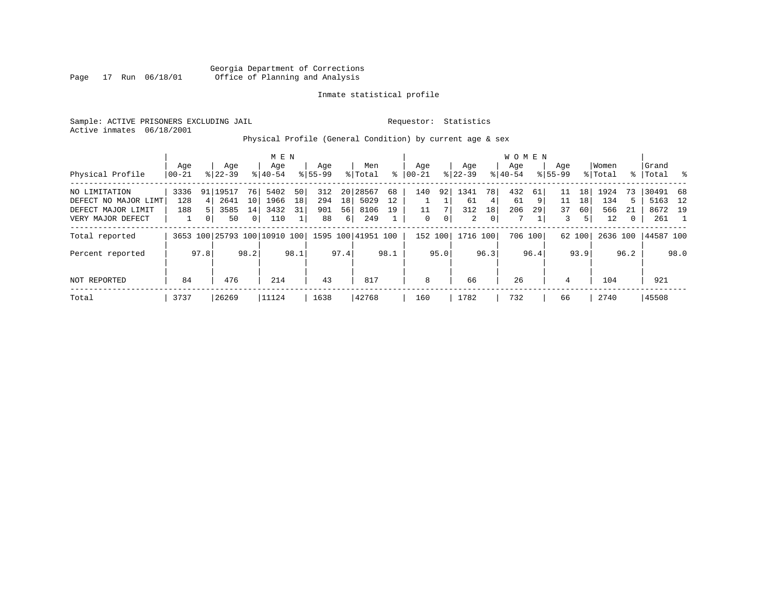Georgia Department of Corrections
Office of Planning and Analysis

Inmate statistical profile

Sample: ACTIVE PRISONERS EXCLUDING JAIL
Requestor: Statistics
Active inmates 06/18/2001

Physical Profile (General Condition) by current age & sex

| Physical Profile | MEN Age 00-21 | % | Age 22-39 | % | Age 40-54 | % | Age 55-99 | % | Men Total | % | WOMEN Age 00-21 | % | Age 22-39 | % | Age 40-54 | % | Age 55-99 | % | Women Total | % | Grand Total | % |
|---|---|---|---|---|---|---|---|---|---|---|---|---|---|---|---|---|---|---|---|---|---|---|
| NO LIMITATION | 3336 | 91 | 19517 | 76 | 5402 | 50 | 312 | 20 | 28567 | 68 | 140 | 92 | 1341 | 78 | 432 | 61 | 11 | 18 | 1924 | 73 | 30491 | 68 |
| DEFECT NO MAJOR LIMT | 128 | 4 | 2641 | 10 | 1966 | 18 | 294 | 18 | 5029 | 12 | 1 | 1 | 61 | 4 | 61 | 9 | 11 | 18 | 134 | 5 | 5163 | 12 |
| DEFECT MAJOR LIMIT | 188 | 5 | 3585 | 14 | 3432 | 31 | 901 | 56 | 8106 | 19 | 11 | 7 | 312 | 18 | 206 | 29 | 37 | 60 | 566 | 21 | 8672 | 19 |
| VERY MAJOR DEFECT | 1 | 0 | 50 | 0 | 110 | 1 | 88 | 6 | 249 | 1 | 0 | 0 | 2 | 0 | 7 | 1 | 3 | 5 | 12 | 0 | 261 | 1 |
| Total reported | 3653 | 100 | 25793 | 100 | 10910 | 100 | 1595 | 100 | 41951 | 100 | 152 | 100 | 1716 | 100 | 706 | 100 | 62 | 100 | 2636 | 100 | 44587 | 100 |
| Percent reported | | 97.8 | | 98.2 | | 98.1 | | 97.4 | | 98.1 | | 95.0 | | 96.3 | | 96.4 | | 93.9 | | 96.2 | | 98.0 |
| NOT REPORTED | 84 | | 476 | | 214 | | 43 | | 817 | | 8 | | 66 | | 26 | | 4 | | 104 | | 921 | |
| Total | 3737 | | 26269 | | 11124 | | 1638 | | 42768 | | 160 | | 1782 | | 732 | | 66 | | 2740 | | 45508 | |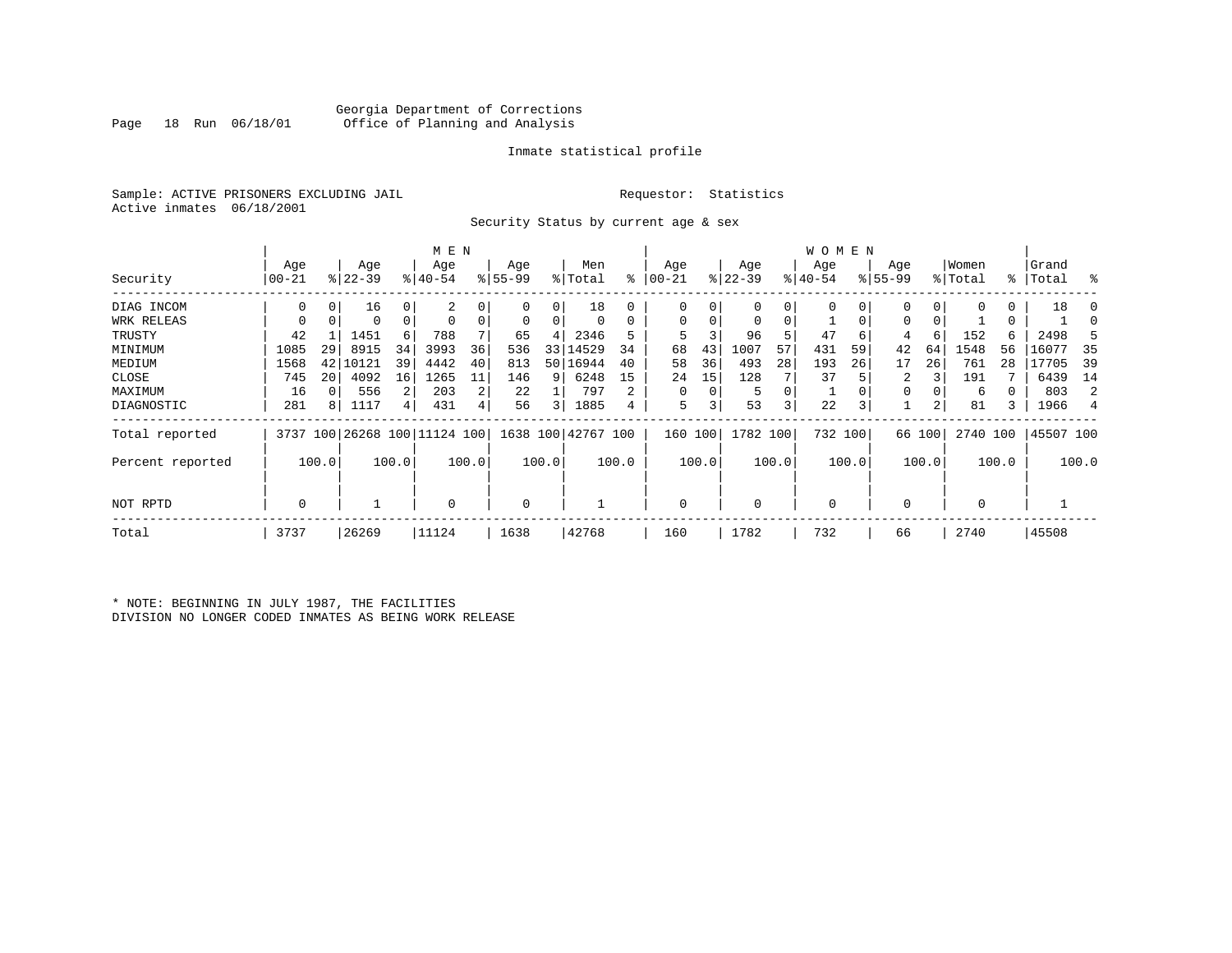Georgia Department of Corrections
Office of Planning and Analysis

Inmate statistical profile

Sample: ACTIVE PRISONERS EXCLUDING JAIL
Active inmates 06/18/2001

Requestor: Statistics

Security Status by current age & sex

| Security | MEN Age 00-21 | % | Age 22-39 | % | Age 40-54 | % | Age 55-99 | % | Men Total | % | WOMEN Age 00-21 | % | Age 22-39 | % | Age 40-54 | % | Age 55-99 | % | Women Total | % | Grand Total | % |
|---|---|---|---|---|---|---|---|---|---|---|---|---|---|---|---|---|---|---|---|---|---|---|
| DIAG INCOM | 0 | 0 | 16 | 0 | 2 | 0 | 0 | 0 | 18 | 0 | 0 | 0 | 0 | 0 | 0 | 0 | 0 | 0 | 0 | 0 | 18 | 0 |
| WRK RELEAS | 0 | 0 | 0 | 0 | 0 | 0 | 0 | 0 | 0 | 0 | 0 | 0 | 0 | 0 | 1 | 0 | 0 | 0 | 1 | 0 | 1 | 0 |
| TRUSTY | 42 | 1 | 1451 | 6 | 788 | 7 | 65 | 4 | 2346 | 5 | 5 | 3 | 96 | 5 | 47 | 6 | 4 | 6 | 152 | 6 | 2498 | 5 |
| MINIMUM | 1085 | 29 | 8915 | 34 | 3993 | 36 | 536 | 33 | 14529 | 34 | 68 | 43 | 1007 | 57 | 431 | 59 | 42 | 64 | 1548 | 56 | 16077 | 35 |
| MEDIUM | 1568 | 42 | 10121 | 39 | 4442 | 40 | 813 | 50 | 16944 | 40 | 58 | 36 | 493 | 28 | 193 | 26 | 17 | 26 | 761 | 28 | 17705 | 39 |
| CLOSE | 745 | 20 | 4092 | 16 | 1265 | 11 | 146 | 9 | 6248 | 15 | 24 | 15 | 128 | 7 | 37 | 5 | 2 | 3 | 191 | 7 | 6439 | 14 |
| MAXIMUM | 16 | 0 | 556 | 2 | 203 | 2 | 22 | 1 | 797 | 2 | 0 | 0 | 5 | 0 | 1 | 0 | 0 | 0 | 6 | 0 | 803 | 2 |
| DIAGNOSTIC | 281 | 8 | 1117 | 4 | 431 | 4 | 56 | 3 | 1885 | 4 | 5 | 3 | 53 | 3 | 22 | 3 | 1 | 2 | 81 | 3 | 1966 | 4 |
| Total reported | 3737 | 100 | 26268 | 100 | 11124 | 100 | 1638 | 100 | 42767 | 100 | 160 | 100 | 1782 | 100 | 732 | 100 | 66 | 100 | 2740 | 100 | 45507 | 100 |
| Percent reported | | 100.0 | | 100.0 | | 100.0 | | 100.0 | | 100.0 | | 100.0 | | 100.0 | | 100.0 | | 100.0 | | 100.0 | | 100.0 |
| NOT RPTD | 0 | | 1 | | 0 | | 0 | | 1 | | 0 | | 0 | | 0 | | 0 | | 0 | | 1 | |
| Total | 3737 | | 26269 | | 11124 | | 1638 | | 42768 | | 160 | | 1782 | | 732 | | 66 | | 2740 | | 45508 | |

* NOTE: BEGINNING IN JULY 1987, THE FACILITIES DIVISION NO LONGER CODED INMATES AS BEING WORK RELEASE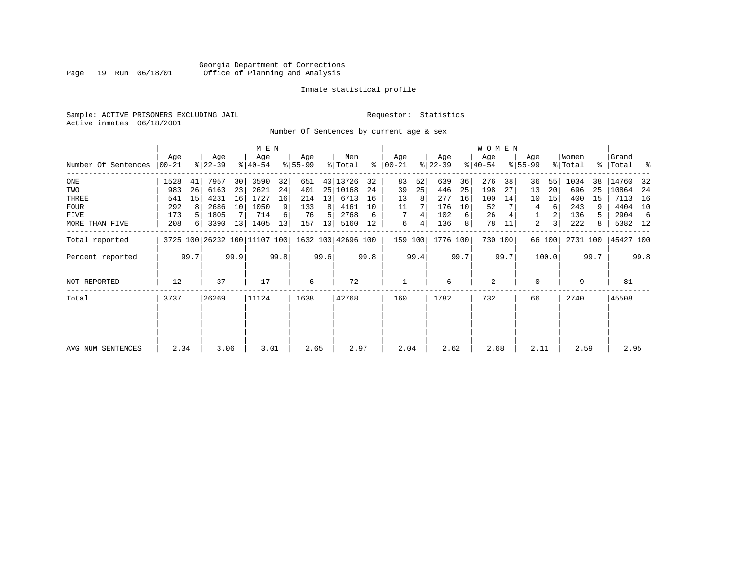Georgia Department of Corrections
Office of Planning and Analysis

Inmate statistical profile

Sample: ACTIVE PRISONERS EXCLUDING JAIL

Requestor: Statistics

Active inmates 06/18/2001

Number Of Sentences by current age & sex

| Number Of Sentences | MEN Age 00-21 | % | Age 22-39 | % | Age 40-54 | % | Age 55-99 | % | Men Total | % | WOMEN Age 00-21 | % | Age 22-39 | % | Age 40-54 | % | Age 55-99 | % | Women Total | % | Grand Total | % |
|---|---|---|---|---|---|---|---|---|---|---|---|---|---|---|---|---|---|---|---|---|---|---|
| ONE | 1528 | 41 | 7957 | 30 | 3590 | 32 | 651 | 40 | 13726 | 32 | 83 | 52 | 639 | 36 | 276 | 38 | 36 | 55 | 1034 | 38 | 14760 | 32 |
| TWO | 983 | 26 | 6163 | 23 | 2621 | 24 | 401 | 25 | 10168 | 24 | 39 | 25 | 446 | 25 | 198 | 27 | 13 | 20 | 696 | 25 | 10864 | 24 |
| THREE | 541 | 15 | 4231 | 16 | 1727 | 16 | 214 | 13 | 6713 | 16 | 13 | 8 | 277 | 16 | 100 | 14 | 10 | 15 | 400 | 15 | 7113 | 16 |
| FOUR | 292 | 8 | 2686 | 10 | 1050 | 9 | 133 | 8 | 4161 | 10 | 11 | 7 | 176 | 10 | 52 | 7 | 4 | 6 | 243 | 9 | 4404 | 10 |
| FIVE | 173 | 5 | 1805 | 7 | 714 | 6 | 76 | 5 | 2768 | 6 | 7 | 4 | 102 | 6 | 26 | 4 | 1 | 2 | 136 | 5 | 2904 | 6 |
| MORE THAN FIVE | 208 | 6 | 3390 | 13 | 1405 | 13 | 157 | 10 | 5160 | 12 | 6 | 4 | 136 | 8 | 78 | 11 | 2 | 3 | 222 | 8 | 5382 | 12 |
| Total reported | 3725 | 100 | 26232 | 100 | 11107 | 100 | 1632 | 100 | 42696 | 100 | 159 | 100 | 1776 | 100 | 730 | 100 | 66 | 100 | 2731 | 100 | 45427 | 100 |
| Percent reported | | 99.7 | | 99.9 | | 99.8 | | 99.6 | | 99.8 | | 99.4 | | 99.7 | | 99.7 | | 100.0 | | 99.7 | | 99.8 |
| NOT REPORTED | 12 | | 37 | | 17 | | 6 | | 72 | | 1 | | 6 | | 2 | | 0 | | 9 | | 81 | |
| Total | 3737 | | 26269 | | 11124 | | 1638 | | 42768 | | 160 | | 1782 | | 732 | | 66 | | 2740 | | 45508 | |
| AVG NUM SENTENCES | 2.34 | | 3.06 | | 3.01 | | 2.65 | | 2.97 | | 2.04 | | 2.62 | | 2.68 | | 2.11 | | 2.59 | | 2.95 | |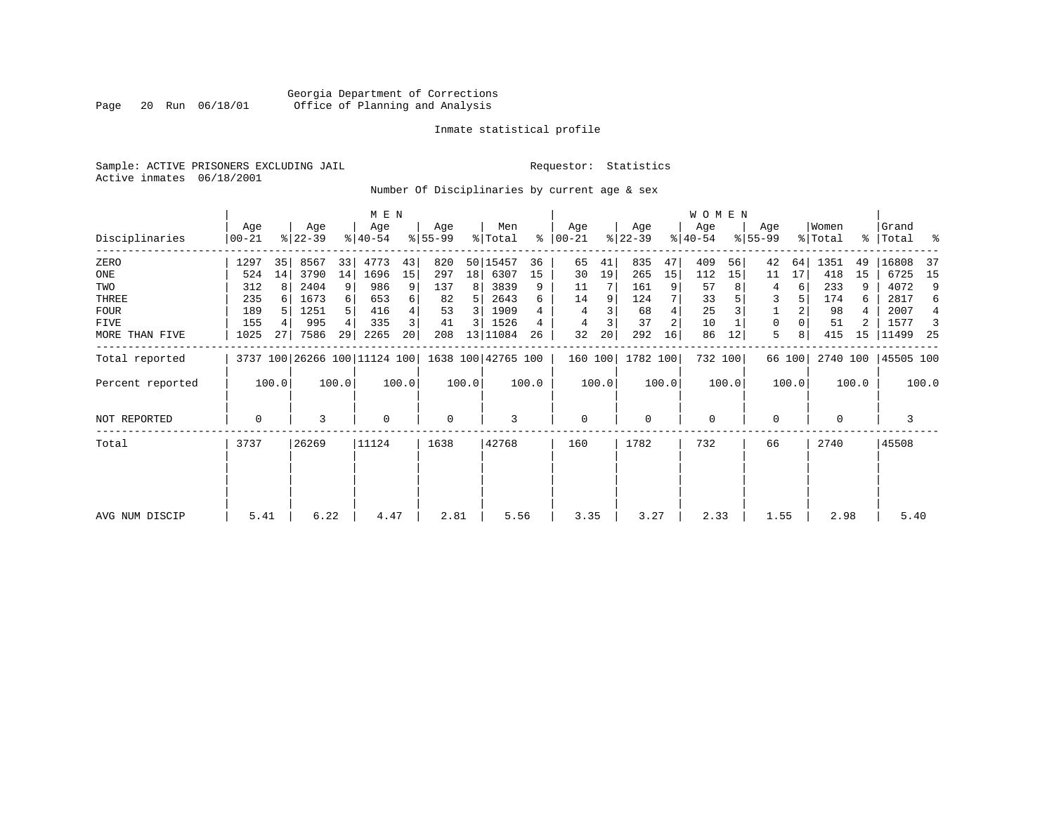Georgia Department of Corrections
Office of Planning and Analysis

Inmate statistical profile

Sample: ACTIVE PRISONERS EXCLUDING JAIL
Active inmates 06/18/2001

Requestor: Statistics

Number Of Disciplinaries by current age & sex

| Disciplinaries | MEN Age 00-21 | % | Age 22-39 | % | Age 40-54 | % | Age 55-99 | % | Men Total | % | WOMEN Age 00-21 | % | Age 22-39 | % | Age 40-54 | % | Age 55-99 | % | Women Total | % | Grand Total | % |
|---|---|---|---|---|---|---|---|---|---|---|---|---|---|---|---|---|---|---|---|---|---|---|
| ZERO | 1297 | 35 | 8567 | 33 | 4773 | 43 | 820 | 50 | 15457 | 36 | 65 | 41 | 835 | 47 | 409 | 56 | 42 | 64 | 1351 | 49 | 16808 | 37 |
| ONE | 524 | 14 | 3790 | 14 | 1696 | 15 | 297 | 18 | 6307 | 15 | 30 | 19 | 265 | 15 | 112 | 15 | 11 | 17 | 418 | 15 | 6725 | 15 |
| TWO | 312 | 8 | 2404 | 9 | 986 | 9 | 137 | 8 | 3839 | 9 | 11 | 7 | 161 | 9 | 57 | 8 | 4 | 6 | 233 | 9 | 4072 | 9 |
| THREE | 235 | 6 | 1673 | 6 | 653 | 6 | 82 | 5 | 2643 | 6 | 14 | 9 | 124 | 7 | 33 | 5 | 3 | 5 | 174 | 6 | 2817 | 6 |
| FOUR | 189 | 5 | 1251 | 5 | 416 | 4 | 53 | 3 | 1909 | 4 | 4 | 3 | 68 | 4 | 25 | 3 | 1 | 2 | 98 | 4 | 2007 | 4 |
| FIVE | 155 | 4 | 995 | 4 | 335 | 3 | 41 | 3 | 1526 | 4 | 4 | 3 | 37 | 2 | 10 | 1 | 0 | 0 | 51 | 2 | 1577 | 3 |
| MORE THAN FIVE | 1025 | 27 | 7586 | 29 | 2265 | 20 | 208 | 13 | 11084 | 26 | 32 | 20 | 292 | 16 | 86 | 12 | 5 | 8 | 415 | 15 | 11499 | 25 |
| Total reported | 3737 | 100 | 26266 | 100 | 11124 | 100 | 1638 | 100 | 42765 | 100 | 160 | 100 | 1782 | 100 | 732 | 100 | 66 | 100 | 2740 | 100 | 45505 | 100 |
| Percent reported | | 100.0 | | 100.0 | | 100.0 | | 100.0 | | 100.0 | | 100.0 | | 100.0 | | 100.0 | | 100.0 | | 100.0 | | 100.0 |
| NOT REPORTED | 0 | | 3 | | 0 | | 0 | | 3 | | 0 | | 0 | | 0 | | 0 | | 0 | | 3 | |
| Total | 3737 | | 26269 | | 11124 | | 1638 | | 42768 | | 160 | | 1782 | | 732 | | 66 | | 2740 | | 45508 | |
| AVG NUM DISCIP | 5.41 | | 6.22 | | 4.47 | | 2.81 | | 5.56 | | 3.35 | | 3.27 | | 2.33 | | 1.55 | | 2.98 | | 5.40 | |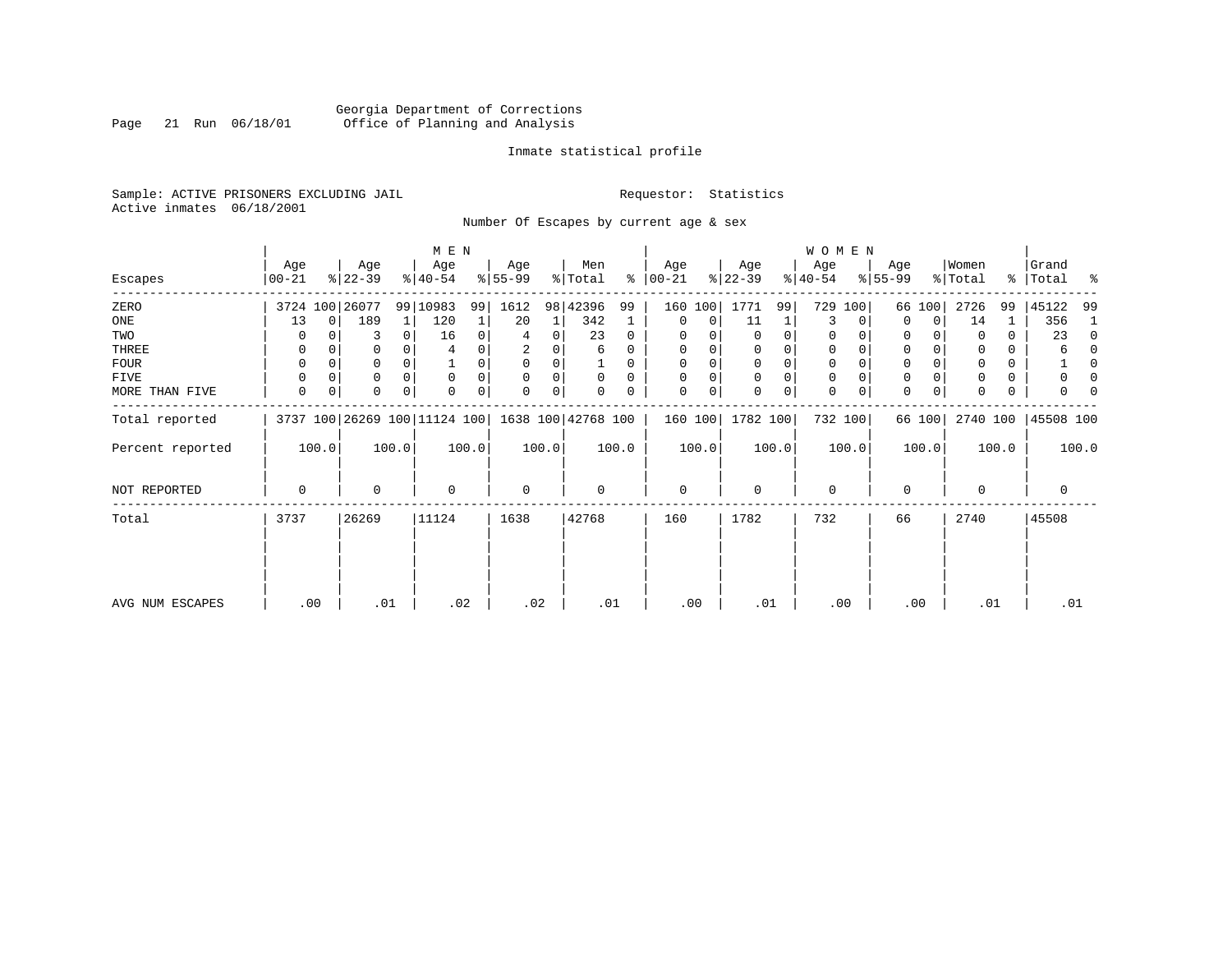Georgia Department of Corrections
Office of Planning and Analysis

Inmate statistical profile

Sample: ACTIVE PRISONERS EXCLUDING JAIL
Active inmates 06/18/2001

Requestor: Statistics

Number Of Escapes by current age & sex

| Escapes | MEN Age 00-21 | % | Age 22-39 | % | Age 40-54 | % | Age 55-99 | % | Men Total | % | WOMEN Age 00-21 | % | Age 22-39 | % | Age 40-54 | % | Age 55-99 | % | Women Total | % | Grand Total | % |
|---|---|---|---|---|---|---|---|---|---|---|---|---|---|---|---|---|---|---|---|---|---|---|
| ZERO | 3724 | 100 | 26077 | 99 | 10983 | 99 | 1612 | 98 | 42396 | 99 | 160 | 100 | 1771 | 99 | 729 | 100 | 66 | 100 | 2726 | 99 | 45122 | 99 |
| ONE | 13 | 0 | 189 | 1 | 120 | 1 | 20 | 1 | 342 | 1 | 0 | 0 | 11 | 1 | 3 | 0 | 0 | 0 | 14 | 1 | 356 | 1 |
| TWO | 0 | 0 | 3 | 0 | 16 | 0 | 4 | 0 | 23 | 0 | 0 | 0 | 0 | 0 | 0 | 0 | 0 | 0 | 0 | 0 | 23 | 0 |
| THREE | 0 | 0 | 0 | 0 | 4 | 0 | 2 | 0 | 6 | 0 | 0 | 0 | 0 | 0 | 0 | 0 | 0 | 0 | 0 | 0 | 6 | 0 |
| FOUR | 0 | 0 | 0 | 0 | 1 | 0 | 0 | 0 | 1 | 0 | 0 | 0 | 0 | 0 | 0 | 0 | 0 | 0 | 0 | 0 | 1 | 0 |
| FIVE | 0 | 0 | 0 | 0 | 0 | 0 | 0 | 0 | 0 | 0 | 0 | 0 | 0 | 0 | 0 | 0 | 0 | 0 | 0 | 0 | 0 | 0 |
| MORE THAN FIVE | 0 | 0 | 0 | 0 | 0 | 0 | 0 | 0 | 0 | 0 | 0 | 0 | 0 | 0 | 0 | 0 | 0 | 0 | 0 | 0 | 0 | 0 |
| Total reported | 3737 | 100 | 26269 | 100 | 11124 | 100 | 1638 | 100 | 42768 | 100 | 160 | 100 | 1782 | 100 | 732 | 100 | 66 | 100 | 2740 | 100 | 45508 | 100 |
| Percent reported | | 100.0 | | 100.0 | | 100.0 | | 100.0 | | 100.0 | | 100.0 | | 100.0 | | 100.0 | | 100.0 | | 100.0 | | 100.0 |
| NOT REPORTED | 0 | | 0 | | 0 | | 0 | | 0 | | 0 | | 0 | | 0 | | 0 | | 0 | | 0 | |
| Total | 3737 | | 26269 | | 11124 | | 1638 | | 42768 | | 160 | | 1782 | | 732 | | 66 | | 2740 | | 45508 | |
| AVG NUM ESCAPES | .00 | | .01 | | .02 | | .02 | | .01 | | .00 | | .01 | | .00 | | .00 | | .01 | | .01 | |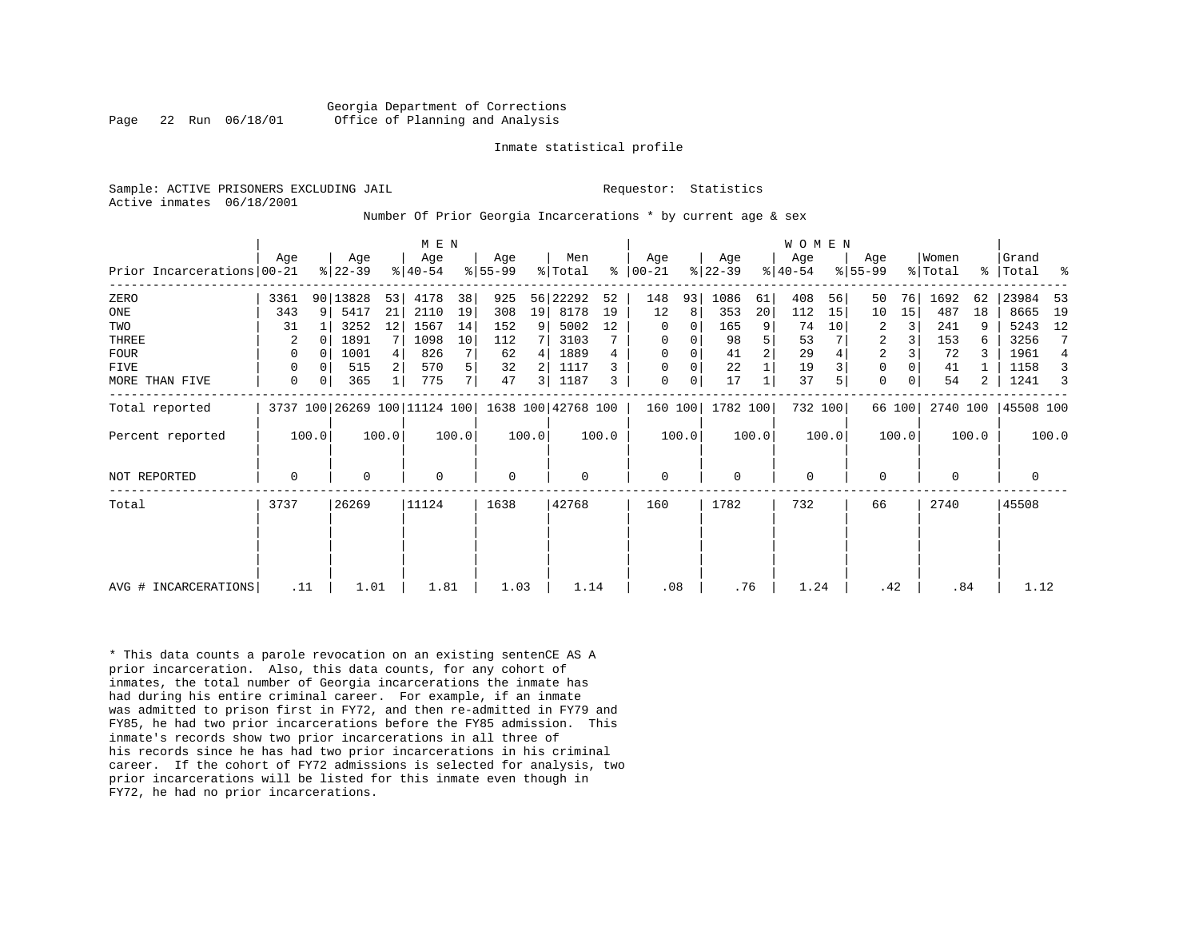Georgia Department of Corrections
Office of Planning and Analysis

Inmate statistical profile

Sample: ACTIVE PRISONERS EXCLUDING JAIL

Requestor: Statistics

Active inmates 06/18/2001

Number Of Prior Georgia Incarcerations * by current age & sex

| | MEN | | | | | | | | | | WOMEN | | | | | | | | | | | |
|---|---|---|---|---|---|---|---|---|---|---|---|---|---|---|---|---|---|---|---|---|---|---|
| Prior Incarcerations | Age 00-21 | % | Age 22-39 | % | Age 40-54 | % | Age 55-99 | % | Men Total | % | Age 00-21 | % | Age 22-39 | % | Age 40-54 | % | Age 55-99 | % | Women Total | % | Grand Total | % |
| ZERO | 3361 | 90 | 13828 | 53 | 4178 | 38 | 925 | 56 | 22292 | 52 | 148 | 93 | 1086 | 61 | 408 | 56 | 50 | 76 | 1692 | 62 | 23984 | 53 |
| ONE | 343 | 9 | 5417 | 21 | 2110 | 19 | 308 | 19 | 8178 | 19 | 12 | 8 | 353 | 20 | 112 | 15 | 10 | 15 | 487 | 18 | 8665 | 19 |
| TWO | 31 | 1 | 3252 | 12 | 1567 | 14 | 152 | 9 | 5002 | 12 | 0 | 0 | 165 | 9 | 74 | 10 | 2 | 3 | 241 | 9 | 5243 | 12 |
| THREE | 2 | 0 | 1891 | 7 | 1098 | 10 | 112 | 7 | 3103 | 7 | 0 | 0 | 98 | 5 | 53 | 7 | 2 | 3 | 153 | 6 | 3256 | 7 |
| FOUR | 0 | 0 | 1001 | 4 | 826 | 7 | 62 | 4 | 1889 | 4 | 0 | 0 | 41 | 2 | 29 | 4 | 2 | 3 | 72 | 3 | 1961 | 4 |
| FIVE | 0 | 0 | 515 | 2 | 570 | 5 | 32 | 2 | 1117 | 3 | 0 | 0 | 22 | 1 | 19 | 3 | 0 | 0 | 41 | 1 | 1158 | 3 |
| MORE THAN FIVE | 0 | 0 | 365 | 1 | 775 | 7 | 47 | 3 | 1187 | 3 | 0 | 0 | 17 | 1 | 37 | 5 | 0 | 0 | 54 | 2 | 1241 | 3 |
| Total reported | 3737 | 100 | 26269 | 100 | 11124 | 100 | 1638 | 100 | 42768 | 100 | 160 | 100 | 1782 | 100 | 732 | 100 | 66 | 100 | 2740 | 100 | 45508 | 100 |
| Percent reported | | 100.0 | | 100.0 | | 100.0 | | 100.0 | | 100.0 | | 100.0 | | 100.0 | | 100.0 | | 100.0 | | 100.0 | | 100.0 |
| NOT REPORTED | 0 | | 0 | | 0 | | 0 | | 0 | | 0 | | 0 | | 0 | | 0 | | 0 | | 0 | |
| Total | 3737 | | 26269 | | 11124 | | 1638 | | 42768 | | 160 | | 1782 | | 732 | | 66 | | 2740 | | 45508 | |
| AVG # INCARCERATIONS | .11 | | 1.01 | | 1.81 | | 1.03 | | 1.14 | | .08 | | .76 | | 1.24 | | .42 | | .84 | | 1.12 | |

* This data counts a parole revocation on an existing sentenCE AS A prior incarceration. Also, this data counts, for any cohort of inmates, the total number of Georgia incarcerations the inmate has had during his entire criminal career. For example, if an inmate was admitted to prison first in FY72, and then re-admitted in FY79 and FY85, he had two prior incarcerations before the FY85 admission. This inmate's records show two prior incarcerations in all three of his records since he has had two prior incarcerations in his criminal career. If the cohort of FY72 admissions is selected for analysis, two prior incarcerations will be listed for this inmate even though in FY72, he had no prior incarcerations.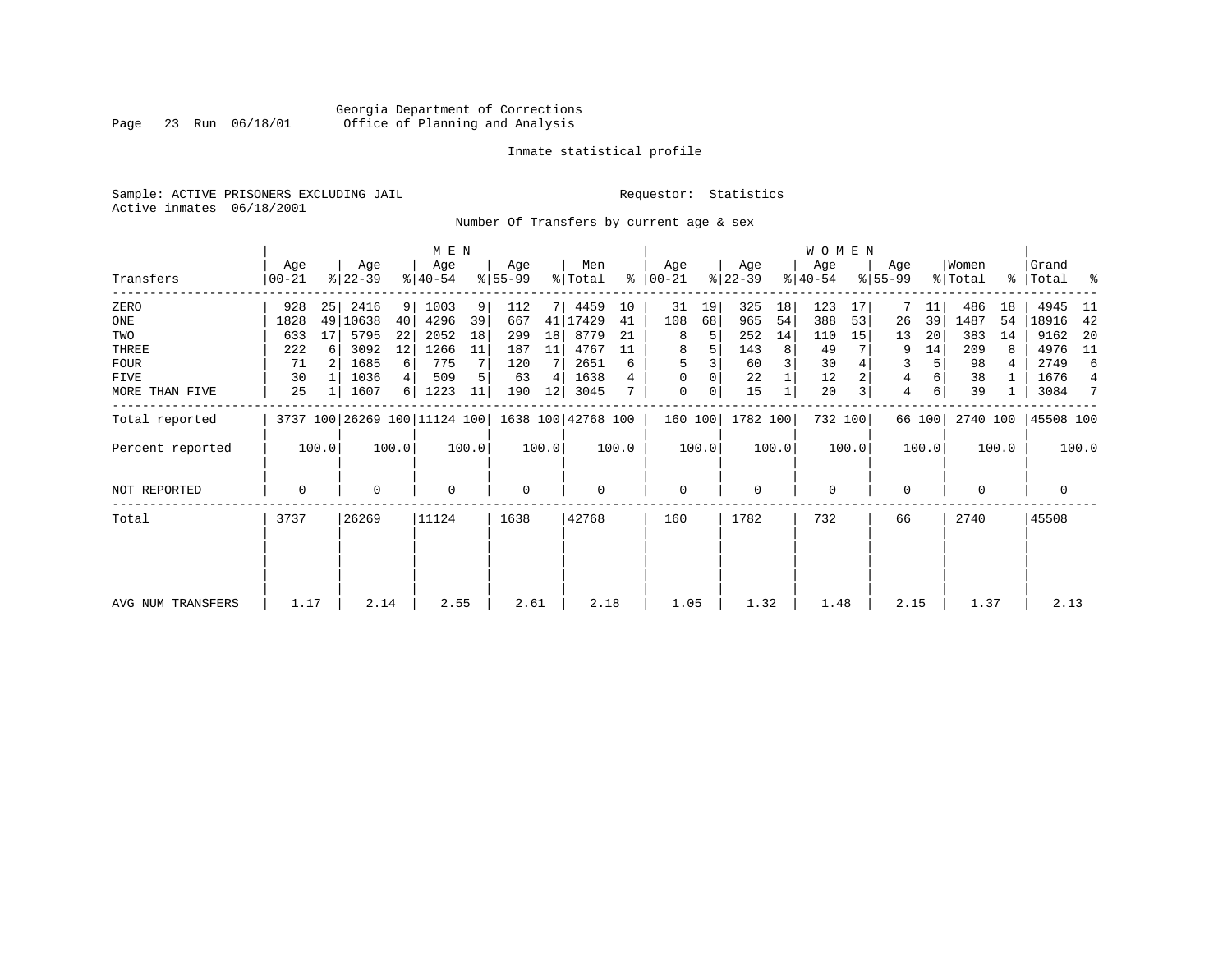Georgia Department of Corrections
Office of Planning and Analysis

Inmate statistical profile

Sample: ACTIVE PRISONERS EXCLUDING JAIL
Active inmates 06/18/2001

Requestor: Statistics

Number Of Transfers by current age & sex

| Transfers | MEN Age 00-21 | % | Age 22-39 | % | Age 40-54 | % | Age 55-99 | % | Men Total | % | WOMEN Age 00-21 | % | Age 22-39 | % | Age 40-54 | % | Age 55-99 | % | Women Total | % | Grand Total | % |
|---|---|---|---|---|---|---|---|---|---|---|---|---|---|---|---|---|---|---|---|---|---|---|
| ZERO | 928 | 25 | 2416 | 9 | 1003 | 9 | 112 | 7 | 4459 | 10 | 31 | 19 | 325 | 18 | 123 | 17 | 7 | 11 | 486 | 18 | 4945 | 11 |
| ONE | 1828 | 49 | 10638 | 40 | 4296 | 39 | 667 | 41 | 17429 | 41 | 108 | 68 | 965 | 54 | 388 | 53 | 26 | 39 | 1487 | 54 | 18916 | 42 |
| TWO | 633 | 17 | 5795 | 22 | 2052 | 18 | 299 | 18 | 8779 | 21 | 8 | 5 | 252 | 14 | 110 | 15 | 13 | 20 | 383 | 14 | 9162 | 20 |
| THREE | 222 | 6 | 3092 | 12 | 1266 | 11 | 187 | 11 | 4767 | 11 | 8 | 5 | 143 | 8 | 49 | 7 | 9 | 14 | 209 | 8 | 4976 | 11 |
| FOUR | 71 | 2 | 1685 | 6 | 775 | 7 | 120 | 7 | 2651 | 6 | 5 | 3 | 60 | 3 | 30 | 4 | 3 | 5 | 98 | 4 | 2749 | 6 |
| FIVE | 30 | 1 | 1036 | 4 | 509 | 5 | 63 | 4 | 1638 | 4 | 0 | 0 | 22 | 1 | 12 | 2 | 4 | 6 | 38 | 1 | 1676 | 4 |
| MORE THAN FIVE | 25 | 1 | 1607 | 6 | 1223 | 11 | 190 | 12 | 3045 | 7 | 0 | 0 | 15 | 1 | 20 | 3 | 4 | 6 | 39 | 1 | 3084 | 7 |
| Total reported | 3737 | 100 | 26269 | 100 | 11124 | 100 | 1638 | 100 | 42768 | 100 | 160 | 100 | 1782 | 100 | 732 | 100 | 66 | 100 | 2740 | 100 | 45508 | 100 |
| Percent reported | | 100.0 | | 100.0 | | 100.0 | | 100.0 | | 100.0 | | 100.0 | | 100.0 | | 100.0 | | 100.0 | | 100.0 | | 100.0 |
| NOT REPORTED | 0 | | 0 | | 0 | | 0 | | 0 | | 0 | | 0 | | 0 | | 0 | | 0 | | 0 | |
| Total | 3737 | | 26269 | | 11124 | | 1638 | | 42768 | | 160 | | 1782 | | 732 | | 66 | | 2740 | | 45508 | |
| AVG NUM TRANSFERS | 1.17 | | 2.14 | | 2.55 | | 2.61 | | 2.18 | | 1.05 | | 1.32 | | 1.48 | | 2.15 | | 1.37 | | 2.13 | |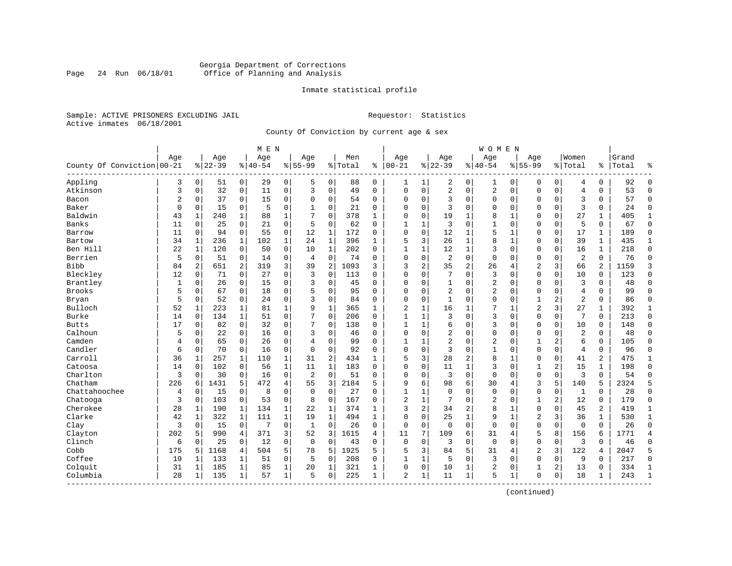Georgia Department of Corrections
Office of Planning and Analysis

Inmate statistical profile

Sample: ACTIVE PRISONERS EXCLUDING JAIL

Requestor: Statistics

Active inmates 06/18/2001

County Of Conviction by current age & sex

| County Of Conviction | MEN Age 00-21 | % | Age 22-39 | % | Age 40-54 | % | Age 55-99 | % | Men Total | % | WOMEN Age 00-21 | % | Age 22-39 | % | Age 40-54 | % | Age 55-99 | % | Women Total | % | Grand Total | % |
|---|---|---|---|---|---|---|---|---|---|---|---|---|---|---|---|---|---|---|---|---|---|---|
| Appling | 3 | 0 | 51 | 0 | 29 | 0 | 5 | 0 | 88 | 0 | 1 | 1 | 2 | 0 | 1 | 0 | 0 | 0 | 4 | 0 | 92 | 0 |
| Atkinson | 3 | 0 | 32 | 0 | 11 | 0 | 3 | 0 | 49 | 0 | 0 | 0 | 2 | 0 | 2 | 0 | 0 | 0 | 4 | 0 | 53 | 0 |
| Bacon | 2 | 0 | 37 | 0 | 15 | 0 | 0 | 0 | 54 | 0 | 0 | 0 | 3 | 0 | 0 | 0 | 0 | 0 | 3 | 0 | 57 | 0 |
| Baker | 0 | 0 | 15 | 0 | 5 | 0 | 1 | 0 | 21 | 0 | 0 | 0 | 3 | 0 | 0 | 0 | 0 | 0 | 3 | 0 | 24 | 0 |
| Baldwin | 43 | 1 | 240 | 1 | 88 | 1 | 7 | 0 | 378 | 1 | 0 | 0 | 19 | 1 | 8 | 1 | 0 | 0 | 27 | 1 | 405 | 1 |
| Banks | 11 | 0 | 25 | 0 | 21 | 0 | 5 | 0 | 62 | 0 | 1 | 1 | 3 | 0 | 1 | 0 | 0 | 0 | 5 | 0 | 67 | 0 |
| Barrow | 11 | 0 | 94 | 0 | 55 | 0 | 12 | 1 | 172 | 0 | 0 | 0 | 12 | 1 | 5 | 1 | 0 | 0 | 17 | 1 | 189 | 0 |
| Bartow | 34 | 1 | 236 | 1 | 102 | 1 | 24 | 1 | 396 | 1 | 5 | 3 | 26 | 1 | 8 | 1 | 0 | 0 | 39 | 1 | 435 | 1 |
| Ben Hill | 22 | 1 | 120 | 0 | 50 | 0 | 10 | 1 | 202 | 0 | 1 | 1 | 12 | 1 | 3 | 0 | 0 | 0 | 16 | 1 | 218 | 0 |
| Berrien | 5 | 0 | 51 | 0 | 14 | 0 | 4 | 0 | 74 | 0 | 0 | 0 | 2 | 0 | 0 | 0 | 0 | 0 | 2 | 0 | 76 | 0 |
| Bibb | 84 | 2 | 651 | 2 | 319 | 3 | 39 | 2 | 1093 | 3 | 3 | 2 | 35 | 2 | 26 | 4 | 2 | 3 | 66 | 2 | 1159 | 3 |
| Bleckley | 12 | 0 | 71 | 0 | 27 | 0 | 3 | 0 | 113 | 0 | 0 | 0 | 7 | 0 | 3 | 0 | 0 | 0 | 10 | 0 | 123 | 0 |
| Brantley | 1 | 0 | 26 | 0 | 15 | 0 | 3 | 0 | 45 | 0 | 0 | 0 | 1 | 0 | 2 | 0 | 0 | 0 | 3 | 0 | 48 | 0 |
| Brooks | 5 | 0 | 67 | 0 | 18 | 0 | 5 | 0 | 95 | 0 | 0 | 0 | 2 | 0 | 2 | 0 | 0 | 0 | 4 | 0 | 99 | 0 |
| Bryan | 5 | 0 | 52 | 0 | 24 | 0 | 3 | 0 | 84 | 0 | 0 | 0 | 1 | 0 | 0 | 0 | 1 | 2 | 2 | 0 | 86 | 0 |
| Bulloch | 52 | 1 | 223 | 1 | 81 | 1 | 9 | 1 | 365 | 1 | 2 | 1 | 16 | 1 | 7 | 1 | 2 | 3 | 27 | 1 | 392 | 1 |
| Burke | 14 | 0 | 134 | 1 | 51 | 0 | 7 | 0 | 206 | 0 | 1 | 1 | 3 | 0 | 3 | 0 | 0 | 0 | 7 | 0 | 213 | 0 |
| Butts | 17 | 0 | 82 | 0 | 32 | 0 | 7 | 0 | 138 | 0 | 1 | 1 | 6 | 0 | 3 | 0 | 0 | 0 | 10 | 0 | 148 | 0 |
| Calhoun | 5 | 0 | 22 | 0 | 16 | 0 | 3 | 0 | 46 | 0 | 0 | 0 | 2 | 0 | 0 | 0 | 0 | 0 | 2 | 0 | 48 | 0 |
| Camden | 4 | 0 | 65 | 0 | 26 | 0 | 4 | 0 | 99 | 0 | 1 | 1 | 2 | 0 | 2 | 0 | 1 | 2 | 6 | 0 | 105 | 0 |
| Candler | 6 | 0 | 70 | 0 | 16 | 0 | 0 | 0 | 92 | 0 | 0 | 0 | 3 | 0 | 1 | 0 | 0 | 0 | 4 | 0 | 96 | 0 |
| Carroll | 36 | 1 | 257 | 1 | 110 | 1 | 31 | 2 | 434 | 1 | 5 | 3 | 28 | 2 | 8 | 1 | 0 | 0 | 41 | 2 | 475 | 1 |
| Catoosa | 14 | 0 | 102 | 0 | 56 | 1 | 11 | 1 | 183 | 0 | 0 | 0 | 11 | 1 | 3 | 0 | 1 | 2 | 15 | 1 | 198 | 0 |
| Charlton | 3 | 0 | 30 | 0 | 16 | 0 | 2 | 0 | 51 | 0 | 0 | 0 | 3 | 0 | 0 | 0 | 0 | 0 | 3 | 0 | 54 | 0 |
| Chatham | 226 | 6 | 1431 | 5 | 472 | 4 | 55 | 3 | 2184 | 5 | 9 | 6 | 98 | 6 | 30 | 4 | 3 | 5 | 140 | 5 | 2324 | 5 |
| Chattahoochee | 4 | 0 | 15 | 0 | 8 | 0 | 0 | 0 | 27 | 0 | 1 | 1 | 0 | 0 | 0 | 0 | 0 | 0 | 1 | 0 | 28 | 0 |
| Chatooga | 3 | 0 | 103 | 0 | 53 | 0 | 8 | 0 | 167 | 0 | 2 | 1 | 7 | 0 | 2 | 0 | 1 | 2 | 12 | 0 | 179 | 0 |
| Cherokee | 28 | 1 | 190 | 1 | 134 | 1 | 22 | 1 | 374 | 1 | 3 | 2 | 34 | 2 | 8 | 1 | 0 | 0 | 45 | 2 | 419 | 1 |
| Clarke | 42 | 1 | 322 | 1 | 111 | 1 | 19 | 1 | 494 | 1 | 0 | 0 | 25 | 1 | 9 | 1 | 2 | 3 | 36 | 1 | 530 | 1 |
| Clay | 3 | 0 | 15 | 0 | 7 | 0 | 1 | 0 | 26 | 0 | 0 | 0 | 0 | 0 | 0 | 0 | 0 | 0 | 0 | 0 | 26 | 0 |
| Clayton | 202 | 5 | 990 | 4 | 371 | 3 | 52 | 3 | 1615 | 4 | 11 | 7 | 109 | 6 | 31 | 4 | 5 | 8 | 156 | 6 | 1771 | 4 |
| Clinch | 6 | 0 | 25 | 0 | 12 | 0 | 0 | 0 | 43 | 0 | 0 | 0 | 3 | 0 | 0 | 0 | 0 | 0 | 3 | 0 | 46 | 0 |
| Cobb | 175 | 5 | 1168 | 4 | 504 | 5 | 78 | 5 | 1925 | 5 | 5 | 3 | 84 | 5 | 31 | 4 | 2 | 3 | 122 | 4 | 2047 | 5 |
| Coffee | 19 | 1 | 133 | 1 | 51 | 0 | 5 | 0 | 208 | 0 | 1 | 1 | 5 | 0 | 3 | 0 | 0 | 0 | 9 | 0 | 217 | 0 |
| Colquit | 31 | 1 | 185 | 1 | 85 | 1 | 20 | 1 | 321 | 1 | 0 | 0 | 10 | 1 | 2 | 0 | 1 | 2 | 13 | 0 | 334 | 1 |
| Columbia | 28 | 1 | 135 | 1 | 57 | 1 | 5 | 0 | 225 | 1 | 2 | 1 | 11 | 1 | 5 | 1 | 0 | 0 | 18 | 1 | 243 | 1 |

(continued)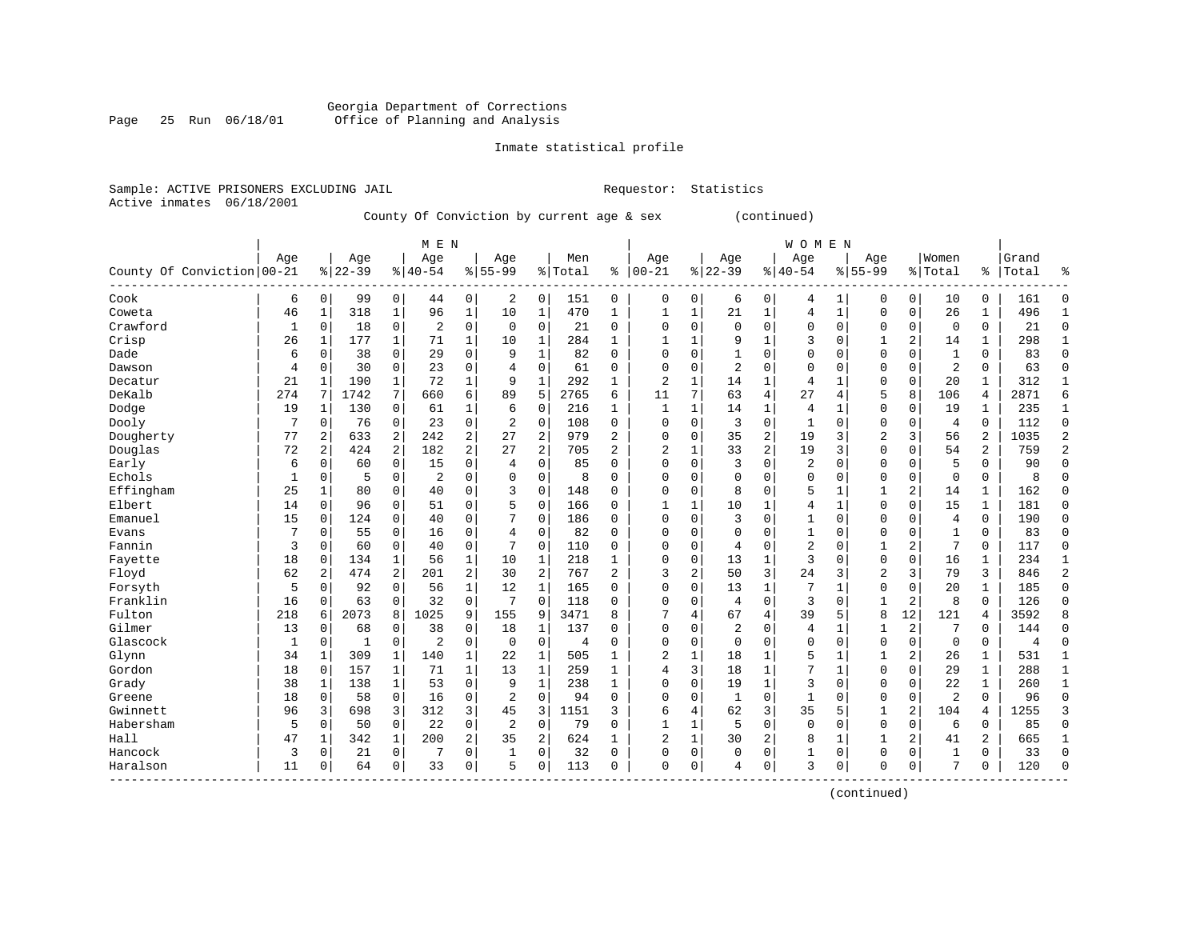Georgia Department of Corrections
Office of Planning and Analysis

Inmate statistical profile

Sample: ACTIVE PRISONERS EXCLUDING JAIL    Requestor: Statistics
Active inmates 06/18/2001

County Of Conviction by current age & sex (continued)

| County Of Conviction | MEN Age 00-21 | % | Age 22-39 | % | Age 40-54 | % | Age 55-99 | % | Men Total | % | WOMEN Age 00-21 | % | Age 22-39 | % | Age 40-54 | % | Age 55-99 | % | Women Total | % | Grand Total | % |
|---|---|---|---|---|---|---|---|---|---|---|---|---|---|---|---|---|---|---|---|---|---|---|
| Cook | 6 | 0 | 99 | 0 | 44 | 0 | 2 | 0 | 151 | 0 | 0 | 0 | 6 | 0 | 4 | 1 | 0 | 0 | 10 | 0 | 161 | 0 |
| Coweta | 46 | 1 | 318 | 1 | 96 | 1 | 10 | 1 | 470 | 1 | 1 | 1 | 21 | 1 | 4 | 1 | 0 | 0 | 26 | 1 | 496 | 1 |
| Crawford | 1 | 0 | 18 | 0 | 2 | 0 | 0 | 0 | 21 | 0 | 0 | 0 | 0 | 0 | 0 | 0 | 0 | 0 | 0 | 0 | 21 | 0 |
| Crisp | 26 | 1 | 177 | 1 | 71 | 1 | 10 | 1 | 284 | 1 | 1 | 1 | 9 | 1 | 3 | 0 | 1 | 2 | 14 | 1 | 298 | 1 |
| Dade | 6 | 0 | 38 | 0 | 29 | 0 | 9 | 1 | 82 | 0 | 0 | 0 | 1 | 0 | 0 | 0 | 0 | 0 | 1 | 0 | 83 | 0 |
| Dawson | 4 | 0 | 30 | 0 | 23 | 0 | 4 | 0 | 61 | 0 | 0 | 0 | 2 | 0 | 0 | 0 | 0 | 0 | 2 | 0 | 63 | 0 |
| Decatur | 21 | 1 | 190 | 1 | 72 | 1 | 9 | 1 | 292 | 1 | 2 | 1 | 14 | 1 | 4 | 1 | 0 | 0 | 20 | 1 | 312 | 1 |
| DeKalb | 274 | 7 | 1742 | 7 | 660 | 6 | 89 | 5 | 2765 | 6 | 11 | 7 | 63 | 4 | 27 | 4 | 5 | 8 | 106 | 4 | 2871 | 6 |
| Dodge | 19 | 1 | 130 | 0 | 61 | 1 | 6 | 0 | 216 | 1 | 1 | 1 | 14 | 1 | 4 | 1 | 0 | 0 | 19 | 1 | 235 | 1 |
| Dooly | 7 | 0 | 76 | 0 | 23 | 0 | 2 | 0 | 108 | 0 | 0 | 0 | 3 | 0 | 1 | 0 | 0 | 0 | 4 | 0 | 112 | 0 |
| Dougherty | 77 | 2 | 633 | 2 | 242 | 2 | 27 | 2 | 979 | 2 | 0 | 0 | 35 | 2 | 19 | 3 | 2 | 3 | 56 | 2 | 1035 | 2 |
| Douglas | 72 | 2 | 424 | 2 | 182 | 2 | 27 | 2 | 705 | 2 | 2 | 1 | 33 | 2 | 19 | 3 | 0 | 0 | 54 | 2 | 759 | 2 |
| Early | 6 | 0 | 60 | 0 | 15 | 0 | 4 | 0 | 85 | 0 | 0 | 0 | 3 | 0 | 2 | 0 | 0 | 0 | 5 | 0 | 90 | 0 |
| Echols | 1 | 0 | 5 | 0 | 2 | 0 | 0 | 0 | 8 | 0 | 0 | 0 | 0 | 0 | 0 | 0 | 0 | 0 | 0 | 0 | 8 | 0 |
| Effingham | 25 | 1 | 80 | 0 | 40 | 0 | 3 | 0 | 148 | 0 | 0 | 0 | 8 | 0 | 5 | 1 | 1 | 2 | 14 | 1 | 162 | 0 |
| Elbert | 14 | 0 | 96 | 0 | 51 | 0 | 5 | 0 | 166 | 0 | 1 | 1 | 10 | 1 | 4 | 1 | 0 | 0 | 15 | 1 | 181 | 0 |
| Emanuel | 15 | 0 | 124 | 0 | 40 | 0 | 7 | 0 | 186 | 0 | 0 | 0 | 3 | 0 | 1 | 0 | 0 | 0 | 4 | 0 | 190 | 0 |
| Evans | 7 | 0 | 55 | 0 | 16 | 0 | 4 | 0 | 82 | 0 | 0 | 0 | 0 | 0 | 1 | 0 | 0 | 0 | 1 | 0 | 83 | 0 |
| Fannin | 3 | 0 | 60 | 0 | 40 | 0 | 7 | 0 | 110 | 0 | 0 | 0 | 4 | 0 | 2 | 0 | 1 | 2 | 7 | 0 | 117 | 0 |
| Fayette | 18 | 0 | 134 | 1 | 56 | 1 | 10 | 1 | 218 | 1 | 0 | 0 | 13 | 1 | 3 | 0 | 0 | 0 | 16 | 1 | 234 | 1 |
| Floyd | 62 | 2 | 474 | 2 | 201 | 2 | 30 | 2 | 767 | 2 | 3 | 2 | 50 | 3 | 24 | 3 | 2 | 3 | 79 | 3 | 846 | 2 |
| Forsyth | 5 | 0 | 92 | 0 | 56 | 1 | 12 | 1 | 165 | 0 | 0 | 0 | 13 | 1 | 7 | 1 | 0 | 0 | 20 | 1 | 185 | 0 |
| Franklin | 16 | 0 | 63 | 0 | 32 | 0 | 7 | 0 | 118 | 0 | 0 | 0 | 4 | 0 | 3 | 0 | 1 | 2 | 8 | 0 | 126 | 0 |
| Fulton | 218 | 6 | 2073 | 8 | 1025 | 9 | 155 | 9 | 3471 | 8 | 7 | 4 | 67 | 4 | 39 | 5 | 8 | 12 | 121 | 4 | 3592 | 8 |
| Gilmer | 13 | 0 | 68 | 0 | 38 | 0 | 18 | 1 | 137 | 0 | 0 | 0 | 2 | 0 | 4 | 1 | 1 | 2 | 7 | 0 | 144 | 0 |
| Glascock | 1 | 0 | 1 | 0 | 2 | 0 | 0 | 0 | 4 | 0 | 0 | 0 | 0 | 0 | 0 | 0 | 0 | 0 | 0 | 0 | 4 | 0 |
| Glynn | 34 | 1 | 309 | 1 | 140 | 1 | 22 | 1 | 505 | 1 | 2 | 1 | 18 | 1 | 5 | 1 | 1 | 2 | 26 | 1 | 531 | 1 |
| Gordon | 18 | 0 | 157 | 1 | 71 | 1 | 13 | 1 | 259 | 1 | 4 | 3 | 18 | 1 | 7 | 1 | 0 | 0 | 29 | 1 | 288 | 1 |
| Grady | 38 | 1 | 138 | 1 | 53 | 0 | 9 | 1 | 238 | 1 | 0 | 0 | 19 | 1 | 3 | 0 | 0 | 0 | 22 | 1 | 260 | 1 |
| Greene | 18 | 0 | 58 | 0 | 16 | 0 | 2 | 0 | 94 | 0 | 0 | 0 | 1 | 0 | 1 | 0 | 0 | 0 | 2 | 0 | 96 | 0 |
| Gwinnett | 96 | 3 | 698 | 3 | 312 | 3 | 45 | 3 | 1151 | 3 | 6 | 4 | 62 | 3 | 35 | 5 | 1 | 2 | 104 | 4 | 1255 | 3 |
| Habersham | 5 | 0 | 50 | 0 | 22 | 0 | 2 | 0 | 79 | 0 | 1 | 1 | 5 | 0 | 0 | 0 | 0 | 0 | 6 | 0 | 85 | 0 |
| Hall | 47 | 1 | 342 | 1 | 200 | 2 | 35 | 2 | 624 | 1 | 2 | 1 | 30 | 2 | 8 | 1 | 1 | 2 | 41 | 2 | 665 | 1 |
| Hancock | 3 | 0 | 21 | 0 | 7 | 0 | 1 | 0 | 32 | 0 | 0 | 0 | 0 | 0 | 1 | 0 | 0 | 0 | 1 | 0 | 33 | 0 |
| Haralson | 11 | 0 | 64 | 0 | 33 | 0 | 5 | 0 | 113 | 0 | 0 | 0 | 4 | 0 | 3 | 0 | 0 | 0 | 7 | 0 | 120 | 0 |

(continued)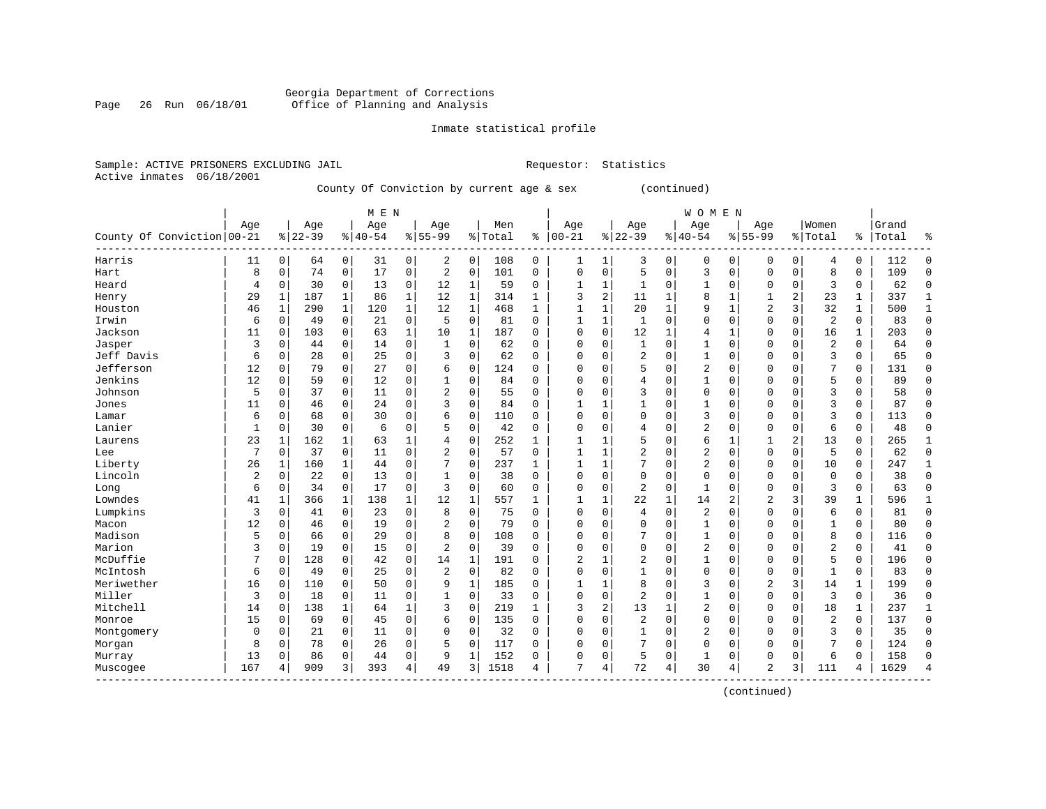Georgia Department of Corrections
Office of Planning and Analysis

Inmate statistical profile

Sample: ACTIVE PRISONERS EXCLUDING JAIL                                   Requestor: Statistics
Active inmates 06/18/2001

County Of Conviction by current age & sex (continued)

| County Of Conviction | MEN Age 00-21 | % | Age 22-39 | % | Age 40-54 | % | Age 55-99 | % | Men Total | % | WOMEN Age 00-21 | % | Age 22-39 | % | Age 40-54 | % | Age 55-99 | % | Women Total | % | Grand Total | % |
|---|---|---|---|---|---|---|---|---|---|---|---|---|---|---|---|---|---|---|---|---|---|---|
| Harris | 11 | 0 | 64 | 0 | 31 | 0 | 2 | 0 | 108 | 0 | 1 | 1 | 3 | 0 | 0 | 0 | 0 | 0 | 4 | 0 | 112 | 0 |
| Hart | 8 | 0 | 74 | 0 | 17 | 0 | 2 | 0 | 101 | 0 | 0 | 0 | 5 | 0 | 3 | 0 | 0 | 0 | 8 | 0 | 109 | 0 |
| Heard | 4 | 0 | 30 | 0 | 13 | 0 | 12 | 1 | 59 | 0 | 1 | 1 | 1 | 0 | 1 | 0 | 0 | 0 | 3 | 0 | 62 | 0 |
| Henry | 29 | 1 | 187 | 1 | 86 | 1 | 12 | 1 | 314 | 1 | 3 | 2 | 11 | 1 | 8 | 1 | 1 | 2 | 23 | 1 | 337 | 1 |
| Houston | 46 | 1 | 290 | 1 | 120 | 1 | 12 | 1 | 468 | 1 | 1 | 1 | 20 | 1 | 9 | 1 | 2 | 3 | 32 | 1 | 500 | 1 |
| Irwin | 6 | 0 | 49 | 0 | 21 | 0 | 5 | 0 | 81 | 0 | 1 | 1 | 1 | 0 | 0 | 0 | 0 | 0 | 2 | 0 | 83 | 0 |
| Jackson | 11 | 0 | 103 | 0 | 63 | 1 | 10 | 1 | 187 | 0 | 0 | 0 | 12 | 1 | 4 | 1 | 0 | 0 | 16 | 1 | 203 | 0 |
| Jasper | 3 | 0 | 44 | 0 | 14 | 0 | 1 | 0 | 62 | 0 | 0 | 0 | 1 | 0 | 1 | 0 | 0 | 0 | 2 | 0 | 64 | 0 |
| Jeff Davis | 6 | 0 | 28 | 0 | 25 | 0 | 3 | 0 | 62 | 0 | 0 | 0 | 2 | 0 | 1 | 0 | 0 | 0 | 3 | 0 | 65 | 0 |
| Jefferson | 12 | 0 | 79 | 0 | 27 | 0 | 6 | 0 | 124 | 0 | 0 | 0 | 5 | 0 | 2 | 0 | 0 | 0 | 7 | 0 | 131 | 0 |
| Jenkins | 12 | 0 | 59 | 0 | 12 | 0 | 1 | 0 | 84 | 0 | 0 | 0 | 4 | 0 | 1 | 0 | 0 | 0 | 5 | 0 | 89 | 0 |
| Johnson | 5 | 0 | 37 | 0 | 11 | 0 | 2 | 0 | 55 | 0 | 0 | 0 | 3 | 0 | 0 | 0 | 0 | 0 | 3 | 0 | 58 | 0 |
| Jones | 11 | 0 | 46 | 0 | 24 | 0 | 3 | 0 | 84 | 0 | 1 | 1 | 1 | 0 | 1 | 0 | 0 | 0 | 3 | 0 | 87 | 0 |
| Lamar | 6 | 0 | 68 | 0 | 30 | 0 | 6 | 0 | 110 | 0 | 0 | 0 | 0 | 0 | 3 | 0 | 0 | 0 | 3 | 0 | 113 | 0 |
| Lanier | 1 | 0 | 30 | 0 | 6 | 0 | 5 | 0 | 42 | 0 | 0 | 0 | 4 | 0 | 2 | 0 | 0 | 0 | 6 | 0 | 48 | 0 |
| Laurens | 23 | 1 | 162 | 1 | 63 | 1 | 4 | 0 | 252 | 1 | 1 | 1 | 5 | 0 | 6 | 1 | 1 | 2 | 13 | 0 | 265 | 1 |
| Lee | 7 | 0 | 37 | 0 | 11 | 0 | 2 | 0 | 57 | 0 | 1 | 1 | 2 | 0 | 2 | 0 | 0 | 0 | 5 | 0 | 62 | 0 |
| Liberty | 26 | 1 | 160 | 1 | 44 | 0 | 7 | 0 | 237 | 1 | 1 | 1 | 7 | 0 | 2 | 0 | 0 | 0 | 10 | 0 | 247 | 1 |
| Lincoln | 2 | 0 | 22 | 0 | 13 | 0 | 1 | 0 | 38 | 0 | 0 | 0 | 0 | 0 | 0 | 0 | 0 | 0 | 0 | 0 | 38 | 0 |
| Long | 6 | 0 | 34 | 0 | 17 | 0 | 3 | 0 | 60 | 0 | 0 | 0 | 2 | 0 | 1 | 0 | 0 | 0 | 3 | 0 | 63 | 0 |
| Lowndes | 41 | 1 | 366 | 1 | 138 | 1 | 12 | 1 | 557 | 1 | 1 | 1 | 22 | 1 | 14 | 2 | 2 | 3 | 39 | 1 | 596 | 1 |
| Lumpkins | 3 | 0 | 41 | 0 | 23 | 0 | 8 | 0 | 75 | 0 | 0 | 0 | 4 | 0 | 2 | 0 | 0 | 0 | 6 | 0 | 81 | 0 |
| Macon | 12 | 0 | 46 | 0 | 19 | 0 | 2 | 0 | 79 | 0 | 0 | 0 | 0 | 0 | 1 | 0 | 0 | 0 | 1 | 0 | 80 | 0 |
| Madison | 5 | 0 | 66 | 0 | 29 | 0 | 8 | 0 | 108 | 0 | 0 | 0 | 7 | 0 | 1 | 0 | 0 | 0 | 8 | 0 | 116 | 0 |
| Marion | 3 | 0 | 19 | 0 | 15 | 0 | 2 | 0 | 39 | 0 | 0 | 0 | 0 | 0 | 2 | 0 | 0 | 0 | 2 | 0 | 41 | 0 |
| McDuffie | 7 | 0 | 128 | 0 | 42 | 0 | 14 | 1 | 191 | 0 | 2 | 1 | 2 | 0 | 1 | 0 | 0 | 0 | 5 | 0 | 196 | 0 |
| McIntosh | 6 | 0 | 49 | 0 | 25 | 0 | 2 | 0 | 82 | 0 | 0 | 0 | 1 | 0 | 0 | 0 | 0 | 0 | 1 | 0 | 83 | 0 |
| Meriwether | 16 | 0 | 110 | 0 | 50 | 0 | 9 | 1 | 185 | 0 | 1 | 1 | 8 | 0 | 3 | 0 | 2 | 3 | 14 | 1 | 199 | 0 |
| Miller | 3 | 0 | 18 | 0 | 11 | 0 | 1 | 0 | 33 | 0 | 0 | 0 | 2 | 0 | 1 | 0 | 0 | 0 | 3 | 0 | 36 | 0 |
| Mitchell | 14 | 0 | 138 | 1 | 64 | 1 | 3 | 0 | 219 | 1 | 3 | 2 | 13 | 1 | 2 | 0 | 0 | 0 | 18 | 1 | 237 | 1 |
| Monroe | 15 | 0 | 69 | 0 | 45 | 0 | 6 | 0 | 135 | 0 | 0 | 0 | 2 | 0 | 0 | 0 | 0 | 0 | 2 | 0 | 137 | 0 |
| Montgomery | 0 | 0 | 21 | 0 | 11 | 0 | 0 | 0 | 32 | 0 | 0 | 0 | 1 | 0 | 2 | 0 | 0 | 0 | 3 | 0 | 35 | 0 |
| Morgan | 8 | 0 | 78 | 0 | 26 | 0 | 5 | 0 | 117 | 0 | 0 | 0 | 7 | 0 | 0 | 0 | 0 | 0 | 7 | 0 | 124 | 0 |
| Murray | 13 | 0 | 86 | 0 | 44 | 0 | 9 | 1 | 152 | 0 | 0 | 0 | 5 | 0 | 1 | 0 | 0 | 0 | 6 | 0 | 158 | 0 |
| Muscogee | 167 | 4 | 909 | 3 | 393 | 4 | 49 | 3 | 1518 | 4 | 7 | 4 | 72 | 4 | 30 | 4 | 2 | 3 | 111 | 4 | 1629 | 4 |

(continued)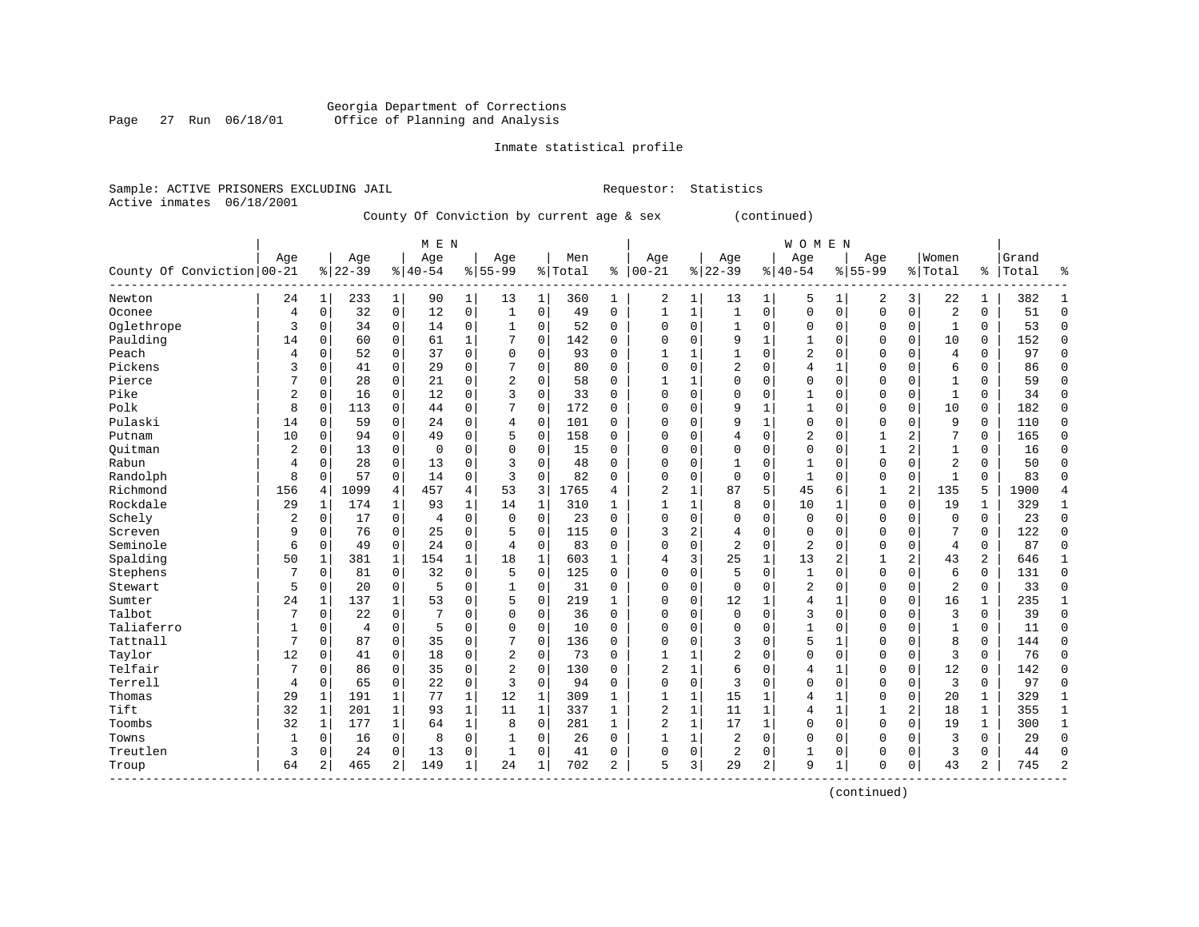Georgia Department of Corrections
Office of Planning and Analysis

Inmate statistical profile

Sample: ACTIVE PRISONERS EXCLUDING JAIL    Requestor: Statistics
Active inmates 06/18/2001

County Of Conviction by current age & sex (continued)

| County Of Conviction | MEN Age 00-21 | % | Age 22-39 | % | Age 40-54 | % | Age 55-99 | % | Men Total | % | WOMEN Age 00-21 | % | Age 22-39 | % | Age 40-54 | % | Age 55-99 | % | Women Total | % | Grand Total | % |
|---|---|---|---|---|---|---|---|---|---|---|---|---|---|---|---|---|---|---|---|---|---|---|
| Newton | 24 | 1 | 233 | 1 | 90 | 1 | 13 | 1 | 360 | 1 | 2 | 1 | 13 | 1 | 5 | 1 | 2 | 3 | 22 | 1 | 382 | 1 |
| Oconee | 4 | 0 | 32 | 0 | 12 | 0 | 1 | 0 | 49 | 0 | 1 | 1 | 1 | 0 | 0 | 0 | 0 | 0 | 2 | 0 | 51 | 0 |
| Oglethrope | 3 | 0 | 34 | 0 | 14 | 0 | 1 | 0 | 52 | 0 | 0 | 0 | 1 | 0 | 0 | 0 | 0 | 0 | 1 | 0 | 53 | 0 |
| Paulding | 14 | 0 | 60 | 0 | 61 | 1 | 7 | 0 | 142 | 0 | 0 | 0 | 9 | 1 | 1 | 0 | 0 | 0 | 10 | 0 | 152 | 0 |
| Peach | 4 | 0 | 52 | 0 | 37 | 0 | 0 | 0 | 93 | 0 | 1 | 1 | 1 | 0 | 2 | 0 | 0 | 0 | 4 | 0 | 97 | 0 |
| Pickens | 3 | 0 | 41 | 0 | 29 | 0 | 7 | 0 | 80 | 0 | 0 | 0 | 2 | 0 | 4 | 1 | 0 | 0 | 6 | 0 | 86 | 0 |
| Pierce | 7 | 0 | 28 | 0 | 21 | 0 | 2 | 0 | 58 | 0 | 1 | 1 | 0 | 0 | 0 | 0 | 0 | 0 | 1 | 0 | 59 | 0 |
| Pike | 2 | 0 | 16 | 0 | 12 | 0 | 3 | 0 | 33 | 0 | 0 | 0 | 0 | 0 | 1 | 0 | 0 | 0 | 1 | 0 | 34 | 0 |
| Polk | 8 | 0 | 113 | 0 | 44 | 0 | 7 | 0 | 172 | 0 | 0 | 0 | 9 | 1 | 1 | 0 | 0 | 0 | 10 | 0 | 182 | 0 |
| Pulaski | 14 | 0 | 59 | 0 | 24 | 0 | 4 | 0 | 101 | 0 | 0 | 0 | 9 | 1 | 0 | 0 | 0 | 0 | 9 | 0 | 110 | 0 |
| Putnam | 10 | 0 | 94 | 0 | 49 | 0 | 5 | 0 | 158 | 0 | 0 | 0 | 4 | 0 | 2 | 0 | 1 | 2 | 7 | 0 | 165 | 0 |
| Quitman | 2 | 0 | 13 | 0 | 0 | 0 | 0 | 0 | 15 | 0 | 0 | 0 | 0 | 0 | 0 | 0 | 1 | 2 | 1 | 0 | 16 | 0 |
| Rabun | 4 | 0 | 28 | 0 | 13 | 0 | 3 | 0 | 48 | 0 | 0 | 0 | 1 | 0 | 1 | 0 | 0 | 0 | 2 | 0 | 50 | 0 |
| Randolph | 8 | 0 | 57 | 0 | 14 | 0 | 3 | 0 | 82 | 0 | 0 | 0 | 0 | 0 | 1 | 0 | 0 | 0 | 1 | 0 | 83 | 0 |
| Richmond | 156 | 4 | 1099 | 4 | 457 | 4 | 53 | 3 | 1765 | 4 | 2 | 1 | 87 | 5 | 45 | 6 | 1 | 2 | 135 | 5 | 1900 | 4 |
| Rockdale | 29 | 1 | 174 | 1 | 93 | 1 | 14 | 1 | 310 | 1 | 1 | 1 | 8 | 0 | 10 | 1 | 0 | 0 | 19 | 1 | 329 | 1 |
| Schely | 2 | 0 | 17 | 0 | 4 | 0 | 0 | 0 | 23 | 0 | 0 | 0 | 0 | 0 | 0 | 0 | 0 | 0 | 0 | 0 | 23 | 0 |
| Screven | 9 | 0 | 76 | 0 | 25 | 0 | 5 | 0 | 115 | 0 | 3 | 2 | 4 | 0 | 0 | 0 | 0 | 0 | 7 | 0 | 122 | 0 |
| Seminole | 6 | 0 | 49 | 0 | 24 | 0 | 4 | 0 | 83 | 0 | 0 | 0 | 2 | 0 | 2 | 0 | 0 | 0 | 4 | 0 | 87 | 0 |
| Spalding | 50 | 1 | 381 | 1 | 154 | 1 | 18 | 1 | 603 | 1 | 4 | 3 | 25 | 1 | 13 | 2 | 1 | 2 | 43 | 2 | 646 | 1 |
| Stephens | 7 | 0 | 81 | 0 | 32 | 0 | 5 | 0 | 125 | 0 | 0 | 0 | 5 | 0 | 1 | 0 | 0 | 0 | 6 | 0 | 131 | 0 |
| Stewart | 5 | 0 | 20 | 0 | 5 | 0 | 1 | 0 | 31 | 0 | 0 | 0 | 0 | 0 | 2 | 0 | 0 | 0 | 2 | 0 | 33 | 0 |
| Sumter | 24 | 1 | 137 | 1 | 53 | 0 | 5 | 0 | 219 | 1 | 0 | 0 | 12 | 1 | 4 | 1 | 0 | 0 | 16 | 1 | 235 | 1 |
| Talbot | 7 | 0 | 22 | 0 | 7 | 0 | 0 | 0 | 36 | 0 | 0 | 0 | 0 | 0 | 3 | 0 | 0 | 0 | 3 | 0 | 39 | 0 |
| Taliaferro | 1 | 0 | 4 | 0 | 5 | 0 | 0 | 0 | 10 | 0 | 0 | 0 | 0 | 0 | 1 | 0 | 0 | 0 | 1 | 0 | 11 | 0 |
| Tattnall | 7 | 0 | 87 | 0 | 35 | 0 | 7 | 0 | 136 | 0 | 0 | 0 | 3 | 0 | 5 | 1 | 0 | 0 | 8 | 0 | 144 | 0 |
| Taylor | 12 | 0 | 41 | 0 | 18 | 0 | 2 | 0 | 73 | 0 | 1 | 1 | 2 | 0 | 0 | 0 | 0 | 0 | 3 | 0 | 76 | 0 |
| Telfair | 7 | 0 | 86 | 0 | 35 | 0 | 2 | 0 | 130 | 0 | 2 | 1 | 6 | 0 | 4 | 1 | 0 | 0 | 12 | 0 | 142 | 0 |
| Terrell | 4 | 0 | 65 | 0 | 22 | 0 | 3 | 0 | 94 | 0 | 0 | 0 | 3 | 0 | 0 | 0 | 0 | 0 | 3 | 0 | 97 | 0 |
| Thomas | 29 | 1 | 191 | 1 | 77 | 1 | 12 | 1 | 309 | 1 | 1 | 1 | 15 | 1 | 4 | 1 | 0 | 0 | 20 | 1 | 329 | 1 |
| Tift | 32 | 1 | 201 | 1 | 93 | 1 | 11 | 1 | 337 | 1 | 2 | 1 | 11 | 1 | 4 | 1 | 1 | 2 | 18 | 1 | 355 | 1 |
| Toombs | 32 | 1 | 177 | 1 | 64 | 1 | 8 | 0 | 281 | 1 | 2 | 1 | 17 | 1 | 0 | 0 | 0 | 0 | 19 | 1 | 300 | 1 |
| Towns | 1 | 0 | 16 | 0 | 8 | 0 | 1 | 0 | 26 | 0 | 1 | 1 | 2 | 0 | 0 | 0 | 0 | 0 | 3 | 0 | 29 | 0 |
| Treutlen | 3 | 0 | 24 | 0 | 13 | 0 | 1 | 0 | 41 | 0 | 0 | 0 | 2 | 0 | 1 | 0 | 0 | 0 | 3 | 0 | 44 | 0 |
| Troup | 64 | 2 | 465 | 2 | 149 | 1 | 24 | 1 | 702 | 2 | 5 | 3 | 29 | 2 | 9 | 1 | 0 | 0 | 43 | 2 | 745 | 2 |

(continued)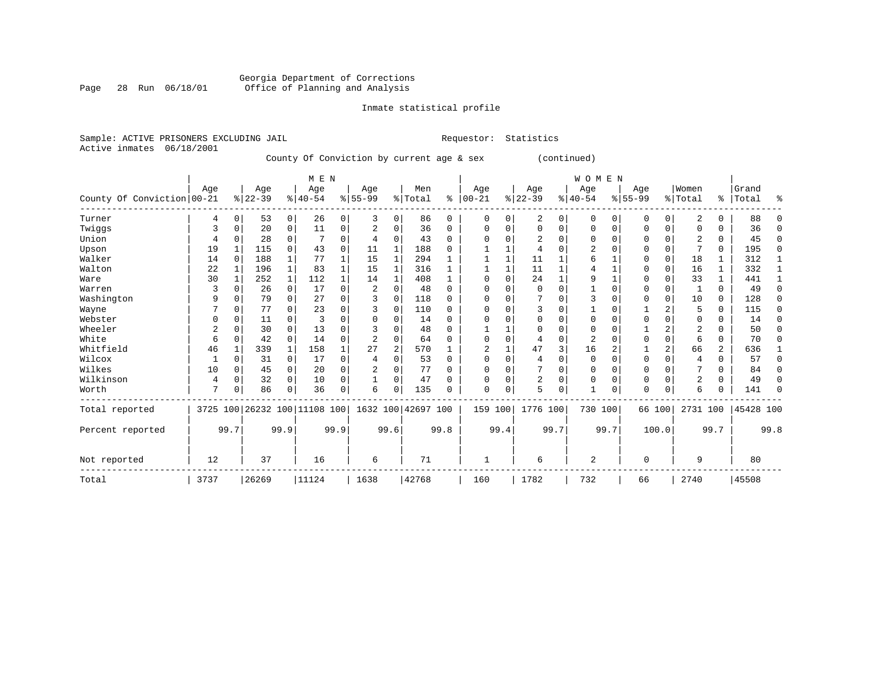Georgia Department of Corrections
Office of Planning and Analysis

Inmate statistical profile

Sample: ACTIVE PRISONERS EXCLUDING JAIL    Requestor: Statistics
Active inmates 06/18/2001

County Of Conviction by current age & sex (continued)

| County Of Conviction | MEN Age 00-21 | % | Age 22-39 | % | Age 40-54 | % | Age 55-99 | % | Men Total | % | WOMEN Age 00-21 | % | Age 22-39 | % | Age 40-54 | % | Age 55-99 | % | Women Total | % | Grand Total | % |
|---|---|---|---|---|---|---|---|---|---|---|---|---|---|---|---|---|---|---|---|---|---|---|
| Turner | 4 | 0 | 53 | 0 | 26 | 0 | 3 | 0 | 86 | 0 | 0 | 0 | 2 | 0 | 0 | 0 | 0 | 0 | 2 | 0 | 88 | 0 |
| Twiggs | 3 | 0 | 20 | 0 | 11 | 0 | 2 | 0 | 36 | 0 | 0 | 0 | 0 | 0 | 0 | 0 | 0 | 0 | 0 | 0 | 36 | 0 |
| Union | 4 | 0 | 28 | 0 | 7 | 0 | 4 | 0 | 43 | 0 | 0 | 0 | 2 | 0 | 0 | 0 | 0 | 0 | 2 | 0 | 45 | 0 |
| Upson | 19 | 1 | 115 | 0 | 43 | 0 | 11 | 1 | 188 | 0 | 1 | 1 | 4 | 0 | 2 | 0 | 0 | 0 | 7 | 0 | 195 | 0 |
| Walker | 14 | 0 | 188 | 1 | 77 | 1 | 15 | 1 | 294 | 1 | 1 | 1 | 11 | 1 | 6 | 1 | 0 | 0 | 18 | 1 | 312 | 1 |
| Walton | 22 | 1 | 196 | 1 | 83 | 1 | 15 | 1 | 316 | 1 | 1 | 1 | 11 | 1 | 4 | 1 | 0 | 0 | 16 | 1 | 332 | 1 |
| Ware | 30 | 1 | 252 | 1 | 112 | 1 | 14 | 1 | 408 | 1 | 0 | 0 | 24 | 1 | 9 | 1 | 0 | 0 | 33 | 1 | 441 | 1 |
| Warren | 3 | 0 | 26 | 0 | 17 | 0 | 2 | 0 | 48 | 0 | 0 | 0 | 0 | 0 | 1 | 0 | 0 | 0 | 1 | 0 | 49 | 0 |
| Washington | 9 | 0 | 79 | 0 | 27 | 0 | 3 | 0 | 118 | 0 | 0 | 0 | 7 | 0 | 3 | 0 | 0 | 0 | 10 | 0 | 128 | 0 |
| Wayne | 7 | 0 | 77 | 0 | 23 | 0 | 3 | 0 | 110 | 0 | 0 | 0 | 3 | 0 | 1 | 0 | 1 | 2 | 5 | 0 | 115 | 0 |
| Webster | 0 | 0 | 11 | 0 | 3 | 0 | 0 | 0 | 14 | 0 | 0 | 0 | 0 | 0 | 0 | 0 | 0 | 0 | 0 | 0 | 14 | 0 |
| Wheeler | 2 | 0 | 30 | 0 | 13 | 0 | 3 | 0 | 48 | 0 | 1 | 1 | 0 | 0 | 0 | 0 | 1 | 2 | 2 | 0 | 50 | 0 |
| White | 6 | 0 | 42 | 0 | 14 | 0 | 2 | 0 | 64 | 0 | 0 | 0 | 4 | 0 | 2 | 0 | 0 | 0 | 6 | 0 | 70 | 0 |
| Whitfield | 46 | 1 | 339 | 1 | 158 | 1 | 27 | 2 | 570 | 1 | 2 | 1 | 47 | 3 | 16 | 2 | 1 | 2 | 66 | 2 | 636 | 1 |
| Wilcox | 1 | 0 | 31 | 0 | 17 | 0 | 4 | 0 | 53 | 0 | 0 | 0 | 4 | 0 | 0 | 0 | 0 | 0 | 4 | 0 | 57 | 0 |
| Wilkes | 10 | 0 | 45 | 0 | 20 | 0 | 2 | 0 | 77 | 0 | 0 | 0 | 7 | 0 | 0 | 0 | 0 | 0 | 7 | 0 | 84 | 0 |
| Wilkinson | 4 | 0 | 32 | 0 | 10 | 0 | 1 | 0 | 47 | 0 | 0 | 0 | 2 | 0 | 0 | 0 | 0 | 0 | 2 | 0 | 49 | 0 |
| Worth | 7 | 0 | 86 | 0 | 36 | 0 | 6 | 0 | 135 | 0 | 0 | 0 | 5 | 0 | 1 | 0 | 0 | 0 | 6 | 0 | 141 | 0 |
| Total reported | 3725 | 100 | 26232 | 100 | 11108 | 100 | 1632 | 100 | 42697 | 100 | 159 | 100 | 1776 | 100 | 730 | 100 | 66 | 100 | 2731 | 100 | 45428 | 100 |
| Percent reported | | 99.7 | | 99.9 | | 99.9 | | 99.6 | | 99.8 | | 99.4 | | 99.7 | | 99.7 | | 100.0 | | 99.7 | | 99.8 |
| Not reported | 12 | | 37 | | 16 | | 6 | | 71 | | 1 | | 6 | | 2 | | 0 | | 9 | | 80 | |
| Total | 3737 | | 26269 | | 11124 | | 1638 | | 42768 | | 160 | | 1782 | | 732 | | 66 | | 2740 | | 45508 | |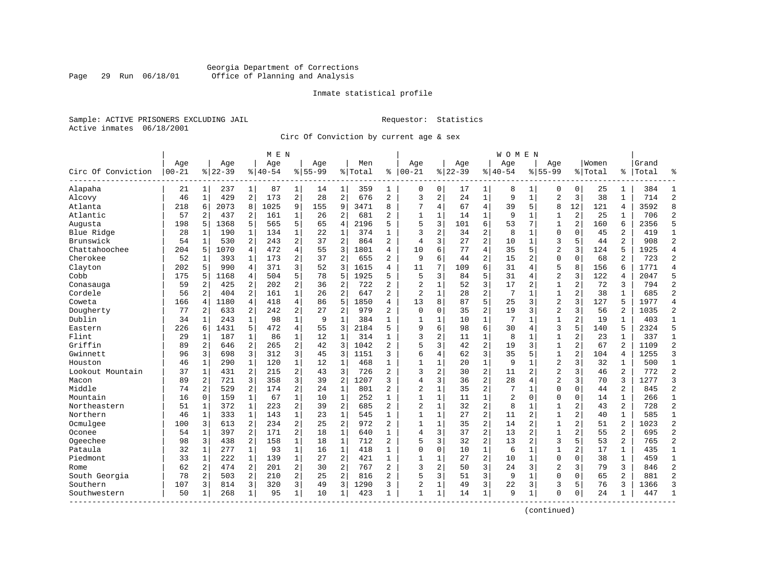Georgia Department of Corrections
Office of Planning and Analysis

Inmate statistical profile

Sample: ACTIVE PRISONERS EXCLUDING JAIL    Requestor: Statistics
Active inmates 06/18/2001

Circ Of Conviction by current age & sex

| Circ Of Conviction | MEN Age 00-21 | % | Age 22-39 | % | Age 40-54 | % | Age 55-99 | % | Men Total | % | WOMEN Age 00-21 | % | Age 22-39 | % | Age 40-54 | % | Age 55-99 | % | Women Total | % | Grand Total | % |
|---|---|---|---|---|---|---|---|---|---|---|---|---|---|---|---|---|---|---|---|---|---|---|
| Alapaha | 21 | 1 | 237 | 1 | 87 | 1 | 14 | 1 | 359 | 1 | 0 | 0 | 17 | 1 | 8 | 1 | 0 | 0 | 25 | 1 | 384 | 1 |
| Alcovy | 46 | 1 | 429 | 2 | 173 | 2 | 28 | 2 | 676 | 2 | 3 | 2 | 24 | 1 | 9 | 1 | 2 | 3 | 38 | 1 | 714 | 2 |
| Atlanta | 218 | 6 | 2073 | 8 | 1025 | 9 | 155 | 9 | 3471 | 8 | 7 | 4 | 67 | 4 | 39 | 5 | 8 | 12 | 121 | 4 | 3592 | 8 |
| Atlantic | 57 | 2 | 437 | 2 | 161 | 1 | 26 | 2 | 681 | 2 | 1 | 1 | 14 | 1 | 9 | 1 | 1 | 2 | 25 | 1 | 706 | 2 |
| Augusta | 198 | 5 | 1368 | 5 | 565 | 5 | 65 | 4 | 2196 | 5 | 5 | 3 | 101 | 6 | 53 | 7 | 1 | 2 | 160 | 6 | 2356 | 5 |
| Blue Ridge | 28 | 1 | 190 | 1 | 134 | 1 | 22 | 1 | 374 | 1 | 3 | 2 | 34 | 2 | 8 | 1 | 0 | 0 | 45 | 2 | 419 | 1 |
| Brunswick | 54 | 1 | 530 | 2 | 243 | 2 | 37 | 2 | 864 | 2 | 4 | 3 | 27 | 2 | 10 | 1 | 3 | 5 | 44 | 2 | 908 | 2 |
| Chattahoochee | 204 | 5 | 1070 | 4 | 472 | 4 | 55 | 3 | 1801 | 4 | 10 | 6 | 77 | 4 | 35 | 5 | 2 | 3 | 124 | 5 | 1925 | 4 |
| Cherokee | 52 | 1 | 393 | 1 | 173 | 2 | 37 | 2 | 655 | 2 | 9 | 6 | 44 | 2 | 15 | 2 | 0 | 0 | 68 | 2 | 723 | 2 |
| Clayton | 202 | 5 | 990 | 4 | 371 | 3 | 52 | 3 | 1615 | 4 | 11 | 7 | 109 | 6 | 31 | 4 | 5 | 8 | 156 | 6 | 1771 | 4 |
| Cobb | 175 | 5 | 1168 | 4 | 504 | 5 | 78 | 5 | 1925 | 5 | 5 | 3 | 84 | 5 | 31 | 4 | 2 | 3 | 122 | 4 | 2047 | 5 |
| Conasauga | 59 | 2 | 425 | 2 | 202 | 2 | 36 | 2 | 722 | 2 | 2 | 1 | 52 | 3 | 17 | 2 | 1 | 2 | 72 | 3 | 794 | 2 |
| Cordele | 56 | 2 | 404 | 2 | 161 | 1 | 26 | 2 | 647 | 2 | 2 | 1 | 28 | 2 | 7 | 1 | 1 | 2 | 38 | 1 | 685 | 2 |
| Coweta | 166 | 4 | 1180 | 4 | 418 | 4 | 86 | 5 | 1850 | 4 | 13 | 8 | 87 | 5 | 25 | 3 | 2 | 3 | 127 | 5 | 1977 | 4 |
| Dougherty | 77 | 2 | 633 | 2 | 242 | 2 | 27 | 2 | 979 | 2 | 0 | 0 | 35 | 2 | 19 | 3 | 2 | 3 | 56 | 2 | 1035 | 2 |
| Dublin | 34 | 1 | 243 | 1 | 98 | 1 | 9 | 1 | 384 | 1 | 1 | 1 | 10 | 1 | 7 | 1 | 1 | 2 | 19 | 1 | 403 | 1 |
| Eastern | 226 | 6 | 1431 | 5 | 472 | 4 | 55 | 3 | 2184 | 5 | 9 | 6 | 98 | 6 | 30 | 4 | 3 | 5 | 140 | 5 | 2324 | 5 |
| Flint | 29 | 1 | 187 | 1 | 86 | 1 | 12 | 1 | 314 | 1 | 3 | 2 | 11 | 1 | 8 | 1 | 1 | 2 | 23 | 1 | 337 | 1 |
| Griffin | 89 | 2 | 646 | 2 | 265 | 2 | 42 | 3 | 1042 | 2 | 5 | 3 | 42 | 2 | 19 | 3 | 1 | 2 | 67 | 2 | 1109 | 2 |
| Gwinnett | 96 | 3 | 698 | 3 | 312 | 3 | 45 | 3 | 1151 | 3 | 6 | 4 | 62 | 3 | 35 | 5 | 1 | 2 | 104 | 4 | 1255 | 3 |
| Houston | 46 | 1 | 290 | 1 | 120 | 1 | 12 | 1 | 468 | 1 | 1 | 1 | 20 | 1 | 9 | 1 | 2 | 3 | 32 | 1 | 500 | 1 |
| Lookout Mountain | 37 | 1 | 431 | 2 | 215 | 2 | 43 | 3 | 726 | 2 | 3 | 2 | 30 | 2 | 11 | 2 | 2 | 3 | 46 | 2 | 772 | 2 |
| Macon | 89 | 2 | 721 | 3 | 358 | 3 | 39 | 2 | 1207 | 3 | 4 | 3 | 36 | 2 | 28 | 4 | 2 | 3 | 70 | 3 | 1277 | 3 |
| Middle | 74 | 2 | 529 | 2 | 174 | 2 | 24 | 1 | 801 | 2 | 2 | 1 | 35 | 2 | 7 | 1 | 0 | 0 | 44 | 2 | 845 | 2 |
| Mountain | 16 | 0 | 159 | 1 | 67 | 1 | 10 | 1 | 252 | 1 | 1 | 1 | 11 | 1 | 2 | 0 | 0 | 0 | 14 | 1 | 266 | 1 |
| Northeastern | 51 | 1 | 372 | 1 | 223 | 2 | 39 | 2 | 685 | 2 | 2 | 1 | 32 | 2 | 8 | 1 | 1 | 2 | 43 | 2 | 728 | 2 |
| Northern | 46 | 1 | 333 | 1 | 143 | 1 | 23 | 1 | 545 | 1 | 1 | 1 | 27 | 2 | 11 | 2 | 1 | 2 | 40 | 1 | 585 | 1 |
| Ocmulgee | 100 | 3 | 613 | 2 | 234 | 2 | 25 | 2 | 972 | 2 | 1 | 1 | 35 | 2 | 14 | 2 | 1 | 2 | 51 | 2 | 1023 | 2 |
| Oconee | 54 | 1 | 397 | 2 | 171 | 2 | 18 | 1 | 640 | 1 | 4 | 3 | 37 | 2 | 13 | 2 | 1 | 2 | 55 | 2 | 695 | 2 |
| Ogeechee | 98 | 3 | 438 | 2 | 158 | 1 | 18 | 1 | 712 | 2 | 5 | 3 | 32 | 2 | 13 | 2 | 3 | 5 | 53 | 2 | 765 | 2 |
| Pataula | 32 | 1 | 277 | 1 | 93 | 1 | 16 | 1 | 418 | 1 | 0 | 0 | 10 | 1 | 6 | 1 | 1 | 2 | 17 | 1 | 435 | 1 |
| Piedmont | 33 | 1 | 222 | 1 | 139 | 1 | 27 | 2 | 421 | 1 | 1 | 1 | 27 | 2 | 10 | 1 | 0 | 0 | 38 | 1 | 459 | 1 |
| Rome | 62 | 2 | 474 | 2 | 201 | 2 | 30 | 2 | 767 | 2 | 3 | 2 | 50 | 3 | 24 | 3 | 2 | 3 | 79 | 3 | 846 | 2 |
| South Georgia | 78 | 2 | 503 | 2 | 210 | 2 | 25 | 2 | 816 | 2 | 5 | 3 | 51 | 3 | 9 | 1 | 0 | 0 | 65 | 2 | 881 | 2 |
| Southern | 107 | 3 | 814 | 3 | 320 | 3 | 49 | 3 | 1290 | 3 | 2 | 1 | 49 | 3 | 22 | 3 | 3 | 5 | 76 | 3 | 1366 | 3 |
| Southwestern | 50 | 1 | 268 | 1 | 95 | 1 | 10 | 1 | 423 | 1 | 1 | 1 | 14 | 1 | 9 | 1 | 0 | 0 | 24 | 1 | 447 | 1 |

(continued)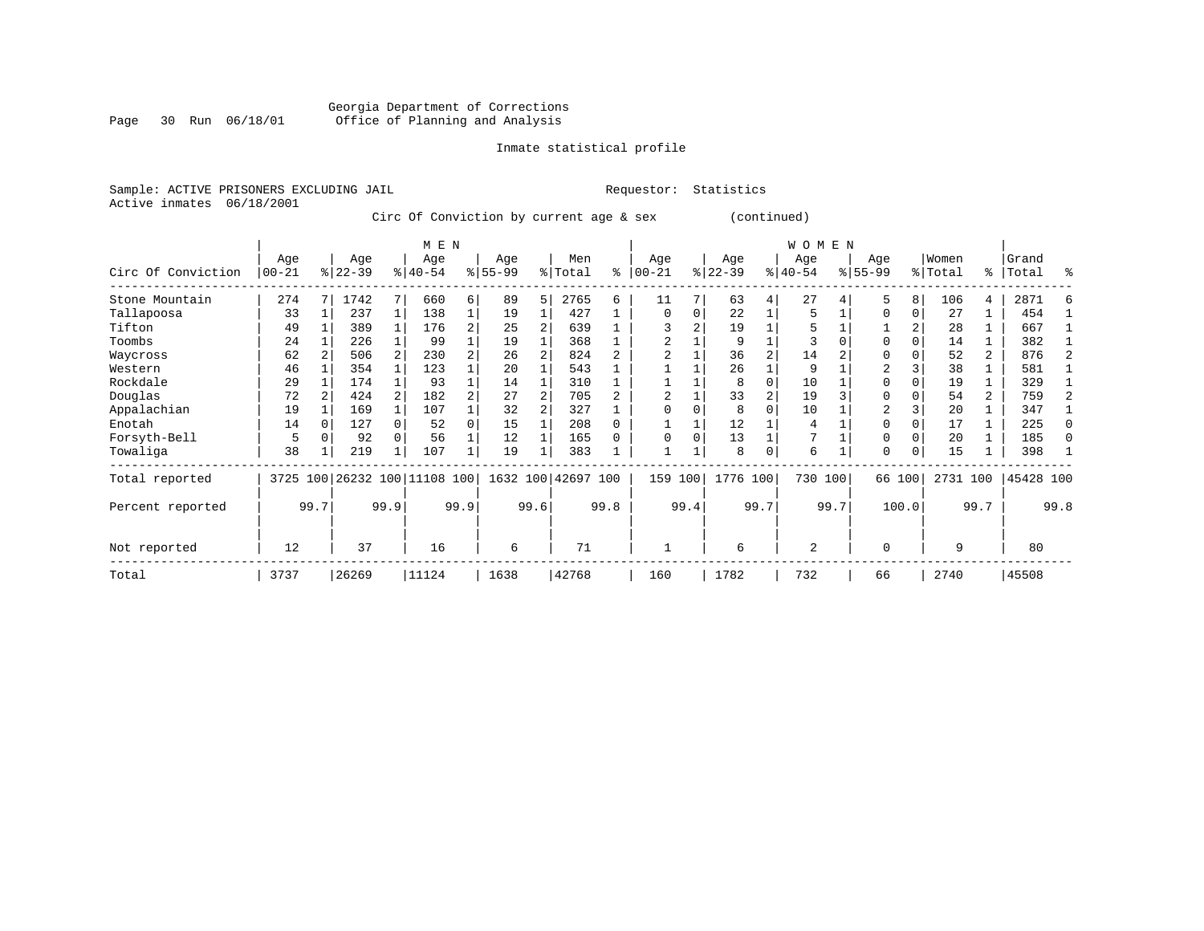Georgia Department of Corrections
Office of Planning and Analysis

Inmate statistical profile

Sample: ACTIVE PRISONERS EXCLUDING JAIL

Requestor: Statistics

Active inmates 06/18/2001

Circ Of Conviction by current age & sex (continued)

| Circ Of Conviction | MEN Age 00-21 | % | Age 22-39 | % | Age 40-54 | % | Age 55-99 | % | Men Total | % | WOMEN Age 00-21 | % | Age 22-39 | % | Age 40-54 | % | Age 55-99 | % | Women Total | % | Grand Total | % |
|---|---|---|---|---|---|---|---|---|---|---|---|---|---|---|---|---|---|---|---|---|---|---|
| Stone Mountain | 274 | 7 | 1742 | 7 | 660 | 6 | 89 | 5 | 2765 | 6 | 11 | 7 | 63 | 4 | 27 | 4 | 5 | 8 | 106 | 4 | 2871 | 6 |
| Tallapoosa | 33 | 1 | 237 | 1 | 138 | 1 | 19 | 1 | 427 | 1 | 0 | 0 | 22 | 1 | 5 | 1 | 0 | 0 | 27 | 1 | 454 | 1 |
| Tifton | 49 | 1 | 389 | 1 | 176 | 2 | 25 | 2 | 639 | 1 | 3 | 2 | 19 | 1 | 5 | 1 | 1 | 2 | 28 | 1 | 667 | 1 |
| Toombs | 24 | 1 | 226 | 1 | 99 | 1 | 19 | 1 | 368 | 1 | 2 | 1 | 9 | 1 | 3 | 0 | 0 | 0 | 14 | 1 | 382 | 1 |
| Waycross | 62 | 2 | 506 | 2 | 230 | 2 | 26 | 2 | 824 | 2 | 2 | 1 | 36 | 2 | 14 | 2 | 0 | 0 | 52 | 2 | 876 | 2 |
| Western | 46 | 1 | 354 | 1 | 123 | 1 | 20 | 1 | 543 | 1 | 1 | 1 | 26 | 1 | 9 | 1 | 2 | 3 | 38 | 1 | 581 | 1 |
| Rockdale | 29 | 1 | 174 | 1 | 93 | 1 | 14 | 1 | 310 | 1 | 1 | 1 | 8 | 0 | 10 | 1 | 0 | 0 | 19 | 1 | 329 | 1 |
| Douglas | 72 | 2 | 424 | 2 | 182 | 2 | 27 | 2 | 705 | 2 | 2 | 1 | 33 | 2 | 19 | 3 | 0 | 0 | 54 | 2 | 759 | 2 |
| Appalachian | 19 | 1 | 169 | 1 | 107 | 1 | 32 | 2 | 327 | 1 | 0 | 0 | 8 | 0 | 10 | 1 | 2 | 3 | 20 | 1 | 347 | 1 |
| Enotah | 14 | 0 | 127 | 0 | 52 | 0 | 15 | 1 | 208 | 0 | 1 | 1 | 12 | 1 | 4 | 1 | 0 | 0 | 17 | 1 | 225 | 0 |
| Forsyth-Bell | 5 | 0 | 92 | 0 | 56 | 1 | 12 | 1 | 165 | 0 | 0 | 0 | 13 | 1 | 7 | 1 | 0 | 0 | 20 | 1 | 185 | 0 |
| Towaliga | 38 | 1 | 219 | 1 | 107 | 1 | 19 | 1 | 383 | 1 | 1 | 1 | 8 | 0 | 6 | 1 | 0 | 0 | 15 | 1 | 398 | 1 |
| Total reported | 3725 | 100 | 26232 | 100 | 11108 | 100 | 1632 | 100 | 42697 | 100 | 159 | 100 | 1776 | 100 | 730 | 100 | 66 | 100 | 2731 | 100 | 45428 | 100 |
| Percent reported | | 99.7 | | 99.9 | | 99.9 | | 99.6 | | 99.8 | | 99.4 | | 99.7 | | 99.7 | | 100.0 | | 99.7 | | 99.8 |
| Not reported | 12 | | 37 | | 16 | | 6 | | 71 | | 1 | | 6 | | 2 | | 0 | | 9 | | 80 | |
| Total | 3737 | | 26269 | | 11124 | | 1638 | | 42768 | | 160 | | 1782 | | 732 | | 66 | | 2740 | | 45508 | |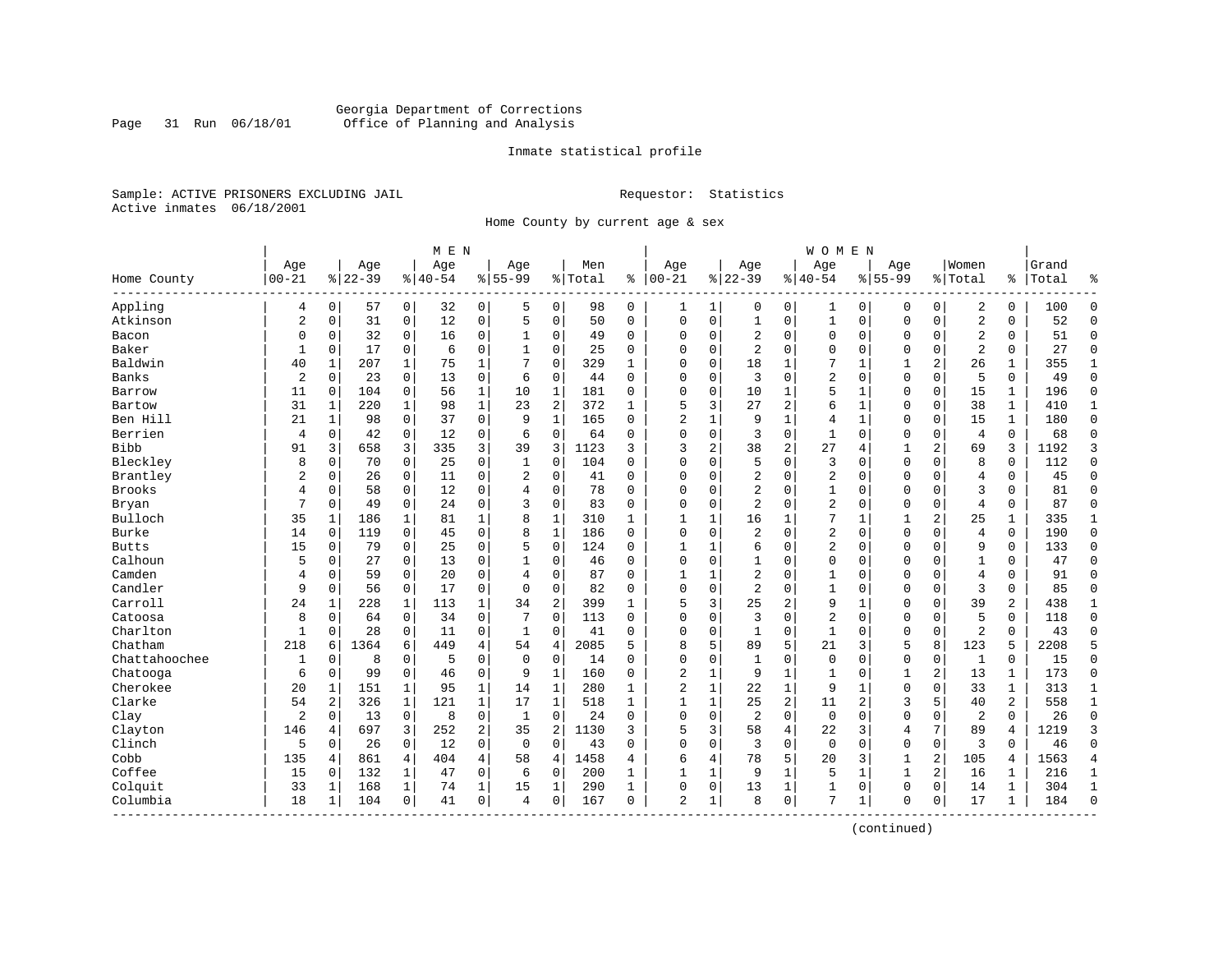Georgia Department of Corrections
Office of Planning and Analysis

Inmate statistical profile

Sample: ACTIVE PRISONERS EXCLUDING JAIL        Requestor: Statistics
Active inmates 06/18/2001

Home County by current age & sex

| Home County | MEN Age 00-21 | % | Age 22-39 | % | Age 40-54 | % | Age 55-99 | % | Men Total | % | WOMEN Age 00-21 | % | Age 22-39 | % | Age 40-54 | % | Age 55-99 | % | Women Total | % | Grand Total | % |
|---|---|---|---|---|---|---|---|---|---|---|---|---|---|---|---|---|---|---|---|---|---|---|
| Appling | 4 | 0 | 57 | 0 | 32 | 0 | 5 | 0 | 98 | 0 | 1 | 1 | 0 | 0 | 1 | 0 | 0 | 0 | 2 | 0 | 100 | 0 |
| Atkinson | 2 | 0 | 31 | 0 | 12 | 0 | 5 | 0 | 50 | 0 | 0 | 0 | 1 | 0 | 1 | 0 | 0 | 0 | 2 | 0 | 52 | 0 |
| Bacon | 0 | 0 | 32 | 0 | 16 | 0 | 1 | 0 | 49 | 0 | 0 | 0 | 2 | 0 | 0 | 0 | 0 | 0 | 2 | 0 | 51 | 0 |
| Baker | 1 | 0 | 17 | 0 | 6 | 0 | 1 | 0 | 25 | 0 | 0 | 0 | 2 | 0 | 0 | 0 | 0 | 0 | 2 | 0 | 27 | 0 |
| Baldwin | 40 | 1 | 207 | 1 | 75 | 1 | 7 | 0 | 329 | 1 | 0 | 0 | 18 | 1 | 7 | 1 | 1 | 2 | 26 | 1 | 355 | 1 |
| Banks | 2 | 0 | 23 | 0 | 13 | 0 | 6 | 0 | 44 | 0 | 0 | 0 | 3 | 0 | 2 | 0 | 0 | 0 | 5 | 0 | 49 | 0 |
| Barrow | 11 | 0 | 104 | 0 | 56 | 1 | 10 | 1 | 181 | 0 | 0 | 0 | 10 | 1 | 5 | 1 | 0 | 0 | 15 | 1 | 196 | 0 |
| Bartow | 31 | 1 | 220 | 1 | 98 | 1 | 23 | 2 | 372 | 1 | 5 | 3 | 27 | 2 | 6 | 1 | 0 | 0 | 38 | 1 | 410 | 1 |
| Ben Hill | 21 | 1 | 98 | 0 | 37 | 0 | 9 | 1 | 165 | 0 | 2 | 1 | 9 | 1 | 4 | 1 | 0 | 0 | 15 | 1 | 180 | 0 |
| Berrien | 4 | 0 | 42 | 0 | 12 | 0 | 6 | 0 | 64 | 0 | 0 | 0 | 3 | 0 | 1 | 0 | 0 | 0 | 4 | 0 | 68 | 0 |
| Bibb | 91 | 3 | 658 | 3 | 335 | 3 | 39 | 3 | 1123 | 3 | 3 | 2 | 38 | 2 | 27 | 4 | 1 | 2 | 69 | 3 | 1192 | 3 |
| Bleckley | 8 | 0 | 70 | 0 | 25 | 0 | 1 | 0 | 104 | 0 | 0 | 0 | 5 | 0 | 3 | 0 | 0 | 0 | 8 | 0 | 112 | 0 |
| Brantley | 2 | 0 | 26 | 0 | 11 | 0 | 2 | 0 | 41 | 0 | 0 | 0 | 2 | 0 | 2 | 0 | 0 | 0 | 4 | 0 | 45 | 0 |
| Brooks | 4 | 0 | 58 | 0 | 12 | 0 | 4 | 0 | 78 | 0 | 0 | 0 | 2 | 0 | 1 | 0 | 0 | 0 | 3 | 0 | 81 | 0 |
| Bryan | 7 | 0 | 49 | 0 | 24 | 0 | 3 | 0 | 83 | 0 | 0 | 0 | 2 | 0 | 2 | 0 | 0 | 0 | 4 | 0 | 87 | 0 |
| Bulloch | 35 | 1 | 186 | 1 | 81 | 1 | 8 | 1 | 310 | 1 | 1 | 1 | 16 | 1 | 7 | 1 | 1 | 2 | 25 | 1 | 335 | 1 |
| Burke | 14 | 0 | 119 | 0 | 45 | 0 | 8 | 1 | 186 | 0 | 0 | 0 | 2 | 0 | 2 | 0 | 0 | 0 | 4 | 0 | 190 | 0 |
| Butts | 15 | 0 | 79 | 0 | 25 | 0 | 5 | 0 | 124 | 0 | 1 | 1 | 6 | 0 | 2 | 0 | 0 | 0 | 9 | 0 | 133 | 0 |
| Calhoun | 5 | 0 | 27 | 0 | 13 | 0 | 1 | 0 | 46 | 0 | 0 | 0 | 1 | 0 | 0 | 0 | 0 | 0 | 1 | 0 | 47 | 0 |
| Camden | 4 | 0 | 59 | 0 | 20 | 0 | 4 | 0 | 87 | 0 | 1 | 1 | 2 | 0 | 1 | 0 | 0 | 0 | 4 | 0 | 91 | 0 |
| Candler | 9 | 0 | 56 | 0 | 17 | 0 | 0 | 0 | 82 | 0 | 0 | 0 | 2 | 0 | 1 | 0 | 0 | 0 | 3 | 0 | 85 | 0 |
| Carroll | 24 | 1 | 228 | 1 | 113 | 1 | 34 | 2 | 399 | 1 | 5 | 3 | 25 | 2 | 9 | 1 | 0 | 0 | 39 | 2 | 438 | 1 |
| Catoosa | 8 | 0 | 64 | 0 | 34 | 0 | 7 | 0 | 113 | 0 | 0 | 0 | 3 | 0 | 2 | 0 | 0 | 0 | 5 | 0 | 118 | 0 |
| Charlton | 1 | 0 | 28 | 0 | 11 | 0 | 1 | 0 | 41 | 0 | 0 | 0 | 1 | 0 | 1 | 0 | 0 | 0 | 2 | 0 | 43 | 0 |
| Chatham | 218 | 6 | 1364 | 6 | 449 | 4 | 54 | 4 | 2085 | 5 | 8 | 5 | 89 | 5 | 21 | 3 | 5 | 8 | 123 | 5 | 2208 | 5 |
| Chattahoochee | 1 | 0 | 8 | 0 | 5 | 0 | 0 | 0 | 14 | 0 | 0 | 0 | 1 | 0 | 0 | 0 | 0 | 0 | 1 | 0 | 15 | 0 |
| Chatooga | 6 | 0 | 99 | 0 | 46 | 0 | 9 | 1 | 160 | 0 | 2 | 1 | 9 | 1 | 1 | 0 | 1 | 2 | 13 | 1 | 173 | 0 |
| Cherokee | 20 | 1 | 151 | 1 | 95 | 1 | 14 | 1 | 280 | 1 | 2 | 1 | 22 | 1 | 9 | 1 | 0 | 0 | 33 | 1 | 313 | 1 |
| Clarke | 54 | 2 | 326 | 1 | 121 | 1 | 17 | 1 | 518 | 1 | 1 | 1 | 25 | 2 | 11 | 2 | 3 | 5 | 40 | 2 | 558 | 1 |
| Clay | 2 | 0 | 13 | 0 | 8 | 0 | 1 | 0 | 24 | 0 | 0 | 0 | 2 | 0 | 0 | 0 | 0 | 0 | 2 | 0 | 26 | 0 |
| Clayton | 146 | 4 | 697 | 3 | 252 | 2 | 35 | 2 | 1130 | 3 | 5 | 3 | 58 | 4 | 22 | 3 | 4 | 7 | 89 | 4 | 1219 | 3 |
| Clinch | 5 | 0 | 26 | 0 | 12 | 0 | 0 | 0 | 43 | 0 | 0 | 0 | 3 | 0 | 0 | 0 | 0 | 0 | 3 | 0 | 46 | 0 |
| Cobb | 135 | 4 | 861 | 4 | 404 | 4 | 58 | 4 | 1458 | 4 | 6 | 4 | 78 | 5 | 20 | 3 | 1 | 2 | 105 | 4 | 1563 | 4 |
| Coffee | 15 | 0 | 132 | 1 | 47 | 0 | 6 | 0 | 200 | 1 | 1 | 1 | 9 | 1 | 5 | 1 | 1 | 2 | 16 | 1 | 216 | 1 |
| Colquit | 33 | 1 | 168 | 1 | 74 | 1 | 15 | 1 | 290 | 1 | 0 | 0 | 13 | 1 | 1 | 0 | 0 | 0 | 14 | 1 | 304 | 1 |
| Columbia | 18 | 1 | 104 | 0 | 41 | 0 | 4 | 0 | 167 | 0 | 2 | 1 | 8 | 0 | 7 | 1 | 0 | 0 | 17 | 1 | 184 | 0 |

(continued)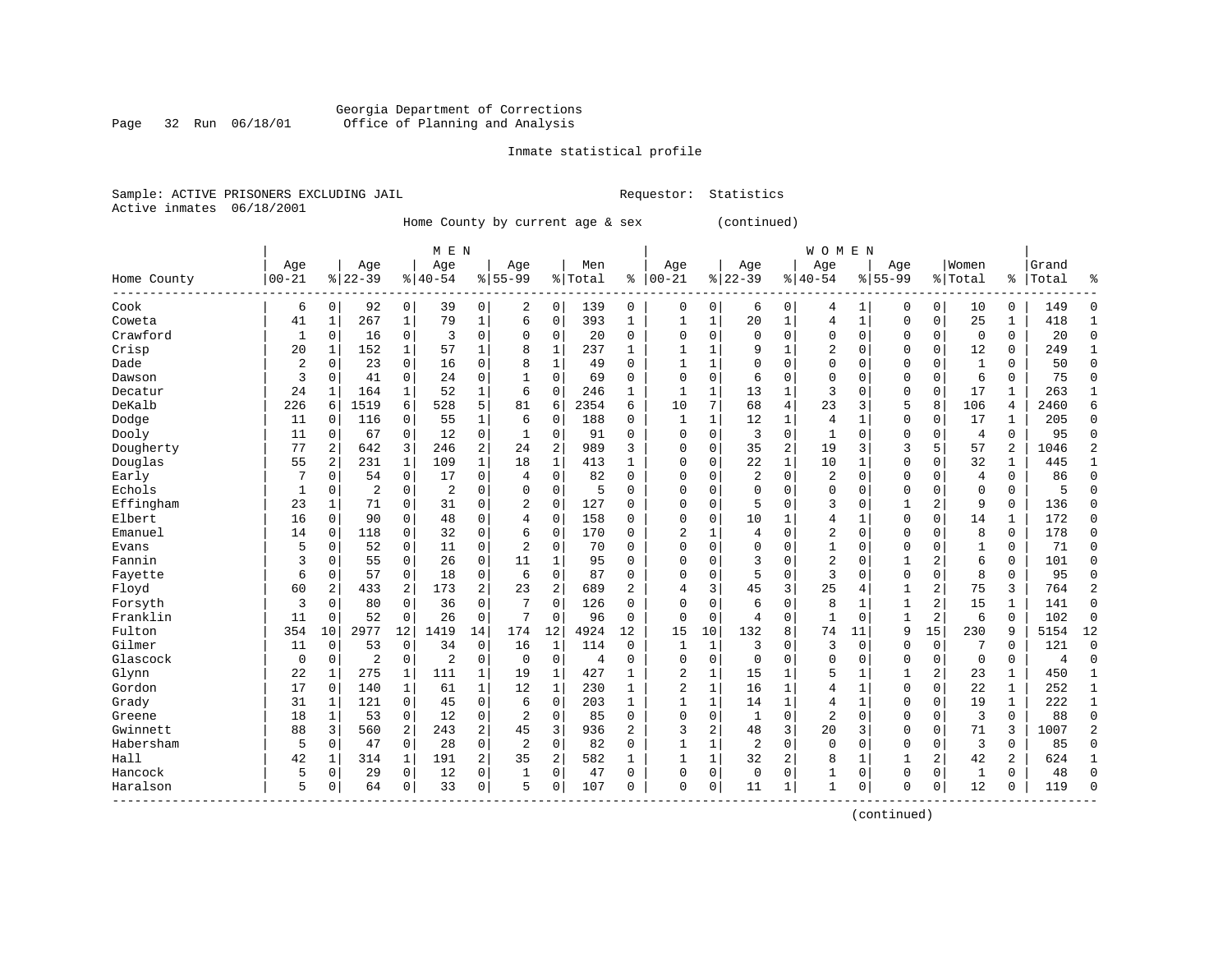Georgia Department of Corrections
Office of Planning and Analysis

Inmate statistical profile

Sample: ACTIVE PRISONERS EXCLUDING JAIL

Requestor: Statistics

Active inmates 06/18/2001

Home County by current age & sex (continued)

| Home County | MEN Age 00-21 | % | Age 22-39 | % | Age 40-54 | % | Age 55-99 | % | Men Total | % | WOMEN Age 00-21 | % | Age 22-39 | % | Age 40-54 | % | Age 55-99 | % | Women Total | % | Grand Total | % |
|---|---|---|---|---|---|---|---|---|---|---|---|---|---|---|---|---|---|---|---|---|---|---|
| Cook | 6 | 0 | 92 | 0 | 39 | 0 | 2 | 0 | 139 | 0 | 0 | 0 | 6 | 0 | 4 | 1 | 0 | 0 | 10 | 0 | 149 | 0 |
| Coweta | 41 | 1 | 267 | 1 | 79 | 1 | 6 | 0 | 393 | 1 | 1 | 1 | 20 | 1 | 4 | 1 | 0 | 0 | 25 | 1 | 418 | 1 |
| Crawford | 1 | 0 | 16 | 0 | 3 | 0 | 0 | 0 | 20 | 0 | 0 | 0 | 0 | 0 | 0 | 0 | 0 | 0 | 0 | 0 | 20 | 0 |
| Crisp | 20 | 1 | 152 | 1 | 57 | 1 | 8 | 1 | 237 | 1 | 1 | 1 | 9 | 1 | 2 | 0 | 0 | 0 | 12 | 0 | 249 | 1 |
| Dade | 2 | 0 | 23 | 0 | 16 | 0 | 8 | 1 | 49 | 0 | 1 | 1 | 0 | 0 | 0 | 0 | 0 | 0 | 1 | 0 | 50 | 0 |
| Dawson | 3 | 0 | 41 | 0 | 24 | 0 | 1 | 0 | 69 | 0 | 0 | 0 | 6 | 0 | 0 | 0 | 0 | 0 | 6 | 0 | 75 | 0 |
| Decatur | 24 | 1 | 164 | 1 | 52 | 1 | 6 | 0 | 246 | 1 | 1 | 1 | 13 | 1 | 3 | 0 | 0 | 0 | 17 | 1 | 263 | 1 |
| DeKalb | 226 | 6 | 1519 | 6 | 528 | 5 | 81 | 6 | 2354 | 6 | 10 | 7 | 68 | 4 | 23 | 3 | 5 | 8 | 106 | 4 | 2460 | 6 |
| Dodge | 11 | 0 | 116 | 0 | 55 | 1 | 6 | 0 | 188 | 0 | 1 | 1 | 12 | 1 | 4 | 1 | 0 | 0 | 17 | 1 | 205 | 0 |
| Dooly | 11 | 0 | 67 | 0 | 12 | 0 | 1 | 0 | 91 | 0 | 0 | 0 | 3 | 0 | 1 | 0 | 0 | 0 | 4 | 0 | 95 | 0 |
| Dougherty | 77 | 2 | 642 | 3 | 246 | 2 | 24 | 2 | 989 | 3 | 0 | 0 | 35 | 2 | 19 | 3 | 3 | 5 | 57 | 2 | 1046 | 2 |
| Douglas | 55 | 2 | 231 | 1 | 109 | 1 | 18 | 1 | 413 | 1 | 0 | 0 | 22 | 1 | 10 | 1 | 0 | 0 | 32 | 1 | 445 | 1 |
| Early | 7 | 0 | 54 | 0 | 17 | 0 | 4 | 0 | 82 | 0 | 0 | 0 | 2 | 0 | 2 | 0 | 0 | 0 | 4 | 0 | 86 | 0 |
| Echols | 1 | 0 | 2 | 0 | 2 | 0 | 0 | 0 | 5 | 0 | 0 | 0 | 0 | 0 | 0 | 0 | 0 | 0 | 0 | 0 | 5 | 0 |
| Effingham | 23 | 1 | 71 | 0 | 31 | 0 | 2 | 0 | 127 | 0 | 0 | 0 | 5 | 0 | 3 | 0 | 1 | 2 | 9 | 0 | 136 | 0 |
| Elbert | 16 | 0 | 90 | 0 | 48 | 0 | 4 | 0 | 158 | 0 | 0 | 0 | 10 | 1 | 4 | 1 | 0 | 0 | 14 | 1 | 172 | 0 |
| Emanuel | 14 | 0 | 118 | 0 | 32 | 0 | 6 | 0 | 170 | 0 | 2 | 1 | 4 | 0 | 2 | 0 | 0 | 0 | 8 | 0 | 178 | 0 |
| Evans | 5 | 0 | 52 | 0 | 11 | 0 | 2 | 0 | 70 | 0 | 0 | 0 | 0 | 0 | 1 | 0 | 0 | 0 | 1 | 0 | 71 | 0 |
| Fannin | 3 | 0 | 55 | 0 | 26 | 0 | 11 | 1 | 95 | 0 | 0 | 0 | 3 | 0 | 2 | 0 | 1 | 2 | 6 | 0 | 101 | 0 |
| Fayette | 6 | 0 | 57 | 0 | 18 | 0 | 6 | 0 | 87 | 0 | 0 | 0 | 5 | 0 | 3 | 0 | 0 | 0 | 8 | 0 | 95 | 0 |
| Floyd | 60 | 2 | 433 | 2 | 173 | 2 | 23 | 2 | 689 | 2 | 4 | 3 | 45 | 3 | 25 | 4 | 1 | 2 | 75 | 3 | 764 | 2 |
| Forsyth | 3 | 0 | 80 | 0 | 36 | 0 | 7 | 0 | 126 | 0 | 0 | 0 | 6 | 0 | 8 | 1 | 1 | 2 | 15 | 1 | 141 | 0 |
| Franklin | 11 | 0 | 52 | 0 | 26 | 0 | 7 | 0 | 96 | 0 | 0 | 0 | 4 | 0 | 1 | 0 | 1 | 2 | 6 | 0 | 102 | 0 |
| Fulton | 354 | 10 | 2977 | 12 | 1419 | 14 | 174 | 12 | 4924 | 12 | 15 | 10 | 132 | 8 | 74 | 11 | 9 | 15 | 230 | 9 | 5154 | 12 |
| Gilmer | 11 | 0 | 53 | 0 | 34 | 0 | 16 | 1 | 114 | 0 | 1 | 1 | 3 | 0 | 3 | 0 | 0 | 0 | 7 | 0 | 121 | 0 |
| Glascock | 0 | 0 | 2 | 0 | 2 | 0 | 0 | 0 | 4 | 0 | 0 | 0 | 0 | 0 | 0 | 0 | 0 | 0 | 0 | 0 | 4 | 0 |
| Glynn | 22 | 1 | 275 | 1 | 111 | 1 | 19 | 1 | 427 | 1 | 2 | 1 | 15 | 1 | 5 | 1 | 1 | 2 | 23 | 1 | 450 | 1 |
| Gordon | 17 | 0 | 140 | 1 | 61 | 1 | 12 | 1 | 230 | 1 | 2 | 1 | 16 | 1 | 4 | 1 | 0 | 0 | 22 | 1 | 252 | 1 |
| Grady | 31 | 1 | 121 | 0 | 45 | 0 | 6 | 0 | 203 | 1 | 1 | 1 | 14 | 1 | 4 | 1 | 0 | 0 | 19 | 1 | 222 | 1 |
| Greene | 18 | 1 | 53 | 0 | 12 | 0 | 2 | 0 | 85 | 0 | 0 | 0 | 1 | 0 | 2 | 0 | 0 | 0 | 3 | 0 | 88 | 0 |
| Gwinnett | 88 | 3 | 560 | 2 | 243 | 2 | 45 | 3 | 936 | 2 | 3 | 2 | 48 | 3 | 20 | 3 | 0 | 0 | 71 | 3 | 1007 | 2 |
| Habersham | 5 | 0 | 47 | 0 | 28 | 0 | 2 | 0 | 82 | 0 | 1 | 1 | 2 | 0 | 0 | 0 | 0 | 0 | 3 | 0 | 85 | 0 |
| Hall | 42 | 1 | 314 | 1 | 191 | 2 | 35 | 2 | 582 | 1 | 1 | 1 | 32 | 2 | 8 | 1 | 1 | 2 | 42 | 2 | 624 | 1 |
| Hancock | 5 | 0 | 29 | 0 | 12 | 0 | 1 | 0 | 47 | 0 | 0 | 0 | 0 | 0 | 1 | 0 | 0 | 0 | 1 | 0 | 48 | 0 |
| Haralson | 5 | 0 | 64 | 0 | 33 | 0 | 5 | 0 | 107 | 0 | 0 | 0 | 11 | 1 | 1 | 0 | 0 | 0 | 12 | 0 | 119 | 0 |

(continued)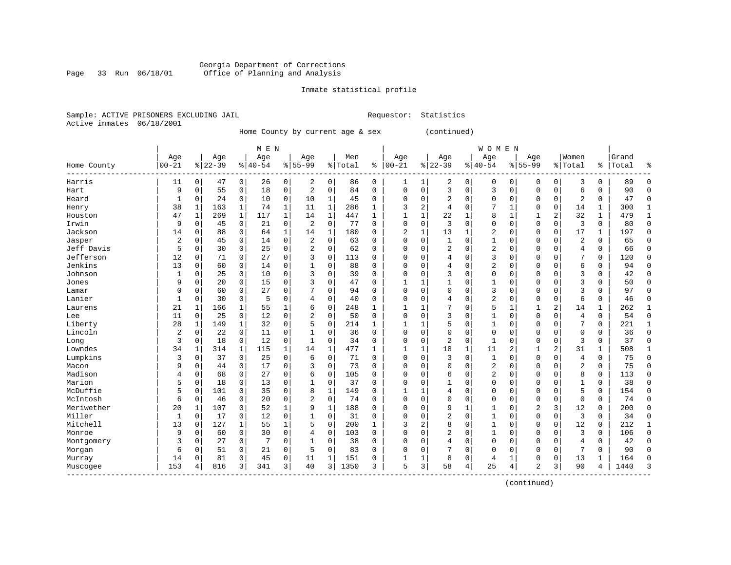Georgia Department of Corrections
Office of Planning and Analysis

Inmate statistical profile

Sample: ACTIVE PRISONERS EXCLUDING JAIL    Requestor: Statistics
Active inmates 06/18/2001

Home County by current age & sex (continued)

| Home County | MEN Age 00-21 | % | Age 22-39 | % | Age 40-54 | % | Age 55-99 | % | Men Total | % | WOMEN Age 00-21 | % | Age 22-39 | % | Age 40-54 | % | Age 55-99 | % | Women Total | % | Grand Total | % |
|---|---|---|---|---|---|---|---|---|---|---|---|---|---|---|---|---|---|---|---|---|---|---|
| Harris | 11 | 0 | 47 | 0 | 26 | 0 | 2 | 0 | 86 | 0 | 1 | 1 | 2 | 0 | 0 | 0 | 0 | 0 | 3 | 0 | 89 | 0 |
| Hart | 9 | 0 | 55 | 0 | 18 | 0 | 2 | 0 | 84 | 0 | 0 | 0 | 3 | 0 | 3 | 0 | 0 | 0 | 6 | 0 | 90 | 0 |
| Heard | 1 | 0 | 24 | 0 | 10 | 0 | 10 | 1 | 45 | 0 | 0 | 0 | 2 | 0 | 0 | 0 | 0 | 0 | 2 | 0 | 47 | 0 |
| Henry | 38 | 1 | 163 | 1 | 74 | 1 | 11 | 1 | 286 | 1 | 3 | 2 | 4 | 0 | 7 | 1 | 0 | 0 | 14 | 1 | 300 | 1 |
| Houston | 47 | 1 | 269 | 1 | 117 | 1 | 14 | 1 | 447 | 1 | 1 | 1 | 22 | 1 | 8 | 1 | 1 | 2 | 32 | 1 | 479 | 1 |
| Irwin | 9 | 0 | 45 | 0 | 21 | 0 | 2 | 0 | 77 | 0 | 0 | 0 | 3 | 0 | 0 | 0 | 0 | 0 | 3 | 0 | 80 | 0 |
| Jackson | 14 | 0 | 88 | 0 | 64 | 1 | 14 | 1 | 180 | 0 | 2 | 1 | 13 | 1 | 2 | 0 | 0 | 0 | 17 | 1 | 197 | 0 |
| Jasper | 2 | 0 | 45 | 0 | 14 | 0 | 2 | 0 | 63 | 0 | 0 | 0 | 1 | 0 | 1 | 0 | 0 | 0 | 2 | 0 | 65 | 0 |
| Jeff Davis | 5 | 0 | 30 | 0 | 25 | 0 | 2 | 0 | 62 | 0 | 0 | 0 | 2 | 0 | 2 | 0 | 0 | 0 | 4 | 0 | 66 | 0 |
| Jefferson | 12 | 0 | 71 | 0 | 27 | 0 | 3 | 0 | 113 | 0 | 0 | 0 | 4 | 0 | 3 | 0 | 0 | 0 | 7 | 0 | 120 | 0 |
| Jenkins | 13 | 0 | 60 | 0 | 14 | 0 | 1 | 0 | 88 | 0 | 0 | 0 | 4 | 0 | 2 | 0 | 0 | 0 | 6 | 0 | 94 | 0 |
| Johnson | 1 | 0 | 25 | 0 | 10 | 0 | 3 | 0 | 39 | 0 | 0 | 0 | 3 | 0 | 0 | 0 | 0 | 0 | 3 | 0 | 42 | 0 |
| Jones | 9 | 0 | 20 | 0 | 15 | 0 | 3 | 0 | 47 | 0 | 1 | 1 | 1 | 0 | 1 | 0 | 0 | 0 | 3 | 0 | 50 | 0 |
| Lamar | 0 | 0 | 60 | 0 | 27 | 0 | 7 | 0 | 94 | 0 | 0 | 0 | 0 | 0 | 3 | 0 | 0 | 0 | 3 | 0 | 97 | 0 |
| Lanier | 1 | 0 | 30 | 0 | 5 | 0 | 4 | 0 | 40 | 0 | 0 | 0 | 4 | 0 | 2 | 0 | 0 | 0 | 6 | 0 | 46 | 0 |
| Laurens | 21 | 1 | 166 | 1 | 55 | 1 | 6 | 0 | 248 | 1 | 1 | 1 | 7 | 0 | 5 | 1 | 1 | 2 | 14 | 1 | 262 | 1 |
| Lee | 11 | 0 | 25 | 0 | 12 | 0 | 2 | 0 | 50 | 0 | 0 | 0 | 3 | 0 | 1 | 0 | 0 | 0 | 4 | 0 | 54 | 0 |
| Liberty | 28 | 1 | 149 | 1 | 32 | 0 | 5 | 0 | 214 | 1 | 1 | 1 | 5 | 0 | 1 | 0 | 0 | 0 | 7 | 0 | 221 | 1 |
| Lincoln | 2 | 0 | 22 | 0 | 11 | 0 | 1 | 0 | 36 | 0 | 0 | 0 | 0 | 0 | 0 | 0 | 0 | 0 | 0 | 0 | 36 | 0 |
| Long | 3 | 0 | 18 | 0 | 12 | 0 | 1 | 0 | 34 | 0 | 0 | 0 | 2 | 0 | 1 | 0 | 0 | 0 | 3 | 0 | 37 | 0 |
| Lowndes | 34 | 1 | 314 | 1 | 115 | 1 | 14 | 1 | 477 | 1 | 1 | 1 | 18 | 1 | 11 | 2 | 1 | 2 | 31 | 1 | 508 | 1 |
| Lumpkins | 3 | 0 | 37 | 0 | 25 | 0 | 6 | 0 | 71 | 0 | 0 | 0 | 3 | 0 | 1 | 0 | 0 | 0 | 4 | 0 | 75 | 0 |
| Macon | 9 | 0 | 44 | 0 | 17 | 0 | 3 | 0 | 73 | 0 | 0 | 0 | 0 | 0 | 2 | 0 | 0 | 0 | 2 | 0 | 75 | 0 |
| Madison | 4 | 0 | 68 | 0 | 27 | 0 | 6 | 0 | 105 | 0 | 0 | 0 | 6 | 0 | 2 | 0 | 0 | 0 | 8 | 0 | 113 | 0 |
| Marion | 5 | 0 | 18 | 0 | 13 | 0 | 1 | 0 | 37 | 0 | 0 | 0 | 1 | 0 | 0 | 0 | 0 | 0 | 1 | 0 | 38 | 0 |
| McDuffie | 5 | 0 | 101 | 0 | 35 | 0 | 8 | 1 | 149 | 0 | 1 | 1 | 4 | 0 | 0 | 0 | 0 | 0 | 5 | 0 | 154 | 0 |
| McIntosh | 6 | 0 | 46 | 0 | 20 | 0 | 2 | 0 | 74 | 0 | 0 | 0 | 0 | 0 | 0 | 0 | 0 | 0 | 0 | 0 | 74 | 0 |
| Meriwether | 20 | 1 | 107 | 0 | 52 | 1 | 9 | 1 | 188 | 0 | 0 | 0 | 9 | 1 | 1 | 0 | 2 | 3 | 12 | 0 | 200 | 0 |
| Miller | 1 | 0 | 17 | 0 | 12 | 0 | 1 | 0 | 31 | 0 | 0 | 0 | 2 | 0 | 1 | 0 | 0 | 0 | 3 | 0 | 34 | 0 |
| Mitchell | 13 | 0 | 127 | 1 | 55 | 1 | 5 | 0 | 200 | 1 | 3 | 2 | 8 | 0 | 1 | 0 | 0 | 0 | 12 | 0 | 212 | 1 |
| Monroe | 9 | 0 | 60 | 0 | 30 | 0 | 4 | 0 | 103 | 0 | 0 | 0 | 2 | 0 | 1 | 0 | 0 | 0 | 3 | 0 | 106 | 0 |
| Montgomery | 3 | 0 | 27 | 0 | 7 | 0 | 1 | 0 | 38 | 0 | 0 | 0 | 4 | 0 | 0 | 0 | 0 | 0 | 4 | 0 | 42 | 0 |
| Morgan | 6 | 0 | 51 | 0 | 21 | 0 | 5 | 0 | 83 | 0 | 0 | 0 | 7 | 0 | 0 | 0 | 0 | 0 | 7 | 0 | 90 | 0 |
| Murray | 14 | 0 | 81 | 0 | 45 | 0 | 11 | 1 | 151 | 0 | 1 | 1 | 8 | 0 | 4 | 1 | 0 | 0 | 13 | 1 | 164 | 0 |
| Muscogee | 153 | 4 | 816 | 3 | 341 | 3 | 40 | 3 | 1350 | 3 | 5 | 3 | 58 | 4 | 25 | 4 | 2 | 3 | 90 | 4 | 1440 | 3 |

(continued)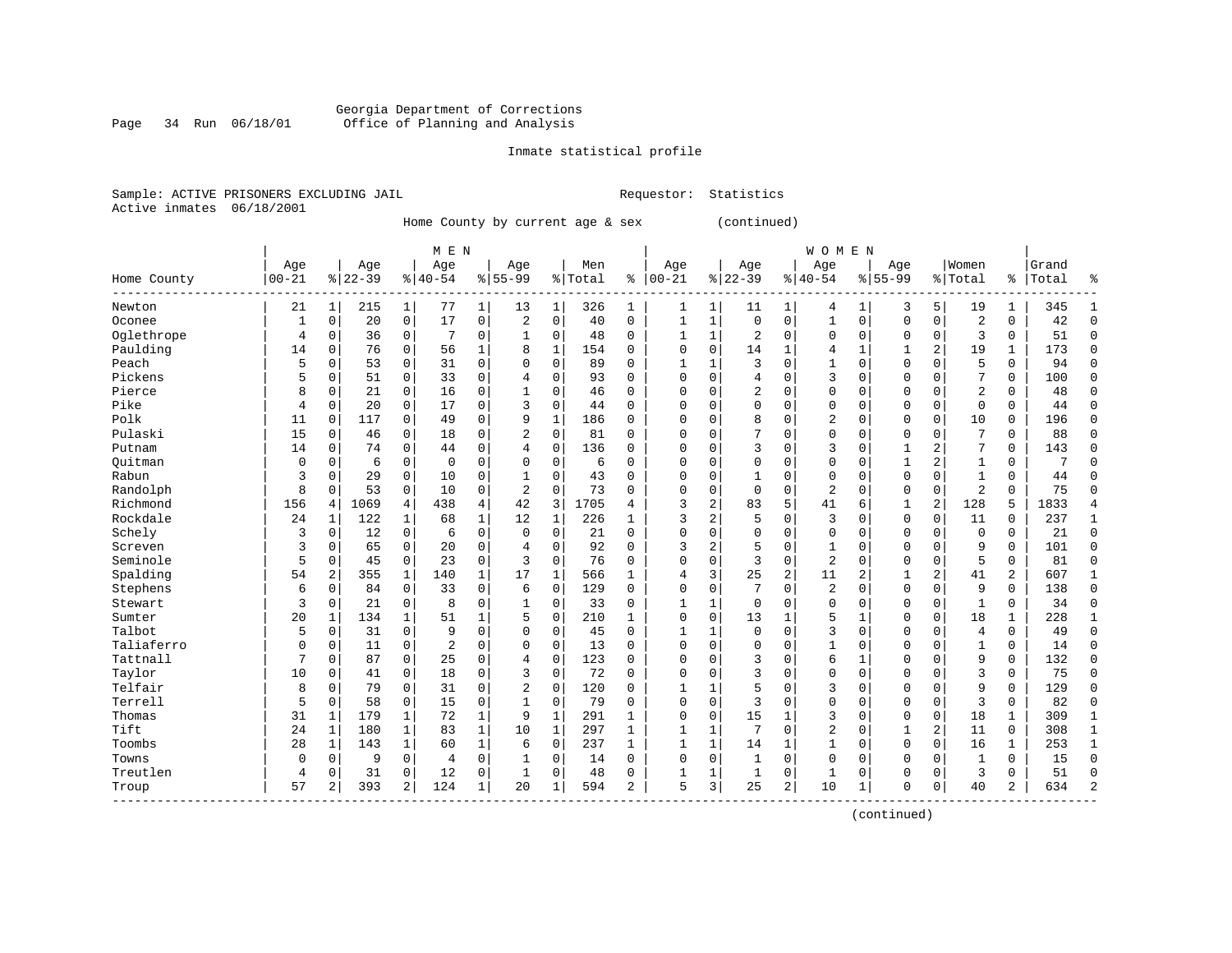Georgia Department of Corrections
Office of Planning and Analysis

Inmate statistical profile

Sample: ACTIVE PRISONERS EXCLUDING JAIL                Requestor: Statistics
Active inmates 06/18/2001

Home County by current age & sex (continued)

| Home County | MEN Age 00-21 | % | Age 22-39 | % | Age 40-54 | % | Age 55-99 | % | Men Total | % | WOMEN Age 00-21 | % | Age 22-39 | % | Age 40-54 | % | Age 55-99 | % | Women Total | % | Grand Total | % |
|---|---|---|---|---|---|---|---|---|---|---|---|---|---|---|---|---|---|---|---|---|---|---|
| Newton | 21 | 1 | 215 | 1 | 77 | 1 | 13 | 1 | 326 | 1 | 1 | 1 | 11 | 1 | 4 | 1 | 3 | 5 | 19 | 1 | 345 | 1 |
| Oconee | 1 | 0 | 20 | 0 | 17 | 0 | 2 | 0 | 40 | 0 | 1 | 1 | 0 | 0 | 1 | 0 | 0 | 0 | 2 | 0 | 42 | 0 |
| Oglethrope | 4 | 0 | 36 | 0 | 7 | 0 | 1 | 0 | 48 | 0 | 1 | 1 | 2 | 0 | 0 | 0 | 0 | 0 | 3 | 0 | 51 | 0 |
| Paulding | 14 | 0 | 76 | 0 | 56 | 1 | 8 | 1 | 154 | 0 | 0 | 0 | 14 | 1 | 4 | 1 | 1 | 2 | 19 | 1 | 173 | 0 |
| Peach | 5 | 0 | 53 | 0 | 31 | 0 | 0 | 0 | 89 | 0 | 1 | 1 | 3 | 0 | 1 | 0 | 0 | 0 | 5 | 0 | 94 | 0 |
| Pickens | 5 | 0 | 51 | 0 | 33 | 0 | 4 | 0 | 93 | 0 | 0 | 0 | 4 | 0 | 3 | 0 | 0 | 0 | 7 | 0 | 100 | 0 |
| Pierce | 8 | 0 | 21 | 0 | 16 | 0 | 1 | 0 | 46 | 0 | 0 | 0 | 2 | 0 | 0 | 0 | 0 | 0 | 2 | 0 | 48 | 0 |
| Pike | 4 | 0 | 20 | 0 | 17 | 0 | 3 | 0 | 44 | 0 | 0 | 0 | 0 | 0 | 0 | 0 | 0 | 0 | 0 | 0 | 44 | 0 |
| Polk | 11 | 0 | 117 | 0 | 49 | 0 | 9 | 1 | 186 | 0 | 0 | 0 | 8 | 0 | 2 | 0 | 0 | 0 | 10 | 0 | 196 | 0 |
| Pulaski | 15 | 0 | 46 | 0 | 18 | 0 | 2 | 0 | 81 | 0 | 0 | 0 | 7 | 0 | 0 | 0 | 0 | 0 | 7 | 0 | 88 | 0 |
| Putnam | 14 | 0 | 74 | 0 | 44 | 0 | 4 | 0 | 136 | 0 | 0 | 0 | 3 | 0 | 3 | 0 | 1 | 2 | 7 | 0 | 143 | 0 |
| Quitman | 0 | 0 | 6 | 0 | 0 | 0 | 0 | 0 | 6 | 0 | 0 | 0 | 0 | 0 | 0 | 0 | 1 | 2 | 1 | 0 | 7 | 0 |
| Rabun | 3 | 0 | 29 | 0 | 10 | 0 | 1 | 0 | 43 | 0 | 0 | 0 | 1 | 0 | 0 | 0 | 0 | 0 | 1 | 0 | 44 | 0 |
| Randolph | 8 | 0 | 53 | 0 | 10 | 0 | 2 | 0 | 73 | 0 | 0 | 0 | 0 | 0 | 2 | 0 | 0 | 0 | 2 | 0 | 75 | 0 |
| Richmond | 156 | 4 | 1069 | 4 | 438 | 4 | 42 | 3 | 1705 | 4 | 3 | 2 | 83 | 5 | 41 | 6 | 1 | 2 | 128 | 5 | 1833 | 4 |
| Rockdale | 24 | 1 | 122 | 1 | 68 | 1 | 12 | 1 | 226 | 1 | 3 | 2 | 5 | 0 | 3 | 0 | 0 | 0 | 11 | 0 | 237 | 1 |
| Schely | 3 | 0 | 12 | 0 | 6 | 0 | 0 | 0 | 21 | 0 | 0 | 0 | 0 | 0 | 0 | 0 | 0 | 0 | 0 | 0 | 21 | 0 |
| Screven | 3 | 0 | 65 | 0 | 20 | 0 | 4 | 0 | 92 | 0 | 3 | 2 | 5 | 0 | 1 | 0 | 0 | 0 | 9 | 0 | 101 | 0 |
| Seminole | 5 | 0 | 45 | 0 | 23 | 0 | 3 | 0 | 76 | 0 | 0 | 0 | 3 | 0 | 2 | 0 | 0 | 0 | 5 | 0 | 81 | 0 |
| Spalding | 54 | 2 | 355 | 1 | 140 | 1 | 17 | 1 | 566 | 1 | 4 | 3 | 25 | 2 | 11 | 2 | 1 | 2 | 41 | 2 | 607 | 1 |
| Stephens | 6 | 0 | 84 | 0 | 33 | 0 | 6 | 0 | 129 | 0 | 0 | 0 | 7 | 0 | 2 | 0 | 0 | 0 | 9 | 0 | 138 | 0 |
| Stewart | 3 | 0 | 21 | 0 | 8 | 0 | 1 | 0 | 33 | 0 | 1 | 1 | 0 | 0 | 0 | 0 | 0 | 0 | 1 | 0 | 34 | 0 |
| Sumter | 20 | 1 | 134 | 1 | 51 | 1 | 5 | 0 | 210 | 1 | 0 | 0 | 13 | 1 | 5 | 1 | 0 | 0 | 18 | 1 | 228 | 1 |
| Talbot | 5 | 0 | 31 | 0 | 9 | 0 | 0 | 0 | 45 | 0 | 1 | 1 | 0 | 0 | 3 | 0 | 0 | 0 | 4 | 0 | 49 | 0 |
| Taliaferro | 0 | 0 | 11 | 0 | 2 | 0 | 0 | 0 | 13 | 0 | 0 | 0 | 0 | 0 | 1 | 0 | 0 | 0 | 1 | 0 | 14 | 0 |
| Tattnall | 7 | 0 | 87 | 0 | 25 | 0 | 4 | 0 | 123 | 0 | 0 | 0 | 3 | 0 | 6 | 1 | 0 | 0 | 9 | 0 | 132 | 0 |
| Taylor | 10 | 0 | 41 | 0 | 18 | 0 | 3 | 0 | 72 | 0 | 0 | 0 | 3 | 0 | 0 | 0 | 0 | 0 | 3 | 0 | 75 | 0 |
| Telfair | 8 | 0 | 79 | 0 | 31 | 0 | 2 | 0 | 120 | 0 | 1 | 1 | 5 | 0 | 3 | 0 | 0 | 0 | 9 | 0 | 129 | 0 |
| Terrell | 5 | 0 | 58 | 0 | 15 | 0 | 1 | 0 | 79 | 0 | 0 | 0 | 3 | 0 | 0 | 0 | 0 | 0 | 3 | 0 | 82 | 0 |
| Thomas | 31 | 1 | 179 | 1 | 72 | 1 | 9 | 1 | 291 | 1 | 0 | 0 | 15 | 1 | 3 | 0 | 0 | 0 | 18 | 1 | 309 | 1 |
| Tift | 24 | 1 | 180 | 1 | 83 | 1 | 10 | 1 | 297 | 1 | 1 | 1 | 7 | 0 | 2 | 0 | 1 | 2 | 11 | 0 | 308 | 1 |
| Toombs | 28 | 1 | 143 | 1 | 60 | 1 | 6 | 0 | 237 | 1 | 1 | 1 | 14 | 1 | 1 | 0 | 0 | 0 | 16 | 1 | 253 | 1 |
| Towns | 0 | 0 | 9 | 0 | 4 | 0 | 1 | 0 | 14 | 0 | 0 | 0 | 1 | 0 | 0 | 0 | 0 | 0 | 1 | 0 | 15 | 0 |
| Treutlen | 4 | 0 | 31 | 0 | 12 | 0 | 1 | 0 | 48 | 0 | 1 | 1 | 1 | 0 | 1 | 0 | 0 | 0 | 3 | 0 | 51 | 0 |
| Troup | 57 | 2 | 393 | 2 | 124 | 1 | 20 | 1 | 594 | 2 | 5 | 3 | 25 | 2 | 10 | 1 | 0 | 0 | 40 | 2 | 634 | 2 |

(continued)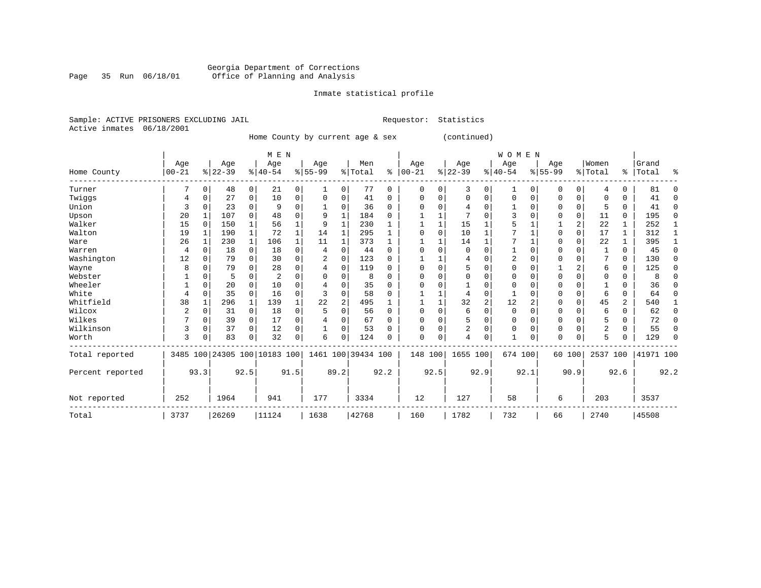Georgia Department of Corrections
Office of Planning and Analysis

Inmate statistical profile

Sample: ACTIVE PRISONERS EXCLUDING JAIL    Requestor: Statistics
Active inmates 06/18/2001

Home County by current age & sex (continued)

| Home County | MEN Age 00-21 | % | Age 22-39 | % | Age 40-54 | % | Age 55-99 | % | Men Total | % | WOMEN Age 00-21 | % | Age 22-39 | % | Age 40-54 | % | Age 55-99 | % | Women Total | % | Grand Total | % |
|---|---|---|---|---|---|---|---|---|---|---|---|---|---|---|---|---|---|---|---|---|---|---|
| Turner | 7 | 0 | 48 | 0 | 21 | 0 | 1 | 0 | 77 | 0 | 0 | 0 | 3 | 0 | 1 | 0 | 0 | 0 | 4 | 0 | 81 | 0 |
| Twiggs | 4 | 0 | 27 | 0 | 10 | 0 | 0 | 0 | 41 | 0 | 0 | 0 | 0 | 0 | 0 | 0 | 0 | 0 | 0 | 0 | 41 | 0 |
| Union | 3 | 0 | 23 | 0 | 9 | 0 | 1 | 0 | 36 | 0 | 0 | 0 | 4 | 0 | 1 | 0 | 0 | 0 | 5 | 0 | 41 | 0 |
| Upson | 20 | 1 | 107 | 0 | 48 | 0 | 9 | 1 | 184 | 0 | 1 | 1 | 7 | 0 | 3 | 0 | 0 | 0 | 11 | 0 | 195 | 0 |
| Walker | 15 | 0 | 150 | 1 | 56 | 1 | 9 | 1 | 230 | 1 | 1 | 1 | 15 | 1 | 5 | 1 | 1 | 2 | 22 | 1 | 252 | 1 |
| Walton | 19 | 1 | 190 | 1 | 72 | 1 | 14 | 1 | 295 | 1 | 0 | 0 | 10 | 1 | 7 | 1 | 0 | 0 | 17 | 1 | 312 | 1 |
| Ware | 26 | 1 | 230 | 1 | 106 | 1 | 11 | 1 | 373 | 1 | 1 | 1 | 14 | 1 | 7 | 1 | 0 | 0 | 22 | 1 | 395 | 1 |
| Warren | 4 | 0 | 18 | 0 | 18 | 0 | 4 | 0 | 44 | 0 | 0 | 0 | 0 | 0 | 1 | 0 | 0 | 0 | 1 | 0 | 45 | 0 |
| Washington | 12 | 0 | 79 | 0 | 30 | 0 | 2 | 0 | 123 | 0 | 1 | 1 | 4 | 0 | 2 | 0 | 0 | 0 | 7 | 0 | 130 | 0 |
| Wayne | 8 | 0 | 79 | 0 | 28 | 0 | 4 | 0 | 119 | 0 | 0 | 0 | 5 | 0 | 0 | 0 | 1 | 2 | 6 | 0 | 125 | 0 |
| Webster | 1 | 0 | 5 | 0 | 2 | 0 | 0 | 0 | 8 | 0 | 0 | 0 | 0 | 0 | 0 | 0 | 0 | 0 | 0 | 0 | 8 | 0 |
| Wheeler | 1 | 0 | 20 | 0 | 10 | 0 | 4 | 0 | 35 | 0 | 0 | 0 | 1 | 0 | 0 | 0 | 0 | 0 | 1 | 0 | 36 | 0 |
| White | 4 | 0 | 35 | 0 | 16 | 0 | 3 | 0 | 58 | 0 | 1 | 1 | 4 | 0 | 1 | 0 | 0 | 0 | 6 | 0 | 64 | 0 |
| Whitfield | 38 | 1 | 296 | 1 | 139 | 1 | 22 | 2 | 495 | 1 | 1 | 1 | 32 | 2 | 12 | 2 | 0 | 0 | 45 | 2 | 540 | 1 |
| Wilcox | 2 | 0 | 31 | 0 | 18 | 0 | 5 | 0 | 56 | 0 | 0 | 0 | 6 | 0 | 0 | 0 | 0 | 0 | 6 | 0 | 62 | 0 |
| Wilkes | 7 | 0 | 39 | 0 | 17 | 0 | 4 | 0 | 67 | 0 | 0 | 0 | 5 | 0 | 0 | 0 | 0 | 0 | 5 | 0 | 72 | 0 |
| Wilkinson | 3 | 0 | 37 | 0 | 12 | 0 | 1 | 0 | 53 | 0 | 0 | 0 | 2 | 0 | 0 | 0 | 0 | 0 | 2 | 0 | 55 | 0 |
| Worth | 3 | 0 | 83 | 0 | 32 | 0 | 6 | 0 | 124 | 0 | 0 | 0 | 4 | 0 | 1 | 0 | 0 | 0 | 5 | 0 | 129 | 0 |
| Total reported | 3485 | 100 | 24305 | 100 | 10183 | 100 | 1461 | 100 | 39434 | 100 | 148 | 100 | 1655 | 100 | 674 | 100 | 60 | 100 | 2537 | 100 | 41971 | 100 |
| Percent reported | | 93.3 | | 92.5 | | 91.5 | | 89.2 | | 92.2 | | 92.5 | | 92.9 | | 92.1 | | 90.9 | | 92.6 | | 92.2 |
| Not reported | 252 | | 1964 | | 941 | | 177 | | 3334 | | 12 | | 127 | | 58 | | 6 | | 203 | | 3537 | |
| Total | 3737 | | 26269 | | 11124 | | 1638 | | 42768 | | 160 | | 1782 | | 732 | | 66 | | 2740 | | 45508 | |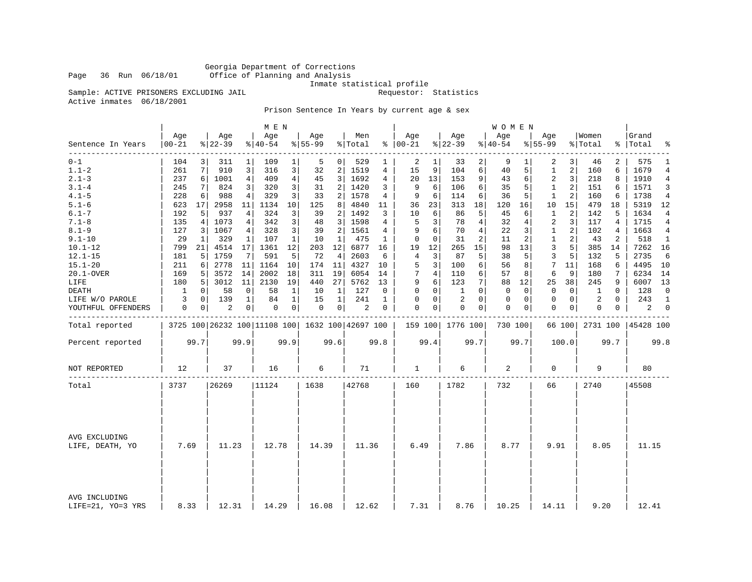Georgia Department of Corrections
Office of Planning and Analysis
Inmate statistical profile

Page 36 Run 06/18/01

Sample: ACTIVE PRISONERS EXCLUDING JAIL — Requestor: Statistics

Active inmates 06/18/2001

Prison Sentence In Years by current age & sex

| | MEN | | | | | | | | | | WOMEN | | | | | | | | | | | |
|---|---|---|---|---|---|---|---|---|---|---|---|---|---|---|---|---|---|---|---|---|---|---|
| Sentence In Years | Age 00-21 | % | Age 22-39 | % | Age 40-54 | % | Age 55-99 | % | Men Total | % | Age 00-21 | % | Age 22-39 | % | Age 40-54 | % | Age 55-99 | % | Women Total | % | Grand Total | % |
| 0-1 | 104 | 3 | 311 | 1 | 109 | 1 | 5 | 0 | 529 | 1 | 2 | 1 | 33 | 2 | 9 | 1 | 2 | 3 | 46 | 2 | 575 | 1 |
| 1.1-2 | 261 | 7 | 910 | 3 | 316 | 3 | 32 | 2 | 1519 | 4 | 15 | 9 | 104 | 6 | 40 | 5 | 1 | 2 | 160 | 6 | 1679 | 4 |
| 2.1-3 | 237 | 6 | 1001 | 4 | 409 | 4 | 45 | 3 | 1692 | 4 | 20 | 13 | 153 | 9 | 43 | 6 | 2 | 3 | 218 | 8 | 1910 | 4 |
| 3.1-4 | 245 | 7 | 824 | 3 | 320 | 3 | 31 | 2 | 1420 | 3 | 9 | 6 | 106 | 6 | 35 | 5 | 1 | 2 | 151 | 6 | 1571 | 3 |
| 4.1-5 | 228 | 6 | 988 | 4 | 329 | 3 | 33 | 2 | 1578 | 4 | 9 | 6 | 114 | 6 | 36 | 5 | 1 | 2 | 160 | 6 | 1738 | 4 |
| 5.1-6 | 623 | 17 | 2958 | 11 | 1134 | 10 | 125 | 8 | 4840 | 11 | 36 | 23 | 313 | 18 | 120 | 16 | 10 | 15 | 479 | 18 | 5319 | 12 |
| 6.1-7 | 192 | 5 | 937 | 4 | 324 | 3 | 39 | 2 | 1492 | 3 | 10 | 6 | 86 | 5 | 45 | 6 | 1 | 2 | 142 | 5 | 1634 | 4 |
| 7.1-8 | 135 | 4 | 1073 | 4 | 342 | 3 | 48 | 3 | 1598 | 4 | 5 | 3 | 78 | 4 | 32 | 4 | 2 | 3 | 117 | 4 | 1715 | 4 |
| 8.1-9 | 127 | 3 | 1067 | 4 | 328 | 3 | 39 | 2 | 1561 | 4 | 9 | 6 | 70 | 4 | 22 | 3 | 1 | 2 | 102 | 4 | 1663 | 4 |
| 9.1-10 | 29 | 1 | 329 | 1 | 107 | 1 | 10 | 1 | 475 | 1 | 0 | 0 | 31 | 2 | 11 | 2 | 1 | 2 | 43 | 2 | 518 | 1 |
| 10.1-12 | 799 | 21 | 4514 | 17 | 1361 | 12 | 203 | 12 | 6877 | 16 | 19 | 12 | 265 | 15 | 98 | 13 | 3 | 5 | 385 | 14 | 7262 | 16 |
| 12.1-15 | 181 | 5 | 1759 | 7 | 591 | 5 | 72 | 4 | 2603 | 6 | 4 | 3 | 87 | 5 | 38 | 5 | 3 | 5 | 132 | 5 | 2735 | 6 |
| 15.1-20 | 211 | 6 | 2778 | 11 | 1164 | 10 | 174 | 11 | 4327 | 10 | 5 | 3 | 100 | 6 | 56 | 8 | 7 | 11 | 168 | 6 | 4495 | 10 |
| 20.1-OVER | 169 | 5 | 3572 | 14 | 2002 | 18 | 311 | 19 | 6054 | 14 | 7 | 4 | 110 | 6 | 57 | 8 | 6 | 9 | 180 | 7 | 6234 | 14 |
| LIFE | 180 | 5 | 3012 | 11 | 2130 | 19 | 440 | 27 | 5762 | 13 | 9 | 6 | 123 | 7 | 88 | 12 | 25 | 38 | 245 | 9 | 6007 | 13 |
| DEATH | 1 | 0 | 58 | 0 | 58 | 1 | 10 | 1 | 127 | 0 | 0 | 0 | 1 | 0 | 0 | 0 | 0 | 0 | 1 | 0 | 128 | 0 |
| LIFE W/O PAROLE | 3 | 0 | 139 | 1 | 84 | 1 | 15 | 1 | 241 | 1 | 0 | 0 | 2 | 0 | 0 | 0 | 0 | 0 | 2 | 0 | 243 | 1 |
| YOUTHFUL OFFENDERS | 0 | 0 | 2 | 0 | 0 | 0 | 0 | 0 | 2 | 0 | 0 | 0 | 0 | 0 | 0 | 0 | 0 | 0 | 0 | 0 | 2 | 0 |
| Total reported | 3725 | 100 | 26232 | 100 | 11108 | 100 | 1632 | 100 | 42697 | 100 | 159 | 100 | 1776 | 100 | 730 | 100 | 66 | 100 | 2731 | 100 | 45428 | 100 |
| Percent reported | 99.7 | | 99.9 | | 99.9 | | 99.6 | | 99.8 | | 99.4 | | 99.7 | | 99.7 | | 100.0 | | 99.7 | | 99.8 | |
| NOT REPORTED | 12 | | 37 | | 16 | | 6 | | 71 | | 1 | | 6 | | 2 | | 0 | | 9 | | 80 | |
| Total | 3737 | | 26269 | | 11124 | | 1638 | | 42768 | | 160 | | 1782 | | 732 | | 66 | | 2740 | | 45508 | |
| AVG EXCLUDING LIFE, DEATH, YO | 7.69 | | 11.23 | | 12.78 | | 14.39 | | 11.36 | | 6.49 | | 7.86 | | 8.77 | | 9.91 | | 8.05 | | 11.15 | |
| AVG INCLUDING LIFE=21, YO=3 YRS | 8.33 | | 12.31 | | 14.29 | | 16.08 | | 12.62 | | 7.31 | | 8.76 | | 10.25 | | 14.11 | | 9.20 | | 12.41 | |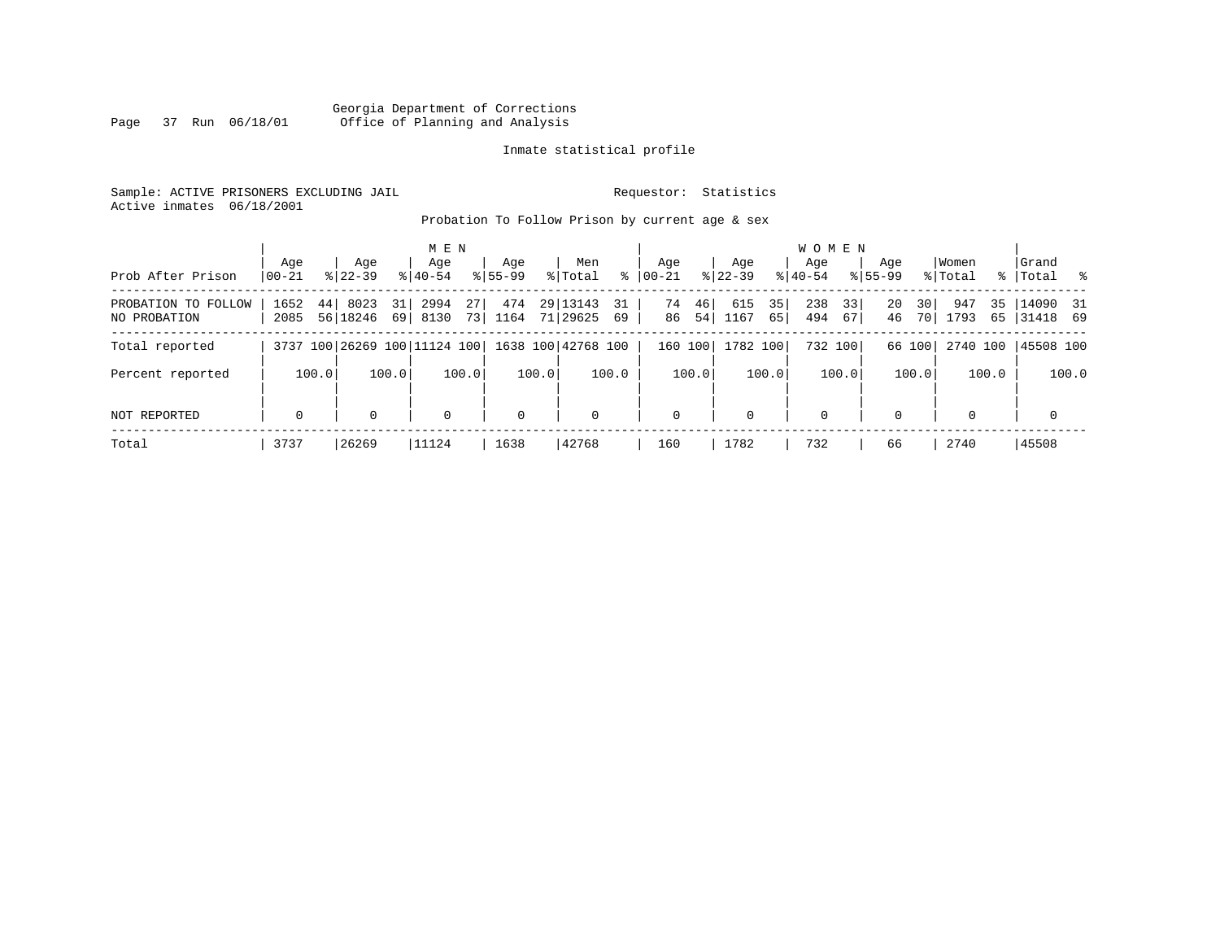Georgia Department of Corrections
Office of Planning and Analysis

Inmate statistical profile

Sample: ACTIVE PRISONERS EXCLUDING JAIL    Requestor: Statistics
Active inmates 06/18/2001

Probation To Follow Prison by current age & sex

| Prob After Prison | MEN Age 00-21 | % | Age 22-39 | % | Age 40-54 | % | Age 55-99 | % | Men Total | % | WOMEN Age 00-21 | % | Age 22-39 | % | Age 40-54 | % | Age 55-99 | % | Women Total | % | Grand Total | % |
|---|---|---|---|---|---|---|---|---|---|---|---|---|---|---|---|---|---|---|---|---|---|---|
| PROBATION TO FOLLOW | 1652 | 44 | 8023 | 31 | 2994 | 27 | 474 | 29 | 13143 | 31 | 74 | 46 | 615 | 35 | 238 | 33 | 20 | 30 | 947 | 35 | 14090 | 31 |
| NO PROBATION | 2085 | 56 | 18246 | 69 | 8130 | 73 | 1164 | 71 | 29625 | 69 | 86 | 54 | 1167 | 65 | 494 | 67 | 46 | 70 | 1793 | 65 | 31418 | 69 |
| Total reported | 3737 | 100 | 26269 | 100 | 11124 | 100 | 1638 | 100 | 42768 | 100 | 160 | 100 | 1782 | 100 | 732 | 100 | 66 | 100 | 2740 | 100 | 45508 | 100 |
| Percent reported | | 100.0 | | 100.0 | | 100.0 | | 100.0 | | 100.0 | | 100.0 | | 100.0 | | 100.0 | | 100.0 | | 100.0 | | 100.0 |
| NOT REPORTED | 0 | | 0 | | 0 | | 0 | | 0 | | 0 | | 0 | | 0 | | 0 | | 0 | | 0 | |
| Total | 3737 | | 26269 | | 11124 | | 1638 | | 42768 | | 160 | | 1782 | | 732 | | 66 | | 2740 | | 45508 | |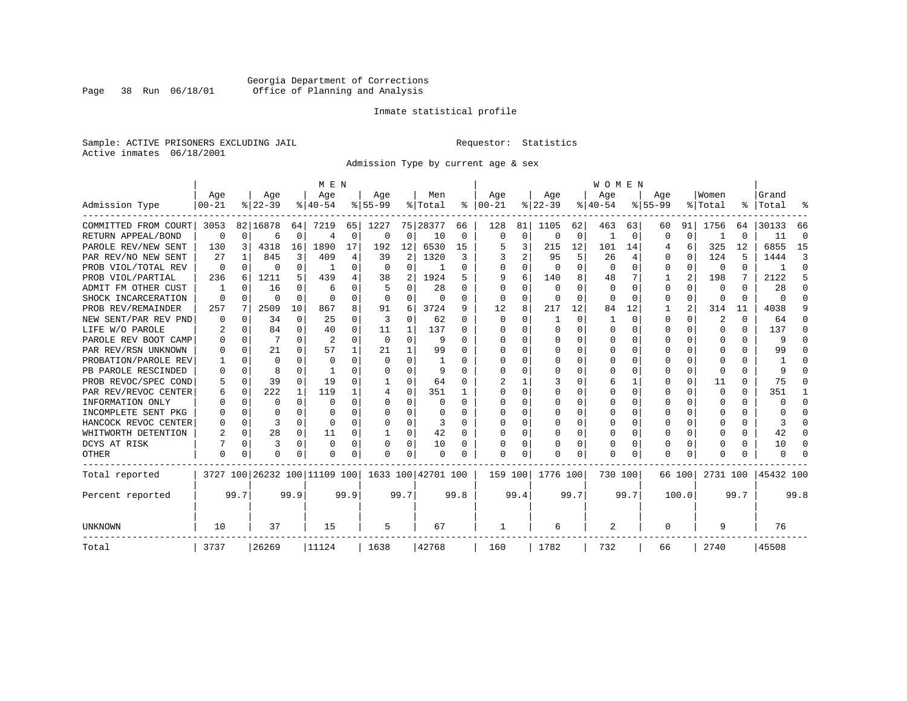Georgia Department of Corrections
Office of Planning and Analysis

Inmate statistical profile

Sample: ACTIVE PRISONERS EXCLUDING JAIL    Requestor: Statistics
Active inmates 06/18/2001

Admission Type by current age & sex

| Admission Type | MEN Age 00-21 | % | Age 22-39 | % | Age 40-54 | % | Age 55-99 | % | Men Total | % | WOMEN Age 00-21 | % | Age 22-39 | % | Age 40-54 | % | Age 55-99 | % | Women Total | % | Grand Total | % |
|---|---|---|---|---|---|---|---|---|---|---|---|---|---|---|---|---|---|---|---|---|---|---|
| COMMITTED FROM COURT | 3053 | 82 | 16878 | 64 | 7219 | 65 | 1227 | 75 | 28377 | 66 | 128 | 81 | 1105 | 62 | 463 | 63 | 60 | 91 | 1756 | 64 | 30133 | 66 |
| RETURN APPEAL/BOND | 0 | 0 | 6 | 0 | 4 | 0 | 0 | 0 | 10 | 0 | 0 | 0 | 0 | 0 | 1 | 0 | 0 | 0 | 1 | 0 | 11 | 0 |
| PAROLE REV/NEW SENT | 130 | 3 | 4318 | 16 | 1890 | 17 | 192 | 12 | 6530 | 15 | 5 | 3 | 215 | 12 | 101 | 14 | 4 | 6 | 325 | 12 | 6855 | 15 |
| PAR REV/NO NEW SENT | 27 | 1 | 845 | 3 | 409 | 4 | 39 | 2 | 1320 | 3 | 3 | 2 | 95 | 5 | 26 | 4 | 0 | 0 | 124 | 5 | 1444 | 3 |
| PROB VIOL/TOTAL REV | 0 | 0 | 0 | 0 | 1 | 0 | 0 | 0 | 1 | 0 | 0 | 0 | 0 | 0 | 0 | 0 | 0 | 0 | 0 | 0 | 1 | 0 |
| PROB VIOL/PARTIAL | 236 | 6 | 1211 | 5 | 439 | 4 | 38 | 2 | 1924 | 5 | 9 | 6 | 140 | 8 | 48 | 7 | 1 | 2 | 198 | 7 | 2122 | 5 |
| ADMIT FM OTHER CUST | 1 | 0 | 16 | 0 | 6 | 0 | 5 | 0 | 28 | 0 | 0 | 0 | 0 | 0 | 0 | 0 | 0 | 0 | 0 | 0 | 28 | 0 |
| SHOCK INCARCERATION | 0 | 0 | 0 | 0 | 0 | 0 | 0 | 0 | 0 | 0 | 0 | 0 | 0 | 0 | 0 | 0 | 0 | 0 | 0 | 0 | 0 | 0 |
| PROB REV/REMAINDER | 257 | 7 | 2509 | 10 | 867 | 8 | 91 | 6 | 3724 | 9 | 12 | 8 | 217 | 12 | 84 | 12 | 1 | 2 | 314 | 11 | 4038 | 9 |
| NEW SENT/PAR REV PND | 0 | 0 | 34 | 0 | 25 | 0 | 3 | 0 | 62 | 0 | 0 | 0 | 1 | 0 | 1 | 0 | 0 | 0 | 2 | 0 | 64 | 0 |
| LIFE W/O PAROLE | 2 | 0 | 84 | 0 | 40 | 0 | 11 | 1 | 137 | 0 | 0 | 0 | 0 | 0 | 0 | 0 | 0 | 0 | 0 | 0 | 137 | 0 |
| PAROLE REV BOOT CAMP | 0 | 0 | 7 | 0 | 2 | 0 | 0 | 0 | 9 | 0 | 0 | 0 | 0 | 0 | 0 | 0 | 0 | 0 | 0 | 0 | 9 | 0 |
| PAR REV/RSN UNKNOWN | 0 | 0 | 21 | 0 | 57 | 1 | 21 | 1 | 99 | 0 | 0 | 0 | 0 | 0 | 0 | 0 | 0 | 0 | 0 | 0 | 99 | 0 |
| PROBATION/PAROLE REV | 1 | 0 | 0 | 0 | 0 | 0 | 0 | 0 | 1 | 0 | 0 | 0 | 0 | 0 | 0 | 0 | 0 | 0 | 0 | 0 | 1 | 0 |
| PB PAROLE RESCINDED | 0 | 0 | 8 | 0 | 1 | 0 | 0 | 0 | 9 | 0 | 0 | 0 | 0 | 0 | 0 | 0 | 0 | 0 | 0 | 0 | 9 | 0 |
| PROB REVOC/SPEC COND | 5 | 0 | 39 | 0 | 19 | 0 | 1 | 0 | 64 | 0 | 2 | 1 | 3 | 0 | 6 | 1 | 0 | 0 | 11 | 0 | 75 | 0 |
| PAR REV/REVOC CENTER | 6 | 0 | 222 | 1 | 119 | 1 | 4 | 0 | 351 | 1 | 0 | 0 | 0 | 0 | 0 | 0 | 0 | 0 | 0 | 0 | 351 | 1 |
| INFORMATION ONLY | 0 | 0 | 0 | 0 | 0 | 0 | 0 | 0 | 0 | 0 | 0 | 0 | 0 | 0 | 0 | 0 | 0 | 0 | 0 | 0 | 0 | 0 |
| INCOMPLETE SENT PKG | 0 | 0 | 0 | 0 | 0 | 0 | 0 | 0 | 0 | 0 | 0 | 0 | 0 | 0 | 0 | 0 | 0 | 0 | 0 | 0 | 0 | 0 |
| HANCOCK REVOC CENTER | 0 | 0 | 3 | 0 | 0 | 0 | 0 | 0 | 3 | 0 | 0 | 0 | 0 | 0 | 0 | 0 | 0 | 0 | 0 | 0 | 3 | 0 |
| WHITWORTH DETENTION | 2 | 0 | 28 | 0 | 11 | 0 | 1 | 0 | 42 | 0 | 0 | 0 | 0 | 0 | 0 | 0 | 0 | 0 | 0 | 0 | 42 | 0 |
| DCYS AT RISK | 7 | 0 | 3 | 0 | 0 | 0 | 0 | 0 | 10 | 0 | 0 | 0 | 0 | 0 | 0 | 0 | 0 | 0 | 0 | 0 | 10 | 0 |
| OTHER | 0 | 0 | 0 | 0 | 0 | 0 | 0 | 0 | 0 | 0 | 0 | 0 | 0 | 0 | 0 | 0 | 0 | 0 | 0 | 0 | 0 | 0 |
| Total reported | 3727 | 100 | 26232 | 100 | 11109 | 100 | 1633 | 100 | 42701 | 100 | 159 | 100 | 1776 | 100 | 730 | 100 | 66 | 100 | 2731 | 100 | 45432 | 100 |
| Percent reported | | 99.7 | | 99.9 | | 99.9 | | 99.7 | | 99.8 | | 99.4 | | 99.7 | | 99.7 | | 100.0 | | 99.7 | | 99.8 |
| UNKNOWN | 10 | | 37 | | 15 | | 5 | | 67 | | 1 | | 6 | | 2 | | 0 | | 9 | | 76 | |
| Total | 3737 | | 26269 | | 11124 | | 1638 | | 42768 | | 160 | | 1782 | | 732 | | 66 | | 2740 | | 45508 | |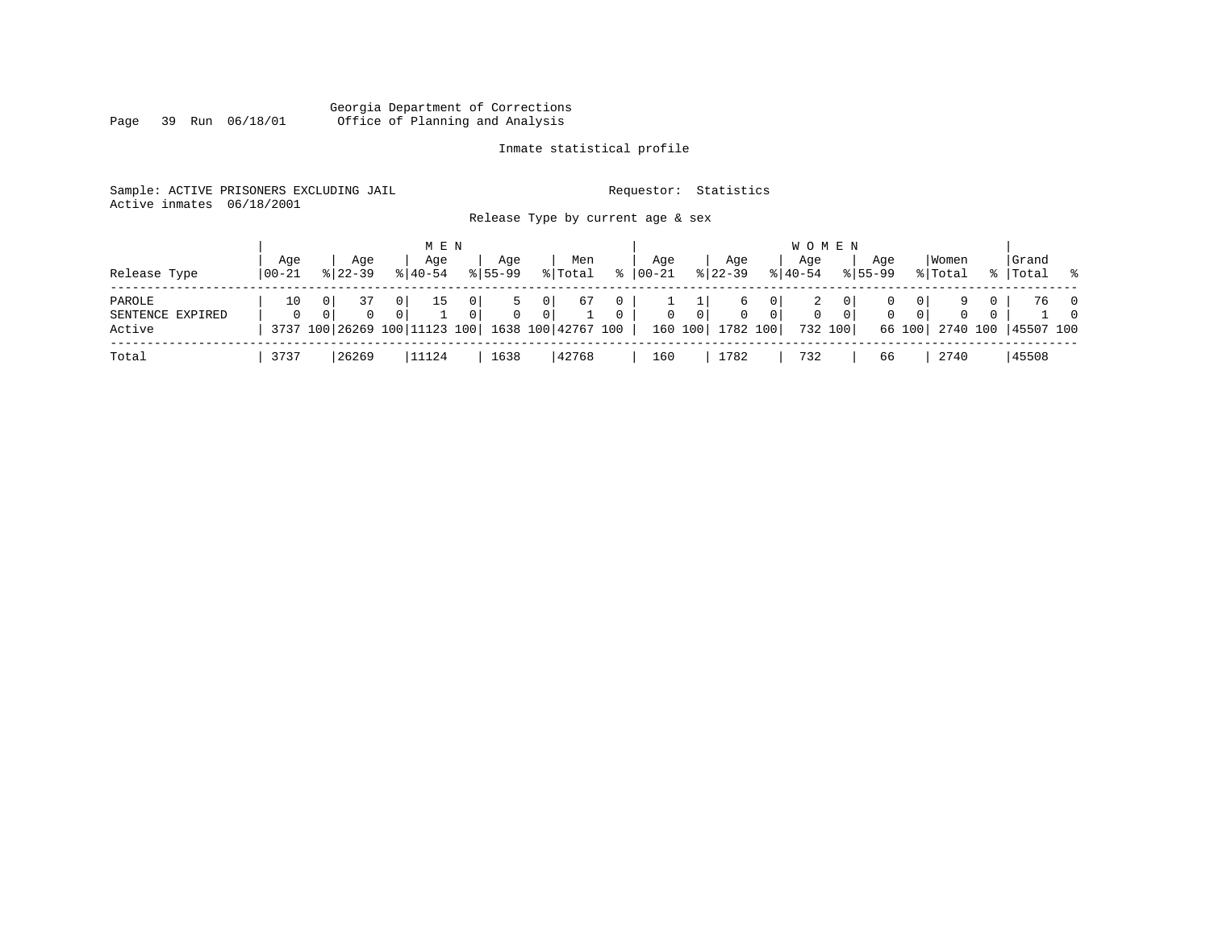Georgia Department of Corrections
Office of Planning and Analysis

Inmate statistical profile

Sample: ACTIVE PRISONERS EXCLUDING JAIL

Active inmates 06/18/2001

Requestor: Statistics

Release Type by current age & sex

| Release Type | MEN Age 00-21 | % | Age 22-39 | % | Age 40-54 | % | Age 55-99 | % | Men Total | % | WOMEN Age 00-21 | % | Age 22-39 | % | Age 40-54 | % | Age 55-99 | % | Women Total | % | Grand Total | % |
|---|---|---|---|---|---|---|---|---|---|---|---|---|---|---|---|---|---|---|---|---|---|---|
| PAROLE | 10 | 0 | 37 | 0 | 15 | 0 | 5 | 0 | 67 | 0 | 1 | 1 | 6 | 0 | 2 | 0 | 0 | 0 | 9 | 0 | 76 | 0 |
| SENTENCE EXPIRED | 0 | 0 | 0 | 0 | 1 | 0 | 0 | 0 | 1 | 0 | 0 | 0 | 0 | 0 | 0 | 0 | 0 | 0 | 0 | 0 | 1 | 0 |
| Active | 3737 | 100 | 26269 | 100 | 11123 | 100 | 1638 | 100 | 42767 | 100 | 160 | 100 | 1782 | 100 | 732 | 100 | 66 | 100 | 2740 | 100 | 45507 | 100 |
| Total | 3737 | | 26269 | | 11124 | | 1638 | | 42768 | | 160 | | 1782 | | 732 | | 66 | | 2740 | | 45508 | |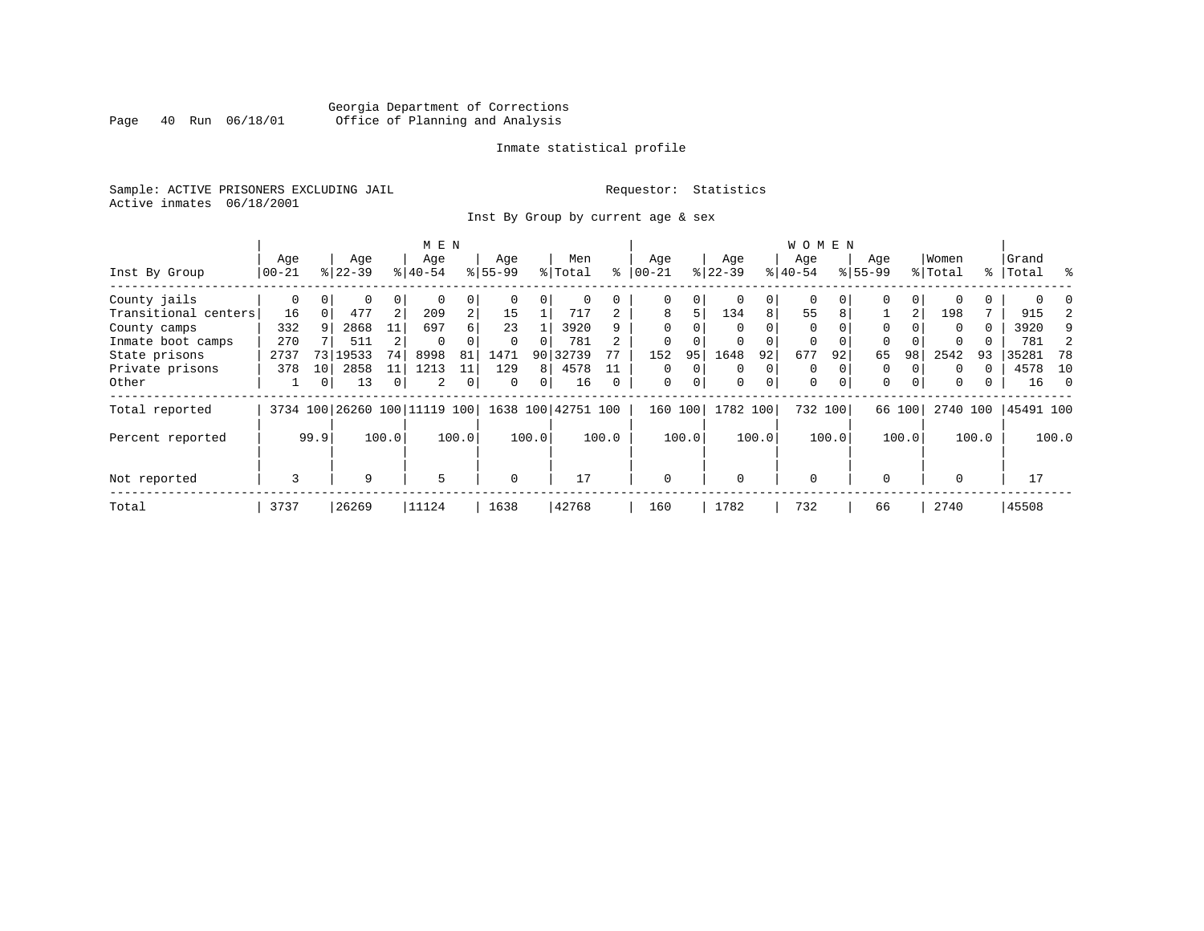Georgia Department of Corrections
Office of Planning and Analysis

Inmate statistical profile

Sample: ACTIVE PRISONERS EXCLUDING JAIL

Requestor: Statistics

Active inmates 06/18/2001

Inst By Group by current age & sex

| Inst By Group | MEN Age 00-21 | % | Age 22-39 | % | Age 40-54 | % | Age 55-99 | % | Men Total | % | WOMEN Age 00-21 | % | Age 22-39 | % | Age 40-54 | % | Age 55-99 | % | Women Total | % | Grand Total | % |
|---|---|---|---|---|---|---|---|---|---|---|---|---|---|---|---|---|---|---|---|---|---|---|
| County jails | 0 | 0 | 0 | 0 | 0 | 0 | 0 | 0 | 0 | 0 | 0 | 0 | 0 | 0 | 0 | 0 | 0 | 0 | 0 | 0 | 0 | 0 |
| Transitional centers | 16 | 0 | 477 | 2 | 209 | 2 | 15 | 1 | 717 | 2 | 8 | 5 | 134 | 8 | 55 | 8 | 1 | 2 | 198 | 7 | 915 | 2 |
| County camps | 332 | 9 | 2868 | 11 | 697 | 6 | 23 | 1 | 3920 | 9 | 0 | 0 | 0 | 0 | 0 | 0 | 0 | 0 | 0 | 0 | 3920 | 9 |
| Inmate boot camps | 270 | 7 | 511 | 2 | 0 | 0 | 0 | 0 | 781 | 2 | 0 | 0 | 0 | 0 | 0 | 0 | 0 | 0 | 0 | 0 | 781 | 2 |
| State prisons | 2737 | 73 | 19533 | 74 | 8998 | 81 | 1471 | 90 | 32739 | 77 | 152 | 95 | 1648 | 92 | 677 | 92 | 65 | 98 | 2542 | 93 | 35281 | 78 |
| Private prisons | 378 | 10 | 2858 | 11 | 1213 | 11 | 129 | 8 | 4578 | 11 | 0 | 0 | 0 | 0 | 0 | 0 | 0 | 0 | 0 | 0 | 4578 | 10 |
| Other | 1 | 0 | 13 | 0 | 2 | 0 | 0 | 0 | 16 | 0 | 0 | 0 | 0 | 0 | 0 | 0 | 0 | 0 | 0 | 0 | 16 | 0 |
| Total reported | 3734 | 100 | 26260 | 100 | 11119 | 100 | 1638 | 100 | 42751 | 100 | 160 | 100 | 1782 | 100 | 732 | 100 | 66 | 100 | 2740 | 100 | 45491 | 100 |
| Percent reported | | 99.9 | | 100.0 | | 100.0 | | 100.0 | | 100.0 | | 100.0 | | 100.0 | | 100.0 | | 100.0 | | 100.0 | | 100.0 |
| Not reported | 3 | | 9 | | 5 | | 0 | | 17 | | 0 | | 0 | | 0 | | 0 | | 0 | | 17 | |
| Total | 3737 | | 26269 | | 11124 | | 1638 | | 42768 | | 160 | | 1782 | | 732 | | 66 | | 2740 | | 45508 | |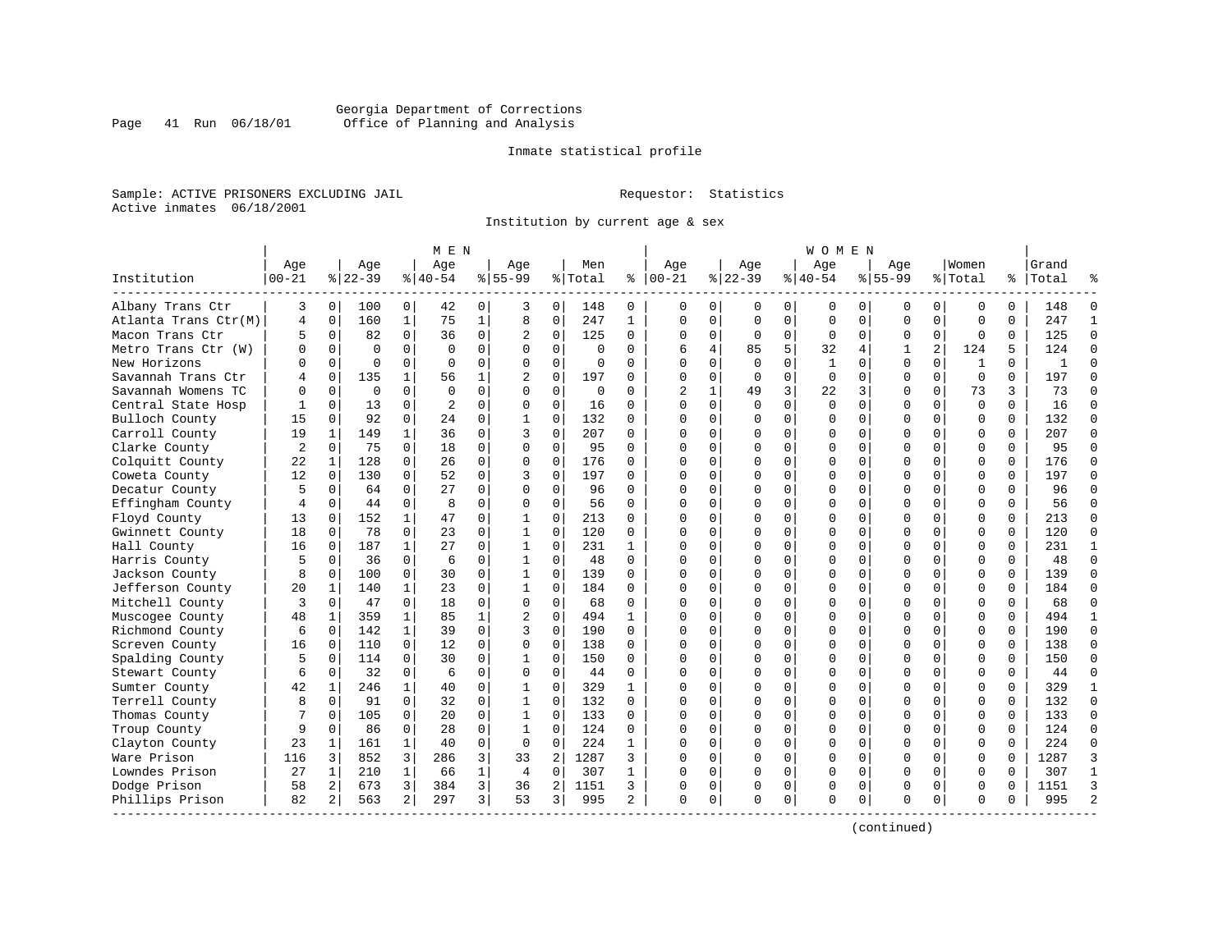Georgia Department of Corrections
Office of Planning and Analysis

Inmate statistical profile

Sample: ACTIVE PRISONERS EXCLUDING JAIL Requestor: Statistics
Active inmates 06/18/2001

Institution by current age & sex

| Institution | MEN Age 00-21 | % | Age 22-39 | % | Age 40-54 | % | Age 55-99 | % | Men Total | % | WOMEN Age 00-21 | % | Age 22-39 | % | Age 40-54 | % | Age 55-99 | % | Women Total | % | Grand Total | % |
|---|---|---|---|---|---|---|---|---|---|---|---|---|---|---|---|---|---|---|---|---|---|---|
| Albany Trans Ctr | 3 | 0 | 100 | 0 | 42 | 0 | 3 | 0 | 148 | 0 | 0 | 0 | 0 | 0 | 0 | 0 | 0 | 0 | 0 | 0 | 148 | 0 |
| Atlanta Trans Ctr(M) | 4 | 0 | 160 | 1 | 75 | 1 | 8 | 0 | 247 | 1 | 0 | 0 | 0 | 0 | 0 | 0 | 0 | 0 | 0 | 0 | 247 | 1 |
| Macon Trans Ctr | 5 | 0 | 82 | 0 | 36 | 0 | 2 | 0 | 125 | 0 | 0 | 0 | 0 | 0 | 0 | 0 | 0 | 0 | 0 | 0 | 125 | 0 |
| Metro Trans Ctr (W) | 0 | 0 | 0 | 0 | 0 | 0 | 0 | 0 | 0 | 0 | 6 | 4 | 85 | 5 | 32 | 4 | 1 | 2 | 124 | 5 | 124 | 0 |
| New Horizons | 0 | 0 | 0 | 0 | 0 | 0 | 0 | 0 | 0 | 0 | 0 | 0 | 0 | 0 | 1 | 0 | 0 | 0 | 1 | 0 | 1 | 0 |
| Savannah Trans Ctr | 4 | 0 | 135 | 1 | 56 | 1 | 2 | 0 | 197 | 0 | 0 | 0 | 0 | 0 | 0 | 0 | 0 | 0 | 0 | 0 | 197 | 0 |
| Savannah Womens TC | 0 | 0 | 0 | 0 | 0 | 0 | 0 | 0 | 0 | 0 | 2 | 1 | 49 | 3 | 22 | 3 | 0 | 0 | 73 | 3 | 73 | 0 |
| Central State Hosp | 1 | 0 | 13 | 0 | 2 | 0 | 0 | 0 | 16 | 0 | 0 | 0 | 0 | 0 | 0 | 0 | 0 | 0 | 0 | 0 | 16 | 0 |
| Bulloch County | 15 | 0 | 92 | 0 | 24 | 0 | 1 | 0 | 132 | 0 | 0 | 0 | 0 | 0 | 0 | 0 | 0 | 0 | 0 | 0 | 132 | 0 |
| Carroll County | 19 | 1 | 149 | 1 | 36 | 0 | 3 | 0 | 207 | 0 | 0 | 0 | 0 | 0 | 0 | 0 | 0 | 0 | 0 | 0 | 207 | 0 |
| Clarke County | 2 | 0 | 75 | 0 | 18 | 0 | 0 | 0 | 95 | 0 | 0 | 0 | 0 | 0 | 0 | 0 | 0 | 0 | 0 | 0 | 95 | 0 |
| Colquitt County | 22 | 1 | 128 | 0 | 26 | 0 | 0 | 0 | 176 | 0 | 0 | 0 | 0 | 0 | 0 | 0 | 0 | 0 | 0 | 0 | 176 | 0 |
| Coweta County | 12 | 0 | 130 | 0 | 52 | 0 | 3 | 0 | 197 | 0 | 0 | 0 | 0 | 0 | 0 | 0 | 0 | 0 | 0 | 0 | 197 | 0 |
| Decatur County | 5 | 0 | 64 | 0 | 27 | 0 | 0 | 0 | 96 | 0 | 0 | 0 | 0 | 0 | 0 | 0 | 0 | 0 | 0 | 0 | 96 | 0 |
| Effingham County | 4 | 0 | 44 | 0 | 8 | 0 | 0 | 0 | 56 | 0 | 0 | 0 | 0 | 0 | 0 | 0 | 0 | 0 | 0 | 0 | 56 | 0 |
| Floyd County | 13 | 0 | 152 | 1 | 47 | 0 | 1 | 0 | 213 | 0 | 0 | 0 | 0 | 0 | 0 | 0 | 0 | 0 | 0 | 0 | 213 | 0 |
| Gwinnett County | 18 | 0 | 78 | 0 | 23 | 0 | 1 | 0 | 120 | 0 | 0 | 0 | 0 | 0 | 0 | 0 | 0 | 0 | 0 | 0 | 120 | 0 |
| Hall County | 16 | 0 | 187 | 1 | 27 | 0 | 1 | 0 | 231 | 1 | 0 | 0 | 0 | 0 | 0 | 0 | 0 | 0 | 0 | 0 | 231 | 1 |
| Harris County | 5 | 0 | 36 | 0 | 6 | 0 | 1 | 0 | 48 | 0 | 0 | 0 | 0 | 0 | 0 | 0 | 0 | 0 | 0 | 0 | 48 | 0 |
| Jackson County | 8 | 0 | 100 | 0 | 30 | 0 | 1 | 0 | 139 | 0 | 0 | 0 | 0 | 0 | 0 | 0 | 0 | 0 | 0 | 0 | 139 | 0 |
| Jefferson County | 20 | 1 | 140 | 1 | 23 | 0 | 1 | 0 | 184 | 0 | 0 | 0 | 0 | 0 | 0 | 0 | 0 | 0 | 0 | 0 | 184 | 0 |
| Mitchell County | 3 | 0 | 47 | 0 | 18 | 0 | 0 | 0 | 68 | 0 | 0 | 0 | 0 | 0 | 0 | 0 | 0 | 0 | 0 | 0 | 68 | 0 |
| Muscogee County | 48 | 1 | 359 | 1 | 85 | 1 | 2 | 0 | 494 | 1 | 0 | 0 | 0 | 0 | 0 | 0 | 0 | 0 | 0 | 0 | 494 | 1 |
| Richmond County | 6 | 0 | 142 | 1 | 39 | 0 | 3 | 0 | 190 | 0 | 0 | 0 | 0 | 0 | 0 | 0 | 0 | 0 | 0 | 0 | 190 | 0 |
| Screven County | 16 | 0 | 110 | 0 | 12 | 0 | 0 | 0 | 138 | 0 | 0 | 0 | 0 | 0 | 0 | 0 | 0 | 0 | 0 | 0 | 138 | 0 |
| Spalding County | 5 | 0 | 114 | 0 | 30 | 0 | 1 | 0 | 150 | 0 | 0 | 0 | 0 | 0 | 0 | 0 | 0 | 0 | 0 | 0 | 150 | 0 |
| Stewart County | 6 | 0 | 32 | 0 | 6 | 0 | 0 | 0 | 44 | 0 | 0 | 0 | 0 | 0 | 0 | 0 | 0 | 0 | 0 | 0 | 44 | 0 |
| Sumter County | 42 | 1 | 246 | 1 | 40 | 0 | 1 | 0 | 329 | 1 | 0 | 0 | 0 | 0 | 0 | 0 | 0 | 0 | 0 | 0 | 329 | 1 |
| Terrell County | 8 | 0 | 91 | 0 | 32 | 0 | 1 | 0 | 132 | 0 | 0 | 0 | 0 | 0 | 0 | 0 | 0 | 0 | 0 | 0 | 132 | 0 |
| Thomas County | 7 | 0 | 105 | 0 | 20 | 0 | 1 | 0 | 133 | 0 | 0 | 0 | 0 | 0 | 0 | 0 | 0 | 0 | 0 | 0 | 133 | 0 |
| Troup County | 9 | 0 | 86 | 0 | 28 | 0 | 1 | 0 | 124 | 0 | 0 | 0 | 0 | 0 | 0 | 0 | 0 | 0 | 0 | 0 | 124 | 0 |
| Clayton County | 23 | 1 | 161 | 1 | 40 | 0 | 0 | 0 | 224 | 1 | 0 | 0 | 0 | 0 | 0 | 0 | 0 | 0 | 0 | 0 | 224 | 0 |
| Ware Prison | 116 | 3 | 852 | 3 | 286 | 3 | 33 | 2 | 1287 | 3 | 0 | 0 | 0 | 0 | 0 | 0 | 0 | 0 | 0 | 0 | 1287 | 3 |
| Lowndes Prison | 27 | 1 | 210 | 1 | 66 | 1 | 4 | 0 | 307 | 1 | 0 | 0 | 0 | 0 | 0 | 0 | 0 | 0 | 0 | 0 | 307 | 1 |
| Dodge Prison | 58 | 2 | 673 | 3 | 384 | 3 | 36 | 2 | 1151 | 3 | 0 | 0 | 0 | 0 | 0 | 0 | 0 | 0 | 0 | 0 | 1151 | 3 |
| Phillips Prison | 82 | 2 | 563 | 2 | 297 | 3 | 53 | 3 | 995 | 2 | 0 | 0 | 0 | 0 | 0 | 0 | 0 | 0 | 0 | 0 | 995 | 2 |

(continued)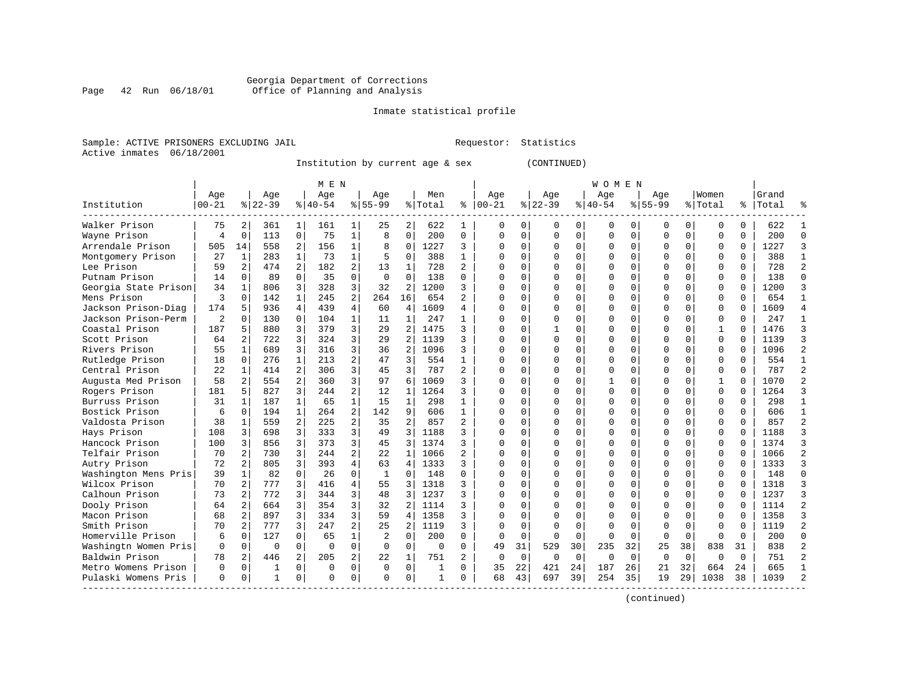Georgia Department of Corrections
Office of Planning and Analysis

Inmate statistical profile

Sample: ACTIVE PRISONERS EXCLUDING JAIL    Requestor: Statistics
Active inmates 06/18/2001

Institution by current age & sex (CONTINUED)

| Institution | MEN Age 00-21 | % | Age 22-39 | % | Age 40-54 | % | Age 55-99 | % | Men Total | % | WOMEN Age 00-21 | % | Age 22-39 | % | Age 40-54 | % | Age 55-99 | % | Women Total | % | Grand Total | % |
|---|---|---|---|---|---|---|---|---|---|---|---|---|---|---|---|---|---|---|---|---|---|---|
| Walker Prison | 75 | 2 | 361 | 1 | 161 | 1 | 25 | 2 | 622 | 1 | 0 | 0 | 0 | 0 | 0 | 0 | 0 | 0 | 0 | 0 | 622 | 1 |
| Wayne Prison | 4 | 0 | 113 | 0 | 75 | 1 | 8 | 0 | 200 | 0 | 0 | 0 | 0 | 0 | 0 | 0 | 0 | 0 | 0 | 0 | 200 | 0 |
| Arrendale Prison | 505 | 14 | 558 | 2 | 156 | 1 | 8 | 0 | 1227 | 3 | 0 | 0 | 0 | 0 | 0 | 0 | 0 | 0 | 0 | 0 | 1227 | 3 |
| Montgomery Prison | 27 | 1 | 283 | 1 | 73 | 1 | 5 | 0 | 388 | 1 | 0 | 0 | 0 | 0 | 0 | 0 | 0 | 0 | 0 | 0 | 388 | 1 |
| Lee Prison | 59 | 2 | 474 | 2 | 182 | 2 | 13 | 1 | 728 | 2 | 0 | 0 | 0 | 0 | 0 | 0 | 0 | 0 | 0 | 0 | 728 | 2 |
| Putnam Prison | 14 | 0 | 89 | 0 | 35 | 0 | 0 | 0 | 138 | 0 | 0 | 0 | 0 | 0 | 0 | 0 | 0 | 0 | 0 | 0 | 138 | 0 |
| Georgia State Prison | 34 | 1 | 806 | 3 | 328 | 3 | 32 | 2 | 1200 | 3 | 0 | 0 | 0 | 0 | 0 | 0 | 0 | 0 | 0 | 0 | 1200 | 3 |
| Mens Prison | 3 | 0 | 142 | 1 | 245 | 2 | 264 | 16 | 654 | 2 | 0 | 0 | 0 | 0 | 0 | 0 | 0 | 0 | 0 | 0 | 654 | 1 |
| Jackson Prison-Diag | 174 | 5 | 936 | 4 | 439 | 4 | 60 | 4 | 1609 | 4 | 0 | 0 | 0 | 0 | 0 | 0 | 0 | 0 | 0 | 0 | 1609 | 4 |
| Jackson Prison-Perm | 2 | 0 | 130 | 0 | 104 | 1 | 11 | 1 | 247 | 1 | 0 | 0 | 0 | 0 | 0 | 0 | 0 | 0 | 0 | 0 | 247 | 1 |
| Coastal Prison | 187 | 5 | 880 | 3 | 379 | 3 | 29 | 2 | 1475 | 3 | 0 | 0 | 1 | 0 | 0 | 0 | 0 | 0 | 1 | 0 | 1476 | 3 |
| Scott Prison | 64 | 2 | 722 | 3 | 324 | 3 | 29 | 2 | 1139 | 3 | 0 | 0 | 0 | 0 | 0 | 0 | 0 | 0 | 0 | 0 | 1139 | 3 |
| Rivers Prison | 55 | 1 | 689 | 3 | 316 | 3 | 36 | 2 | 1096 | 3 | 0 | 0 | 0 | 0 | 0 | 0 | 0 | 0 | 0 | 0 | 1096 | 2 |
| Rutledge Prison | 18 | 0 | 276 | 1 | 213 | 2 | 47 | 3 | 554 | 1 | 0 | 0 | 0 | 0 | 0 | 0 | 0 | 0 | 0 | 0 | 554 | 1 |
| Central Prison | 22 | 1 | 414 | 2 | 306 | 3 | 45 | 3 | 787 | 2 | 0 | 0 | 0 | 0 | 0 | 0 | 0 | 0 | 0 | 0 | 787 | 2 |
| Augusta Med Prison | 58 | 2 | 554 | 2 | 360 | 3 | 97 | 6 | 1069 | 3 | 0 | 0 | 0 | 0 | 1 | 0 | 0 | 0 | 1 | 0 | 1070 | 2 |
| Rogers Prison | 181 | 5 | 827 | 3 | 244 | 2 | 12 | 1 | 1264 | 3 | 0 | 0 | 0 | 0 | 0 | 0 | 0 | 0 | 0 | 0 | 1264 | 3 |
| Burruss Prison | 31 | 1 | 187 | 1 | 65 | 1 | 15 | 1 | 298 | 1 | 0 | 0 | 0 | 0 | 0 | 0 | 0 | 0 | 0 | 0 | 298 | 1 |
| Bostick Prison | 6 | 0 | 194 | 1 | 264 | 2 | 142 | 9 | 606 | 1 | 0 | 0 | 0 | 0 | 0 | 0 | 0 | 0 | 0 | 0 | 606 | 1 |
| Valdosta Prison | 38 | 1 | 559 | 2 | 225 | 2 | 35 | 2 | 857 | 2 | 0 | 0 | 0 | 0 | 0 | 0 | 0 | 0 | 0 | 0 | 857 | 2 |
| Hays Prison | 108 | 3 | 698 | 3 | 333 | 3 | 49 | 3 | 1188 | 3 | 0 | 0 | 0 | 0 | 0 | 0 | 0 | 0 | 0 | 0 | 1188 | 3 |
| Hancock Prison | 100 | 3 | 856 | 3 | 373 | 3 | 45 | 3 | 1374 | 3 | 0 | 0 | 0 | 0 | 0 | 0 | 0 | 0 | 0 | 0 | 1374 | 3 |
| Telfair Prison | 70 | 2 | 730 | 3 | 244 | 2 | 22 | 1 | 1066 | 2 | 0 | 0 | 0 | 0 | 0 | 0 | 0 | 0 | 0 | 0 | 1066 | 2 |
| Autry Prison | 72 | 2 | 805 | 3 | 393 | 4 | 63 | 4 | 1333 | 3 | 0 | 0 | 0 | 0 | 0 | 0 | 0 | 0 | 0 | 0 | 1333 | 3 |
| Washington Mens Pris | 39 | 1 | 82 | 0 | 26 | 0 | 1 | 0 | 148 | 0 | 0 | 0 | 0 | 0 | 0 | 0 | 0 | 0 | 0 | 0 | 148 | 0 |
| Wilcox Prison | 70 | 2 | 777 | 3 | 416 | 4 | 55 | 3 | 1318 | 3 | 0 | 0 | 0 | 0 | 0 | 0 | 0 | 0 | 0 | 0 | 1318 | 3 |
| Calhoun Prison | 73 | 2 | 772 | 3 | 344 | 3 | 48 | 3 | 1237 | 3 | 0 | 0 | 0 | 0 | 0 | 0 | 0 | 0 | 0 | 0 | 1237 | 3 |
| Dooly Prison | 64 | 2 | 664 | 3 | 354 | 3 | 32 | 2 | 1114 | 3 | 0 | 0 | 0 | 0 | 0 | 0 | 0 | 0 | 0 | 0 | 1114 | 2 |
| Macon Prison | 68 | 2 | 897 | 3 | 334 | 3 | 59 | 4 | 1358 | 3 | 0 | 0 | 0 | 0 | 0 | 0 | 0 | 0 | 0 | 0 | 1358 | 3 |
| Smith Prison | 70 | 2 | 777 | 3 | 247 | 2 | 25 | 2 | 1119 | 3 | 0 | 0 | 0 | 0 | 0 | 0 | 0 | 0 | 0 | 0 | 1119 | 2 |
| Homerville Prison | 6 | 0 | 127 | 0 | 65 | 1 | 2 | 0 | 200 | 0 | 0 | 0 | 0 | 0 | 0 | 0 | 0 | 0 | 0 | 0 | 200 | 0 |
| Washingtn Women Pris | 0 | 0 | 0 | 0 | 0 | 0 | 0 | 0 | 0 | 0 | 49 | 31 | 529 | 30 | 235 | 32 | 25 | 38 | 838 | 31 | 838 | 2 |
| Baldwin Prison | 78 | 2 | 446 | 2 | 205 | 2 | 22 | 1 | 751 | 2 | 0 | 0 | 0 | 0 | 0 | 0 | 0 | 0 | 0 | 0 | 751 | 2 |
| Metro Womens Prison | 0 | 0 | 1 | 0 | 0 | 0 | 0 | 0 | 1 | 0 | 35 | 22 | 421 | 24 | 187 | 26 | 21 | 32 | 664 | 24 | 665 | 1 |
| Pulaski Womens Pris | 0 | 0 | 1 | 0 | 0 | 0 | 0 | 0 | 1 | 0 | 68 | 43 | 697 | 39 | 254 | 35 | 19 | 29 | 1038 | 38 | 1039 | 2 |

(continued)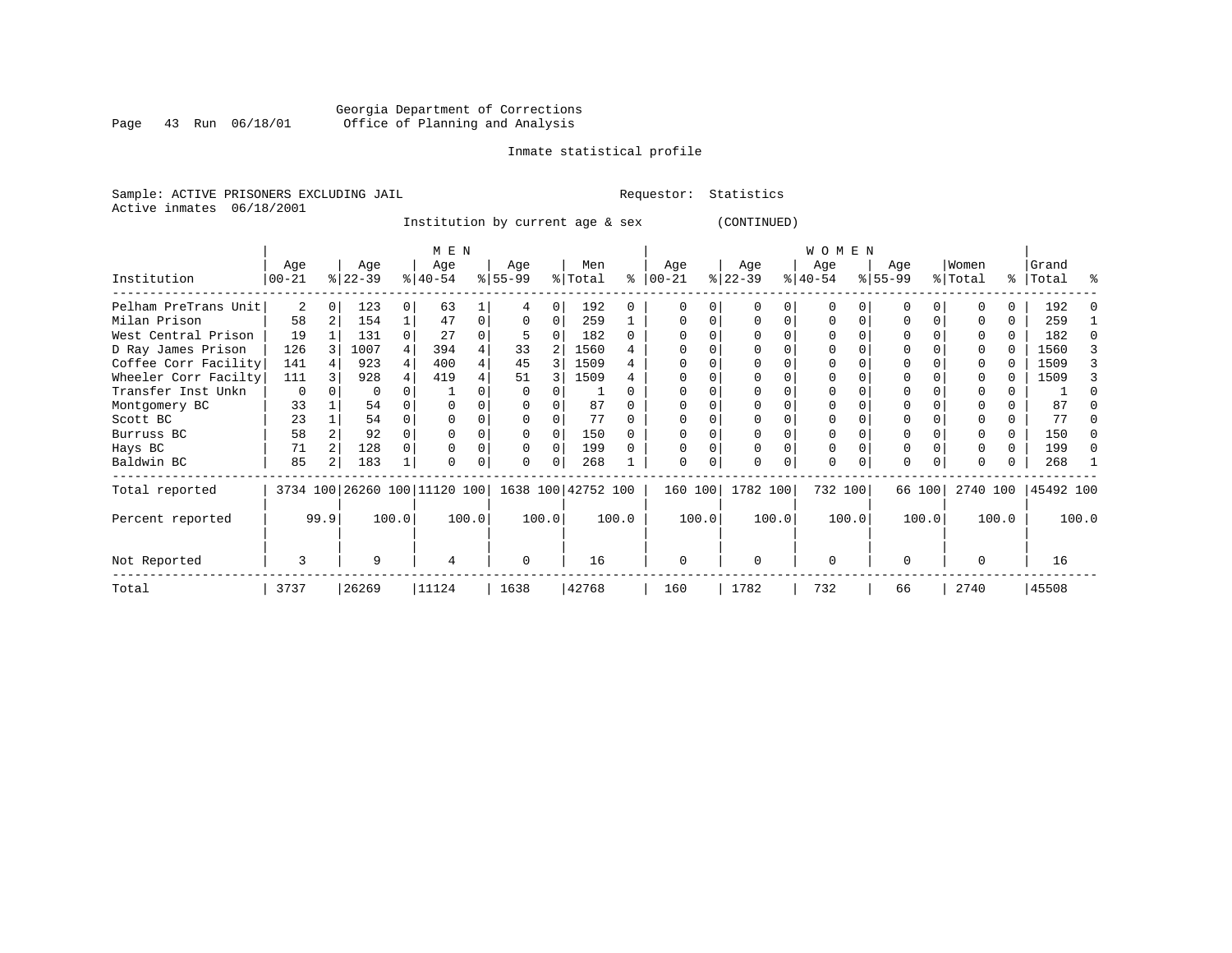Georgia Department of Corrections
Office of Planning and Analysis

Inmate statistical profile

Sample: ACTIVE PRISONERS EXCLUDING JAIL  Requestor: Statistics
Active inmates 06/18/2001

Institution by current age & sex (CONTINUED)

| | MEN | | | | | | | | | | WOMEN | | | | | | | | | | | |
|---|---|---|---|---|---|---|---|---|---|---|---|---|---|---|---|---|---|---|---|---|---|---|
| Institution | Age 00-21 | % | Age 22-39 | % | Age 40-54 | % | Age 55-99 | % | Men Total | % | Age 00-21 | % | Age 22-39 | % | Age 40-54 | % | Age 55-99 | % | Women Total | % | Grand Total | % |
| Pelham PreTrans Unit | 2 | 0 | 123 | 0 | 63 | 1 | 4 | 0 | 192 | 0 | 0 | 0 | 0 | 0 | 0 | 0 | 0 | 0 | 0 | 0 | 192 | 0 |
| Milan Prison | 58 | 2 | 154 | 1 | 47 | 0 | 0 | 0 | 259 | 1 | 0 | 0 | 0 | 0 | 0 | 0 | 0 | 0 | 0 | 0 | 259 | 1 |
| West Central Prison | 19 | 1 | 131 | 0 | 27 | 0 | 5 | 0 | 182 | 0 | 0 | 0 | 0 | 0 | 0 | 0 | 0 | 0 | 0 | 0 | 182 | 0 |
| D Ray James Prison | 126 | 3 | 1007 | 4 | 394 | 4 | 33 | 2 | 1560 | 4 | 0 | 0 | 0 | 0 | 0 | 0 | 0 | 0 | 0 | 0 | 1560 | 3 |
| Coffee Corr Facility | 141 | 4 | 923 | 4 | 400 | 4 | 45 | 3 | 1509 | 4 | 0 | 0 | 0 | 0 | 0 | 0 | 0 | 0 | 0 | 0 | 1509 | 3 |
| Wheeler Corr Facilty | 111 | 3 | 928 | 4 | 419 | 4 | 51 | 3 | 1509 | 4 | 0 | 0 | 0 | 0 | 0 | 0 | 0 | 0 | 0 | 0 | 1509 | 3 |
| Transfer Inst Unkn | 0 | 0 | 0 | 0 | 1 | 0 | 0 | 0 | 1 | 0 | 0 | 0 | 0 | 0 | 0 | 0 | 0 | 0 | 0 | 0 | 1 | 0 |
| Montgomery BC | 33 | 1 | 54 | 0 | 0 | 0 | 0 | 0 | 87 | 0 | 0 | 0 | 0 | 0 | 0 | 0 | 0 | 0 | 0 | 0 | 87 | 0 |
| Scott BC | 23 | 1 | 54 | 0 | 0 | 0 | 0 | 0 | 77 | 0 | 0 | 0 | 0 | 0 | 0 | 0 | 0 | 0 | 0 | 0 | 77 | 0 |
| Burruss BC | 58 | 2 | 92 | 0 | 0 | 0 | 0 | 0 | 150 | 0 | 0 | 0 | 0 | 0 | 0 | 0 | 0 | 0 | 0 | 0 | 150 | 0 |
| Hays BC | 71 | 2 | 128 | 0 | 0 | 0 | 0 | 0 | 199 | 0 | 0 | 0 | 0 | 0 | 0 | 0 | 0 | 0 | 0 | 0 | 199 | 0 |
| Baldwin BC | 85 | 2 | 183 | 1 | 0 | 0 | 0 | 0 | 268 | 1 | 0 | 0 | 0 | 0 | 0 | 0 | 0 | 0 | 0 | 0 | 268 | 1 |
| Total reported | 3734 | 100 | 26260 | 100 | 11120 | 100 | 1638 | 100 | 42752 | 100 | 160 | 100 | 1782 | 100 | 732 | 100 | 66 | 100 | 2740 | 100 | 45492 | 100 |
| Percent reported | | 99.9 | | 100.0 | | 100.0 | | 100.0 | | 100.0 | | 100.0 | | 100.0 | | 100.0 | | 100.0 | | 100.0 | | 100.0 |
| Not Reported | 3 | | 9 | | 4 | | 0 | | 16 | | 0 | | 0 | | 0 | | 0 | | 0 | | 16 | |
| Total | 3737 | | 26269 | | 11124 | | 1638 | | 42768 | | 160 | | 1782 | | 732 | | 66 | | 2740 | | 45508 | |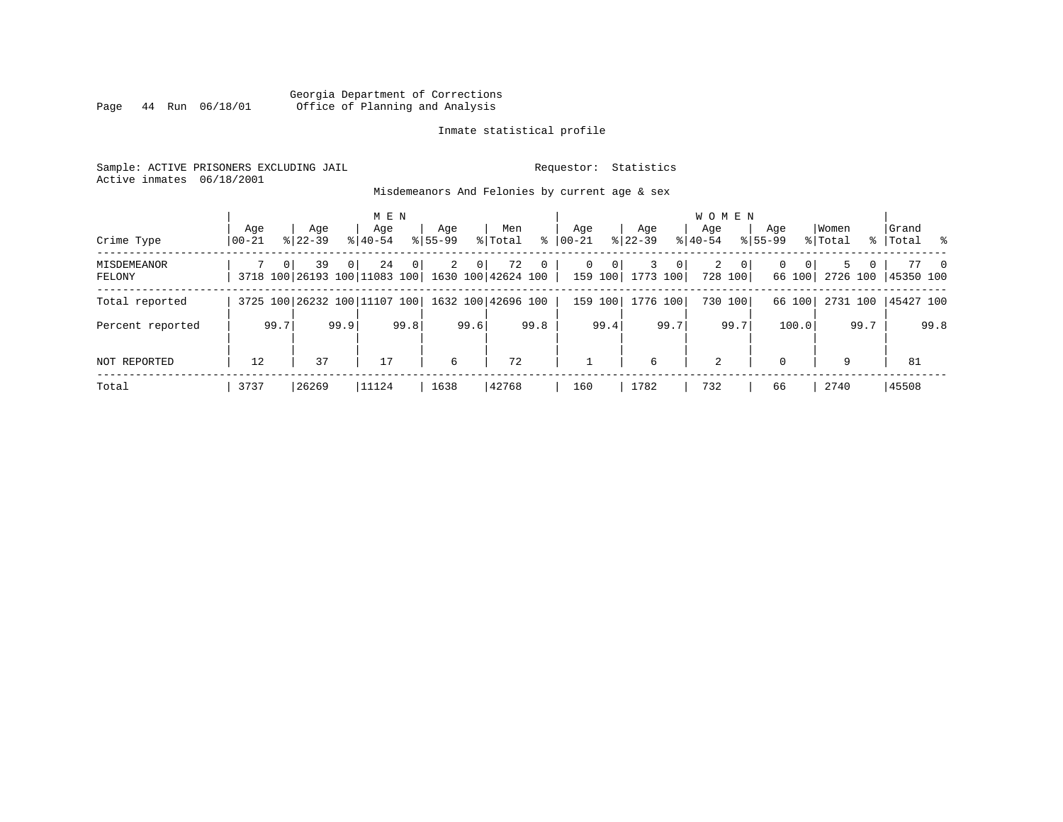Georgia Department of Corrections
Office of Planning and Analysis

Inmate statistical profile

Sample: ACTIVE PRISONERS EXCLUDING JAIL
Active inmates 06/18/2001

Requestor: Statistics

Misdemeanors And Felonies by current age & sex

| Crime Type | MEN Age 00-21 | % | Age 22-39 | % | Age 40-54 | % | Age 55-99 | % | Men Total | % | WOMEN Age 00-21 | % | Age 22-39 | % | Age 40-54 | % | Age 55-99 | % | Women Total | % | Grand Total | % |
|---|---|---|---|---|---|---|---|---|---|---|---|---|---|---|---|---|---|---|---|---|---|---|
| MISDEMEANOR | 7 | 0 | 39 | 0 | 24 | 0 | 2 | 0 | 72 | 0 | 0 | 0 | 3 | 0 | 2 | 0 | 0 | 0 | 5 | 0 | 77 | 0 |
| FELONY | 3718 | 100 | 26193 | 100 | 11083 | 100 | 1630 | 100 | 42624 | 100 | 159 | 100 | 1773 | 100 | 728 | 100 | 66 | 100 | 2726 | 100 | 45350 | 100 |
| Total reported | 3725 | 100 | 26232 | 100 | 11107 | 100 | 1632 | 100 | 42696 | 100 | 159 | 100 | 1776 | 100 | 730 | 100 | 66 | 100 | 2731 | 100 | 45427 | 100 |
| Percent reported | | 99.7 | | 99.9 | | 99.8 | | 99.6 | | 99.8 | | 99.4 | | 99.7 | | 99.7 | | 100.0 | | 99.7 | | 99.8 |
| NOT REPORTED | 12 | | 37 | | 17 | | 6 | | 72 | | 1 | | 6 | | 2 | | 0 | | 9 | | 81 | |
| Total | 3737 | | 26269 | | 11124 | | 1638 | | 42768 | | 160 | | 1782 | | 732 | | 66 | | 2740 | | 45508 | |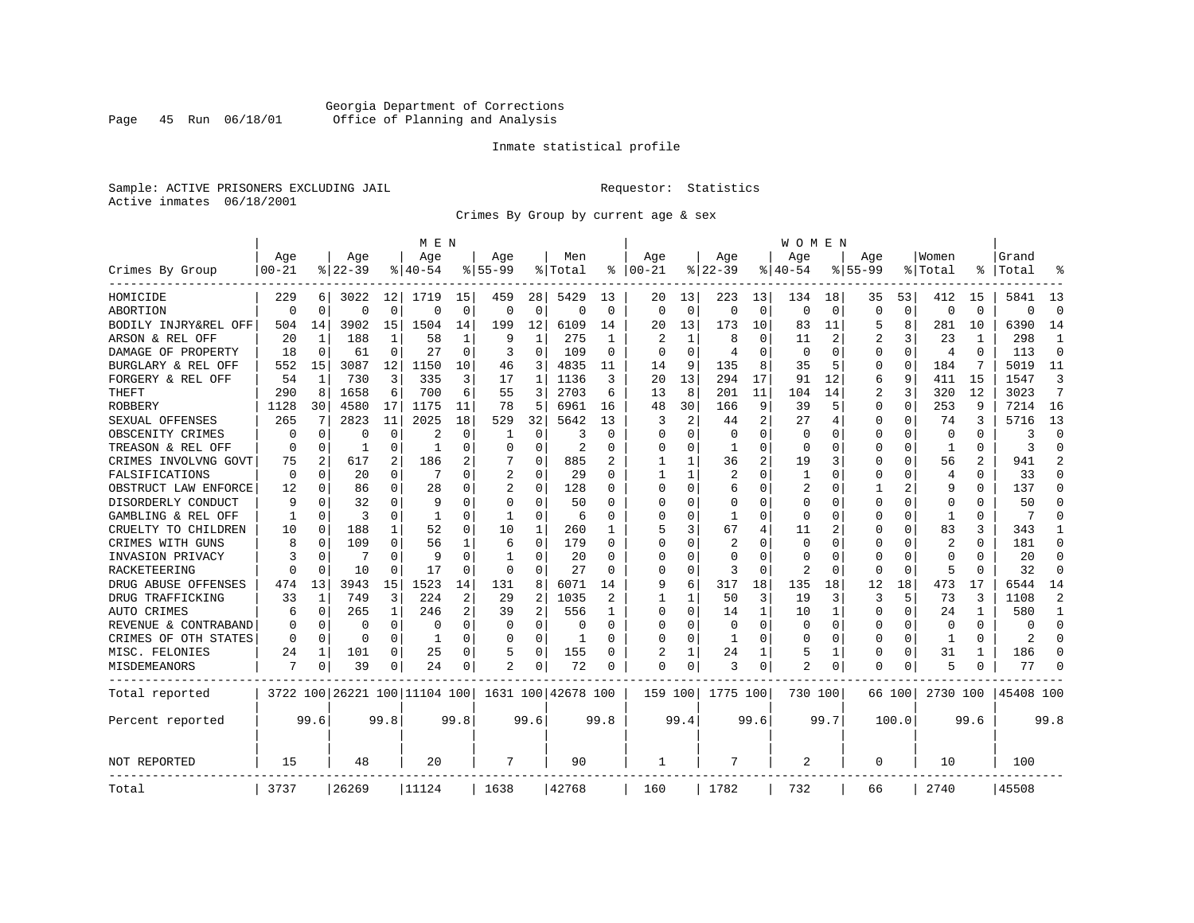Georgia Department of Corrections
Office of Planning and Analysis

Inmate statistical profile

Sample: ACTIVE PRISONERS EXCLUDING JAIL        Requestor: Statistics
Active inmates 06/18/2001

Crimes By Group by current age & sex

| Crimes By Group | MEN Age 00-21 | % | Age 22-39 | % | Age 40-54 | % | Age 55-99 | % | Men Total | % | WOMEN Age 00-21 | % | Age 22-39 | % | Age 40-54 | % | Age 55-99 | % | Women Total | % | Grand Total | % |
|---|---|---|---|---|---|---|---|---|---|---|---|---|---|---|---|---|---|---|---|---|---|---|
| HOMICIDE | 229 | 6 | 3022 | 12 | 1719 | 15 | 459 | 28 | 5429 | 13 | 20 | 13 | 223 | 13 | 134 | 18 | 35 | 53 | 412 | 15 | 5841 | 13 |
| ABORTION | 0 | 0 | 0 | 0 | 0 | 0 | 0 | 0 | 0 | 0 | 0 | 0 | 0 | 0 | 0 | 0 | 0 | 0 | 0 | 0 | 0 | 0 |
| BODILY INJRY&REL OFF | 504 | 14 | 3902 | 15 | 1504 | 14 | 199 | 12 | 6109 | 14 | 20 | 13 | 173 | 10 | 83 | 11 | 5 | 8 | 281 | 10 | 6390 | 14 |
| ARSON & REL OFF | 20 | 1 | 188 | 1 | 58 | 1 | 9 | 1 | 275 | 1 | 2 | 1 | 8 | 0 | 11 | 2 | 2 | 3 | 23 | 1 | 298 | 1 |
| DAMAGE OF PROPERTY | 18 | 0 | 61 | 0 | 27 | 0 | 3 | 0 | 109 | 0 | 0 | 0 | 4 | 0 | 0 | 0 | 0 | 0 | 4 | 0 | 113 | 0 |
| BURGLARY & REL OFF | 552 | 15 | 3087 | 12 | 1150 | 10 | 46 | 3 | 4835 | 11 | 14 | 9 | 135 | 8 | 35 | 5 | 0 | 0 | 184 | 7 | 5019 | 11 |
| FORGERY & REL OFF | 54 | 1 | 730 | 3 | 335 | 3 | 17 | 1 | 1136 | 3 | 20 | 13 | 294 | 17 | 91 | 12 | 6 | 9 | 411 | 15 | 1547 | 3 |
| THEFT | 290 | 8 | 1658 | 6 | 700 | 6 | 55 | 3 | 2703 | 6 | 13 | 8 | 201 | 11 | 104 | 14 | 2 | 3 | 320 | 12 | 3023 | 7 |
| ROBBERY | 1128 | 30 | 4580 | 17 | 1175 | 11 | 78 | 5 | 6961 | 16 | 48 | 30 | 166 | 9 | 39 | 5 | 0 | 0 | 253 | 9 | 7214 | 16 |
| SEXUAL OFFENSES | 265 | 7 | 2823 | 11 | 2025 | 18 | 529 | 32 | 5642 | 13 | 3 | 2 | 44 | 2 | 27 | 4 | 0 | 0 | 74 | 3 | 5716 | 13 |
| OBSCENITY CRIMES | 0 | 0 | 0 | 0 | 2 | 0 | 1 | 0 | 3 | 0 | 0 | 0 | 0 | 0 | 0 | 0 | 0 | 0 | 0 | 0 | 3 | 0 |
| TREASON & REL OFF | 0 | 0 | 1 | 0 | 1 | 0 | 0 | 0 | 2 | 0 | 0 | 0 | 1 | 0 | 0 | 0 | 0 | 0 | 1 | 0 | 3 | 0 |
| CRIMES INVOLVNG GOVT | 75 | 2 | 617 | 2 | 186 | 2 | 7 | 0 | 885 | 2 | 1 | 1 | 36 | 2 | 19 | 3 | 0 | 0 | 56 | 2 | 941 | 2 |
| FALSIFICATIONS | 0 | 0 | 20 | 0 | 7 | 0 | 2 | 0 | 29 | 0 | 1 | 1 | 2 | 0 | 1 | 0 | 0 | 0 | 4 | 0 | 33 | 0 |
| OBSTRUCT LAW ENFORCE | 12 | 0 | 86 | 0 | 28 | 0 | 2 | 0 | 128 | 0 | 0 | 0 | 6 | 0 | 2 | 0 | 1 | 2 | 9 | 0 | 137 | 0 |
| DISORDERLY CONDUCT | 9 | 0 | 32 | 0 | 9 | 0 | 0 | 0 | 50 | 0 | 0 | 0 | 0 | 0 | 0 | 0 | 0 | 0 | 0 | 0 | 50 | 0 |
| GAMBLING & REL OFF | 1 | 0 | 3 | 0 | 1 | 0 | 1 | 0 | 6 | 0 | 0 | 0 | 1 | 0 | 0 | 0 | 0 | 0 | 1 | 0 | 7 | 0 |
| CRUELTY TO CHILDREN | 10 | 0 | 188 | 1 | 52 | 0 | 10 | 1 | 260 | 1 | 5 | 3 | 67 | 4 | 11 | 2 | 0 | 0 | 83 | 3 | 343 | 1 |
| CRIMES WITH GUNS | 8 | 0 | 109 | 0 | 56 | 1 | 6 | 0 | 179 | 0 | 0 | 0 | 2 | 0 | 0 | 0 | 0 | 0 | 2 | 0 | 181 | 0 |
| INVASION PRIVACY | 3 | 0 | 7 | 0 | 9 | 0 | 1 | 0 | 20 | 0 | 0 | 0 | 0 | 0 | 0 | 0 | 0 | 0 | 0 | 0 | 20 | 0 |
| RACKETEERING | 0 | 0 | 10 | 0 | 17 | 0 | 0 | 0 | 27 | 0 | 0 | 0 | 3 | 0 | 2 | 0 | 0 | 0 | 5 | 0 | 32 | 0 |
| DRUG ABUSE OFFENSES | 474 | 13 | 3943 | 15 | 1523 | 14 | 131 | 8 | 6071 | 14 | 9 | 6 | 317 | 18 | 135 | 18 | 12 | 18 | 473 | 17 | 6544 | 14 |
| DRUG TRAFFICKING | 33 | 1 | 749 | 3 | 224 | 2 | 29 | 2 | 1035 | 2 | 1 | 1 | 50 | 3 | 19 | 3 | 3 | 5 | 73 | 3 | 1108 | 2 |
| AUTO CRIMES | 6 | 0 | 265 | 1 | 246 | 2 | 39 | 2 | 556 | 1 | 0 | 0 | 14 | 1 | 10 | 1 | 0 | 0 | 24 | 1 | 580 | 1 |
| REVENUE & CONTRABAND | 0 | 0 | 0 | 0 | 0 | 0 | 0 | 0 | 0 | 0 | 0 | 0 | 0 | 0 | 0 | 0 | 0 | 0 | 0 | 0 | 0 | 0 |
| CRIMES OF OTH STATES | 0 | 0 | 0 | 0 | 1 | 0 | 0 | 0 | 1 | 0 | 0 | 0 | 1 | 0 | 0 | 0 | 0 | 0 | 1 | 0 | 2 | 0 |
| MISC. FELONIES | 24 | 1 | 101 | 0 | 25 | 0 | 5 | 0 | 155 | 0 | 2 | 1 | 24 | 1 | 5 | 1 | 0 | 0 | 31 | 1 | 186 | 0 |
| MISDEMEANORS | 7 | 0 | 39 | 0 | 24 | 0 | 2 | 0 | 72 | 0 | 0 | 0 | 3 | 0 | 2 | 0 | 0 | 0 | 5 | 0 | 77 | 0 |
| Total reported | 3722 | 100 | 26221 | 100 | 11104 | 100 | 1631 | 100 | 42678 | 100 | 159 | 100 | 1775 | 100 | 730 | 100 | 66 | 100 | 2730 | 100 | 45408 | 100 |
| Percent reported | | 99.6 | | 99.8 | | 99.8 | | 99.6 | | 99.8 | | 99.4 | | 99.6 | | 99.7 | | 100.0 | | 99.6 | | 99.8 |
| NOT REPORTED | 15 | | 48 | | 20 | | 7 | | 90 | | 1 | | 7 | | 2 | | 0 | | 10 | | 100 | |
| Total | 3737 | | 26269 | | 11124 | | 1638 | | 42768 | | 160 | | 1782 | | 732 | | 66 | | 2740 | | 45508 | |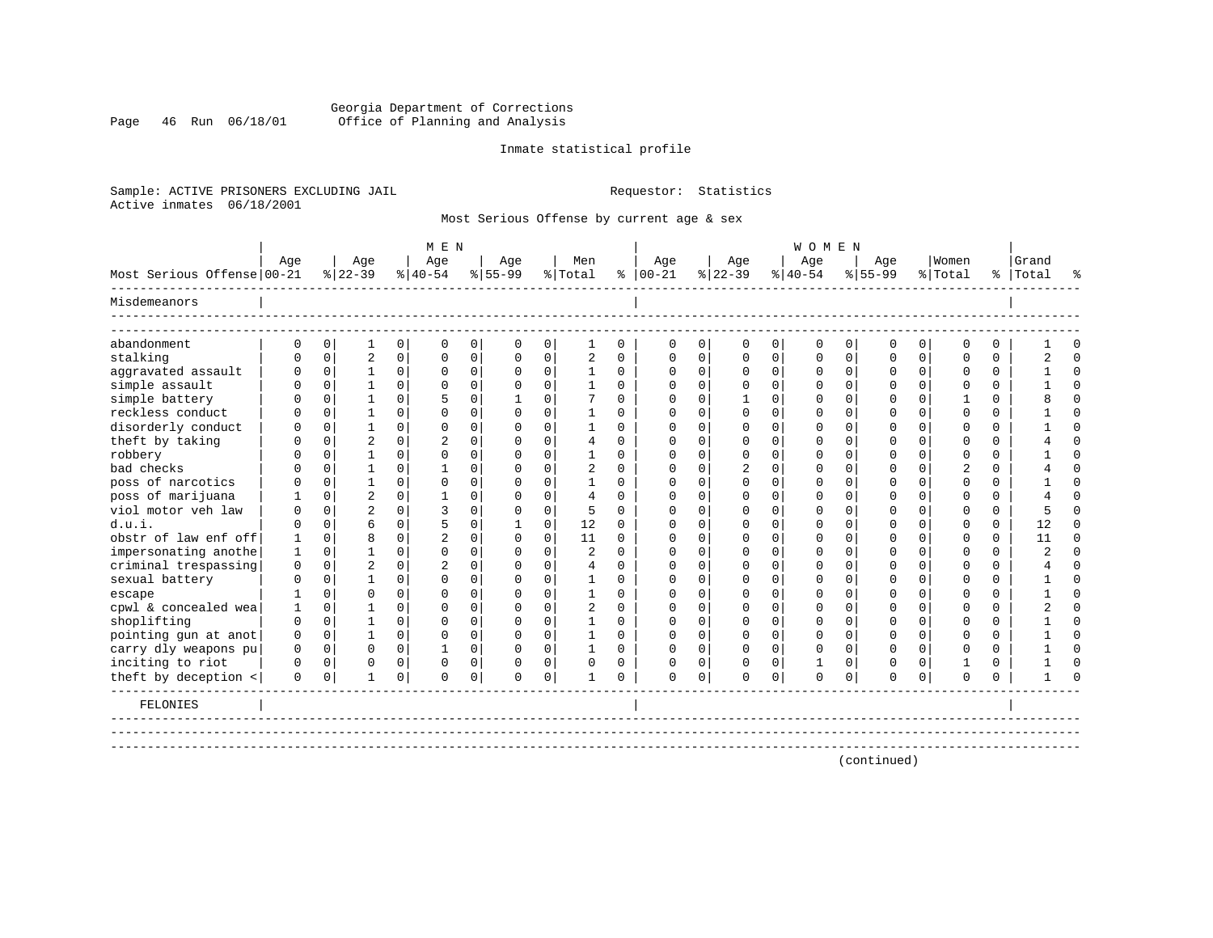Georgia Department of Corrections
Office of Planning and Analysis

Inmate statistical profile

Sample: ACTIVE PRISONERS EXCLUDING JAIL    Requestor: Statistics
Active inmates 06/18/2001

Most Serious Offense by current age & sex

| Most Serious Offense | MEN Age 00-21 | % | Age 22-39 | % | Age 40-54 | % | Age 55-99 | % | Men Total | % | WOMEN Age 00-21 | % | Age 22-39 | % | Age 40-54 | % | Age 55-99 | % | Women Total | % | Grand Total | % |
|---|---|---|---|---|---|---|---|---|---|---|---|---|---|---|---|---|---|---|---|---|---|---|
| **Misdemeanors** | | | | | | | | | | | | | | | | | | | | | | |
| abandonment | 0 | 0 | 1 | 0 | 0 | 0 | 0 | 0 | 1 | 0 | 0 | 0 | 0 | 0 | 0 | 0 | 0 | 0 | 0 | 0 | 1 | 0 |
| stalking | 0 | 0 | 2 | 0 | 0 | 0 | 0 | 0 | 2 | 0 | 0 | 0 | 0 | 0 | 0 | 0 | 0 | 0 | 0 | 0 | 2 | 0 |
| aggravated assault | 0 | 0 | 1 | 0 | 0 | 0 | 0 | 0 | 1 | 0 | 0 | 0 | 0 | 0 | 0 | 0 | 0 | 0 | 0 | 0 | 1 | 0 |
| simple assault | 0 | 0 | 1 | 0 | 0 | 0 | 0 | 0 | 1 | 0 | 0 | 0 | 0 | 0 | 0 | 0 | 0 | 0 | 0 | 0 | 1 | 0 |
| simple battery | 0 | 0 | 1 | 0 | 5 | 0 | 1 | 0 | 7 | 0 | 0 | 0 | 1 | 0 | 0 | 0 | 0 | 0 | 1 | 0 | 8 | 0 |
| reckless conduct | 0 | 0 | 1 | 0 | 0 | 0 | 0 | 0 | 1 | 0 | 0 | 0 | 0 | 0 | 0 | 0 | 0 | 0 | 0 | 0 | 1 | 0 |
| disorderly conduct | 0 | 0 | 1 | 0 | 0 | 0 | 0 | 0 | 1 | 0 | 0 | 0 | 0 | 0 | 0 | 0 | 0 | 0 | 0 | 0 | 1 | 0 |
| theft by taking | 0 | 0 | 2 | 0 | 2 | 0 | 0 | 0 | 4 | 0 | 0 | 0 | 0 | 0 | 0 | 0 | 0 | 0 | 0 | 0 | 4 | 0 |
| robbery | 0 | 0 | 1 | 0 | 0 | 0 | 0 | 0 | 1 | 0 | 0 | 0 | 0 | 0 | 0 | 0 | 0 | 0 | 0 | 0 | 1 | 0 |
| bad checks | 0 | 0 | 1 | 0 | 1 | 0 | 0 | 0 | 2 | 0 | 0 | 0 | 2 | 0 | 0 | 0 | 0 | 0 | 2 | 0 | 4 | 0 |
| poss of narcotics | 0 | 0 | 1 | 0 | 0 | 0 | 0 | 0 | 1 | 0 | 0 | 0 | 0 | 0 | 0 | 0 | 0 | 0 | 0 | 0 | 1 | 0 |
| poss of marijuana | 1 | 0 | 2 | 0 | 1 | 0 | 0 | 0 | 4 | 0 | 0 | 0 | 0 | 0 | 0 | 0 | 0 | 0 | 0 | 0 | 4 | 0 |
| viol motor veh law | 0 | 0 | 2 | 0 | 3 | 0 | 0 | 0 | 5 | 0 | 0 | 0 | 0 | 0 | 0 | 0 | 0 | 0 | 0 | 0 | 5 | 0 |
| d.u.i. | 0 | 0 | 6 | 0 | 5 | 0 | 1 | 0 | 12 | 0 | 0 | 0 | 0 | 0 | 0 | 0 | 0 | 0 | 0 | 0 | 12 | 0 |
| obstr of law enf off | 1 | 0 | 8 | 0 | 2 | 0 | 0 | 0 | 11 | 0 | 0 | 0 | 0 | 0 | 0 | 0 | 0 | 0 | 0 | 0 | 11 | 0 |
| impersonating anothe | 1 | 0 | 1 | 0 | 0 | 0 | 0 | 0 | 2 | 0 | 0 | 0 | 0 | 0 | 0 | 0 | 0 | 0 | 0 | 0 | 2 | 0 |
| criminal trespassing | 0 | 0 | 2 | 0 | 2 | 0 | 0 | 0 | 4 | 0 | 0 | 0 | 0 | 0 | 0 | 0 | 0 | 0 | 0 | 0 | 4 | 0 |
| sexual battery | 0 | 0 | 1 | 0 | 0 | 0 | 0 | 0 | 1 | 0 | 0 | 0 | 0 | 0 | 0 | 0 | 0 | 0 | 0 | 0 | 1 | 0 |
| escape | 1 | 0 | 0 | 0 | 0 | 0 | 0 | 0 | 1 | 0 | 0 | 0 | 0 | 0 | 0 | 0 | 0 | 0 | 0 | 0 | 1 | 0 |
| cpwl & concealed wea | 1 | 0 | 1 | 0 | 0 | 0 | 0 | 0 | 2 | 0 | 0 | 0 | 0 | 0 | 0 | 0 | 0 | 0 | 0 | 0 | 2 | 0 |
| shoplifting | 0 | 0 | 1 | 0 | 0 | 0 | 0 | 0 | 1 | 0 | 0 | 0 | 0 | 0 | 0 | 0 | 0 | 0 | 0 | 0 | 1 | 0 |
| pointing gun at anot | 0 | 0 | 1 | 0 | 0 | 0 | 0 | 0 | 1 | 0 | 0 | 0 | 0 | 0 | 0 | 0 | 0 | 0 | 0 | 0 | 1 | 0 |
| carry dly weapons pu | 0 | 0 | 0 | 0 | 1 | 0 | 0 | 0 | 1 | 0 | 0 | 0 | 0 | 0 | 0 | 0 | 0 | 0 | 0 | 0 | 1 | 0 |
| inciting to riot | 0 | 0 | 0 | 0 | 0 | 0 | 0 | 0 | 0 | 0 | 0 | 0 | 0 | 0 | 1 | 0 | 0 | 0 | 1 | 0 | 1 | 0 |
| theft by deception < | 0 | 0 | 1 | 0 | 0 | 0 | 0 | 0 | 1 | 0 | 0 | 0 | 0 | 0 | 0 | 0 | 0 | 0 | 0 | 0 | 1 | 0 |
| **FELONIES** | | | | | | | | | | | | | | | | | | | | | | |

(continued)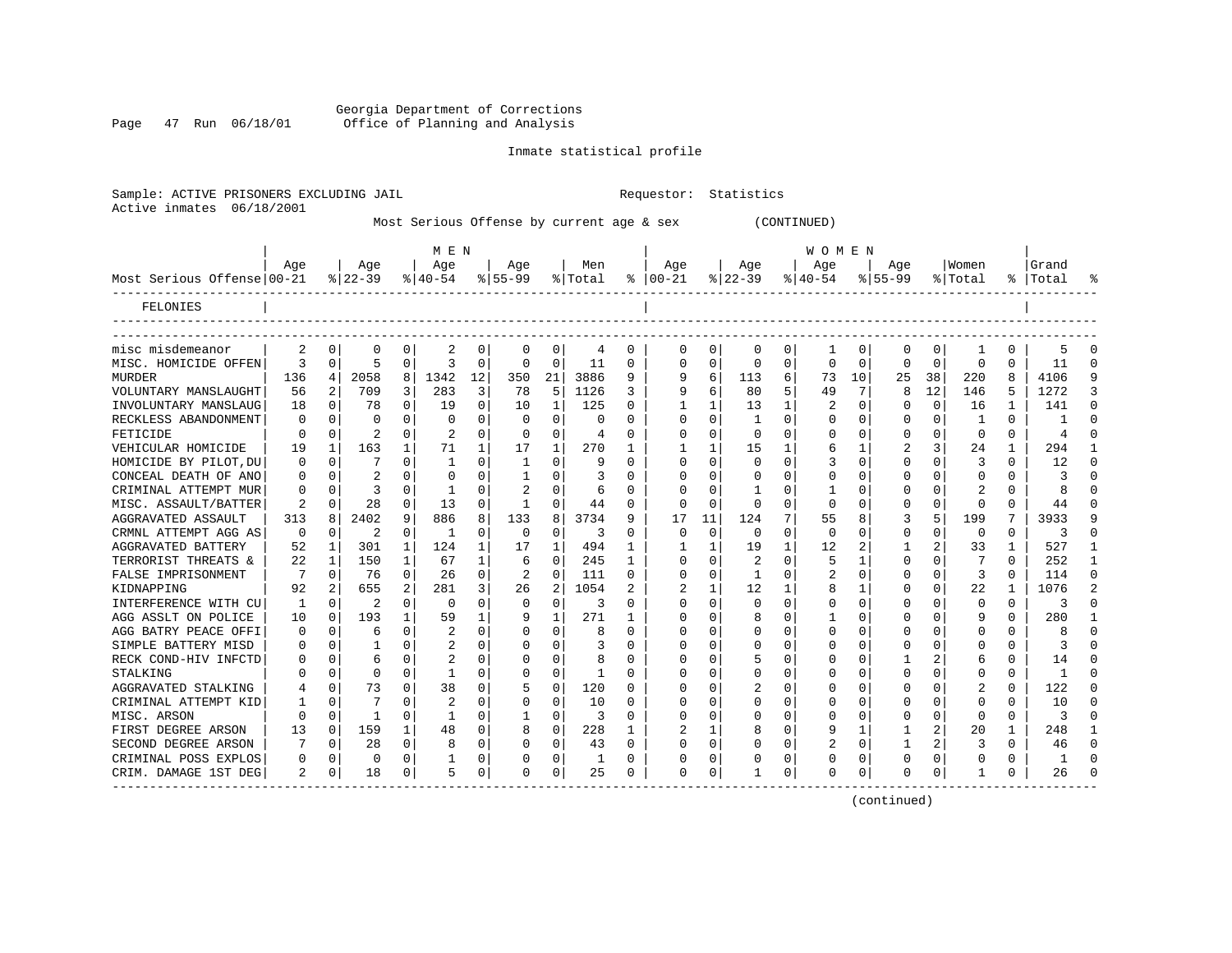Georgia Department of Corrections
Office of Planning and Analysis

Inmate statistical profile

Sample: ACTIVE PRISONERS EXCLUDING JAIL                Requestor: Statistics
Active inmates 06/18/2001

Most Serious Offense by current age & sex (CONTINUED)

| Most Serious Offense | MEN Age 00-21 | % | Age 22-39 | % | Age 40-54 | % | Age 55-99 | % | Men Total | % | WOMEN Age 00-21 | % | Age 22-39 | % | Age 40-54 | % | Age 55-99 | % | Women Total | % | Grand Total | % |
|---|---|---|---|---|---|---|---|---|---|---|---|---|---|---|---|---|---|---|---|---|---|---|
| FELONIES | | | | | | | | | | | | | | | | | | | | | | |
| misc misdemeanor | 2 | 0 | 0 | 0 | 2 | 0 | 0 | 0 | 4 | 0 | 0 | 0 | 0 | 0 | 1 | 0 | 0 | 0 | 1 | 0 | 5 | 0 |
| MISC. HOMICIDE OFFEN | 3 | 0 | 5 | 0 | 3 | 0 | 0 | 0 | 11 | 0 | 0 | 0 | 0 | 0 | 0 | 0 | 0 | 0 | 0 | 0 | 11 | 0 |
| MURDER | 136 | 4 | 2058 | 8 | 1342 | 12 | 350 | 21 | 3886 | 9 | 9 | 6 | 113 | 6 | 73 | 10 | 25 | 38 | 220 | 8 | 4106 | 9 |
| VOLUNTARY MANSLAUGHT | 56 | 2 | 709 | 3 | 283 | 3 | 78 | 5 | 1126 | 3 | 9 | 6 | 80 | 5 | 49 | 7 | 8 | 12 | 146 | 5 | 1272 | 3 |
| INVOLUNTARY MANSLAUG | 18 | 0 | 78 | 0 | 19 | 0 | 10 | 1 | 125 | 0 | 1 | 1 | 13 | 1 | 2 | 0 | 0 | 0 | 16 | 1 | 141 | 0 |
| RECKLESS ABANDONMENT | 0 | 0 | 0 | 0 | 0 | 0 | 0 | 0 | 0 | 0 | 0 | 0 | 1 | 0 | 0 | 0 | 0 | 0 | 1 | 0 | 1 | 0 |
| FETICIDE | 0 | 0 | 2 | 0 | 2 | 0 | 0 | 0 | 4 | 0 | 0 | 0 | 0 | 0 | 0 | 0 | 0 | 0 | 0 | 0 | 4 | 0 |
| VEHICULAR HOMICIDE | 19 | 1 | 163 | 1 | 71 | 1 | 17 | 1 | 270 | 1 | 1 | 1 | 15 | 1 | 6 | 1 | 2 | 3 | 24 | 1 | 294 | 1 |
| HOMICIDE BY PILOT,DU | 0 | 0 | 7 | 0 | 1 | 0 | 1 | 0 | 9 | 0 | 0 | 0 | 0 | 0 | 3 | 0 | 0 | 0 | 3 | 0 | 12 | 0 |
| CONCEAL DEATH OF ANO | 0 | 0 | 2 | 0 | 0 | 0 | 1 | 0 | 3 | 0 | 0 | 0 | 0 | 0 | 0 | 0 | 0 | 0 | 0 | 0 | 3 | 0 |
| CRIMINAL ATTEMPT MUR | 0 | 0 | 3 | 0 | 1 | 0 | 2 | 0 | 6 | 0 | 0 | 0 | 1 | 0 | 1 | 0 | 0 | 0 | 2 | 0 | 8 | 0 |
| MISC. ASSAULT/BATTER | 2 | 0 | 28 | 0 | 13 | 0 | 1 | 0 | 44 | 0 | 0 | 0 | 0 | 0 | 0 | 0 | 0 | 0 | 0 | 0 | 44 | 0 |
| AGGRAVATED ASSAULT | 313 | 8 | 2402 | 9 | 886 | 8 | 133 | 8 | 3734 | 9 | 17 | 11 | 124 | 7 | 55 | 8 | 3 | 5 | 199 | 7 | 3933 | 9 |
| CRMNL ATTEMPT AGG AS | 0 | 0 | 2 | 0 | 1 | 0 | 0 | 0 | 3 | 0 | 0 | 0 | 0 | 0 | 0 | 0 | 0 | 0 | 0 | 0 | 3 | 0 |
| AGGRAVATED BATTERY | 52 | 1 | 301 | 1 | 124 | 1 | 17 | 1 | 494 | 1 | 1 | 1 | 19 | 1 | 12 | 2 | 1 | 2 | 33 | 1 | 527 | 1 |
| TERRORIST THREATS & | 22 | 1 | 150 | 1 | 67 | 1 | 6 | 0 | 245 | 1 | 0 | 0 | 2 | 0 | 5 | 1 | 0 | 0 | 7 | 0 | 252 | 1 |
| FALSE IMPRISONMENT | 7 | 0 | 76 | 0 | 26 | 0 | 2 | 0 | 111 | 0 | 0 | 0 | 1 | 0 | 2 | 0 | 0 | 0 | 3 | 0 | 114 | 0 |
| KIDNAPPING | 92 | 2 | 655 | 2 | 281 | 3 | 26 | 2 | 1054 | 2 | 2 | 1 | 12 | 1 | 8 | 1 | 0 | 0 | 22 | 1 | 1076 | 2 |
| INTERFERENCE WITH CU | 1 | 0 | 2 | 0 | 0 | 0 | 0 | 0 | 3 | 0 | 0 | 0 | 0 | 0 | 0 | 0 | 0 | 0 | 0 | 0 | 3 | 0 |
| AGG ASSLT ON POLICE | 10 | 0 | 193 | 1 | 59 | 1 | 9 | 1 | 271 | 1 | 0 | 0 | 8 | 0 | 1 | 0 | 0 | 0 | 9 | 0 | 280 | 1 |
| AGG BATRY PEACE OFFI | 0 | 0 | 6 | 0 | 2 | 0 | 0 | 0 | 8 | 0 | 0 | 0 | 0 | 0 | 0 | 0 | 0 | 0 | 0 | 0 | 8 | 0 |
| SIMPLE BATTERY MISD | 0 | 0 | 1 | 0 | 2 | 0 | 0 | 0 | 3 | 0 | 0 | 0 | 0 | 0 | 0 | 0 | 0 | 0 | 0 | 0 | 3 | 0 |
| RECK COND-HIV INFCTD | 0 | 0 | 6 | 0 | 2 | 0 | 0 | 0 | 8 | 0 | 0 | 0 | 5 | 0 | 0 | 0 | 1 | 2 | 6 | 0 | 14 | 0 |
| STALKING | 0 | 0 | 0 | 0 | 1 | 0 | 0 | 0 | 1 | 0 | 0 | 0 | 0 | 0 | 0 | 0 | 0 | 0 | 0 | 0 | 1 | 0 |
| AGGRAVATED STALKING | 4 | 0 | 73 | 0 | 38 | 0 | 5 | 0 | 120 | 0 | 0 | 0 | 2 | 0 | 0 | 0 | 0 | 0 | 2 | 0 | 122 | 0 |
| CRIMINAL ATTEMPT KID | 1 | 0 | 7 | 0 | 2 | 0 | 0 | 0 | 10 | 0 | 0 | 0 | 0 | 0 | 0 | 0 | 0 | 0 | 0 | 0 | 10 | 0 |
| MISC. ARSON | 0 | 0 | 1 | 0 | 1 | 0 | 1 | 0 | 3 | 0 | 0 | 0 | 0 | 0 | 0 | 0 | 0 | 0 | 0 | 0 | 3 | 0 |
| FIRST DEGREE ARSON | 13 | 0 | 159 | 1 | 48 | 0 | 8 | 0 | 228 | 1 | 2 | 1 | 8 | 0 | 9 | 1 | 1 | 2 | 20 | 1 | 248 | 1 |
| SECOND DEGREE ARSON | 7 | 0 | 28 | 0 | 8 | 0 | 0 | 0 | 43 | 0 | 0 | 0 | 0 | 0 | 2 | 0 | 1 | 2 | 3 | 0 | 46 | 0 |
| CRIMINAL POSS EXPLOS | 0 | 0 | 0 | 0 | 1 | 0 | 0 | 0 | 1 | 0 | 0 | 0 | 0 | 0 | 0 | 0 | 0 | 0 | 0 | 0 | 1 | 0 |
| CRIM. DAMAGE 1ST DEG | 2 | 0 | 18 | 0 | 5 | 0 | 0 | 0 | 25 | 0 | 0 | 0 | 1 | 0 | 0 | 0 | 0 | 0 | 1 | 0 | 26 | 0 |

(continued)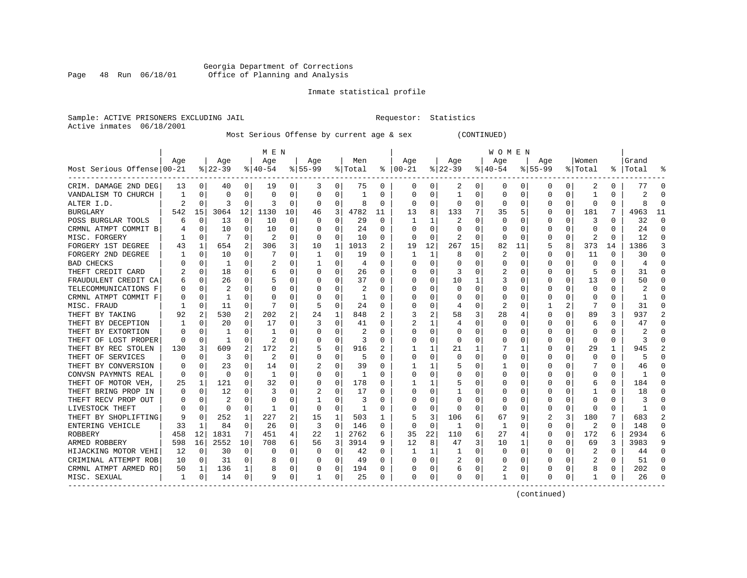Georgia Department of Corrections
Office of Planning and Analysis

Inmate statistical profile

Sample: ACTIVE PRISONERS EXCLUDING JAIL                                   Requestor: Statistics
Active inmates 06/18/2001

Most Serious Offense by current age & sex          (CONTINUED)

| Most Serious Offense | MEN Age 00-21 | % | Age 22-39 | % | Age 40-54 | % | Age 55-99 | % | Men Total | % | WOMEN Age 00-21 | % | Age 22-39 | % | Age 40-54 | % | Age 55-99 | % | Women Total | % | Grand Total | % |
|---|---|---|---|---|---|---|---|---|---|---|---|---|---|---|---|---|---|---|---|---|---|---|
| CRIM. DAMAGE 2ND DEG | 13 | 0 | 40 | 0 | 19 | 0 | 3 | 0 | 75 | 0 | 0 | 0 | 2 | 0 | 0 | 0 | 0 | 0 | 2 | 0 | 77 | 0 |
| VANDALISM TO CHURCH | 1 | 0 | 0 | 0 | 0 | 0 | 0 | 0 | 1 | 0 | 0 | 0 | 1 | 0 | 0 | 0 | 0 | 0 | 1 | 0 | 2 | 0 |
| ALTER I.D. | 2 | 0 | 3 | 0 | 3 | 0 | 0 | 0 | 8 | 0 | 0 | 0 | 0 | 0 | 0 | 0 | 0 | 0 | 0 | 0 | 8 | 0 |
| BURGLARY | 542 | 15 | 3064 | 12 | 1130 | 10 | 46 | 3 | 4782 | 11 | 13 | 8 | 133 | 7 | 35 | 5 | 0 | 0 | 181 | 7 | 4963 | 11 |
| POSS BURGLAR TOOLS | 6 | 0 | 13 | 0 | 10 | 0 | 0 | 0 | 29 | 0 | 1 | 1 | 2 | 0 | 0 | 0 | 0 | 0 | 3 | 0 | 32 | 0 |
| CRMNL ATMPT COMMIT B | 4 | 0 | 10 | 0 | 10 | 0 | 0 | 0 | 24 | 0 | 0 | 0 | 0 | 0 | 0 | 0 | 0 | 0 | 0 | 0 | 24 | 0 |
| MISC. FORGERY | 1 | 0 | 7 | 0 | 2 | 0 | 0 | 0 | 10 | 0 | 0 | 0 | 2 | 0 | 0 | 0 | 0 | 0 | 2 | 0 | 12 | 0 |
| FORGERY 1ST DEGREE | 43 | 1 | 654 | 2 | 306 | 3 | 10 | 1 | 1013 | 2 | 19 | 12 | 267 | 15 | 82 | 11 | 5 | 8 | 373 | 14 | 1386 | 3 |
| FORGERY 2ND DEGREE | 1 | 0 | 10 | 0 | 7 | 0 | 1 | 0 | 19 | 0 | 1 | 1 | 8 | 0 | 2 | 0 | 0 | 0 | 11 | 0 | 30 | 0 |
| BAD CHECKS | 0 | 0 | 1 | 0 | 2 | 0 | 1 | 0 | 4 | 0 | 0 | 0 | 0 | 0 | 0 | 0 | 0 | 0 | 0 | 0 | 4 | 0 |
| THEFT CREDIT CARD | 2 | 0 | 18 | 0 | 6 | 0 | 0 | 0 | 26 | 0 | 0 | 0 | 3 | 0 | 2 | 0 | 0 | 0 | 5 | 0 | 31 | 0 |
| FRAUDULENT CREDIT CA | 6 | 0 | 26 | 0 | 5 | 0 | 0 | 0 | 37 | 0 | 0 | 0 | 10 | 1 | 3 | 0 | 0 | 0 | 13 | 0 | 50 | 0 |
| TELECOMMUNICATIONS F | 0 | 0 | 2 | 0 | 0 | 0 | 0 | 0 | 2 | 0 | 0 | 0 | 0 | 0 | 0 | 0 | 0 | 0 | 0 | 0 | 2 | 0 |
| CRMNL ATMPT COMMIT F | 0 | 0 | 1 | 0 | 0 | 0 | 0 | 0 | 1 | 0 | 0 | 0 | 0 | 0 | 0 | 0 | 0 | 0 | 0 | 0 | 1 | 0 |
| MISC. FRAUD | 1 | 0 | 11 | 0 | 7 | 0 | 5 | 0 | 24 | 0 | 0 | 0 | 4 | 0 | 2 | 0 | 1 | 2 | 7 | 0 | 31 | 0 |
| THEFT BY TAKING | 92 | 2 | 530 | 2 | 202 | 2 | 24 | 1 | 848 | 2 | 3 | 2 | 58 | 3 | 28 | 4 | 0 | 0 | 89 | 3 | 937 | 2 |
| THEFT BY DECEPTION | 1 | 0 | 20 | 0 | 17 | 0 | 3 | 0 | 41 | 0 | 2 | 1 | 4 | 0 | 0 | 0 | 0 | 0 | 6 | 0 | 47 | 0 |
| THEFT BY EXTORTION | 0 | 0 | 1 | 0 | 1 | 0 | 0 | 0 | 2 | 0 | 0 | 0 | 0 | 0 | 0 | 0 | 0 | 0 | 0 | 0 | 2 | 0 |
| THEFT OF LOST PROPER | 0 | 0 | 1 | 0 | 2 | 0 | 0 | 0 | 3 | 0 | 0 | 0 | 0 | 0 | 0 | 0 | 0 | 0 | 0 | 0 | 3 | 0 |
| THEFT BY REC STOLEN | 130 | 3 | 609 | 2 | 172 | 2 | 5 | 0 | 916 | 2 | 1 | 1 | 21 | 1 | 7 | 1 | 0 | 0 | 29 | 1 | 945 | 2 |
| THEFT OF SERVICES | 0 | 0 | 3 | 0 | 2 | 0 | 0 | 0 | 5 | 0 | 0 | 0 | 0 | 0 | 0 | 0 | 0 | 0 | 0 | 0 | 5 | 0 |
| THEFT BY CONVERSION | 0 | 0 | 23 | 0 | 14 | 0 | 2 | 0 | 39 | 0 | 1 | 1 | 5 | 0 | 1 | 0 | 0 | 0 | 7 | 0 | 46 | 0 |
| CONVSN PAYMNTS REAL | 0 | 0 | 0 | 0 | 1 | 0 | 0 | 0 | 1 | 0 | 0 | 0 | 0 | 0 | 0 | 0 | 0 | 0 | 0 | 0 | 1 | 0 |
| THEFT OF MOTOR VEH, | 25 | 1 | 121 | 0 | 32 | 0 | 0 | 0 | 178 | 0 | 1 | 1 | 5 | 0 | 0 | 0 | 0 | 0 | 6 | 0 | 184 | 0 |
| THEFT BRING PROP IN | 0 | 0 | 12 | 0 | 3 | 0 | 2 | 0 | 17 | 0 | 0 | 0 | 1 | 0 | 0 | 0 | 0 | 0 | 1 | 0 | 18 | 0 |
| THEFT RECV PROP OUT | 0 | 0 | 2 | 0 | 0 | 0 | 1 | 0 | 3 | 0 | 0 | 0 | 0 | 0 | 0 | 0 | 0 | 0 | 0 | 0 | 3 | 0 |
| LIVESTOCK THEFT | 0 | 0 | 0 | 0 | 1 | 0 | 0 | 0 | 1 | 0 | 0 | 0 | 0 | 0 | 0 | 0 | 0 | 0 | 0 | 0 | 1 | 0 |
| THEFT BY SHOPLIFTING | 9 | 0 | 252 | 1 | 227 | 2 | 15 | 1 | 503 | 1 | 5 | 3 | 106 | 6 | 67 | 9 | 2 | 3 | 180 | 7 | 683 | 2 |
| ENTERING VEHICLE | 33 | 1 | 84 | 0 | 26 | 0 | 3 | 0 | 146 | 0 | 0 | 0 | 1 | 0 | 1 | 0 | 0 | 0 | 2 | 0 | 148 | 0 |
| ROBBERY | 458 | 12 | 1831 | 7 | 451 | 4 | 22 | 1 | 2762 | 6 | 35 | 22 | 110 | 6 | 27 | 4 | 0 | 0 | 172 | 6 | 2934 | 6 |
| ARMED ROBBERY | 598 | 16 | 2552 | 10 | 708 | 6 | 56 | 3 | 3914 | 9 | 12 | 8 | 47 | 3 | 10 | 1 | 0 | 0 | 69 | 3 | 3983 | 9 |
| HIJACKING MOTOR VEHI | 12 | 0 | 30 | 0 | 0 | 0 | 0 | 0 | 42 | 0 | 1 | 1 | 1 | 0 | 0 | 0 | 0 | 0 | 2 | 0 | 44 | 0 |
| CRIMINAL ATTEMPT ROB | 10 | 0 | 31 | 0 | 8 | 0 | 0 | 0 | 49 | 0 | 0 | 0 | 2 | 0 | 0 | 0 | 0 | 0 | 2 | 0 | 51 | 0 |
| CRMNL ATMPT ARMED RO | 50 | 1 | 136 | 1 | 8 | 0 | 0 | 0 | 194 | 0 | 0 | 0 | 6 | 0 | 2 | 0 | 0 | 0 | 8 | 0 | 202 | 0 |
| MISC. SEXUAL | 1 | 0 | 14 | 0 | 9 | 0 | 1 | 0 | 25 | 0 | 0 | 0 | 0 | 0 | 1 | 0 | 0 | 0 | 1 | 0 | 26 | 0 |

(continued)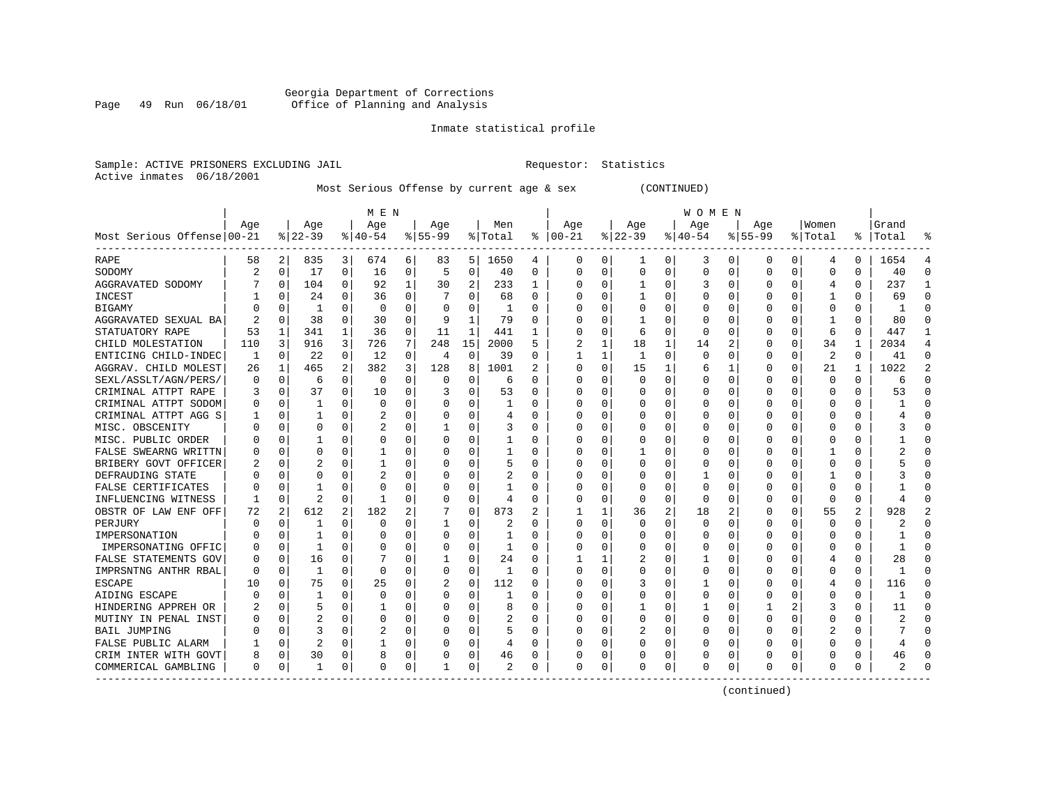Georgia Department of Corrections
Office of Planning and Analysis

Inmate statistical profile

Sample: ACTIVE PRISONERS EXCLUDING JAIL    Requestor: Statistics
Active inmates 06/18/2001

Most Serious Offense by current age & sex (CONTINUED)

| Most Serious Offense | MEN Age 00-21 | % | Age 22-39 | % | Age 40-54 | % | Age 55-99 | % | Men Total | % | WOMEN Age 00-21 | % | Age 22-39 | % | Age 40-54 | % | Age 55-99 | % | Women Total | % | Grand Total | % |
|---|---|---|---|---|---|---|---|---|---|---|---|---|---|---|---|---|---|---|---|---|---|---|
| RAPE | 58 | 2 | 835 | 3 | 674 | 6 | 83 | 5 | 1650 | 4 | 0 | 0 | 1 | 0 | 3 | 0 | 0 | 0 | 4 | 0 | 1654 | 4 |
| SODOMY | 2 | 0 | 17 | 0 | 16 | 0 | 5 | 0 | 40 | 0 | 0 | 0 | 0 | 0 | 0 | 0 | 0 | 0 | 0 | 0 | 40 | 0 |
| AGGRAVATED SODOMY | 7 | 0 | 104 | 0 | 92 | 1 | 30 | 2 | 233 | 1 | 0 | 0 | 1 | 0 | 3 | 0 | 0 | 0 | 4 | 0 | 237 | 1 |
| INCEST | 1 | 0 | 24 | 0 | 36 | 0 | 7 | 0 | 68 | 0 | 0 | 0 | 1 | 0 | 0 | 0 | 0 | 0 | 1 | 0 | 69 | 0 |
| BIGAMY | 0 | 0 | 1 | 0 | 0 | 0 | 0 | 0 | 1 | 0 | 0 | 0 | 0 | 0 | 0 | 0 | 0 | 0 | 0 | 0 | 1 | 0 |
| AGGRAVATED SEXUAL BA | 2 | 0 | 38 | 0 | 30 | 0 | 9 | 1 | 79 | 0 | 0 | 0 | 1 | 0 | 0 | 0 | 0 | 0 | 1 | 0 | 80 | 0 |
| STATUTORY RAPE | 53 | 1 | 341 | 1 | 36 | 0 | 11 | 1 | 441 | 1 | 0 | 0 | 6 | 0 | 0 | 0 | 0 | 0 | 6 | 0 | 447 | 1 |
| CHILD MOLESTATION | 110 | 3 | 916 | 3 | 726 | 7 | 248 | 15 | 2000 | 5 | 2 | 1 | 18 | 1 | 14 | 2 | 0 | 0 | 34 | 1 | 2034 | 4 |
| ENTICING CHILD-INDEC | 1 | 0 | 22 | 0 | 12 | 0 | 4 | 0 | 39 | 0 | 1 | 1 | 1 | 0 | 0 | 0 | 0 | 0 | 2 | 0 | 41 | 0 |
| AGGRAV. CHILD MOLEST | 26 | 1 | 465 | 2 | 382 | 3 | 128 | 8 | 1001 | 2 | 0 | 0 | 15 | 1 | 6 | 1 | 0 | 0 | 21 | 1 | 1022 | 2 |
| SEXL/ASSLT/AGN/PERS/ | 0 | 0 | 6 | 0 | 0 | 0 | 0 | 0 | 6 | 0 | 0 | 0 | 0 | 0 | 0 | 0 | 0 | 0 | 0 | 0 | 6 | 0 |
| CRIMINAL ATTPT RAPE | 3 | 0 | 37 | 0 | 10 | 0 | 3 | 0 | 53 | 0 | 0 | 0 | 0 | 0 | 0 | 0 | 0 | 0 | 0 | 0 | 53 | 0 |
| CRIMINAL ATTPT SODOM | 0 | 0 | 1 | 0 | 0 | 0 | 0 | 0 | 1 | 0 | 0 | 0 | 0 | 0 | 0 | 0 | 0 | 0 | 0 | 0 | 1 | 0 |
| CRIMINAL ATTPT AGG S | 1 | 0 | 1 | 0 | 2 | 0 | 0 | 0 | 4 | 0 | 0 | 0 | 0 | 0 | 0 | 0 | 0 | 0 | 0 | 0 | 4 | 0 |
| MISC. OBSCENITY | 0 | 0 | 0 | 0 | 2 | 0 | 1 | 0 | 3 | 0 | 0 | 0 | 0 | 0 | 0 | 0 | 0 | 0 | 0 | 0 | 3 | 0 |
| MISC. PUBLIC ORDER | 0 | 0 | 1 | 0 | 0 | 0 | 0 | 0 | 1 | 0 | 0 | 0 | 0 | 0 | 0 | 0 | 0 | 0 | 0 | 0 | 1 | 0 |
| FALSE SWEARNG WRITTN | 0 | 0 | 0 | 0 | 1 | 0 | 0 | 0 | 1 | 0 | 0 | 0 | 1 | 0 | 0 | 0 | 0 | 0 | 1 | 0 | 2 | 0 |
| BRIBERY GOVT OFFICER | 2 | 0 | 2 | 0 | 1 | 0 | 0 | 0 | 5 | 0 | 0 | 0 | 0 | 0 | 0 | 0 | 0 | 0 | 0 | 0 | 5 | 0 |
| DEFRAUDING STATE | 0 | 0 | 0 | 0 | 2 | 0 | 0 | 0 | 2 | 0 | 0 | 0 | 0 | 0 | 1 | 0 | 0 | 0 | 1 | 0 | 3 | 0 |
| FALSE CERTIFICATES | 0 | 0 | 1 | 0 | 0 | 0 | 0 | 0 | 1 | 0 | 0 | 0 | 0 | 0 | 0 | 0 | 0 | 0 | 0 | 0 | 1 | 0 |
| INFLUENCING WITNESS | 1 | 0 | 2 | 0 | 1 | 0 | 0 | 0 | 4 | 0 | 0 | 0 | 0 | 0 | 0 | 0 | 0 | 0 | 0 | 0 | 4 | 0 |
| OBSTR OF LAW ENF OFF | 72 | 2 | 612 | 2 | 182 | 2 | 7 | 0 | 873 | 2 | 1 | 1 | 36 | 2 | 18 | 2 | 0 | 0 | 55 | 2 | 928 | 2 |
| PERJURY | 0 | 0 | 1 | 0 | 0 | 0 | 1 | 0 | 2 | 0 | 0 | 0 | 0 | 0 | 0 | 0 | 0 | 0 | 0 | 0 | 2 | 0 |
| IMPERSONATION | 0 | 0 | 1 | 0 | 0 | 0 | 0 | 0 | 1 | 0 | 0 | 0 | 0 | 0 | 0 | 0 | 0 | 0 | 0 | 0 | 1 | 0 |
| IMPERSONATING OFFIC | 0 | 0 | 1 | 0 | 0 | 0 | 0 | 0 | 1 | 0 | 0 | 0 | 0 | 0 | 0 | 0 | 0 | 0 | 0 | 0 | 1 | 0 |
| FALSE STATEMENTS GOV | 0 | 0 | 16 | 0 | 7 | 0 | 1 | 0 | 24 | 0 | 1 | 1 | 2 | 0 | 1 | 0 | 0 | 0 | 4 | 0 | 28 | 0 |
| IMPRSNTNG ANTHR RBAL | 0 | 0 | 1 | 0 | 0 | 0 | 0 | 0 | 1 | 0 | 0 | 0 | 0 | 0 | 0 | 0 | 0 | 0 | 0 | 0 | 1 | 0 |
| ESCAPE | 10 | 0 | 75 | 0 | 25 | 0 | 2 | 0 | 112 | 0 | 0 | 0 | 3 | 0 | 1 | 0 | 0 | 0 | 4 | 0 | 116 | 0 |
| AIDING ESCAPE | 0 | 0 | 1 | 0 | 0 | 0 | 0 | 0 | 1 | 0 | 0 | 0 | 0 | 0 | 0 | 0 | 0 | 0 | 0 | 0 | 1 | 0 |
| HINDERING APPREH OR | 2 | 0 | 5 | 0 | 1 | 0 | 0 | 0 | 8 | 0 | 0 | 0 | 1 | 0 | 1 | 0 | 1 | 2 | 3 | 0 | 11 | 0 |
| MUTINY IN PENAL INST | 0 | 0 | 2 | 0 | 0 | 0 | 0 | 0 | 2 | 0 | 0 | 0 | 0 | 0 | 0 | 0 | 0 | 0 | 0 | 0 | 2 | 0 |
| BAIL JUMPING | 0 | 0 | 3 | 0 | 2 | 0 | 0 | 0 | 5 | 0 | 0 | 0 | 2 | 0 | 0 | 0 | 0 | 0 | 2 | 0 | 7 | 0 |
| FALSE PUBLIC ALARM | 1 | 0 | 2 | 0 | 1 | 0 | 0 | 0 | 4 | 0 | 0 | 0 | 0 | 0 | 0 | 0 | 0 | 0 | 0 | 0 | 4 | 0 |
| CRIM INTER WITH GOVT | 8 | 0 | 30 | 0 | 8 | 0 | 0 | 0 | 46 | 0 | 0 | 0 | 0 | 0 | 0 | 0 | 0 | 0 | 0 | 0 | 46 | 0 |
| COMMERICAL GAMBLING | 0 | 0 | 1 | 0 | 0 | 0 | 1 | 0 | 2 | 0 | 0 | 0 | 0 | 0 | 0 | 0 | 0 | 0 | 0 | 0 | 2 | 0 |

(continued)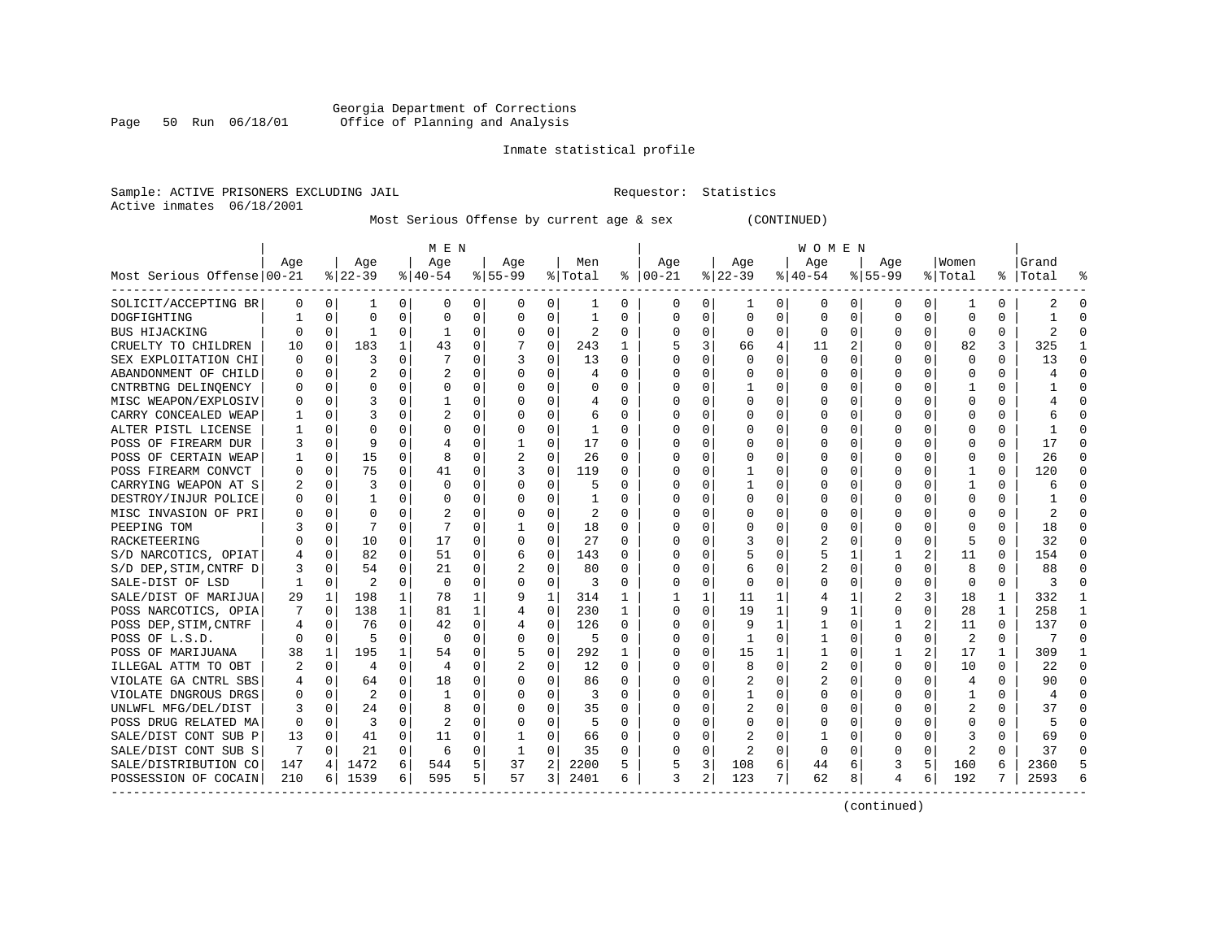Georgia Department of Corrections
Office of Planning and Analysis

Inmate statistical profile

Sample: ACTIVE PRISONERS EXCLUDING JAIL    Requestor: Statistics
Active inmates 06/18/2001

Most Serious Offense by current age & sex (CONTINUED)

| Most Serious Offense | MEN Age 00-21 | % | Age 22-39 | % | Age 40-54 | % | Age 55-99 | % | Men Total | % | WOMEN Age 00-21 | % | Age 22-39 | % | Age 40-54 | % | Age 55-99 | % | Women Total | % | Grand Total | % |
|---|---|---|---|---|---|---|---|---|---|---|---|---|---|---|---|---|---|---|---|---|---|---|
| SOLICIT/ACCEPTING BR | 0 | 0 | 1 | 0 | 0 | 0 | 0 | 0 | 1 | 0 | 0 | 0 | 1 | 0 | 0 | 0 | 0 | 0 | 1 | 0 | 2 | 0 |
| DOGFIGHTING | 1 | 0 | 0 | 0 | 0 | 0 | 0 | 0 | 1 | 0 | 0 | 0 | 0 | 0 | 0 | 0 | 0 | 0 | 0 | 0 | 1 | 0 |
| BUS HIJACKING | 0 | 0 | 1 | 0 | 1 | 0 | 0 | 0 | 2 | 0 | 0 | 0 | 0 | 0 | 0 | 0 | 0 | 0 | 0 | 0 | 2 | 0 |
| CRUELTY TO CHILDREN | 10 | 0 | 183 | 1 | 43 | 0 | 7 | 0 | 243 | 1 | 5 | 3 | 66 | 4 | 11 | 2 | 0 | 0 | 82 | 3 | 325 | 1 |
| SEX EXPLOITATION CHI | 0 | 0 | 3 | 0 | 7 | 0 | 3 | 0 | 13 | 0 | 0 | 0 | 0 | 0 | 0 | 0 | 0 | 0 | 0 | 0 | 13 | 0 |
| ABANDONMENT OF CHILD | 0 | 0 | 2 | 0 | 2 | 0 | 0 | 0 | 4 | 0 | 0 | 0 | 0 | 0 | 0 | 0 | 0 | 0 | 0 | 0 | 4 | 0 |
| CNTRBTNG DELINQENCY | 0 | 0 | 0 | 0 | 0 | 0 | 0 | 0 | 0 | 0 | 0 | 0 | 1 | 0 | 0 | 0 | 0 | 0 | 1 | 0 | 1 | 0 |
| MISC WEAPON/EXPLOSIV | 0 | 0 | 3 | 0 | 1 | 0 | 0 | 0 | 4 | 0 | 0 | 0 | 0 | 0 | 0 | 0 | 0 | 0 | 0 | 0 | 4 | 0 |
| CARRY CONCEALED WEAP | 1 | 0 | 3 | 0 | 2 | 0 | 0 | 0 | 6 | 0 | 0 | 0 | 0 | 0 | 0 | 0 | 0 | 0 | 0 | 0 | 6 | 0 |
| ALTER PISTL LICENSE | 1 | 0 | 0 | 0 | 0 | 0 | 0 | 0 | 1 | 0 | 0 | 0 | 0 | 0 | 0 | 0 | 0 | 0 | 0 | 0 | 1 | 0 |
| POSS OF FIREARM DUR | 3 | 0 | 9 | 0 | 4 | 0 | 1 | 0 | 17 | 0 | 0 | 0 | 0 | 0 | 0 | 0 | 0 | 0 | 0 | 0 | 17 | 0 |
| POSS OF CERTAIN WEAP | 1 | 0 | 15 | 0 | 8 | 0 | 2 | 0 | 26 | 0 | 0 | 0 | 0 | 0 | 0 | 0 | 0 | 0 | 0 | 0 | 26 | 0 |
| POSS FIREARM CONVCT | 0 | 0 | 75 | 0 | 41 | 0 | 3 | 0 | 119 | 0 | 0 | 0 | 1 | 0 | 0 | 0 | 0 | 0 | 1 | 0 | 120 | 0 |
| CARRYING WEAPON AT S | 2 | 0 | 3 | 0 | 0 | 0 | 0 | 0 | 5 | 0 | 0 | 0 | 1 | 0 | 0 | 0 | 0 | 0 | 1 | 0 | 6 | 0 |
| DESTROY/INJUR POLICE | 0 | 0 | 1 | 0 | 0 | 0 | 0 | 0 | 1 | 0 | 0 | 0 | 0 | 0 | 0 | 0 | 0 | 0 | 0 | 0 | 1 | 0 |
| MISC INVASION OF PRI | 0 | 0 | 0 | 0 | 2 | 0 | 0 | 0 | 2 | 0 | 0 | 0 | 0 | 0 | 0 | 0 | 0 | 0 | 0 | 0 | 2 | 0 |
| PEEPING TOM | 3 | 0 | 7 | 0 | 7 | 0 | 1 | 0 | 18 | 0 | 0 | 0 | 0 | 0 | 0 | 0 | 0 | 0 | 0 | 0 | 18 | 0 |
| RACKETEERING | 0 | 0 | 10 | 0 | 17 | 0 | 0 | 0 | 27 | 0 | 0 | 0 | 3 | 0 | 2 | 0 | 0 | 0 | 5 | 0 | 32 | 0 |
| S/D NARCOTICS, OPIAT | 4 | 0 | 82 | 0 | 51 | 0 | 6 | 0 | 143 | 0 | 0 | 0 | 5 | 0 | 5 | 1 | 1 | 2 | 11 | 0 | 154 | 0 |
| S/D DEP,STIM,CNTRF D | 3 | 0 | 54 | 0 | 21 | 0 | 2 | 0 | 80 | 0 | 0 | 0 | 6 | 0 | 2 | 0 | 0 | 0 | 8 | 0 | 88 | 0 |
| SALE-DIST OF LSD | 1 | 0 | 2 | 0 | 0 | 0 | 0 | 0 | 3 | 0 | 0 | 0 | 0 | 0 | 0 | 0 | 0 | 0 | 0 | 0 | 3 | 0 |
| SALE/DIST OF MARIJUA | 29 | 1 | 198 | 1 | 78 | 1 | 9 | 1 | 314 | 1 | 1 | 1 | 11 | 1 | 4 | 1 | 2 | 3 | 18 | 1 | 332 | 1 |
| POSS NARCOTICS, OPIA | 7 | 0 | 138 | 1 | 81 | 1 | 4 | 0 | 230 | 1 | 0 | 0 | 19 | 1 | 9 | 1 | 0 | 0 | 28 | 1 | 258 | 1 |
| POSS DEP,STIM,CNTRF | 4 | 0 | 76 | 0 | 42 | 0 | 4 | 0 | 126 | 0 | 0 | 0 | 9 | 1 | 1 | 0 | 1 | 2 | 11 | 0 | 137 | 0 |
| POSS OF L.S.D. | 0 | 0 | 5 | 0 | 0 | 0 | 0 | 0 | 5 | 0 | 0 | 0 | 1 | 0 | 1 | 0 | 0 | 0 | 2 | 0 | 7 | 0 |
| POSS OF MARIJUANA | 38 | 1 | 195 | 1 | 54 | 0 | 5 | 0 | 292 | 1 | 0 | 0 | 15 | 1 | 1 | 0 | 1 | 2 | 17 | 1 | 309 | 1 |
| ILLEGAL ATTM TO OBT | 2 | 0 | 4 | 0 | 4 | 0 | 2 | 0 | 12 | 0 | 0 | 0 | 8 | 0 | 2 | 0 | 0 | 0 | 10 | 0 | 22 | 0 |
| VIOLATE GA CNTRL SBS | 4 | 0 | 64 | 0 | 18 | 0 | 0 | 0 | 86 | 0 | 0 | 0 | 2 | 0 | 2 | 0 | 0 | 0 | 4 | 0 | 90 | 0 |
| VIOLATE DNGROUS DRGS | 0 | 0 | 2 | 0 | 1 | 0 | 0 | 0 | 3 | 0 | 0 | 0 | 1 | 0 | 0 | 0 | 0 | 0 | 1 | 0 | 4 | 0 |
| UNLWFL MFG/DEL/DIST | 3 | 0 | 24 | 0 | 8 | 0 | 0 | 0 | 35 | 0 | 0 | 0 | 2 | 0 | 0 | 0 | 0 | 0 | 2 | 0 | 37 | 0 |
| POSS DRUG RELATED MA | 0 | 0 | 3 | 0 | 2 | 0 | 0 | 0 | 5 | 0 | 0 | 0 | 0 | 0 | 0 | 0 | 0 | 0 | 0 | 0 | 5 | 0 |
| SALE/DIST CONT SUB P | 13 | 0 | 41 | 0 | 11 | 0 | 1 | 0 | 66 | 0 | 0 | 0 | 2 | 0 | 1 | 0 | 0 | 0 | 3 | 0 | 69 | 0 |
| SALE/DIST CONT SUB S | 7 | 0 | 21 | 0 | 6 | 0 | 1 | 0 | 35 | 0 | 0 | 0 | 2 | 0 | 0 | 0 | 0 | 0 | 2 | 0 | 37 | 0 |
| SALE/DISTRIBUTION CO | 147 | 4 | 1472 | 6 | 544 | 5 | 37 | 2 | 2200 | 5 | 5 | 3 | 108 | 6 | 44 | 6 | 3 | 5 | 160 | 6 | 2360 | 5 |
| POSSESSION OF COCAIN | 210 | 6 | 1539 | 6 | 595 | 5 | 57 | 3 | 2401 | 6 | 3 | 2 | 123 | 7 | 62 | 8 | 4 | 6 | 192 | 7 | 2593 | 6 |

(continued)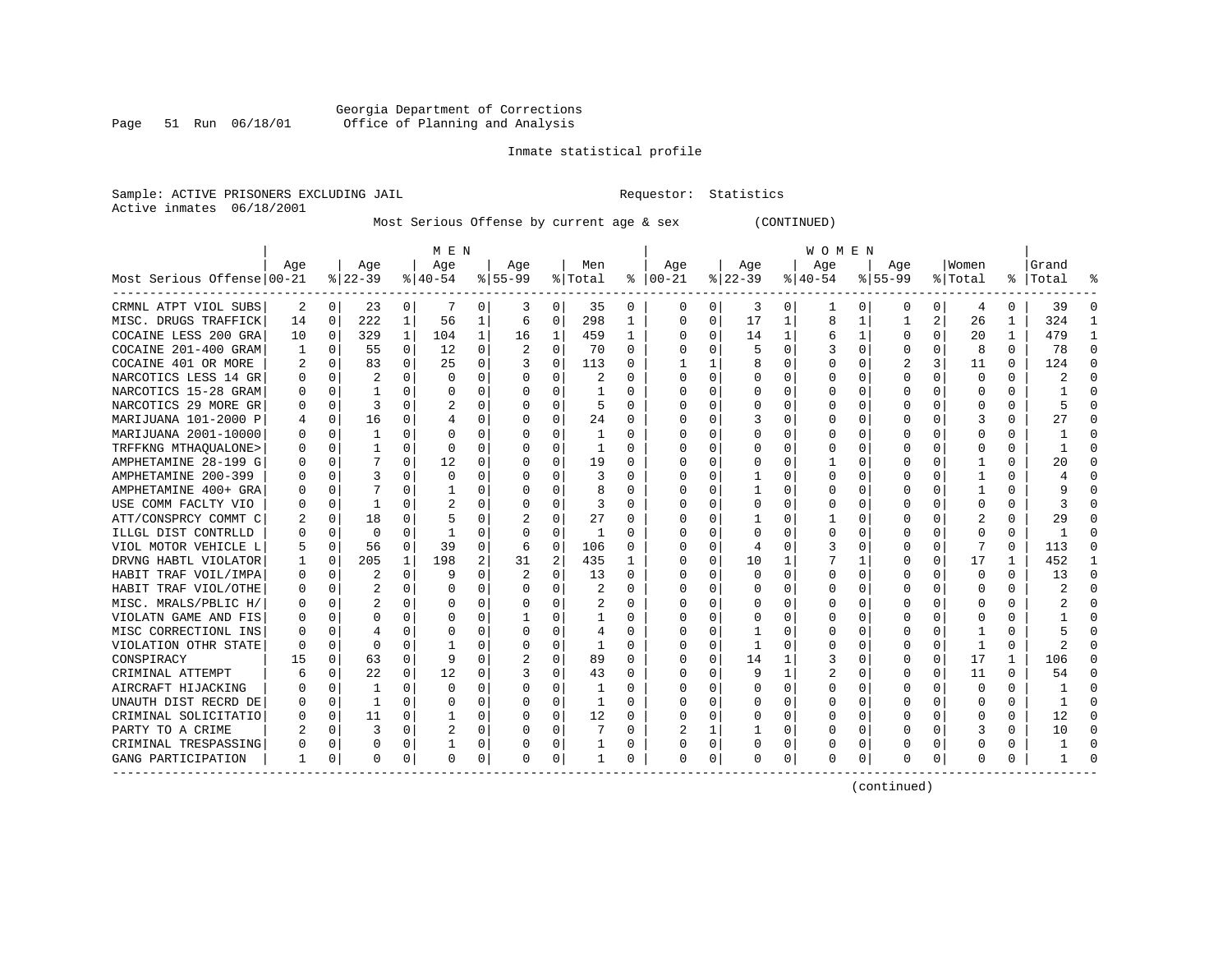Georgia Department of Corrections
Office of Planning and Analysis

Inmate statistical profile

Sample: ACTIVE PRISONERS EXCLUDING JAIL    Requestor: Statistics
Active inmates 06/18/2001

Most Serious Offense by current age & sex (CONTINUED)

| Most Serious Offense | MEN Age 00-21 | % | Age 22-39 | % | Age 40-54 | % | Age 55-99 | % | Men Total | % | WOMEN Age 00-21 | % | Age 22-39 | % | Age 40-54 | % | Age 55-99 | % | Women Total | % | Grand Total | % |
|---|---|---|---|---|---|---|---|---|---|---|---|---|---|---|---|---|---|---|---|---|---|---|
| CRMNL ATPT VIOL SUBS | 2 | 0 | 23 | 0 | 7 | 0 | 3 | 0 | 35 | 0 | 0 | 0 | 3 | 0 | 1 | 0 | 0 | 0 | 4 | 0 | 39 | 0 |
| MISC. DRUGS TRAFFICK | 14 | 0 | 222 | 1 | 56 | 1 | 6 | 0 | 298 | 1 | 0 | 0 | 17 | 1 | 8 | 1 | 1 | 2 | 26 | 1 | 324 | 1 |
| COCAINE LESS 200 GRA | 10 | 0 | 329 | 1 | 104 | 1 | 16 | 1 | 459 | 1 | 0 | 0 | 14 | 1 | 6 | 1 | 0 | 0 | 20 | 1 | 479 | 1 |
| COCAINE 201-400 GRAM | 1 | 0 | 55 | 0 | 12 | 0 | 2 | 0 | 70 | 0 | 0 | 0 | 5 | 0 | 3 | 0 | 0 | 0 | 8 | 0 | 78 | 0 |
| COCAINE 401 OR MORE | 2 | 0 | 83 | 0 | 25 | 0 | 3 | 0 | 113 | 0 | 1 | 1 | 8 | 0 | 0 | 0 | 2 | 3 | 11 | 0 | 124 | 0 |
| NARCOTICS LESS 14 GR | 0 | 0 | 2 | 0 | 0 | 0 | 0 | 0 | 2 | 0 | 0 | 0 | 0 | 0 | 0 | 0 | 0 | 0 | 0 | 0 | 2 | 0 |
| NARCOTICS 15-28 GRAM | 0 | 0 | 1 | 0 | 0 | 0 | 0 | 0 | 1 | 0 | 0 | 0 | 0 | 0 | 0 | 0 | 0 | 0 | 0 | 0 | 1 | 0 |
| NARCOTICS 29 MORE GR | 0 | 0 | 3 | 0 | 2 | 0 | 0 | 0 | 5 | 0 | 0 | 0 | 0 | 0 | 0 | 0 | 0 | 0 | 0 | 0 | 5 | 0 |
| MARIJUANA 101-2000 P | 4 | 0 | 16 | 0 | 4 | 0 | 0 | 0 | 24 | 0 | 0 | 0 | 3 | 0 | 0 | 0 | 0 | 0 | 3 | 0 | 27 | 0 |
| MARIJUANA 2001-10000 | 0 | 0 | 1 | 0 | 0 | 0 | 0 | 0 | 1 | 0 | 0 | 0 | 0 | 0 | 0 | 0 | 0 | 0 | 0 | 0 | 1 | 0 |
| TRFFKNG MTHAQUALONE> | 0 | 0 | 1 | 0 | 0 | 0 | 0 | 0 | 1 | 0 | 0 | 0 | 0 | 0 | 0 | 0 | 0 | 0 | 0 | 0 | 1 | 0 |
| AMPHETAMINE 28-199 G | 0 | 0 | 7 | 0 | 12 | 0 | 0 | 0 | 19 | 0 | 0 | 0 | 0 | 0 | 1 | 0 | 0 | 0 | 1 | 0 | 20 | 0 |
| AMPHETAMINE 200-399 | 0 | 0 | 3 | 0 | 0 | 0 | 0 | 0 | 3 | 0 | 0 | 0 | 1 | 0 | 0 | 0 | 0 | 0 | 1 | 0 | 4 | 0 |
| AMPHETAMINE 400+ GRA | 0 | 0 | 7 | 0 | 1 | 0 | 0 | 0 | 8 | 0 | 0 | 0 | 1 | 0 | 0 | 0 | 0 | 0 | 1 | 0 | 9 | 0 |
| USE COMM FACLTY VIO | 0 | 0 | 1 | 0 | 2 | 0 | 0 | 0 | 3 | 0 | 0 | 0 | 0 | 0 | 0 | 0 | 0 | 0 | 0 | 0 | 3 | 0 |
| ATT/CONSPRCY COMMT C | 2 | 0 | 18 | 0 | 5 | 0 | 2 | 0 | 27 | 0 | 0 | 0 | 1 | 0 | 1 | 0 | 0 | 0 | 2 | 0 | 29 | 0 |
| ILLGL DIST CONTRLLD | 0 | 0 | 0 | 0 | 1 | 0 | 0 | 0 | 1 | 0 | 0 | 0 | 0 | 0 | 0 | 0 | 0 | 0 | 0 | 0 | 1 | 0 |
| VIOL MOTOR VEHICLE L | 5 | 0 | 56 | 0 | 39 | 0 | 6 | 0 | 106 | 0 | 0 | 0 | 4 | 0 | 3 | 0 | 0 | 0 | 7 | 0 | 113 | 0 |
| DRVNG HABTL VIOLATOR | 1 | 0 | 205 | 1 | 198 | 2 | 31 | 2 | 435 | 1 | 0 | 0 | 10 | 1 | 7 | 1 | 0 | 0 | 17 | 1 | 452 | 1 |
| HABIT TRAF VOIL/IMPA | 0 | 0 | 2 | 0 | 9 | 0 | 2 | 0 | 13 | 0 | 0 | 0 | 0 | 0 | 0 | 0 | 0 | 0 | 0 | 0 | 13 | 0 |
| HABIT TRAF VIOL/OTHE | 0 | 0 | 2 | 0 | 0 | 0 | 0 | 0 | 2 | 0 | 0 | 0 | 0 | 0 | 0 | 0 | 0 | 0 | 0 | 0 | 2 | 0 |
| MISC. MRALS/PBLIC H/ | 0 | 0 | 2 | 0 | 0 | 0 | 0 | 0 | 2 | 0 | 0 | 0 | 0 | 0 | 0 | 0 | 0 | 0 | 0 | 0 | 2 | 0 |
| VIOLATN GAME AND FIS | 0 | 0 | 0 | 0 | 0 | 0 | 1 | 0 | 1 | 0 | 0 | 0 | 0 | 0 | 0 | 0 | 0 | 0 | 0 | 0 | 1 | 0 |
| MISC CORRECTIONL INS | 0 | 0 | 4 | 0 | 0 | 0 | 0 | 0 | 4 | 0 | 0 | 0 | 1 | 0 | 0 | 0 | 0 | 0 | 1 | 0 | 5 | 0 |
| VIOLATION OTHR STATE | 0 | 0 | 0 | 0 | 1 | 0 | 0 | 0 | 1 | 0 | 0 | 0 | 1 | 0 | 0 | 0 | 0 | 0 | 1 | 0 | 2 | 0 |
| CONSPIRACY | 15 | 0 | 63 | 0 | 9 | 0 | 2 | 0 | 89 | 0 | 0 | 0 | 14 | 1 | 3 | 0 | 0 | 0 | 17 | 1 | 106 | 0 |
| CRIMINAL ATTEMPT | 6 | 0 | 22 | 0 | 12 | 0 | 3 | 0 | 43 | 0 | 0 | 0 | 9 | 1 | 2 | 0 | 0 | 0 | 11 | 0 | 54 | 0 |
| AIRCRAFT HIJACKING | 0 | 0 | 1 | 0 | 0 | 0 | 0 | 0 | 1 | 0 | 0 | 0 | 0 | 0 | 0 | 0 | 0 | 0 | 0 | 0 | 1 | 0 |
| UNAUTH DIST RECRD DE | 0 | 0 | 1 | 0 | 0 | 0 | 0 | 0 | 1 | 0 | 0 | 0 | 0 | 0 | 0 | 0 | 0 | 0 | 0 | 0 | 1 | 0 |
| CRIMINAL SOLICITATIO | 0 | 0 | 11 | 0 | 1 | 0 | 0 | 0 | 12 | 0 | 0 | 0 | 0 | 0 | 0 | 0 | 0 | 0 | 0 | 0 | 12 | 0 |
| PARTY TO A CRIME | 2 | 0 | 3 | 0 | 2 | 0 | 0 | 0 | 7 | 0 | 2 | 1 | 1 | 0 | 0 | 0 | 0 | 0 | 3 | 0 | 10 | 0 |
| CRIMINAL TRESPASSING | 0 | 0 | 0 | 0 | 1 | 0 | 0 | 0 | 1 | 0 | 0 | 0 | 0 | 0 | 0 | 0 | 0 | 0 | 0 | 0 | 1 | 0 |
| GANG PARTICIPATION | 1 | 0 | 0 | 0 | 0 | 0 | 0 | 0 | 1 | 0 | 0 | 0 | 0 | 0 | 0 | 0 | 0 | 0 | 0 | 0 | 1 | 0 |

(continued)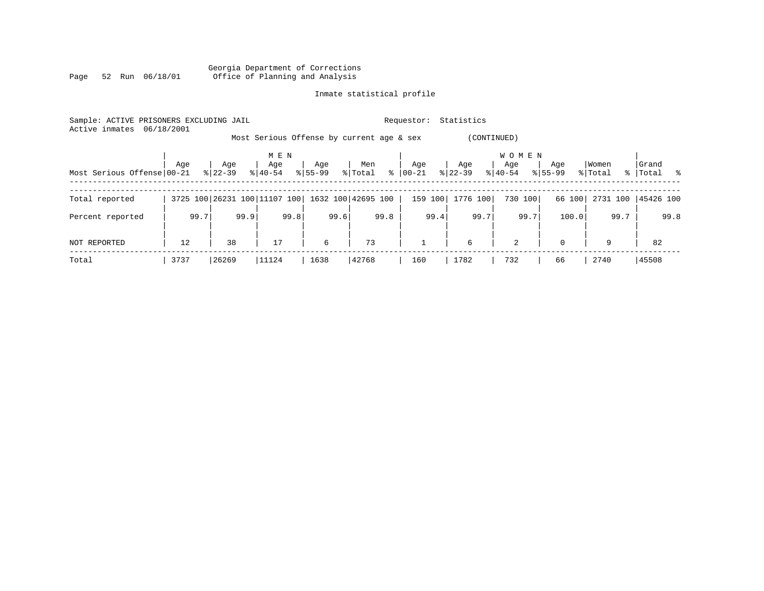Georgia Department of Corrections
Office of Planning and Analysis

Inmate statistical profile

Sample: ACTIVE PRISONERS EXCLUDING JAIL

Requestor: Statistics

Active inmates 06/18/2001

Most Serious Offense by current age & sex (CONTINUED)

| Most Serious Offense | MEN Age 00-21 | % | MEN Age 22-39 | % | MEN Age 40-54 | % | MEN Age 55-99 | % | Men Total | % | WOMEN Age 00-21 | % | WOMEN Age 22-39 | % | WOMEN Age 40-54 | % | WOMEN Age 55-99 | % | Women Total | % | Grand Total | % |
|---|---|---|---|---|---|---|---|---|---|---|---|---|---|---|---|---|---|---|---|---|---|---|
| Total reported | 3725 | 100 | 26231 | 100 | 11107 | 100 | 1632 | 100 | 42695 | 100 | 159 | 100 | 1776 | 100 | 730 | 100 | 66 | 100 | 2731 | 100 | 45426 | 100 |
| Percent reported | | 99.7 | | 99.9 | | 99.8 | | 99.6 | | 99.8 | | 99.4 | | 99.7 | | 99.7 | | 100.0 | | 99.7 | | 99.8 |
| NOT REPORTED | 12 | | 38 | | 17 | | 6 | | 73 | | 1 | | 6 | | 2 | | 0 | | 9 | | 82 | |
| Total | 3737 | | 26269 | | 11124 | | 1638 | | 42768 | | 160 | | 1782 | | 732 | | 66 | | 2740 | | 45508 | |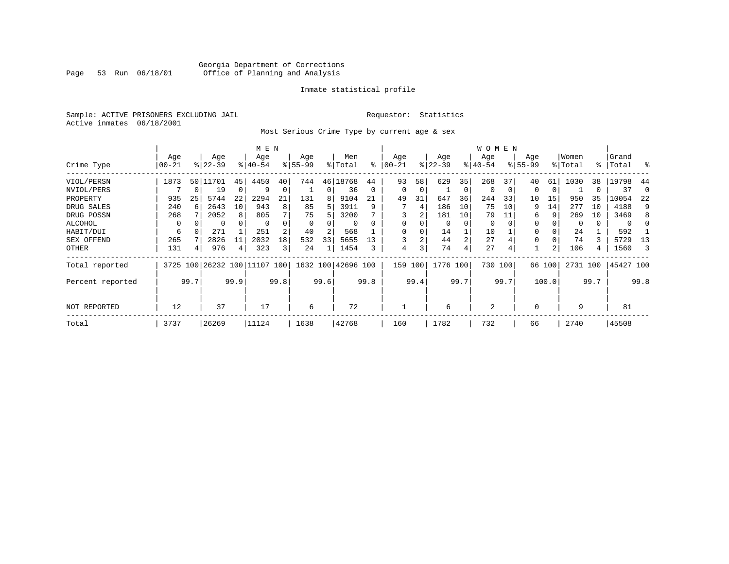Georgia Department of Corrections
Office of Planning and Analysis

Inmate statistical profile

Sample: ACTIVE PRISONERS EXCLUDING JAIL

Requestor: Statistics

Active inmates 06/18/2001

Most Serious Crime Type by current age & sex

| | MEN | | | | | | | | | | WOMEN | | | | | | | | | | | |
|---|---|---|---|---|---|---|---|---|---|---|---|---|---|---|---|---|---|---|---|---|---|---|
| Crime Type | Age 00-21 | % | Age 22-39 | % | Age 40-54 | % | Age 55-99 | % | Men Total | % | Age 00-21 | % | Age 22-39 | % | Age 40-54 | % | Age 55-99 | % | Women Total | % | Grand Total | % |
| VIOL/PERSN | 1873 | 50 | 11701 | 45 | 4450 | 40 | 744 | 46 | 18768 | 44 | 93 | 58 | 629 | 35 | 268 | 37 | 40 | 61 | 1030 | 38 | 19798 | 44 |
| NVIOL/PERS | 7 | 0 | 19 | 0 | 9 | 0 | 1 | 0 | 36 | 0 | 0 | 0 | 1 | 0 | 0 | 0 | 0 | 0 | 1 | 0 | 37 | 0 |
| PROPERTY | 935 | 25 | 5744 | 22 | 2294 | 21 | 131 | 8 | 9104 | 21 | 49 | 31 | 647 | 36 | 244 | 33 | 10 | 15 | 950 | 35 | 10054 | 22 |
| DRUG SALES | 240 | 6 | 2643 | 10 | 943 | 8 | 85 | 5 | 3911 | 9 | 7 | 4 | 186 | 10 | 75 | 10 | 9 | 14 | 277 | 10 | 4188 | 9 |
| DRUG POSSN | 268 | 7 | 2052 | 8 | 805 | 7 | 75 | 5 | 3200 | 7 | 3 | 2 | 181 | 10 | 79 | 11 | 6 | 9 | 269 | 10 | 3469 | 8 |
| ALCOHOL | 0 | 0 | 0 | 0 | 0 | 0 | 0 | 0 | 0 | 0 | 0 | 0 | 0 | 0 | 0 | 0 | 0 | 0 | 0 | 0 | 0 | 0 |
| HABIT/DUI | 6 | 0 | 271 | 1 | 251 | 2 | 40 | 2 | 568 | 1 | 0 | 0 | 14 | 1 | 10 | 1 | 0 | 0 | 24 | 1 | 592 | 1 |
| SEX OFFEND | 265 | 7 | 2826 | 11 | 2032 | 18 | 532 | 33 | 5655 | 13 | 3 | 2 | 44 | 2 | 27 | 4 | 0 | 0 | 74 | 3 | 5729 | 13 |
| OTHER | 131 | 4 | 976 | 4 | 323 | 3 | 24 | 1 | 1454 | 3 | 4 | 3 | 74 | 4 | 27 | 4 | 1 | 2 | 106 | 4 | 1560 | 3 |
| Total reported | 3725 | 100 | 26232 | 100 | 11107 | 100 | 1632 | 100 | 42696 | 100 | 159 | 100 | 1776 | 100 | 730 | 100 | 66 | 100 | 2731 | 100 | 45427 | 100 |
| Percent reported | | 99.7 | | 99.9 | | 99.8 | | 99.6 | | 99.8 | | 99.4 | | 99.7 | | 99.7 | | 100.0 | | 99.7 | | 99.8 |
| NOT REPORTED | 12 | | 37 | | 17 | | 6 | | 72 | | 1 | | 6 | | 2 | | 0 | | 9 | | 81 | |
| Total | 3737 | | 26269 | | 11124 | | 1638 | | 42768 | | 160 | | 1782 | | 732 | | 66 | | 2740 | | 45508 | |